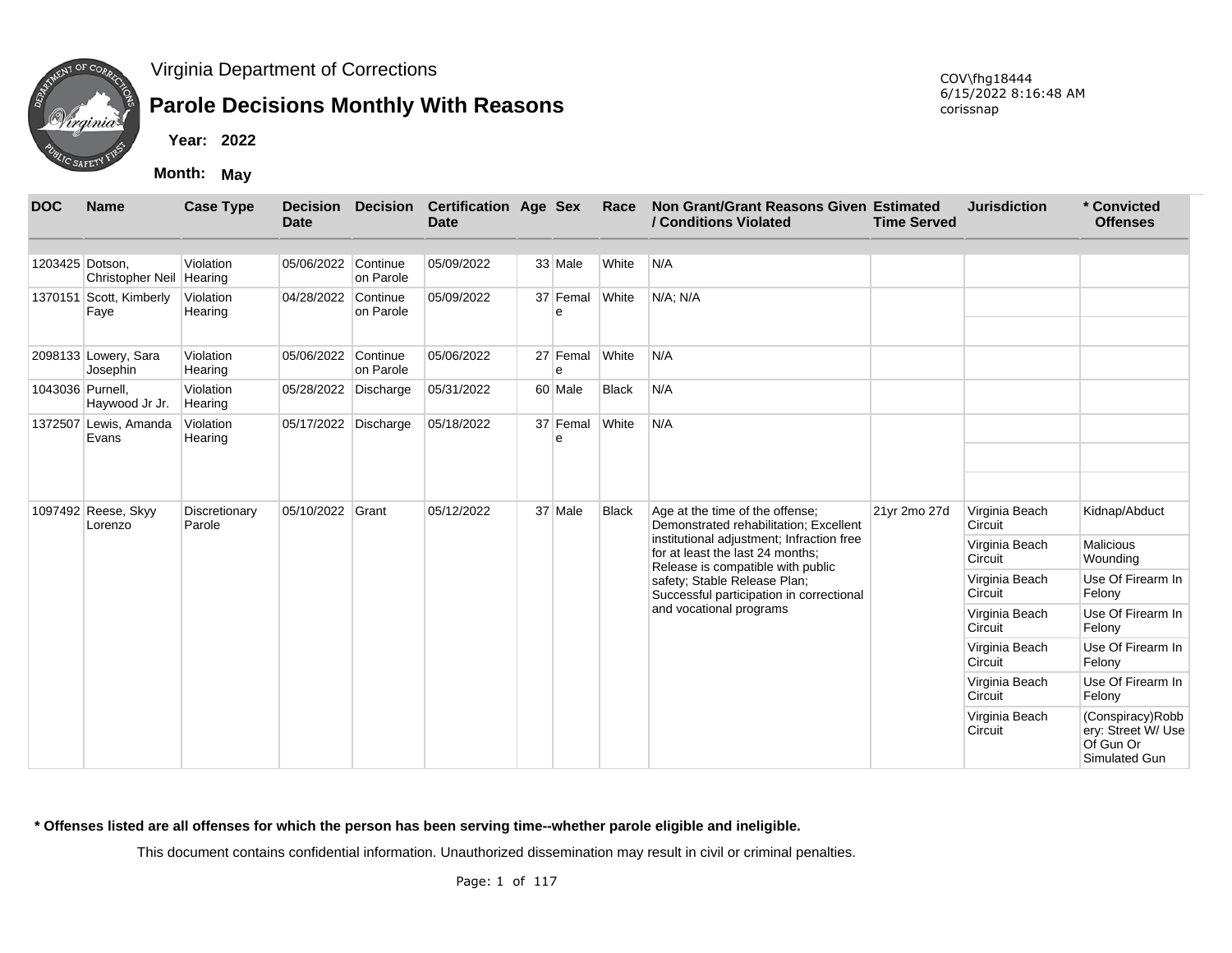Virginia Department of Corrections

# Parole Decisions Monthly With Reasons

COV\fhg18444
6/15/2022 8:16:48 AM
corissnap

**Year: 2022**

**Month: May**

| DOC | Name | Case Type | Decision Date | Decision | Certification Date | Age | Sex | Race | Non Grant/Grant Reasons Given / Conditions Violated | Estimated Time Served | Jurisdiction | * Convicted Offenses |
|---|---|---|---|---|---|---|---|---|---|---|---|---|
| 1203425 | Dotson, Christopher Neil | Violation Hearing | 05/06/2022 | Continue on Parole | 05/09/2022 | 33 | Male | White | N/A | | | |
| 1370151 | Scott, Kimberly Faye | Violation Hearing | 04/28/2022 | Continue on Parole | 05/09/2022 | 37 | Female | White | N/A; N/A | | | |
| 2098133 | Lowery, Sara Josephin | Violation Hearing | 05/06/2022 | Continue on Parole | 05/06/2022 | 27 | Female | White | N/A | | | |
| 1043036 | Purnell, Haywood Jr Jr. | Violation Hearing | 05/28/2022 | Discharge | 05/31/2022 | 60 | Male | Black | N/A | | | |
| 1372507 | Lewis, Amanda Evans | Violation Hearing | 05/17/2022 | Discharge | 05/18/2022 | 37 | Female | White | N/A | | | |
| 1097492 | Reese, Skyy Lorenzo | Discretionary Parole | 05/10/2022 | Grant | 05/12/2022 | 37 | Male | Black | Age at the time of the offense; Demonstrated rehabilitation; Excellent institutional adjustment; Infraction free for at least the last 24 months; Release is compatible with public safety; Stable Release Plan; Successful participation in correctional and vocational programs | 21yr 2mo 27d | Virginia Beach Circuit | Kidnap/Abduct |
| | | | | | | | | | | | Virginia Beach Circuit | Malicious Wounding |
| | | | | | | | | | | | Virginia Beach Circuit | Use Of Firearm In Felony |
| | | | | | | | | | | | Virginia Beach Circuit | Use Of Firearm In Felony |
| | | | | | | | | | | | Virginia Beach Circuit | Use Of Firearm In Felony |
| | | | | | | | | | | | Virginia Beach Circuit | Use Of Firearm In Felony |
| | | | | | | | | | | | Virginia Beach Circuit | (Conspiracy)Robbery: Street W/ Use Of Gun Or Simulated Gun |

**\* Offenses listed are all offenses for which the person has been serving time--whether parole eligible and ineligible.**

This document contains confidential information. Unauthorized dissemination may result in civil or criminal penalties.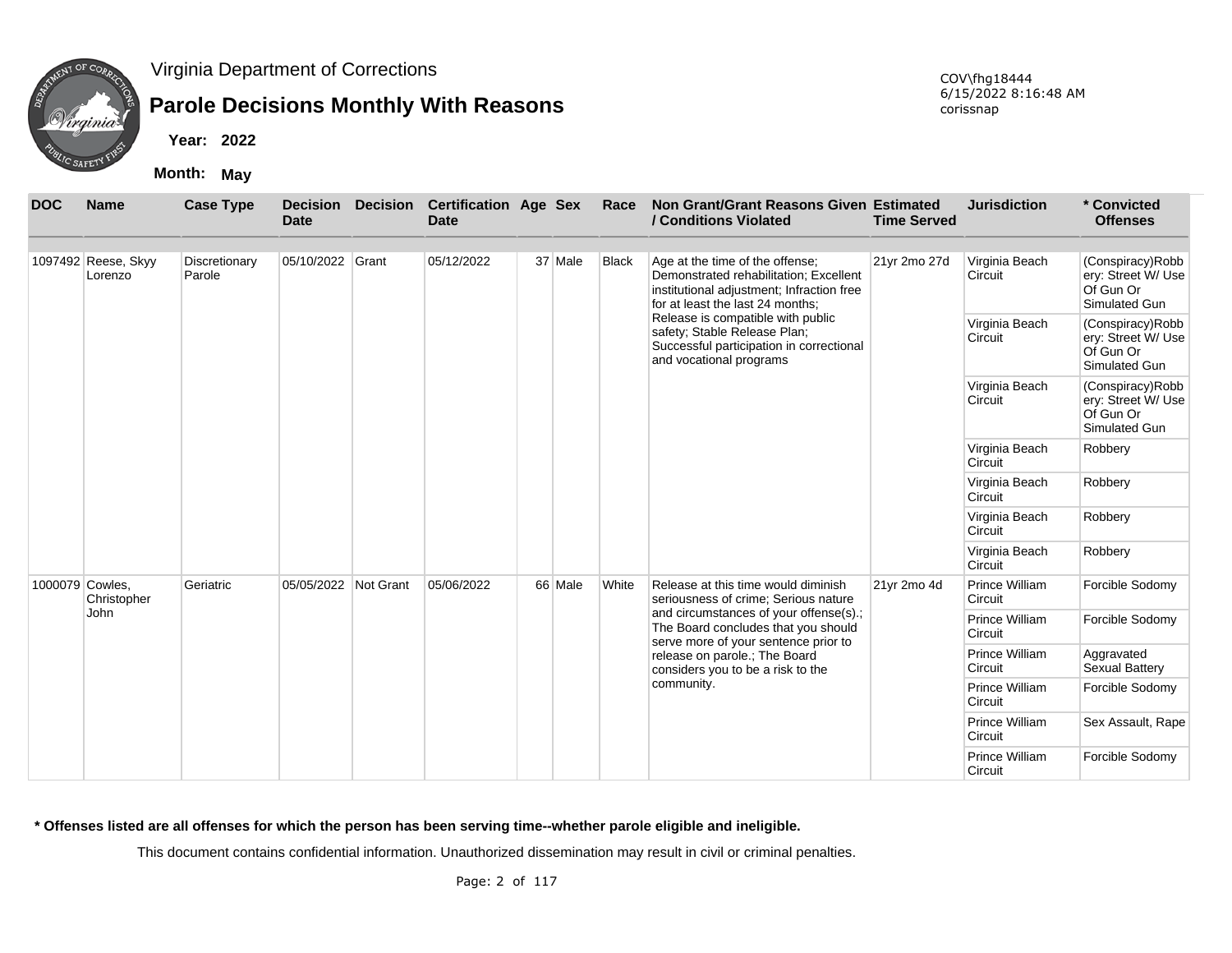Virginia Department of Corrections

# Parole Decisions Monthly With Reasons

**Year:** 2022

**Month:** May

COV\fhg18444
6/15/2022 8:16:48 AM
corissnap

| DOC | Name | Case Type | Decision Date | Decision | Certification Date | Age | Sex | Race | Non Grant/Grant Reasons Given / Conditions Violated | Estimated Time Served | Jurisdiction | * Convicted Offenses |
|---|---|---|---|---|---|---|---|---|---|---|---|---|
| 1097492 | Reese, Skyy Lorenzo | Discretionary Parole | 05/10/2022 | Grant | 05/12/2022 | 37 | Male | Black | Age at the time of the offense; Demonstrated rehabilitation; Excellent institutional adjustment; Infraction free for at least the last 24 months; Release is compatible with public safety; Stable Release Plan; Successful participation in correctional and vocational programs | 21yr 2mo 27d | Virginia Beach Circuit | (Conspiracy)Robbery: Street W/ Use Of Gun Or Simulated Gun |
| | | | | | | | | | | | Virginia Beach Circuit | (Conspiracy)Robbery: Street W/ Use Of Gun Or Simulated Gun |
| | | | | | | | | | | | Virginia Beach Circuit | (Conspiracy)Robbery: Street W/ Use Of Gun Or Simulated Gun |
| | | | | | | | | | | | Virginia Beach Circuit | Robbery |
| | | | | | | | | | | | Virginia Beach Circuit | Robbery |
| | | | | | | | | | | | Virginia Beach Circuit | Robbery |
| | | | | | | | | | | | Virginia Beach Circuit | Robbery |
| 1000079 | Cowles, Christopher John | Geriatric | 05/05/2022 | Not Grant | 05/06/2022 | 66 | Male | White | Release at this time would diminish seriousness of crime; Serious nature and circumstances of your offense(s).; The Board concludes that you should serve more of your sentence prior to release on parole.; The Board considers you to be a risk to the community. | 21yr 2mo 4d | Prince William Circuit | Forcible Sodomy |
| | | | | | | | | | | | Prince William Circuit | Forcible Sodomy |
| | | | | | | | | | | | Prince William Circuit | Aggravated Sexual Battery |
| | | | | | | | | | | | Prince William Circuit | Forcible Sodomy |
| | | | | | | | | | | | Prince William Circuit | Sex Assault, Rape |
| | | | | | | | | | | | Prince William Circuit | Forcible Sodomy |

**\* Offenses listed are all offenses for which the person has been serving time--whether parole eligible and ineligible.**

This document contains confidential information. Unauthorized dissemination may result in civil or criminal penalties.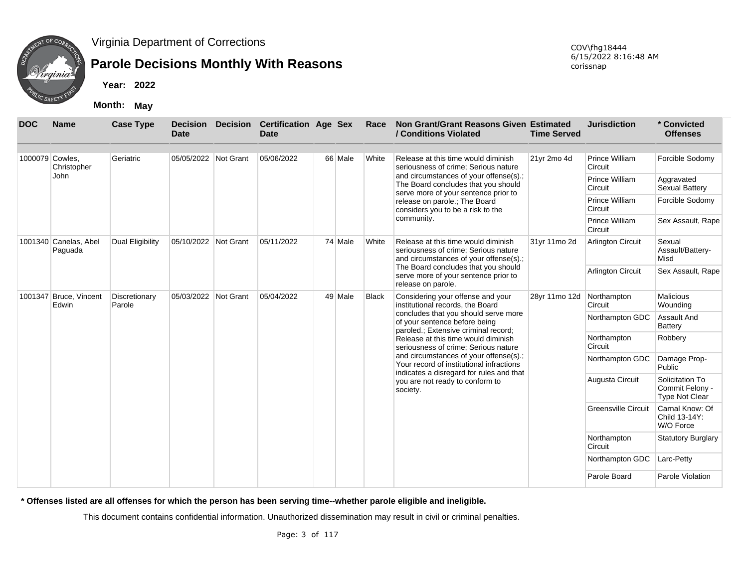Virginia Department of Corrections

# Parole Decisions Monthly With Reasons

**Year:** 2022

**Month:** May

COV\fhg18444
6/15/2022 8:16:48 AM
corissnap

| DOC | Name | Case Type | Decision Date | Decision | Certification Date | Age | Sex | Race | Non Grant/Grant Reasons Given / Conditions Violated | Estimated Time Served | Jurisdiction | * Convicted Offenses |
|---|---|---|---|---|---|---|---|---|---|---|---|---|
| 1000079 | Cowles, Christopher John | Geriatric | 05/05/2022 | Not Grant | 05/06/2022 | 66 | Male | White | Release at this time would diminish seriousness of crime; Serious nature and circumstances of your offense(s).; The Board concludes that you should serve more of your sentence prior to release on parole.; The Board considers you to be a risk to the community. | 21yr 2mo 4d | Prince William Circuit | Forcible Sodomy |
| | | | | | | | | | | | Prince William Circuit | Aggravated Sexual Battery |
| | | | | | | | | | | | Prince William Circuit | Forcible Sodomy |
| | | | | | | | | | | | Prince William Circuit | Sex Assault, Rape |
| 1001340 | Canelas, Abel Paguada | Dual Eligibility | 05/10/2022 | Not Grant | 05/11/2022 | 74 | Male | White | Release at this time would diminish seriousness of crime; Serious nature and circumstances of your offense(s).; The Board concludes that you should serve more of your sentence prior to release on parole. | 31yr 11mo 2d | Arlington Circuit | Sexual Assault/Battery-Misd |
| | | | | | | | | | | | Arlington Circuit | Sex Assault, Rape |
| 1001347 | Bruce, Vincent Edwin | Discretionary Parole | 05/03/2022 | Not Grant | 05/04/2022 | 49 | Male | Black | Considering your offense and your institutional records, the Board concludes that you should serve more of your sentence before being paroled.; Extensive criminal record; Release at this time would diminish seriousness of crime; Serious nature and circumstances of your offense(s).; Your record of institutional infractions indicates a disregard for rules and that you are not ready to conform to society. | 28yr 11mo 12d | Northampton Circuit | Malicious Wounding |
| | | | | | | | | | | | Northampton GDC | Assault And Battery |
| | | | | | | | | | | | Northampton Circuit | Robbery |
| | | | | | | | | | | | Northampton GDC | Damage Prop-Public |
| | | | | | | | | | | | Augusta Circuit | Solicitation To Commit Felony - Type Not Clear |
| | | | | | | | | | | | Greensville Circuit | Carnal Know: Of Child 13-14Y: W/O Force |
| | | | | | | | | | | | Northampton Circuit | Statutory Burglary |
| | | | | | | | | | | | Northampton GDC | Larc-Petty |
| | | | | | | | | | | | Parole Board | Parole Violation |

**\* Offenses listed are all offenses for which the person has been serving time--whether parole eligible and ineligible.**

This document contains confidential information. Unauthorized dissemination may result in civil or criminal penalties.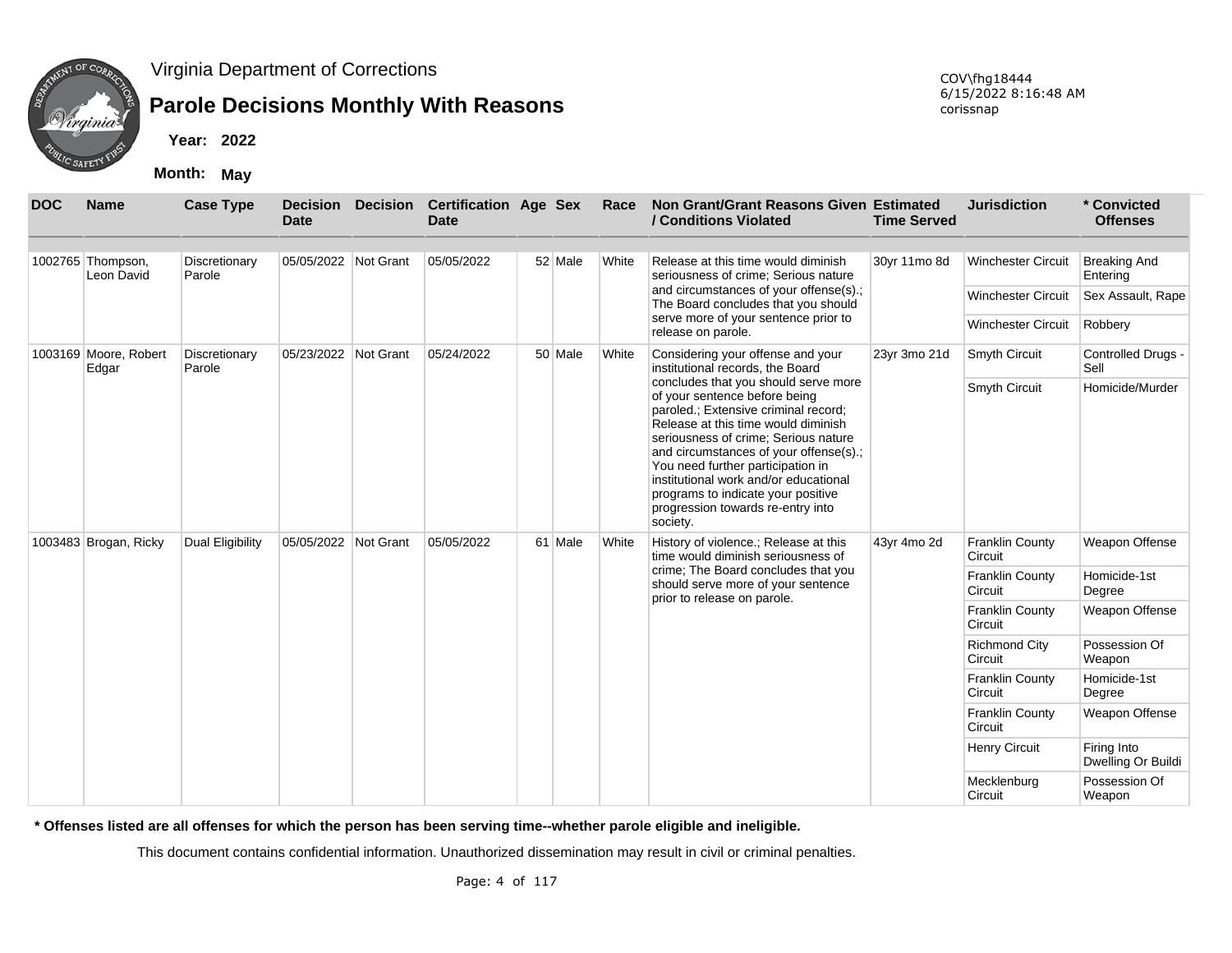Virginia Department of Corrections

# Parole Decisions Monthly With Reasons

COV\fhg18444
6/15/2022 8:16:48 AM
corissnap

**Year: 2022**

**Month: May**

| DOC | Name | Case Type | Decision Date | Decision | Certification Date | Age | Sex | Race | Non Grant/Grant Reasons Given / Conditions Violated | Estimated Time Served | Jurisdiction | * Convicted Offenses |
|---|---|---|---|---|---|---|---|---|---|---|---|---|
| 1002765 | Thompson, Leon David | Discretionary Parole | 05/05/2022 | Not Grant | 05/05/2022 | 52 | Male | White | Release at this time would diminish seriousness of crime; Serious nature and circumstances of your offense(s).; The Board concludes that you should serve more of your sentence prior to release on parole. | 30yr 11mo 8d | Winchester Circuit | Breaking And Entering |
| | | | | | | | | | | | Winchester Circuit | Sex Assault, Rape |
| | | | | | | | | | | | Winchester Circuit | Robbery |
| 1003169 | Moore, Robert Edgar | Discretionary Parole | 05/23/2022 | Not Grant | 05/24/2022 | 50 | Male | White | Considering your offense and your institutional records, the Board concludes that you should serve more of your sentence before being paroled.; Extensive criminal record; Release at this time would diminish seriousness of crime; Serious nature and circumstances of your offense(s).; You need further participation in institutional work and/or educational programs to indicate your positive progression towards re-entry into society. | 23yr 3mo 21d | Smyth Circuit | Controlled Drugs - Sell |
| | | | | | | | | | | | Smyth Circuit | Homicide/Murder |
| 1003483 | Brogan, Ricky | Dual Eligibility | 05/05/2022 | Not Grant | 05/05/2022 | 61 | Male | White | History of violence.; Release at this time would diminish seriousness of crime; The Board concludes that you should serve more of your sentence prior to release on parole. | 43yr 4mo 2d | Franklin County Circuit | Weapon Offense |
| | | | | | | | | | | | Franklin County Circuit | Homicide-1st Degree |
| | | | | | | | | | | | Franklin County Circuit | Weapon Offense |
| | | | | | | | | | | | Richmond City Circuit | Possession Of Weapon |
| | | | | | | | | | | | Franklin County Circuit | Homicide-1st Degree |
| | | | | | | | | | | | Franklin County Circuit | Weapon Offense |
| | | | | | | | | | | | Henry Circuit | Firing Into Dwelling Or Buildi |
| | | | | | | | | | | | Mecklenburg Circuit | Possession Of Weapon |

**\* Offenses listed are all offenses for which the person has been serving time--whether parole eligible and ineligible.**

This document contains confidential information. Unauthorized dissemination may result in civil or criminal penalties.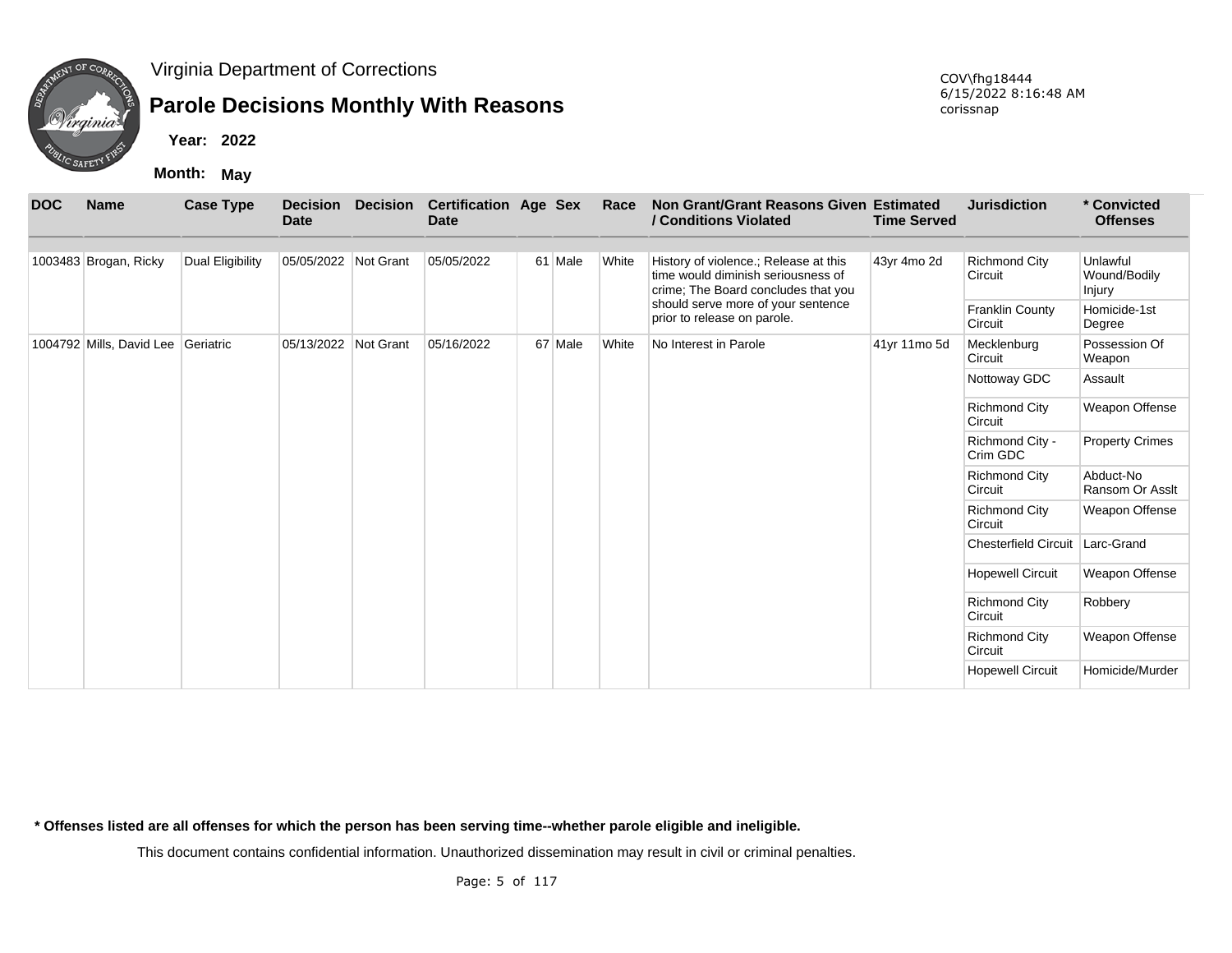Virginia Department of Corrections

# Parole Decisions Monthly With Reasons

**Year:** 2022

**Month:** May

COV\fhg18444
6/15/2022 8:16:48 AM
corissnap

| DOC | Name | Case Type | Decision Date | Decision | Certification Date | Age | Sex | Race | Non Grant/Grant Reasons Given / Conditions Violated | Estimated Time Served | Jurisdiction | * Convicted Offenses |
|---|---|---|---|---|---|---|---|---|---|---|---|---|
| 1003483 | Brogan, Ricky | Dual Eligibility | 05/05/2022 | Not Grant | 05/05/2022 | 61 | Male | White | History of violence.; Release at this time would diminish seriousness of crime; The Board concludes that you should serve more of your sentence prior to release on parole. | 43yr 4mo 2d | Richmond City Circuit | Unlawful Wound/Bodily Injury |
| | | | | | | | | | | | Franklin County Circuit | Homicide-1st Degree |
| 1004792 | Mills, David Lee | Geriatric | 05/13/2022 | Not Grant | 05/16/2022 | 67 | Male | White | No Interest in Parole | 41yr 11mo 5d | Mecklenburg Circuit | Possession Of Weapon |
| | | | | | | | | | | | Nottoway GDC | Assault |
| | | | | | | | | | | | Richmond City Circuit | Weapon Offense |
| | | | | | | | | | | | Richmond City - Crim GDC | Property Crimes |
| | | | | | | | | | | | Richmond City Circuit | Abduct-No Ransom Or Asslt |
| | | | | | | | | | | | Richmond City Circuit | Weapon Offense |
| | | | | | | | | | | | Chesterfield Circuit | Larc-Grand |
| | | | | | | | | | | | Hopewell Circuit | Weapon Offense |
| | | | | | | | | | | | Richmond City Circuit | Robbery |
| | | | | | | | | | | | Richmond City Circuit | Weapon Offense |
| | | | | | | | | | | | Hopewell Circuit | Homicide/Murder |

**\* Offenses listed are all offenses for which the person has been serving time--whether parole eligible and ineligible.**

This document contains confidential information. Unauthorized dissemination may result in civil or criminal penalties.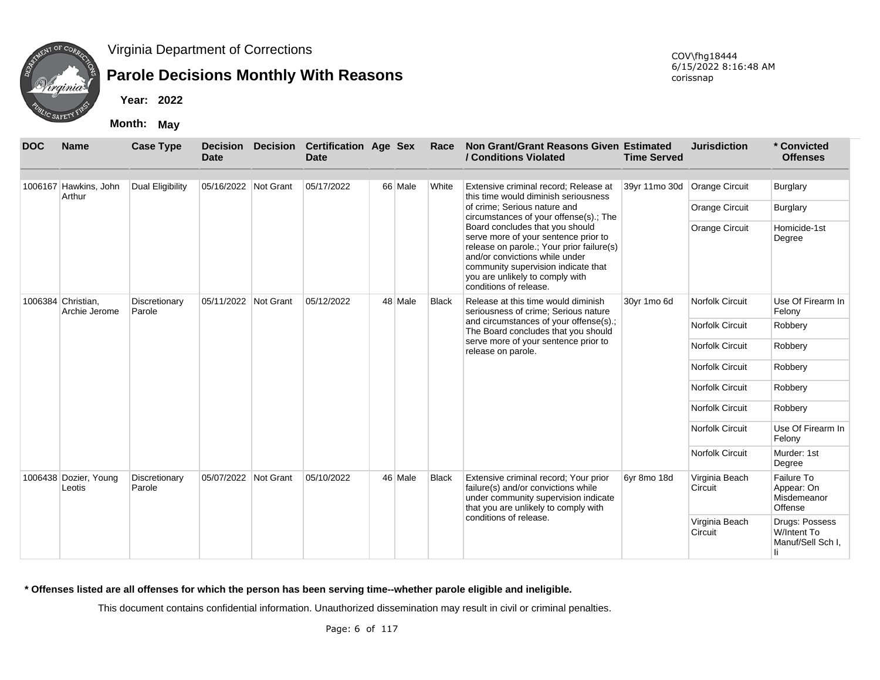Virginia Department of Corrections

# Parole Decisions Monthly With Reasons

COV\fhg18444
6/15/2022 8:16:48 AM
corissnap

**Year:** 2022

**Month:** May

| DOC | Name | Case Type | Decision Date | Decision | Certification Date | Age | Sex | Race | Non Grant/Grant Reasons Given / Conditions Violated | Estimated Time Served | Jurisdiction | * Convicted Offenses |
|---|---|---|---|---|---|---|---|---|---|---|---|---|
| 1006167 | Hawkins, John Arthur | Dual Eligibility | 05/16/2022 | Not Grant | 05/17/2022 | 66 | Male | White | Extensive criminal record; Release at this time would diminish seriousness of crime; Serious nature and circumstances of your offense(s).; The Board concludes that you should serve more of your sentence prior to release on parole.; Your prior failure(s) and/or convictions while under community supervision indicate that you are unlikely to comply with conditions of release. | 39yr 11mo 30d | Orange Circuit | Burglary |
| | | | | | | | | | | | Orange Circuit | Burglary |
| | | | | | | | | | | | Orange Circuit | Homicide-1st Degree |
| 1006384 | Christian, Archie Jerome | Discretionary Parole | 05/11/2022 | Not Grant | 05/12/2022 | 48 | Male | Black | Release at this time would diminish seriousness of crime; Serious nature and circumstances of your offense(s).; The Board concludes that you should serve more of your sentence prior to release on parole. | 30yr 1mo 6d | Norfolk Circuit | Use Of Firearm In Felony |
| | | | | | | | | | | | Norfolk Circuit | Robbery |
| | | | | | | | | | | | Norfolk Circuit | Robbery |
| | | | | | | | | | | | Norfolk Circuit | Robbery |
| | | | | | | | | | | | Norfolk Circuit | Robbery |
| | | | | | | | | | | | Norfolk Circuit | Robbery |
| | | | | | | | | | | | Norfolk Circuit | Use Of Firearm In Felony |
| | | | | | | | | | | | Norfolk Circuit | Murder: 1st Degree |
| 1006438 | Dozier, Young Leotis | Discretionary Parole | 05/07/2022 | Not Grant | 05/10/2022 | 46 | Male | Black | Extensive criminal record; Your prior failure(s) and/or convictions while under community supervision indicate that you are unlikely to comply with conditions of release. | 6yr 8mo 18d | Virginia Beach Circuit | Failure To Appear: On Misdemeanor Offense |
| | | | | | | | | | | | Virginia Beach Circuit | Drugs: Possess W/Intent To Manuf/Sell Sch I, Ii |

**\* Offenses listed are all offenses for which the person has been serving time--whether parole eligible and ineligible.**

This document contains confidential information. Unauthorized dissemination may result in civil or criminal penalties.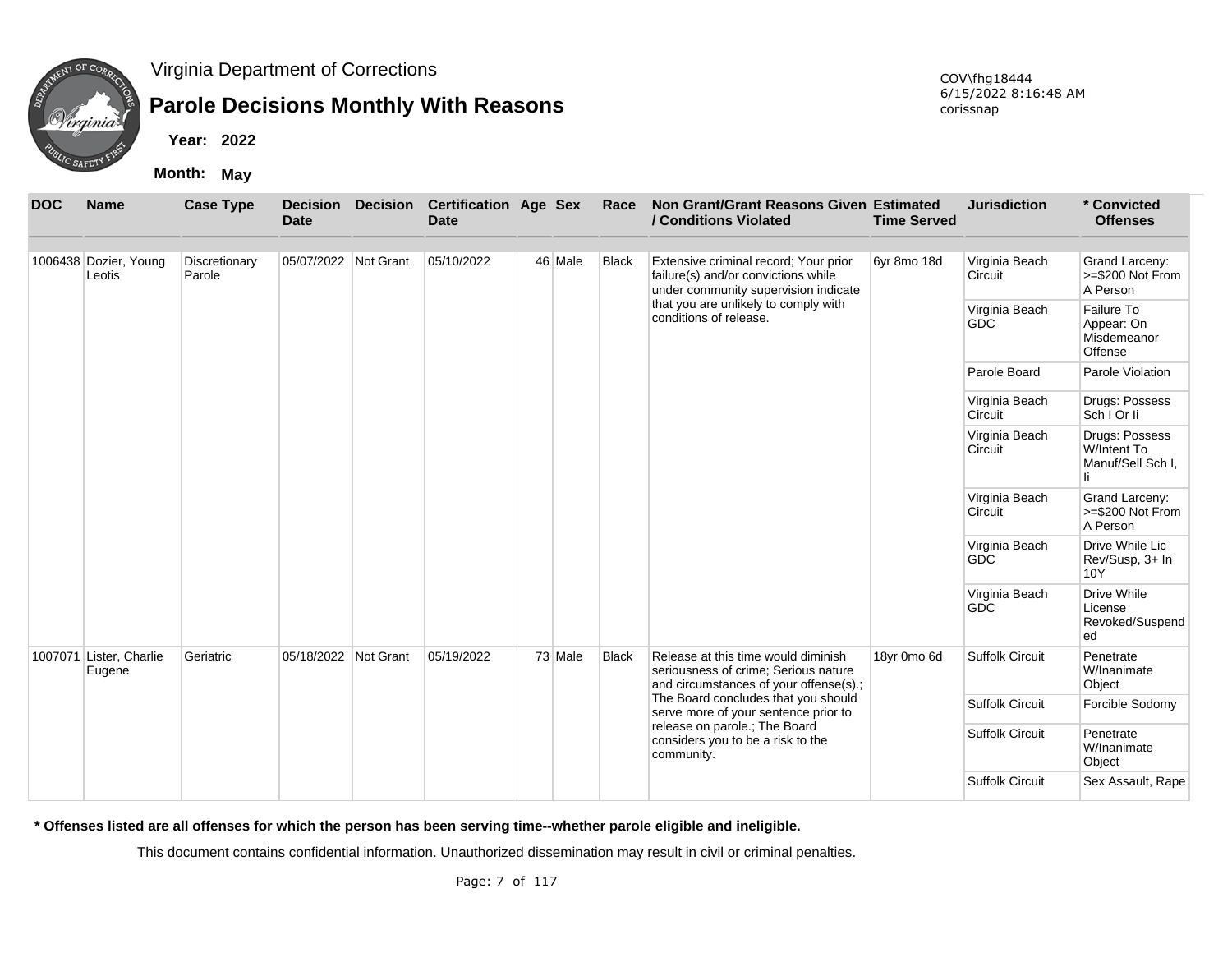Virginia Department of Corrections

# Parole Decisions Monthly With Reasons

**Year:** 2022

**Month:** May

COV\fhg18444
6/15/2022 8:16:48 AM
corissnap

| DOC | Name | Case Type | Decision Date | Decision | Certification Date | Age | Sex | Race | Non Grant/Grant Reasons Given / Conditions Violated | Estimated Time Served | Jurisdiction | * Convicted Offenses |
|---|---|---|---|---|---|---|---|---|---|---|---|---|
| 1006438 | Dozier, Young Leotis | Discretionary Parole | 05/07/2022 | Not Grant | 05/10/2022 | 46 | Male | Black | Extensive criminal record; Your prior failure(s) and/or convictions while under community supervision indicate that you are unlikely to comply with conditions of release. | 6yr 8mo 18d | Virginia Beach Circuit | Grand Larceny: >=$200 Not From A Person |
| | | | | | | | | | | | Virginia Beach GDC | Failure To Appear: On Misdemeanor Offense |
| | | | | | | | | | | | Parole Board | Parole Violation |
| | | | | | | | | | | | Virginia Beach Circuit | Drugs: Possess Sch I Or Ii |
| | | | | | | | | | | | Virginia Beach Circuit | Drugs: Possess W/Intent To Manuf/Sell Sch I, Ii |
| | | | | | | | | | | | Virginia Beach Circuit | Grand Larceny: >=$200 Not From A Person |
| | | | | | | | | | | | Virginia Beach GDC | Drive While Lic Rev/Susp, 3+ In 10Y |
| | | | | | | | | | | | Virginia Beach GDC | Drive While License Revoked/Suspended |
| 1007071 | Lister, Charlie Eugene | Geriatric | 05/18/2022 | Not Grant | 05/19/2022 | 73 | Male | Black | Release at this time would diminish seriousness of crime; Serious nature and circumstances of your offense(s).; The Board concludes that you should serve more of your sentence prior to release on parole.; The Board considers you to be a risk to the community. | 18yr 0mo 6d | Suffolk Circuit | Penetrate W/Inanimate Object |
| | | | | | | | | | | | Suffolk Circuit | Forcible Sodomy |
| | | | | | | | | | | | Suffolk Circuit | Penetrate W/Inanimate Object |
| | | | | | | | | | | | Suffolk Circuit | Sex Assault, Rape |

**\* Offenses listed are all offenses for which the person has been serving time--whether parole eligible and ineligible.**

This document contains confidential information. Unauthorized dissemination may result in civil or criminal penalties.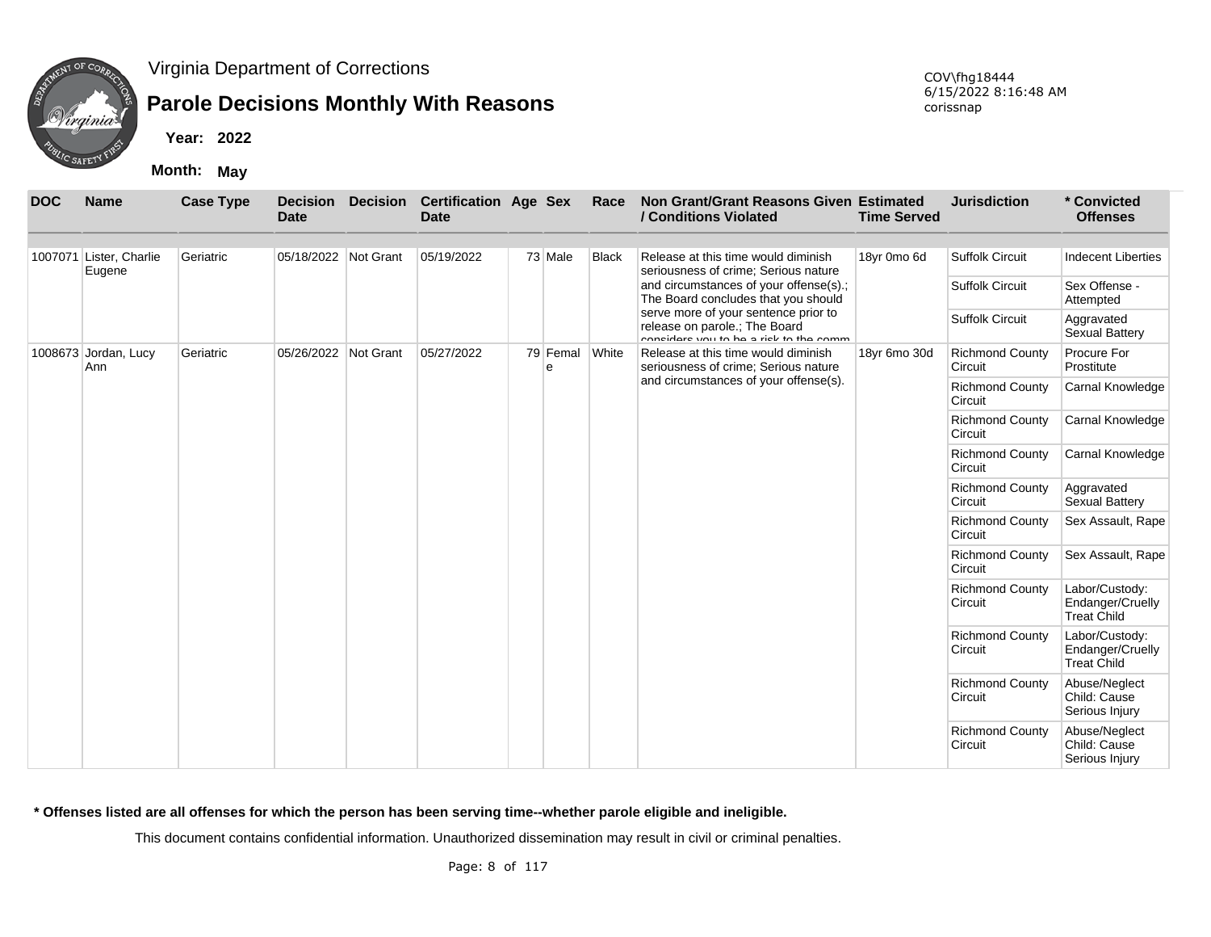Virginia Department of Corrections

# Parole Decisions Monthly With Reasons

**Year:** 2022

**Month:** May

COV\fhg18444
6/15/2022 8:16:48 AM
corissnap

| DOC | Name | Case Type | Decision Date | Decision | Certification Date | Age | Sex | Race | Non Grant/Grant Reasons Given / Conditions Violated | Estimated Time Served | Jurisdiction | * Convicted Offenses |
|---|---|---|---|---|---|---|---|---|---|---|---|---|
| 1007071 | Lister, Charlie Eugene | Geriatric | 05/18/2022 | Not Grant | 05/19/2022 | 73 | Male | Black | Release at this time would diminish seriousness of crime; Serious nature and circumstances of your offense(s).; The Board concludes that you should serve more of your sentence prior to release on parole.; The Board considers you to be a risk to the comm | 18yr 0mo 6d | Suffolk Circuit | Indecent Liberties |
| | | | | | | | | | | | Suffolk Circuit | Sex Offense - Attempted |
| | | | | | | | | | | | Suffolk Circuit | Aggravated Sexual Battery |
| 1008673 | Jordan, Lucy Ann | Geriatric | 05/26/2022 | Not Grant | 05/27/2022 | 79 | Female | White | Release at this time would diminish seriousness of crime; Serious nature and circumstances of your offense(s). | 18yr 6mo 30d | Richmond County Circuit | Procure For Prostitute |
| | | | | | | | | | | | Richmond County Circuit | Carnal Knowledge |
| | | | | | | | | | | | Richmond County Circuit | Carnal Knowledge |
| | | | | | | | | | | | Richmond County Circuit | Carnal Knowledge |
| | | | | | | | | | | | Richmond County Circuit | Aggravated Sexual Battery |
| | | | | | | | | | | | Richmond County Circuit | Sex Assault, Rape |
| | | | | | | | | | | | Richmond County Circuit | Sex Assault, Rape |
| | | | | | | | | | | | Richmond County Circuit | Labor/Custody: Endanger/Cruelly Treat Child |
| | | | | | | | | | | | Richmond County Circuit | Labor/Custody: Endanger/Cruelly Treat Child |
| | | | | | | | | | | | Richmond County Circuit | Abuse/Neglect Child: Cause Serious Injury |
| | | | | | | | | | | | Richmond County Circuit | Abuse/Neglect Child: Cause Serious Injury |

**\* Offenses listed are all offenses for which the person has been serving time--whether parole eligible and ineligible.**

This document contains confidential information. Unauthorized dissemination may result in civil or criminal penalties.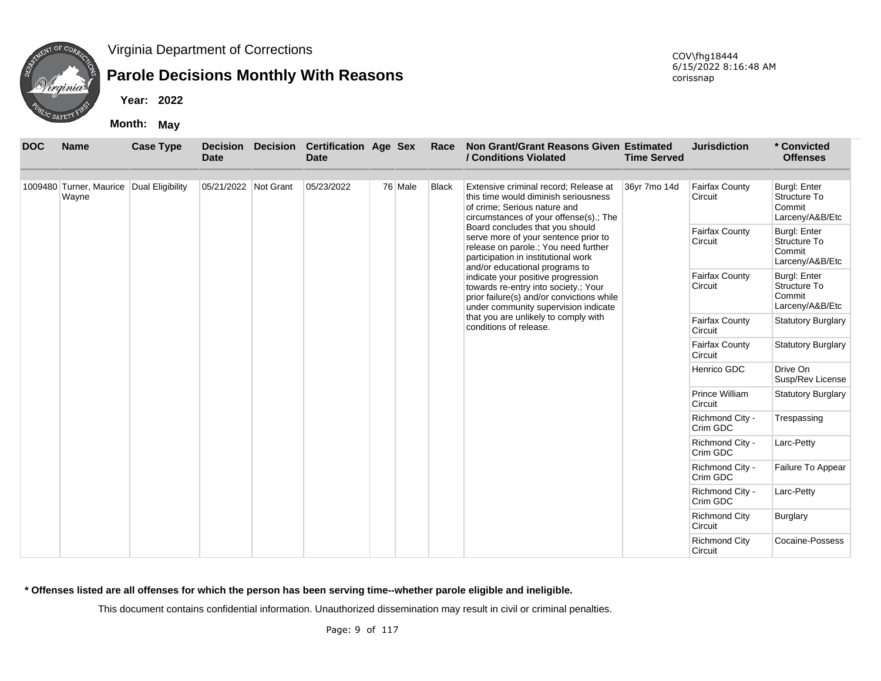Virginia Department of Corrections

# Parole Decisions Monthly With Reasons

**Year: 2022**

**Month: May**

COV\fhg18444
6/15/2022 8:16:48 AM
corissnap

| DOC | Name | Case Type | Decision Date | Decision | Certification Date | Age | Sex | Race | Non Grant/Grant Reasons Given / Conditions Violated | Estimated Time Served | Jurisdiction | * Convicted Offenses |
|---|---|---|---|---|---|---|---|---|---|---|---|---|
| 1009480 | Turner, Maurice Wayne | Dual Eligibility | 05/21/2022 | Not Grant | 05/23/2022 | 76 | Male | Black | Extensive criminal record; Release at this time would diminish seriousness of crime; Serious nature and circumstances of your offense(s).; The Board concludes that you should serve more of your sentence prior to release on parole.; You need further participation in institutional work and/or educational programs to indicate your positive progression towards re-entry into society.; Your prior failure(s) and/or convictions while under community supervision indicate that you are unlikely to comply with conditions of release. | 36yr 7mo 14d | Fairfax County Circuit | Burgl: Enter Structure To Commit Larceny/A&B/Etc |
| | | | | | | | | | | | Fairfax County Circuit | Burgl: Enter Structure To Commit Larceny/A&B/Etc |
| | | | | | | | | | | | Fairfax County Circuit | Burgl: Enter Structure To Commit Larceny/A&B/Etc |
| | | | | | | | | | | | Fairfax County Circuit | Statutory Burglary |
| | | | | | | | | | | | Fairfax County Circuit | Statutory Burglary |
| | | | | | | | | | | | Henrico GDC | Drive On Susp/Rev License |
| | | | | | | | | | | | Prince William Circuit | Statutory Burglary |
| | | | | | | | | | | | Richmond City - Crim GDC | Trespassing |
| | | | | | | | | | | | Richmond City - Crim GDC | Larc-Petty |
| | | | | | | | | | | | Richmond City - Crim GDC | Failure To Appear |
| | | | | | | | | | | | Richmond City - Crim GDC | Larc-Petty |
| | | | | | | | | | | | Richmond City Circuit | Burglary |
| | | | | | | | | | | | Richmond City Circuit | Cocaine-Possess |

**\* Offenses listed are all offenses for which the person has been serving time--whether parole eligible and ineligible.**

This document contains confidential information. Unauthorized dissemination may result in civil or criminal penalties.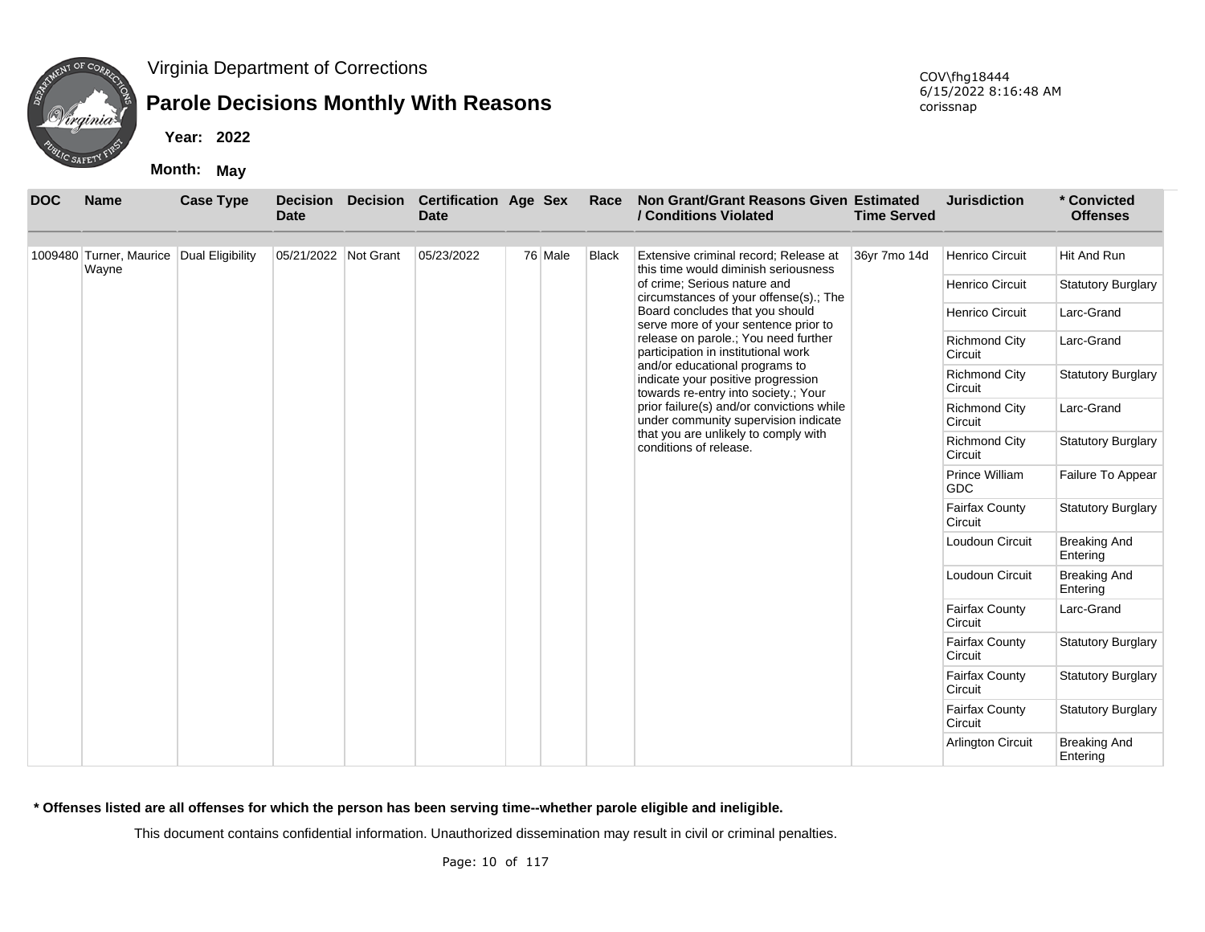# Virginia Department of Corrections

## Parole Decisions Monthly With Reasons

**Year: 2022**

**Month: May**

COV\fhg18444
6/15/2022 8:16:48 AM
corissnap

| DOC | Name | Case Type | Decision Date | Decision | Certification Date | Age | Sex | Race | Non Grant/Grant Reasons Given / Conditions Violated | Estimated Time Served | Jurisdiction | * Convicted Offenses |
|---|---|---|---|---|---|---|---|---|---|---|---|---|
| 1009480 | Turner, Maurice Wayne | Dual Eligibility | 05/21/2022 | Not Grant | 05/23/2022 | 76 | Male | Black | Extensive criminal record; Release at this time would diminish seriousness of crime; Serious nature and circumstances of your offense(s).; The Board concludes that you should serve more of your sentence prior to release on parole.; You need further participation in institutional work and/or educational programs to indicate your positive progression towards re-entry into society.; Your prior failure(s) and/or convictions while under community supervision indicate that you are unlikely to comply with conditions of release. | 36yr 7mo 14d | Henrico Circuit | Hit And Run |
| | | | | | | | | | | | Henrico Circuit | Statutory Burglary |
| | | | | | | | | | | | Henrico Circuit | Larc-Grand |
| | | | | | | | | | | | Richmond City Circuit | Larc-Grand |
| | | | | | | | | | | | Richmond City Circuit | Statutory Burglary |
| | | | | | | | | | | | Richmond City Circuit | Larc-Grand |
| | | | | | | | | | | | Richmond City Circuit | Statutory Burglary |
| | | | | | | | | | | | Prince William GDC | Failure To Appear |
| | | | | | | | | | | | Fairfax County Circuit | Statutory Burglary |
| | | | | | | | | | | | Loudoun Circuit | Breaking And Entering |
| | | | | | | | | | | | Loudoun Circuit | Breaking And Entering |
| | | | | | | | | | | | Fairfax County Circuit | Larc-Grand |
| | | | | | | | | | | | Fairfax County Circuit | Statutory Burglary |
| | | | | | | | | | | | Fairfax County Circuit | Statutory Burglary |
| | | | | | | | | | | | Fairfax County Circuit | Statutory Burglary |
| | | | | | | | | | | | Arlington Circuit | Breaking And Entering |

**\* Offenses listed are all offenses for which the person has been serving time--whether parole eligible and ineligible.**

This document contains confidential information. Unauthorized dissemination may result in civil or criminal penalties.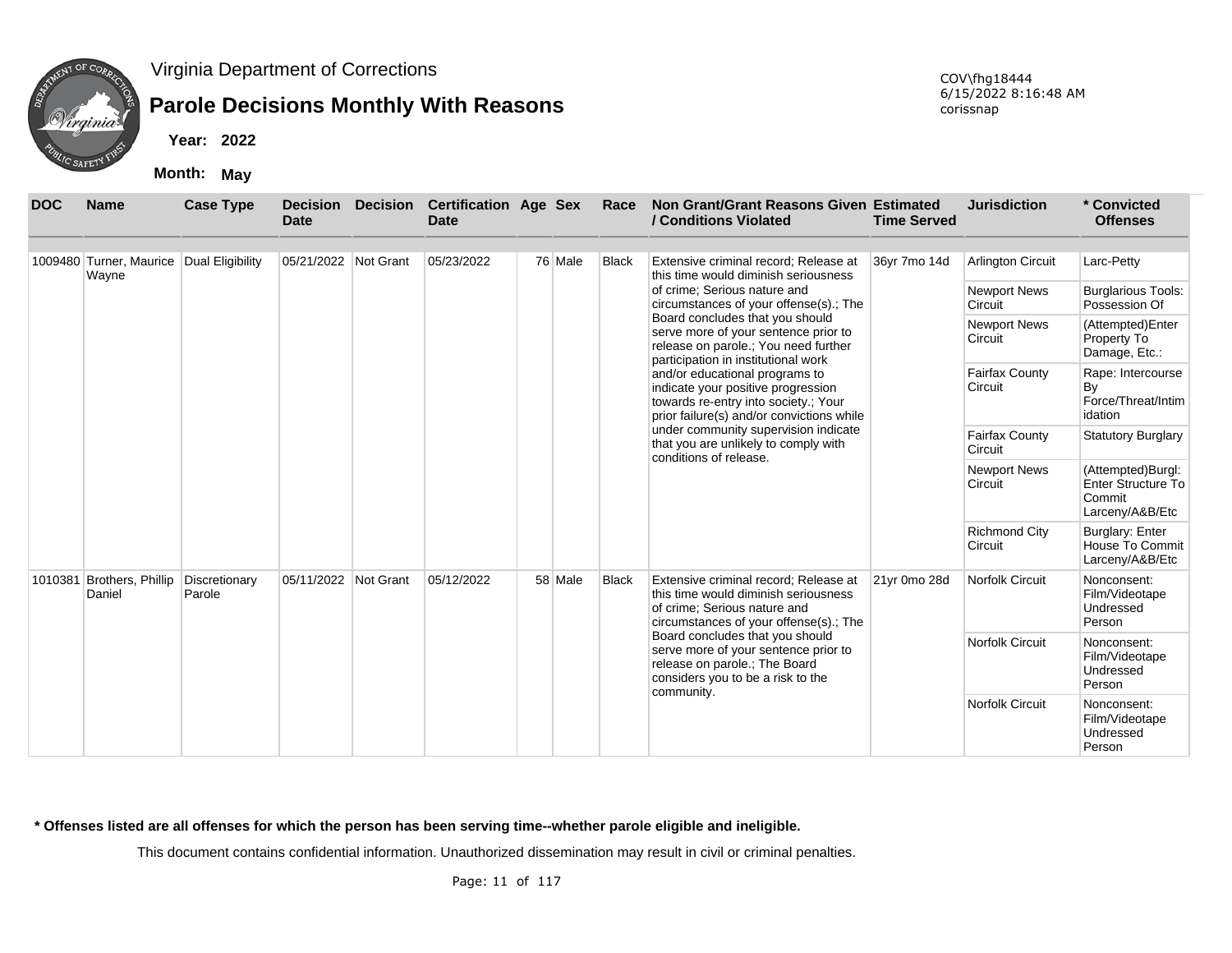Virginia Department of Corrections

# Parole Decisions Monthly With Reasons

**Year:** 2022

**Month:** May

COV\fhg18444
6/15/2022 8:16:48 AM
corissnap

| DOC | Name | Case Type | Decision Date | Decision | Certification Date | Age | Sex | Race | Non Grant/Grant Reasons Given / Conditions Violated | Estimated Time Served | Jurisdiction | * Convicted Offenses |
|---|---|---|---|---|---|---|---|---|---|---|---|---|
| 1009480 | Turner, Maurice Wayne | Dual Eligibility | 05/21/2022 | Not Grant | 05/23/2022 | 76 | Male | Black | Extensive criminal record; Release at this time would diminish seriousness of crime; Serious nature and circumstances of your offense(s).; The Board concludes that you should serve more of your sentence prior to release on parole.; You need further participation in institutional work and/or educational programs to indicate your positive progression towards re-entry into society.; Your prior failure(s) and/or convictions while under community supervision indicate that you are unlikely to comply with conditions of release. | 36yr 7mo 14d | Arlington Circuit | Larc-Petty |
| | | | | | | | | | | | Newport News Circuit | Burglarious Tools: Possession Of |
| | | | | | | | | | | | Newport News Circuit | (Attempted)Enter Property To Damage, Etc.: |
| | | | | | | | | | | | Fairfax County Circuit | Rape: Intercourse By Force/Threat/Intimidation |
| | | | | | | | | | | | Fairfax County Circuit | Statutory Burglary |
| | | | | | | | | | | | Newport News Circuit | (Attempted)Burgl: Enter Structure To Commit Larceny/A&B/Etc |
| | | | | | | | | | | | Richmond City Circuit | Burglary: Enter House To Commit Larceny/A&B/Etc |
| 1010381 | Brothers, Phillip Daniel | Discretionary Parole | 05/11/2022 | Not Grant | 05/12/2022 | 58 | Male | Black | Extensive criminal record; Release at this time would diminish seriousness of crime; Serious nature and circumstances of your offense(s).; The Board concludes that you should serve more of your sentence prior to release on parole.; The Board considers you to be a risk to the community. | 21yr 0mo 28d | Norfolk Circuit | Nonconsent: Film/Videotape Undressed Person |
| | | | | | | | | | | | Norfolk Circuit | Nonconsent: Film/Videotape Undressed Person |
| | | | | | | | | | | | Norfolk Circuit | Nonconsent: Film/Videotape Undressed Person |

**\* Offenses listed are all offenses for which the person has been serving time--whether parole eligible and ineligible.**

This document contains confidential information. Unauthorized dissemination may result in civil or criminal penalties.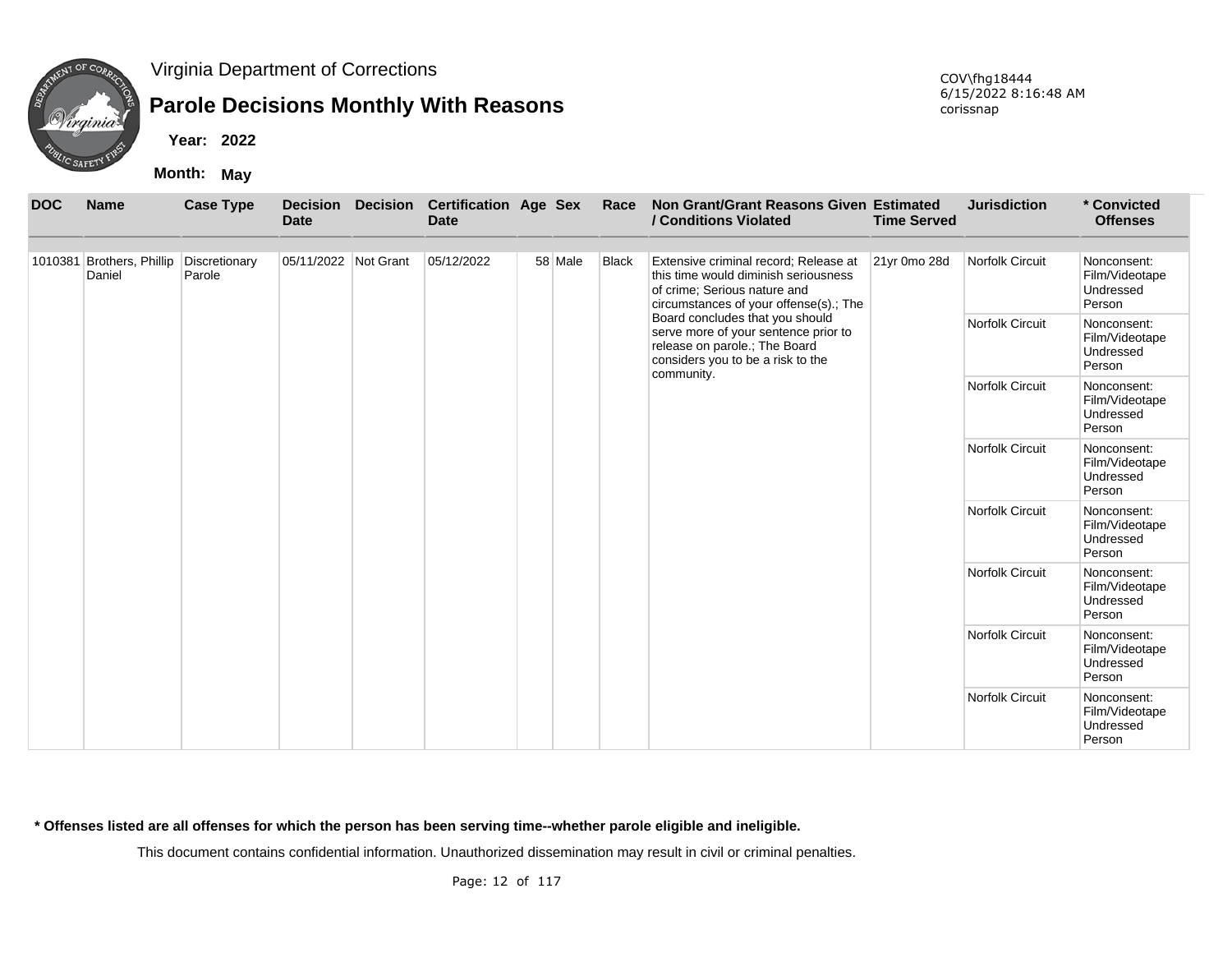Virginia Department of Corrections

# Parole Decisions Monthly With Reasons

**Year:** 2022

**Month:** May

COV\fhg18444
6/15/2022 8:16:48 AM
corissnap

| DOC | Name | Case Type | Decision Date | Decision | Certification Date | Age | Sex | Race | Non Grant/Grant Reasons Given / Conditions Violated | Estimated Time Served | Jurisdiction | * Convicted Offenses |
|---|---|---|---|---|---|---|---|---|---|---|---|---|
| 1010381 | Brothers, Phillip Daniel | Discretionary Parole | 05/11/2022 | Not Grant | 05/12/2022 | 58 | Male | Black | Extensive criminal record; Release at this time would diminish seriousness of crime; Serious nature and circumstances of your offense(s).; The Board concludes that you should serve more of your sentence prior to release on parole.; The Board considers you to be a risk to the community. | 21yr 0mo 28d | Norfolk Circuit | Nonconsent: Film/Videotape Undressed Person |
| | | | | | | | | | | | Norfolk Circuit | Nonconsent: Film/Videotape Undressed Person |
| | | | | | | | | | | | Norfolk Circuit | Nonconsent: Film/Videotape Undressed Person |
| | | | | | | | | | | | Norfolk Circuit | Nonconsent: Film/Videotape Undressed Person |
| | | | | | | | | | | | Norfolk Circuit | Nonconsent: Film/Videotape Undressed Person |
| | | | | | | | | | | | Norfolk Circuit | Nonconsent: Film/Videotape Undressed Person |
| | | | | | | | | | | | Norfolk Circuit | Nonconsent: Film/Videotape Undressed Person |
| | | | | | | | | | | | Norfolk Circuit | Nonconsent: Film/Videotape Undressed Person |

**\* Offenses listed are all offenses for which the person has been serving time--whether parole eligible and ineligible.**

This document contains confidential information. Unauthorized dissemination may result in civil or criminal penalties.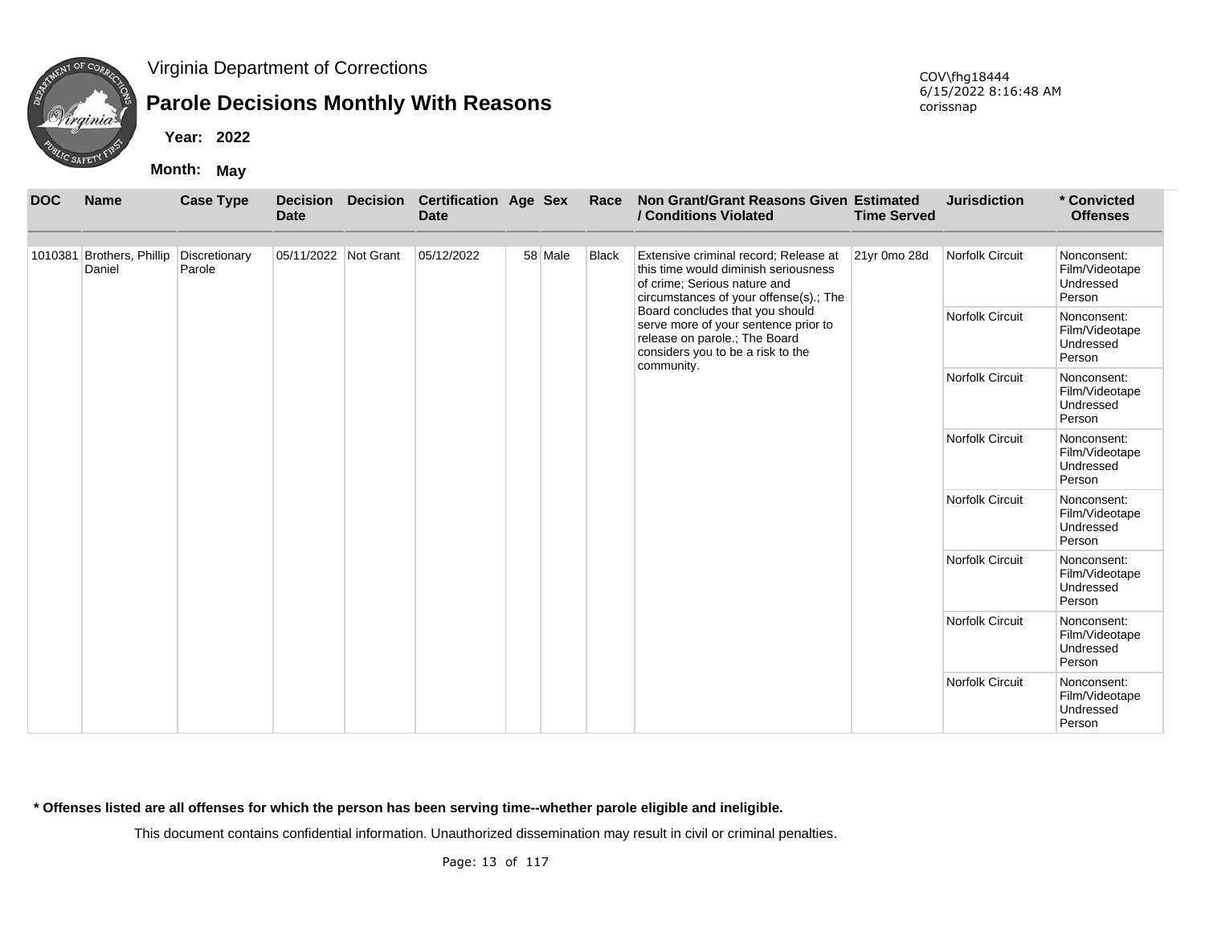Virginia Department of Corrections

## Parole Decisions Monthly With Reasons

**Year: 2022**

**Month: May**

COV\fhg18444
6/15/2022 8:16:48 AM
corissnap

| DOC | Name | Case Type | Decision Date | Decision | Certification Date | Age | Sex | Race | Non Grant/Grant Reasons Given / Conditions Violated | Estimated Time Served | Jurisdiction | * Convicted Offenses |
|---|---|---|---|---|---|---|---|---|---|---|---|---|
| 1010381 | Brothers, Phillip Daniel | Discretionary Parole | 05/11/2022 | Not Grant | 05/12/2022 | 58 | Male | Black | Extensive criminal record; Release at this time would diminish seriousness of crime; Serious nature and circumstances of your offense(s).; The Board concludes that you should serve more of your sentence prior to release on parole.; The Board considers you to be a risk to the community. | 21yr 0mo 28d | Norfolk Circuit | Nonconsent: Film/Videotape Undressed Person |
| | | | | | | | | | | | Norfolk Circuit | Nonconsent: Film/Videotape Undressed Person |
| | | | | | | | | | | | Norfolk Circuit | Nonconsent: Film/Videotape Undressed Person |
| | | | | | | | | | | | Norfolk Circuit | Nonconsent: Film/Videotape Undressed Person |
| | | | | | | | | | | | Norfolk Circuit | Nonconsent: Film/Videotape Undressed Person |
| | | | | | | | | | | | Norfolk Circuit | Nonconsent: Film/Videotape Undressed Person |
| | | | | | | | | | | | Norfolk Circuit | Nonconsent: Film/Videotape Undressed Person |
| | | | | | | | | | | | Norfolk Circuit | Nonconsent: Film/Videotape Undressed Person |

**\* Offenses listed are all offenses for which the person has been serving time--whether parole eligible and ineligible.**

This document contains confidential information. Unauthorized dissemination may result in civil or criminal penalties.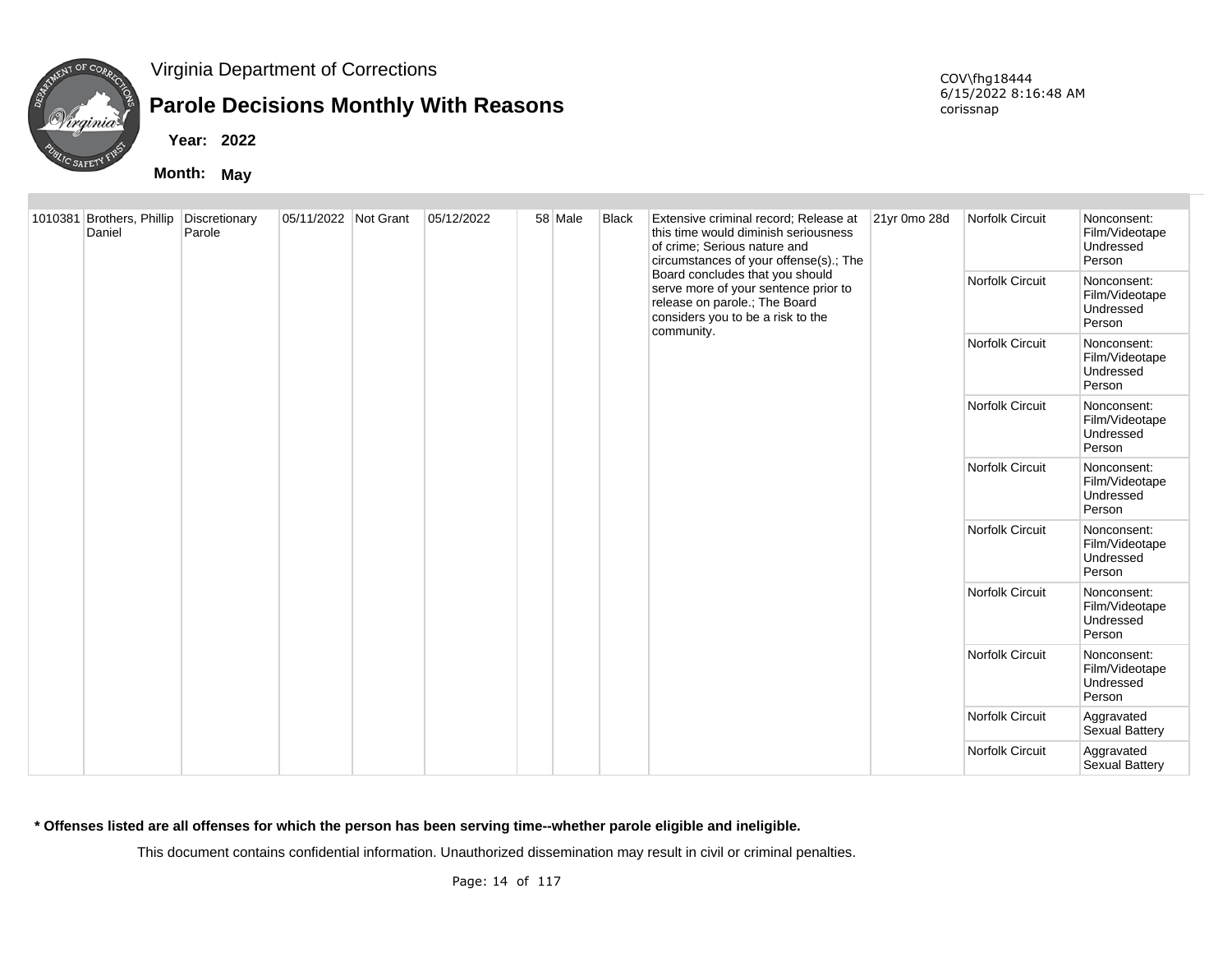Virginia Department of Corrections

# Parole Decisions Monthly With Reasons

**Year:** 2022

**Month:** May

COV\fhg18444
6/15/2022 8:16:48 AM
corissnap

| | | | | | | | | | | | | |
|---|---|---|---|---|---|---|---|---|---|---|---|---|
| 1010381 | Brothers, Phillip Daniel | Discretionary Parole | 05/11/2022 | Not Grant | 05/12/2022 | 58 | Male | Black | Extensive criminal record; Release at this time would diminish seriousness of crime; Serious nature and circumstances of your offense(s).; The Board concludes that you should serve more of your sentence prior to release on parole.; The Board considers you to be a risk to the community. | 21yr 0mo 28d | Norfolk Circuit | Nonconsent: Film/Videotape Undressed Person |
| | | | | | | | | | | | Norfolk Circuit | Nonconsent: Film/Videotape Undressed Person |
| | | | | | | | | | | | Norfolk Circuit | Nonconsent: Film/Videotape Undressed Person |
| | | | | | | | | | | | Norfolk Circuit | Nonconsent: Film/Videotape Undressed Person |
| | | | | | | | | | | | Norfolk Circuit | Nonconsent: Film/Videotape Undressed Person |
| | | | | | | | | | | | Norfolk Circuit | Nonconsent: Film/Videotape Undressed Person |
| | | | | | | | | | | | Norfolk Circuit | Nonconsent: Film/Videotape Undressed Person |
| | | | | | | | | | | | Norfolk Circuit | Nonconsent: Film/Videotape Undressed Person |
| | | | | | | | | | | | Norfolk Circuit | Aggravated Sexual Battery |
| | | | | | | | | | | | Norfolk Circuit | Aggravated Sexual Battery |

**\* Offenses listed are all offenses for which the person has been serving time--whether parole eligible and ineligible.**

This document contains confidential information. Unauthorized dissemination may result in civil or criminal penalties.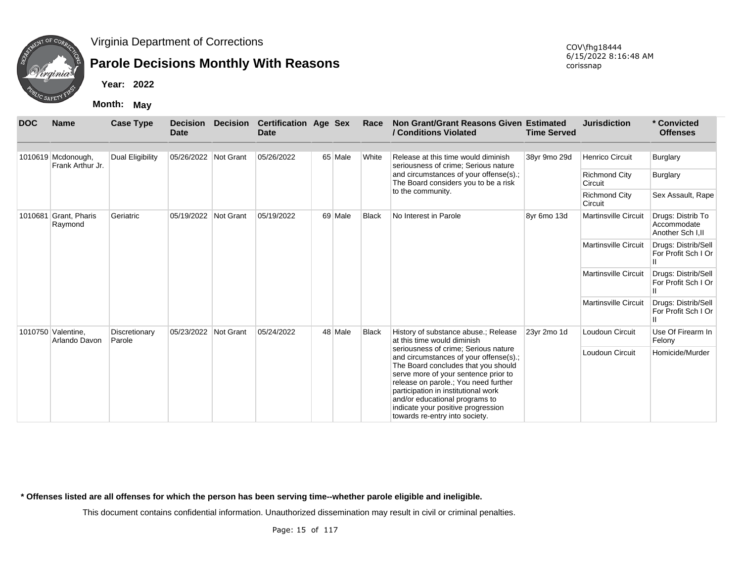Virginia Department of Corrections

# Parole Decisions Monthly With Reasons

COV\fhg18444
6/15/2022 8:16:48 AM
corissnap

**Year: 2022**

**Month: May**

| DOC | Name | Case Type | Decision Date | Decision | Certification Date | Age | Sex | Race | Non Grant/Grant Reasons Given / Conditions Violated | Estimated Time Served | Jurisdiction | * Convicted Offenses |
|---|---|---|---|---|---|---|---|---|---|---|---|---|
| 1010619 | Mcdonough, Frank Arthur Jr. | Dual Eligibility | 05/26/2022 | Not Grant | 05/26/2022 | 65 | Male | White | Release at this time would diminish seriousness of crime; Serious nature and circumstances of your offense(s).; The Board considers you to be a risk to the community. | 38yr 9mo 29d | Henrico Circuit | Burglary |
| | | | | | | | | | | | Richmond City Circuit | Burglary |
| | | | | | | | | | | | Richmond City Circuit | Sex Assault, Rape |
| 1010681 | Grant, Pharis Raymond | Geriatric | 05/19/2022 | Not Grant | 05/19/2022 | 69 | Male | Black | No Interest in Parole | 8yr 6mo 13d | Martinsville Circuit | Drugs: Distrib To Accommodate Another Sch I,II |
| | | | | | | | | | | | Martinsville Circuit | Drugs: Distrib/Sell For Profit Sch I Or II |
| | | | | | | | | | | | Martinsville Circuit | Drugs: Distrib/Sell For Profit Sch I Or II |
| | | | | | | | | | | | Martinsville Circuit | Drugs: Distrib/Sell For Profit Sch I Or II |
| 1010750 | Valentine, Arlando Davon | Discretionary Parole | 05/23/2022 | Not Grant | 05/24/2022 | 48 | Male | Black | History of substance abuse.; Release at this time would diminish seriousness of crime; Serious nature and circumstances of your offense(s).; The Board concludes that you should serve more of your sentence prior to release on parole.; You need further participation in institutional work and/or educational programs to indicate your positive progression towards re-entry into society. | 23yr 2mo 1d | Loudoun Circuit | Use Of Firearm In Felony |
| | | | | | | | | | | | Loudoun Circuit | Homicide/Murder |

**\* Offenses listed are all offenses for which the person has been serving time--whether parole eligible and ineligible.**

This document contains confidential information. Unauthorized dissemination may result in civil or criminal penalties.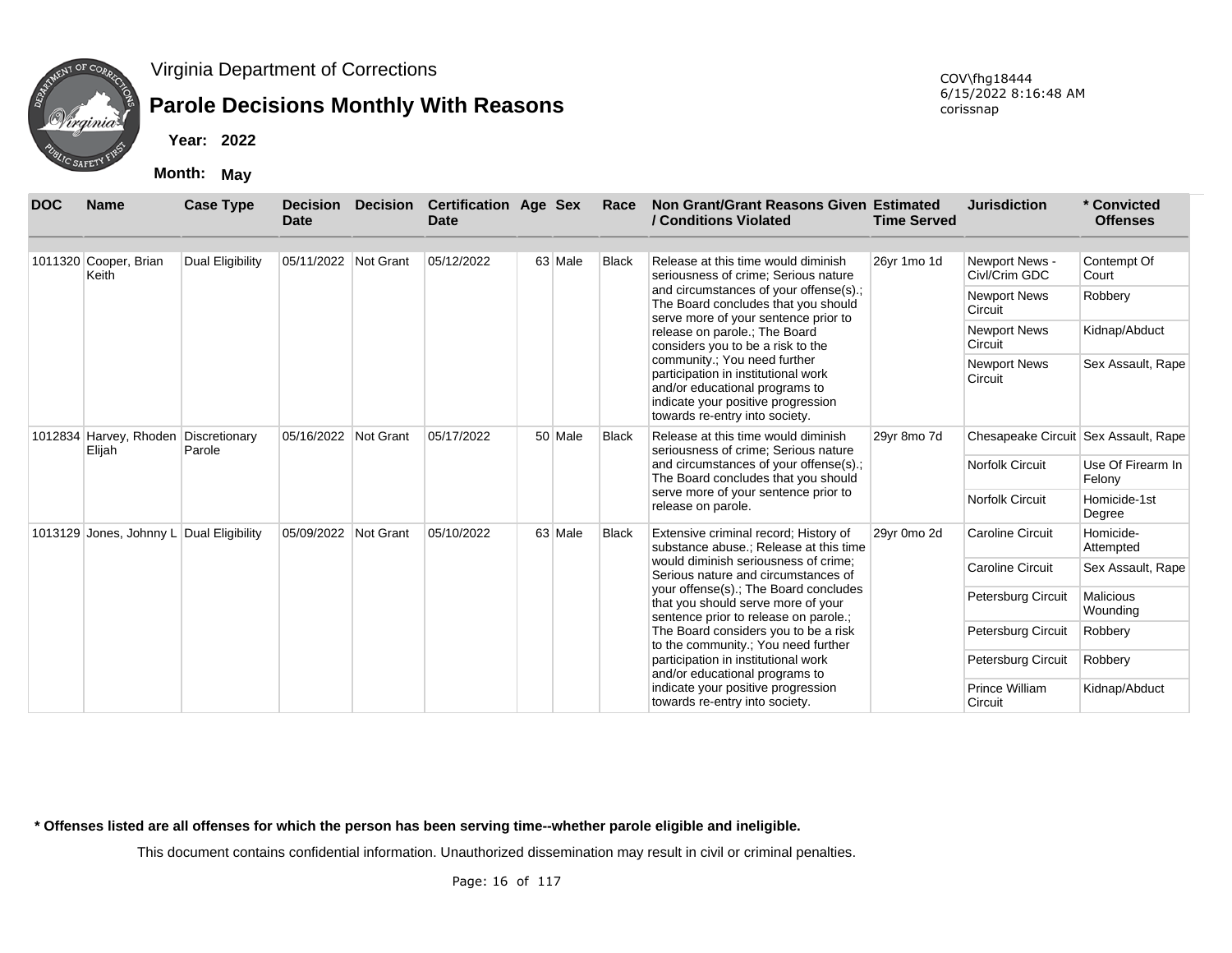Virginia Department of Corrections

# Parole Decisions Monthly With Reasons

**Year: 2022**

**Month: May**

COV\fhg18444
6/15/2022 8:16:48 AM
corissnap

| DOC | Name | Case Type | Decision Date | Decision | Certification Date | Age | Sex | Race | Non Grant/Grant Reasons Given / Conditions Violated | Estimated Time Served | Jurisdiction | * Convicted Offenses |
|---|---|---|---|---|---|---|---|---|---|---|---|---|
| 1011320 | Cooper, Brian Keith | Dual Eligibility | 05/11/2022 | Not Grant | 05/12/2022 | 63 | Male | Black | Release at this time would diminish seriousness of crime; Serious nature and circumstances of your offense(s).; The Board concludes that you should serve more of your sentence prior to release on parole.; The Board considers you to be a risk to the community.; You need further participation in institutional work and/or educational programs to indicate your positive progression towards re-entry into society. | 26yr 1mo 1d | Newport News - Civl/Crim GDC | Contempt Of Court |
| | | | | | | | | | | | Newport News Circuit | Robbery |
| | | | | | | | | | | | Newport News Circuit | Kidnap/Abduct |
| | | | | | | | | | | | Newport News Circuit | Sex Assault, Rape |
| 1012834 | Harvey, Rhoden Elijah | Discretionary Parole | 05/16/2022 | Not Grant | 05/17/2022 | 50 | Male | Black | Release at this time would diminish seriousness of crime; Serious nature and circumstances of your offense(s).; The Board concludes that you should serve more of your sentence prior to release on parole. | 29yr 8mo 7d | Chesapeake Circuit | Sex Assault, Rape |
| | | | | | | | | | | | Norfolk Circuit | Use Of Firearm In Felony |
| | | | | | | | | | | | Norfolk Circuit | Homicide-1st Degree |
| 1013129 | Jones, Johnny L | Dual Eligibility | 05/09/2022 | Not Grant | 05/10/2022 | 63 | Male | Black | Extensive criminal record; History of substance abuse.; Release at this time would diminish seriousness of crime; Serious nature and circumstances of your offense(s).; The Board concludes that you should serve more of your sentence prior to release on parole.; The Board considers you to be a risk to the community.; You need further participation in institutional work and/or educational programs to indicate your positive progression towards re-entry into society. | 29yr 0mo 2d | Caroline Circuit | Homicide-Attempted |
| | | | | | | | | | | | Caroline Circuit | Sex Assault, Rape |
| | | | | | | | | | | | Petersburg Circuit | Malicious Wounding |
| | | | | | | | | | | | Petersburg Circuit | Robbery |
| | | | | | | | | | | | Petersburg Circuit | Robbery |
| | | | | | | | | | | | Prince William Circuit | Kidnap/Abduct |

**\* Offenses listed are all offenses for which the person has been serving time--whether parole eligible and ineligible.**

This document contains confidential information. Unauthorized dissemination may result in civil or criminal penalties.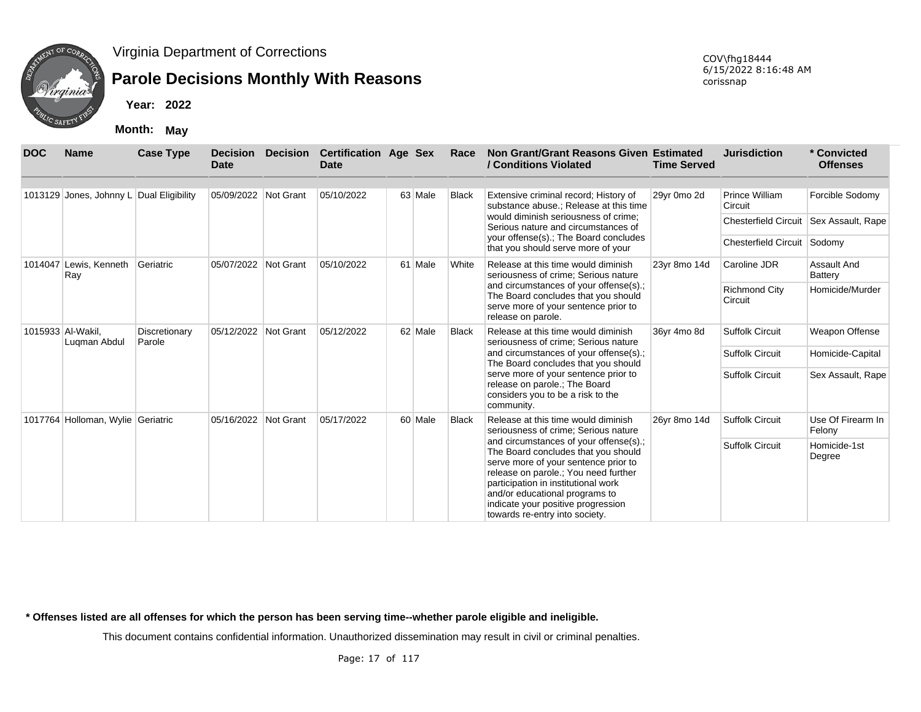Virginia Department of Corrections

# Parole Decisions Monthly With Reasons

**Year:** **2022**

**Month:** **May**

COV\fhg18444
6/15/2022 8:16:48 AM
corissnap

| DOC | Name | Case Type | Decision Date | Decision | Certification Date | Age | Sex | Race | Non Grant/Grant Reasons Given / Conditions Violated | Estimated Time Served | Jurisdiction | * Convicted Offenses |
|---|---|---|---|---|---|---|---|---|---|---|---|---|
| 1013129 | Jones, Johnny L | Dual Eligibility | 05/09/2022 | Not Grant | 05/10/2022 | 63 | Male | Black | Extensive criminal record; History of substance abuse.; Release at this time would diminish seriousness of crime; Serious nature and circumstances of your offense(s).; The Board concludes that you should serve more of your | 29yr 0mo 2d | Prince William Circuit | Forcible Sodomy |
| | | | | | | | | | | | Chesterfield Circuit | Sex Assault, Rape |
| | | | | | | | | | | | Chesterfield Circuit | Sodomy |
| 1014047 | Lewis, Kenneth Ray | Geriatric | 05/07/2022 | Not Grant | 05/10/2022 | 61 | Male | White | Release at this time would diminish seriousness of crime; Serious nature and circumstances of your offense(s).; The Board concludes that you should serve more of your sentence prior to release on parole. | 23yr 8mo 14d | Caroline JDR | Assault And Battery |
| | | | | | | | | | | | Richmond City Circuit | Homicide/Murder |
| 1015933 | Al-Wakil, Luqman Abdul | Discretionary Parole | 05/12/2022 | Not Grant | 05/12/2022 | 62 | Male | Black | Release at this time would diminish seriousness of crime; Serious nature and circumstances of your offense(s).; The Board concludes that you should serve more of your sentence prior to release on parole.; The Board considers you to be a risk to the community. | 36yr 4mo 8d | Suffolk Circuit | Weapon Offense |
| | | | | | | | | | | | Suffolk Circuit | Homicide-Capital |
| | | | | | | | | | | | Suffolk Circuit | Sex Assault, Rape |
| 1017764 | Holloman, Wylie | Geriatric | 05/16/2022 | Not Grant | 05/17/2022 | 60 | Male | Black | Release at this time would diminish seriousness of crime; Serious nature and circumstances of your offense(s).; The Board concludes that you should serve more of your sentence prior to release on parole.; You need further participation in institutional work and/or educational programs to indicate your positive progression towards re-entry into society. | 26yr 8mo 14d | Suffolk Circuit | Use Of Firearm In Felony |
| | | | | | | | | | | | Suffolk Circuit | Homicide-1st Degree |

**\* Offenses listed are all offenses for which the person has been serving time--whether parole eligible and ineligible.**

This document contains confidential information. Unauthorized dissemination may result in civil or criminal penalties.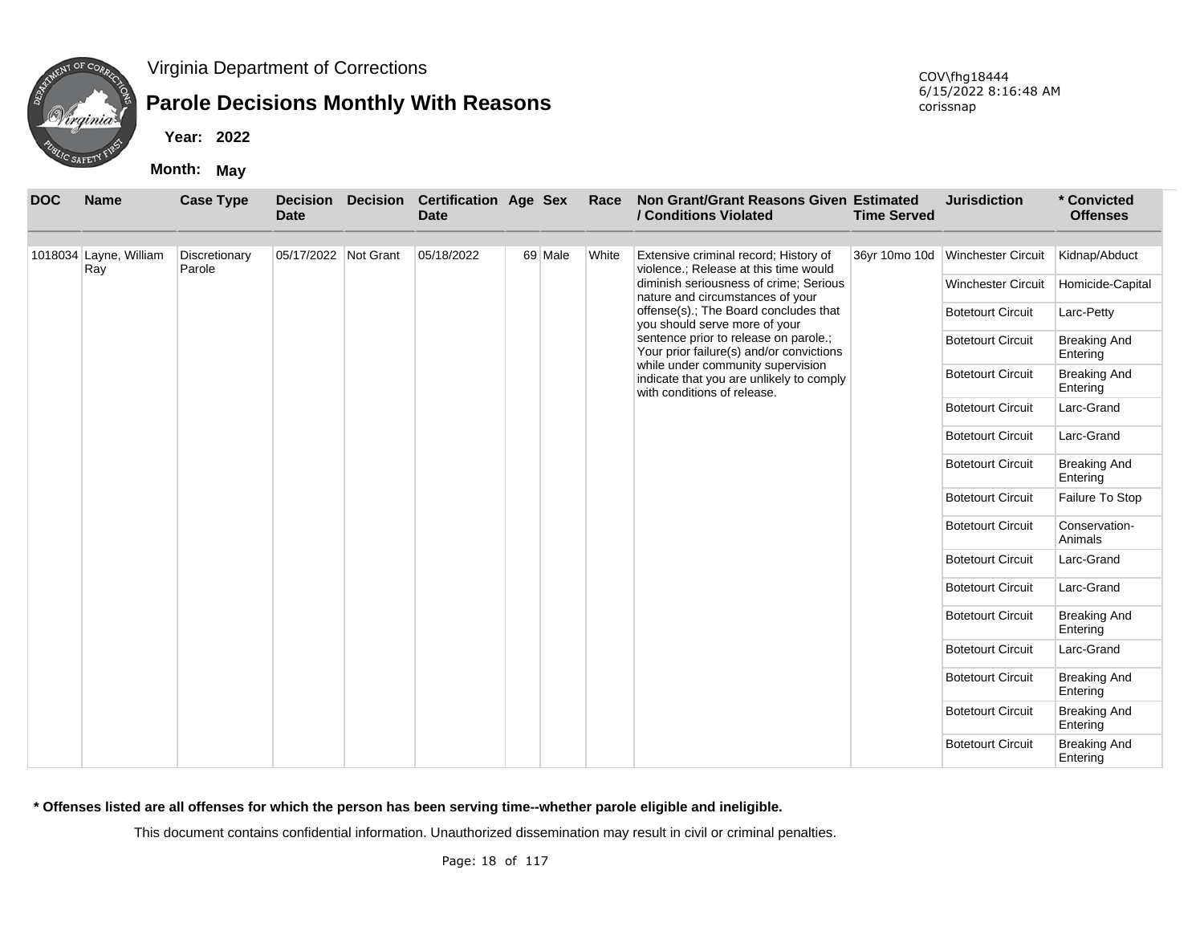Virginia Department of Corrections

# Parole Decisions Monthly With Reasons

**Year:** 2022

**Month:** May

COV\fhg18444
6/15/2022 8:16:48 AM
corissnap

| DOC | Name | Case Type | Decision Date | Decision | Certification Date | Age | Sex | Race | Non Grant/Grant Reasons Given / Conditions Violated | Estimated Time Served | Jurisdiction | * Convicted Offenses |
|---|---|---|---|---|---|---|---|---|---|---|---|---|
| 1018034 | Layne, William Ray | Discretionary Parole | 05/17/2022 | Not Grant | 05/18/2022 | 69 | Male | White | Extensive criminal record; History of violence.; Release at this time would diminish seriousness of crime; Serious nature and circumstances of your offense(s).; The Board concludes that you should serve more of your sentence prior to release on parole.; Your prior failure(s) and/or convictions while under community supervision indicate that you are unlikely to comply with conditions of release. | 36yr 10mo 10d | Winchester Circuit | Kidnap/Abduct |
| | | | | | | | | | | | Winchester Circuit | Homicide-Capital |
| | | | | | | | | | | | Botetourt Circuit | Larc-Petty |
| | | | | | | | | | | | Botetourt Circuit | Breaking And Entering |
| | | | | | | | | | | | Botetourt Circuit | Breaking And Entering |
| | | | | | | | | | | | Botetourt Circuit | Larc-Grand |
| | | | | | | | | | | | Botetourt Circuit | Larc-Grand |
| | | | | | | | | | | | Botetourt Circuit | Breaking And Entering |
| | | | | | | | | | | | Botetourt Circuit | Failure To Stop |
| | | | | | | | | | | | Botetourt Circuit | Conservation-Animals |
| | | | | | | | | | | | Botetourt Circuit | Larc-Grand |
| | | | | | | | | | | | Botetourt Circuit | Larc-Grand |
| | | | | | | | | | | | Botetourt Circuit | Breaking And Entering |
| | | | | | | | | | | | Botetourt Circuit | Larc-Grand |
| | | | | | | | | | | | Botetourt Circuit | Breaking And Entering |
| | | | | | | | | | | | Botetourt Circuit | Breaking And Entering |
| | | | | | | | | | | | Botetourt Circuit | Breaking And Entering |

**\* Offenses listed are all offenses for which the person has been serving time--whether parole eligible and ineligible.**

This document contains confidential information. Unauthorized dissemination may result in civil or criminal penalties.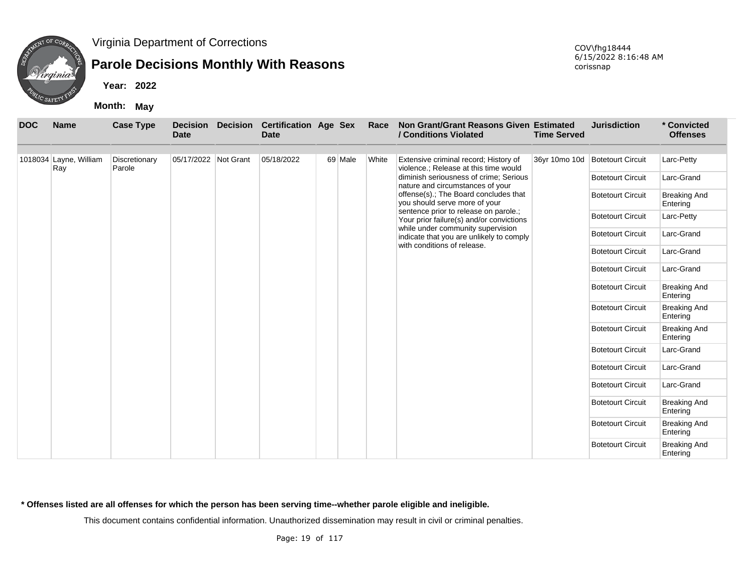Virginia Department of Corrections

# Parole Decisions Monthly With Reasons

**Year: 2022**

**Month: May**

COV\fhg18444
6/15/2022 8:16:48 AM
corissnap

| DOC | Name | Case Type | Decision Date | Decision | Certification Date | Age | Sex | Race | Non Grant/Grant Reasons Given / Conditions Violated | Estimated Time Served | Jurisdiction | * Convicted Offenses |
|---|---|---|---|---|---|---|---|---|---|---|---|---|
| 1018034 | Layne, William Ray | Discretionary Parole | 05/17/2022 | Not Grant | 05/18/2022 | 69 | Male | White | Extensive criminal record; History of violence.; Release at this time would diminish seriousness of crime; Serious nature and circumstances of your offense(s).; The Board concludes that you should serve more of your sentence prior to release on parole.; Your prior failure(s) and/or convictions while under community supervision indicate that you are unlikely to comply with conditions of release. | 36yr 10mo 10d | Botetourt Circuit | Larc-Petty |
| | | | | | | | | | | | Botetourt Circuit | Larc-Grand |
| | | | | | | | | | | | Botetourt Circuit | Breaking And Entering |
| | | | | | | | | | | | Botetourt Circuit | Larc-Petty |
| | | | | | | | | | | | Botetourt Circuit | Larc-Grand |
| | | | | | | | | | | | Botetourt Circuit | Larc-Grand |
| | | | | | | | | | | | Botetourt Circuit | Larc-Grand |
| | | | | | | | | | | | Botetourt Circuit | Breaking And Entering |
| | | | | | | | | | | | Botetourt Circuit | Breaking And Entering |
| | | | | | | | | | | | Botetourt Circuit | Breaking And Entering |
| | | | | | | | | | | | Botetourt Circuit | Larc-Grand |
| | | | | | | | | | | | Botetourt Circuit | Larc-Grand |
| | | | | | | | | | | | Botetourt Circuit | Larc-Grand |
| | | | | | | | | | | | Botetourt Circuit | Breaking And Entering |
| | | | | | | | | | | | Botetourt Circuit | Breaking And Entering |
| | | | | | | | | | | | Botetourt Circuit | Breaking And Entering |

**\* Offenses listed are all offenses for which the person has been serving time--whether parole eligible and ineligible.**

This document contains confidential information. Unauthorized dissemination may result in civil or criminal penalties.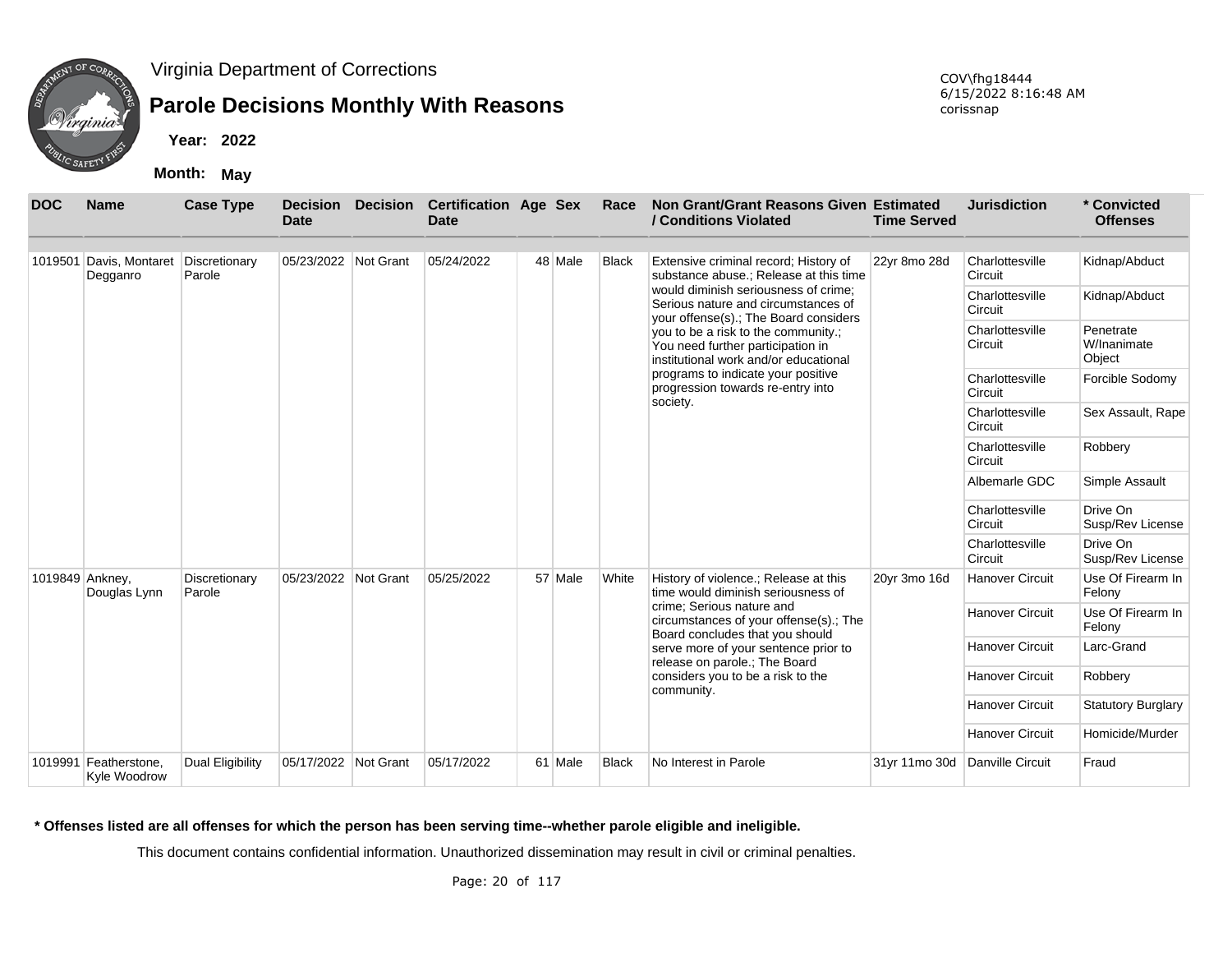Virginia Department of Corrections

# Parole Decisions Monthly With Reasons

COV\fhg18444
6/15/2022 8:16:48 AM
corissnap

**Year: 2022**

**Month: May**

| DOC | Name | Case Type | Decision Date | Decision | Certification Date | Age | Sex | Race | Non Grant/Grant Reasons Given / Conditions Violated | Estimated Time Served | Jurisdiction | * Convicted Offenses |
|---|---|---|---|---|---|---|---|---|---|---|---|---|
| 1019501 | Davis, Montaret Degganro | Discretionary Parole | 05/23/2022 | Not Grant | 05/24/2022 | 48 | Male | Black | Extensive criminal record; History of substance abuse.; Release at this time would diminish seriousness of crime; Serious nature and circumstances of your offense(s).; The Board considers you to be a risk to the community.; You need further participation in institutional work and/or educational programs to indicate your positive progression towards re-entry into society. | 22yr 8mo 28d | Charlottesville Circuit | Kidnap/Abduct |
| | | | | | | | | | | | Charlottesville Circuit | Kidnap/Abduct |
| | | | | | | | | | | | Charlottesville Circuit | Penetrate W/Inanimate Object |
| | | | | | | | | | | | Charlottesville Circuit | Forcible Sodomy |
| | | | | | | | | | | | Charlottesville Circuit | Sex Assault, Rape |
| | | | | | | | | | | | Charlottesville Circuit | Robbery |
| | | | | | | | | | | | Albemarle GDC | Simple Assault |
| | | | | | | | | | | | Charlottesville Circuit | Drive On Susp/Rev License |
| | | | | | | | | | | | Charlottesville Circuit | Drive On Susp/Rev License |
| 1019849 | Ankney, Douglas Lynn | Discretionary Parole | 05/23/2022 | Not Grant | 05/25/2022 | 57 | Male | White | History of violence.; Release at this time would diminish seriousness of crime; Serious nature and circumstances of your offense(s).; The Board concludes that you should serve more of your sentence prior to release on parole.; The Board considers you to be a risk to the community. | 20yr 3mo 16d | Hanover Circuit | Use Of Firearm In Felony |
| | | | | | | | | | | | Hanover Circuit | Use Of Firearm In Felony |
| | | | | | | | | | | | Hanover Circuit | Larc-Grand |
| | | | | | | | | | | | Hanover Circuit | Robbery |
| | | | | | | | | | | | Hanover Circuit | Statutory Burglary |
| | | | | | | | | | | | Hanover Circuit | Homicide/Murder |
| 1019991 | Featherstone, Kyle Woodrow | Dual Eligibility | 05/17/2022 | Not Grant | 05/17/2022 | 61 | Male | Black | No Interest in Parole | 31yr 11mo 30d | Danville Circuit | Fraud |

**\* Offenses listed are all offenses for which the person has been serving time--whether parole eligible and ineligible.**

This document contains confidential information. Unauthorized dissemination may result in civil or criminal penalties.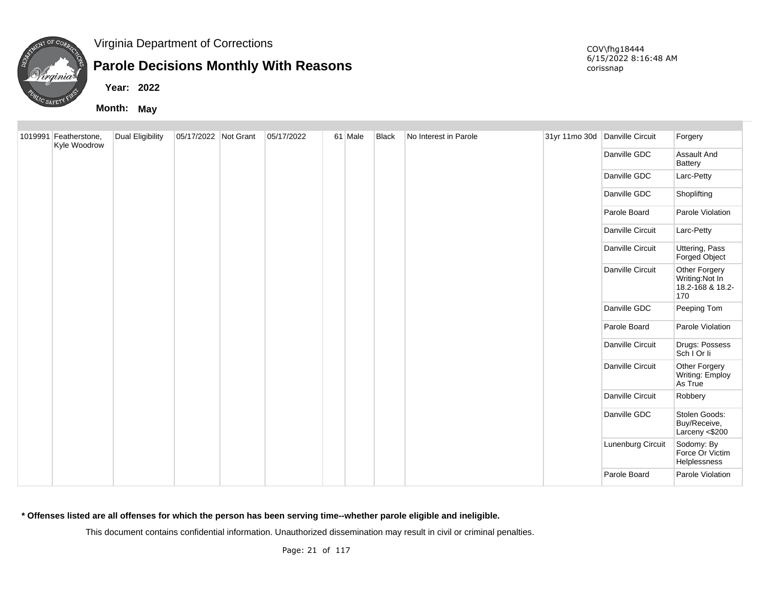Virginia Department of Corrections

# Parole Decisions Monthly With Reasons

**Year:** 2022

**Month:** May

COV\fhg18444
6/15/2022 8:16:48 AM
corissnap

| | | | | | | | | | | | | |
|---|---|---|---|---|---|---|---|---|---|---|---|---|
| 1019991 | Featherstone, Kyle Woodrow | Dual Eligibility | 05/17/2022 | Not Grant | 05/17/2022 | 61 | Male | Black | No Interest in Parole | 31yr 11mo 30d | Danville Circuit | Forgery |
| | | | | | | | | | | | Danville GDC | Assault And Battery |
| | | | | | | | | | | | Danville GDC | Larc-Petty |
| | | | | | | | | | | | Danville GDC | Shoplifting |
| | | | | | | | | | | | Parole Board | Parole Violation |
| | | | | | | | | | | | Danville Circuit | Larc-Petty |
| | | | | | | | | | | | Danville Circuit | Uttering, Pass Forged Object |
| | | | | | | | | | | | Danville Circuit | Other Forgery Writing:Not In 18.2-168 & 18.2-170 |
| | | | | | | | | | | | Danville GDC | Peeping Tom |
| | | | | | | | | | | | Parole Board | Parole Violation |
| | | | | | | | | | | | Danville Circuit | Drugs: Possess Sch I Or Ii |
| | | | | | | | | | | | Danville Circuit | Other Forgery Writing: Employ As True |
| | | | | | | | | | | | Danville Circuit | Robbery |
| | | | | | | | | | | | Danville GDC | Stolen Goods: Buy/Receive, Larceny <$200 |
| | | | | | | | | | | | Lunenburg Circuit | Sodomy: By Force Or Victim Helplessness |
| | | | | | | | | | | | Parole Board | Parole Violation |

**\* Offenses listed are all offenses for which the person has been serving time--whether parole eligible and ineligible.**

This document contains confidential information. Unauthorized dissemination may result in civil or criminal penalties.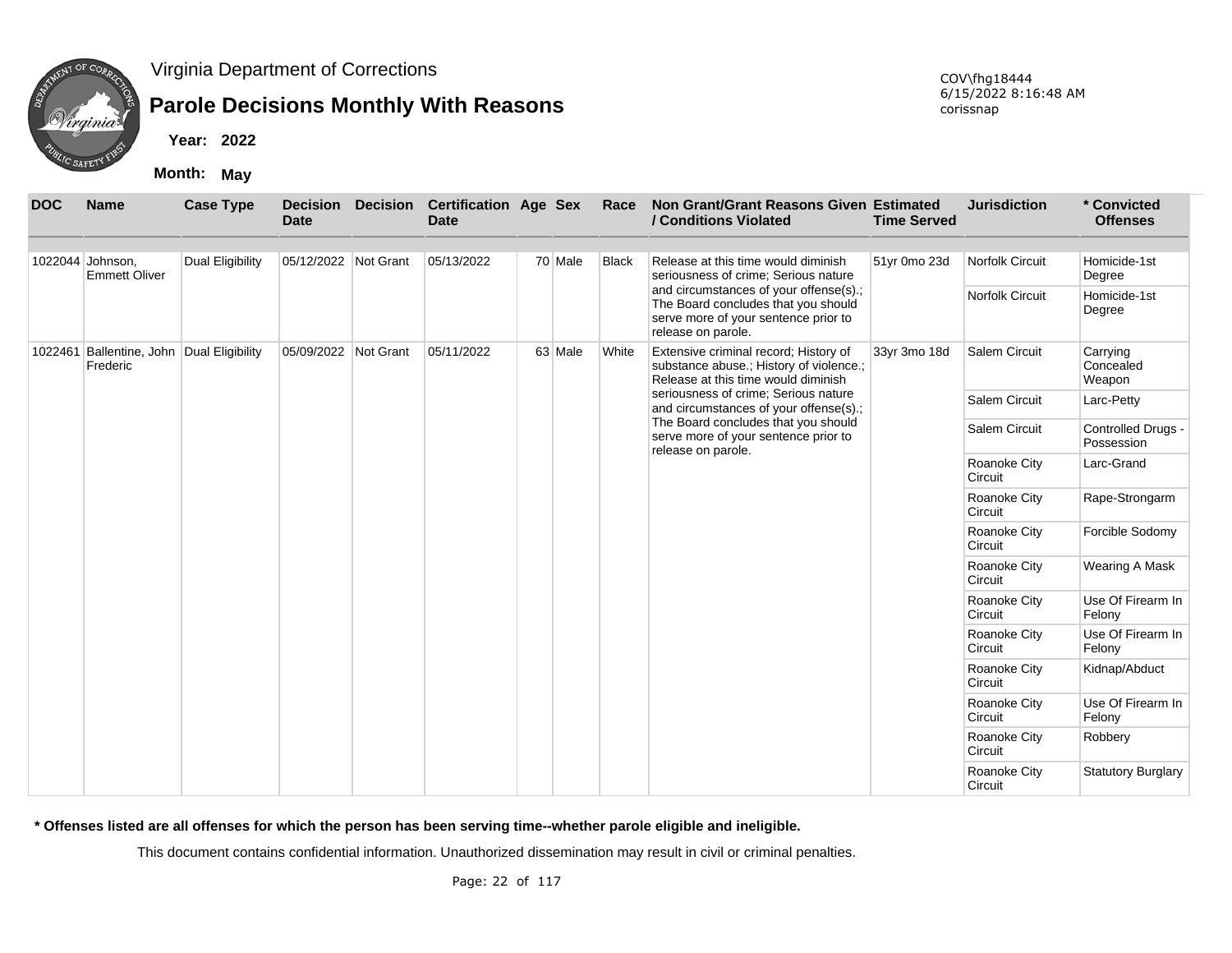# Virginia Department of Corrections

## Parole Decisions Monthly With Reasons

**Year:** 2022

**Month:** May

COV\fhg18444
6/15/2022 8:16:48 AM
corissnap

| DOC | Name | Case Type | Decision Date | Decision | Certification Date | Age | Sex | Race | Non Grant/Grant Reasons Given / Conditions Violated | Estimated Time Served | Jurisdiction | * Convicted Offenses |
|---|---|---|---|---|---|---|---|---|---|---|---|---|
| 1022044 | Johnson, Emmett Oliver | Dual Eligibility | 05/12/2022 | Not Grant | 05/13/2022 | 70 | Male | Black | Release at this time would diminish seriousness of crime; Serious nature and circumstances of your offense(s).; The Board concludes that you should serve more of your sentence prior to release on parole. | 51yr 0mo 23d | Norfolk Circuit | Homicide-1st Degree |
| | | | | | | | | | | | Norfolk Circuit | Homicide-1st Degree |
| 1022461 | Ballentine, John Frederic | Dual Eligibility | 05/09/2022 | Not Grant | 05/11/2022 | 63 | Male | White | Extensive criminal record; History of substance abuse.; History of violence.; Release at this time would diminish seriousness of crime; Serious nature and circumstances of your offense(s).; The Board concludes that you should serve more of your sentence prior to release on parole. | 33yr 3mo 18d | Salem Circuit | Carrying Concealed Weapon |
| | | | | | | | | | | | Salem Circuit | Larc-Petty |
| | | | | | | | | | | | Salem Circuit | Controlled Drugs - Possession |
| | | | | | | | | | | | Roanoke City Circuit | Larc-Grand |
| | | | | | | | | | | | Roanoke City Circuit | Rape-Strongarm |
| | | | | | | | | | | | Roanoke City Circuit | Forcible Sodomy |
| | | | | | | | | | | | Roanoke City Circuit | Wearing A Mask |
| | | | | | | | | | | | Roanoke City Circuit | Use Of Firearm In Felony |
| | | | | | | | | | | | Roanoke City Circuit | Use Of Firearm In Felony |
| | | | | | | | | | | | Roanoke City Circuit | Kidnap/Abduct |
| | | | | | | | | | | | Roanoke City Circuit | Use Of Firearm In Felony |
| | | | | | | | | | | | Roanoke City Circuit | Robbery |
| | | | | | | | | | | | Roanoke City Circuit | Statutory Burglary |

**\* Offenses listed are all offenses for which the person has been serving time--whether parole eligible and ineligible.**

This document contains confidential information. Unauthorized dissemination may result in civil or criminal penalties.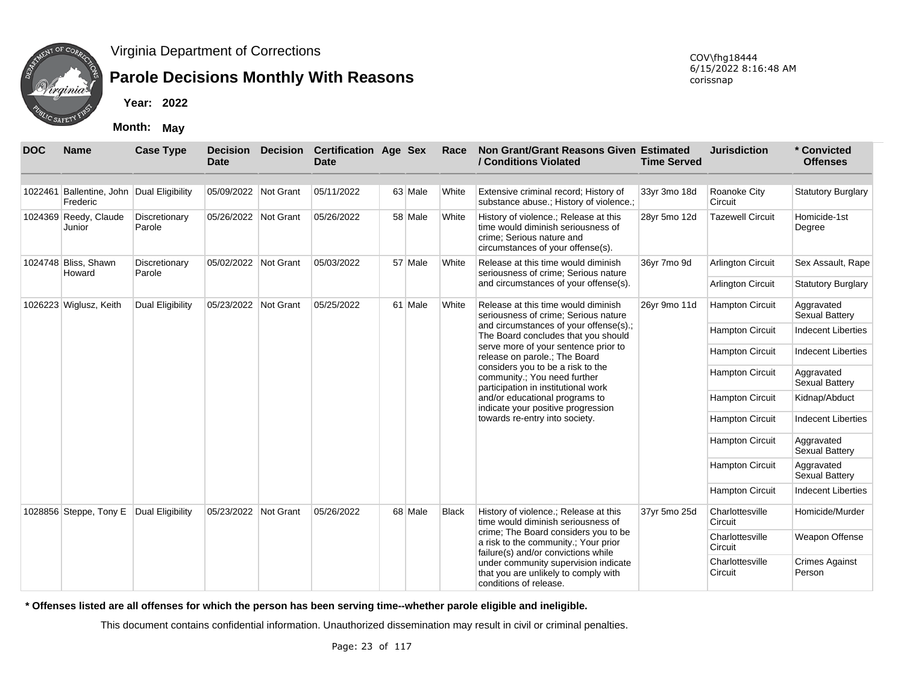Virginia Department of Corrections

# Parole Decisions Monthly With Reasons

**Year: 2022**

**Month: May**

COV\fhg18444
6/15/2022 8:16:48 AM
corissnap

| DOC | Name | Case Type | Decision Date | Decision | Certification Date | Age | Sex | Race | Non Grant/Grant Reasons Given / Conditions Violated | Estimated Time Served | Jurisdiction | * Convicted Offenses |
|---|---|---|---|---|---|---|---|---|---|---|---|---|
| 1022461 | Ballentine, John Frederic | Dual Eligibility | 05/09/2022 | Not Grant | 05/11/2022 | 63 | Male | White | Extensive criminal record; History of substance abuse.; History of violence.; | 33yr 3mo 18d | Roanoke City Circuit | Statutory Burglary |
| 1024369 | Reedy, Claude Junior | Discretionary Parole | 05/26/2022 | Not Grant | 05/26/2022 | 58 | Male | White | History of violence.; Release at this time would diminish seriousness of crime; Serious nature and circumstances of your offense(s). | 28yr 5mo 12d | Tazewell Circuit | Homicide-1st Degree |
| 1024748 | Bliss, Shawn Howard | Discretionary Parole | 05/02/2022 | Not Grant | 05/03/2022 | 57 | Male | White | Release at this time would diminish seriousness of crime; Serious nature and circumstances of your offense(s). | 36yr 7mo 9d | Arlington Circuit | Sex Assault, Rape |
| | | | | | | | | | | | Arlington Circuit | Statutory Burglary |
| 1026223 | Wiglusz, Keith | Dual Eligibility | 05/23/2022 | Not Grant | 05/25/2022 | 61 | Male | White | Release at this time would diminish seriousness of crime; Serious nature and circumstances of your offense(s).; The Board concludes that you should serve more of your sentence prior to release on parole.; The Board considers you to be a risk to the community.; You need further participation in institutional work and/or educational programs to indicate your positive progression towards re-entry into society. | 26yr 9mo 11d | Hampton Circuit | Aggravated Sexual Battery |
| | | | | | | | | | | | Hampton Circuit | Indecent Liberties |
| | | | | | | | | | | | Hampton Circuit | Indecent Liberties |
| | | | | | | | | | | | Hampton Circuit | Aggravated Sexual Battery |
| | | | | | | | | | | | Hampton Circuit | Kidnap/Abduct |
| | | | | | | | | | | | Hampton Circuit | Indecent Liberties |
| | | | | | | | | | | | Hampton Circuit | Aggravated Sexual Battery |
| | | | | | | | | | | | Hampton Circuit | Aggravated Sexual Battery |
| | | | | | | | | | | | Hampton Circuit | Indecent Liberties |
| 1028856 | Steppe, Tony E | Dual Eligibility | 05/23/2022 | Not Grant | 05/26/2022 | 68 | Male | Black | History of violence.; Release at this time would diminish seriousness of crime; The Board considers you to be a risk to the community.; Your prior failure(s) and/or convictions while under community supervision indicate that you are unlikely to comply with conditions of release. | 37yr 5mo 25d | Charlottesville Circuit | Homicide/Murder |
| | | | | | | | | | | | Charlottesville Circuit | Weapon Offense |
| | | | | | | | | | | | Charlottesville Circuit | Crimes Against Person |

**\* Offenses listed are all offenses for which the person has been serving time--whether parole eligible and ineligible.**

This document contains confidential information. Unauthorized dissemination may result in civil or criminal penalties.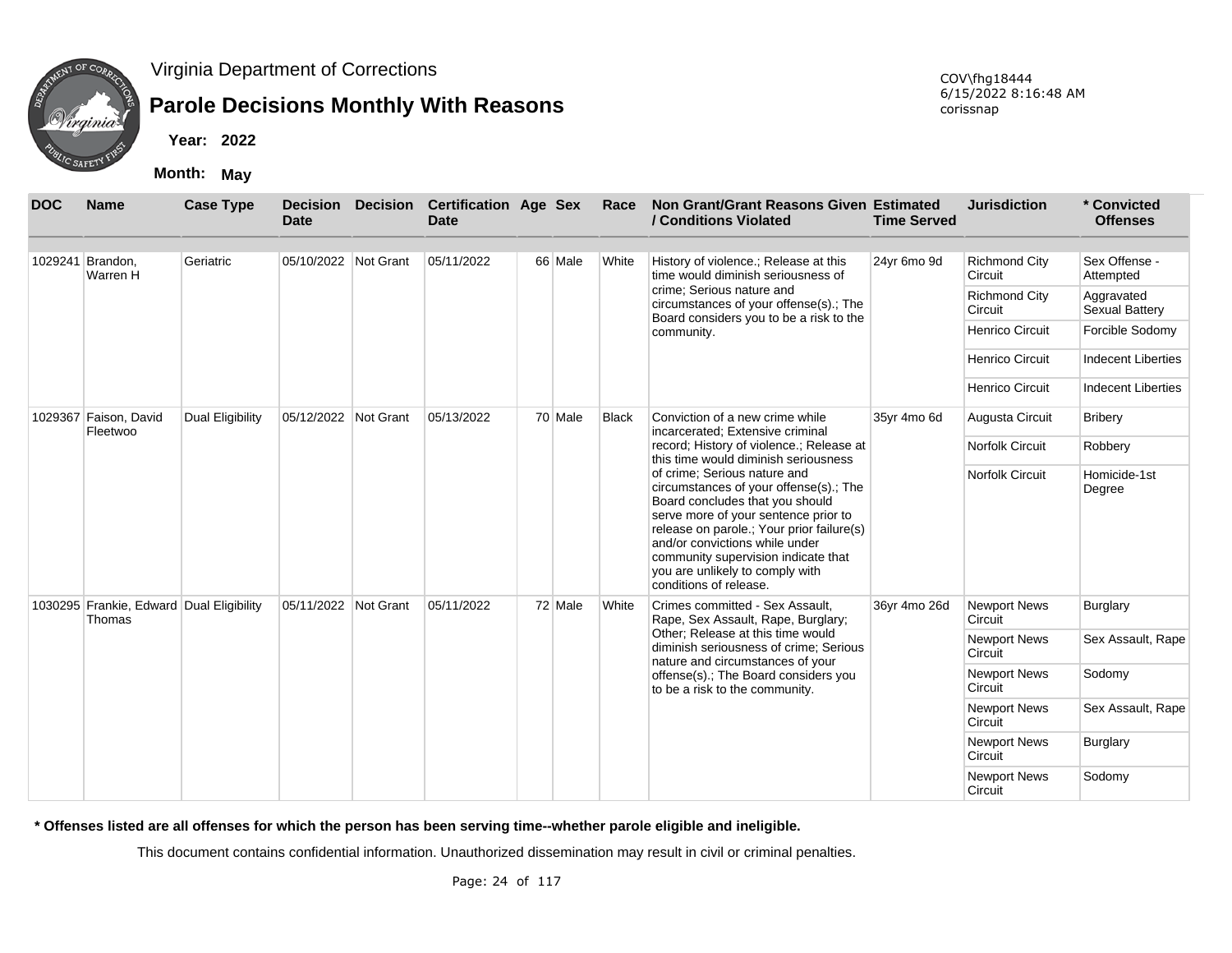Virginia Department of Corrections

# Parole Decisions Monthly With Reasons

COV\fhg18444
6/15/2022 8:16:48 AM
corissnap

**Year: 2022**

**Month: May**

| DOC | Name | Case Type | Decision Date | Decision | Certification Date | Age | Sex | Race | Non Grant/Grant Reasons Given / Conditions Violated | Estimated Time Served | Jurisdiction | * Convicted Offenses |
|---|---|---|---|---|---|---|---|---|---|---|---|---|
| 1029241 | Brandon, Warren H | Geriatric | 05/10/2022 | Not Grant | 05/11/2022 | 66 | Male | White | History of violence.; Release at this time would diminish seriousness of crime; Serious nature and circumstances of your offense(s).; The Board considers you to be a risk to the community. | 24yr 6mo 9d | Richmond City Circuit | Sex Offense - Attempted |
| | | | | | | | | | | | Richmond City Circuit | Aggravated Sexual Battery |
| | | | | | | | | | | | Henrico Circuit | Forcible Sodomy |
| | | | | | | | | | | | Henrico Circuit | Indecent Liberties |
| | | | | | | | | | | | Henrico Circuit | Indecent Liberties |
| 1029367 | Faison, David Fleetwoo | Dual Eligibility | 05/12/2022 | Not Grant | 05/13/2022 | 70 | Male | Black | Conviction of a new crime while incarcerated; Extensive criminal record; History of violence.; Release at this time would diminish seriousness of crime; Serious nature and circumstances of your offense(s).; The Board concludes that you should serve more of your sentence prior to release on parole.; Your prior failure(s) and/or convictions while under community supervision indicate that you are unlikely to comply with conditions of release. | 35yr 4mo 6d | Augusta Circuit | Bribery |
| | | | | | | | | | | | Norfolk Circuit | Robbery |
| | | | | | | | | | | | Norfolk Circuit | Homicide-1st Degree |
| 1030295 | Frankie, Edward Thomas | Dual Eligibility | 05/11/2022 | Not Grant | 05/11/2022 | 72 | Male | White | Crimes committed - Sex Assault, Rape, Sex Assault, Rape, Burglary; Other; Release at this time would diminish seriousness of crime; Serious nature and circumstances of your offense(s).; The Board considers you to be a risk to the community. | 36yr 4mo 26d | Newport News Circuit | Burglary |
| | | | | | | | | | | | Newport News Circuit | Sex Assault, Rape |
| | | | | | | | | | | | Newport News Circuit | Sodomy |
| | | | | | | | | | | | Newport News Circuit | Sex Assault, Rape |
| | | | | | | | | | | | Newport News Circuit | Burglary |
| | | | | | | | | | | | Newport News Circuit | Sodomy |

**\* Offenses listed are all offenses for which the person has been serving time--whether parole eligible and ineligible.**

This document contains confidential information. Unauthorized dissemination may result in civil or criminal penalties.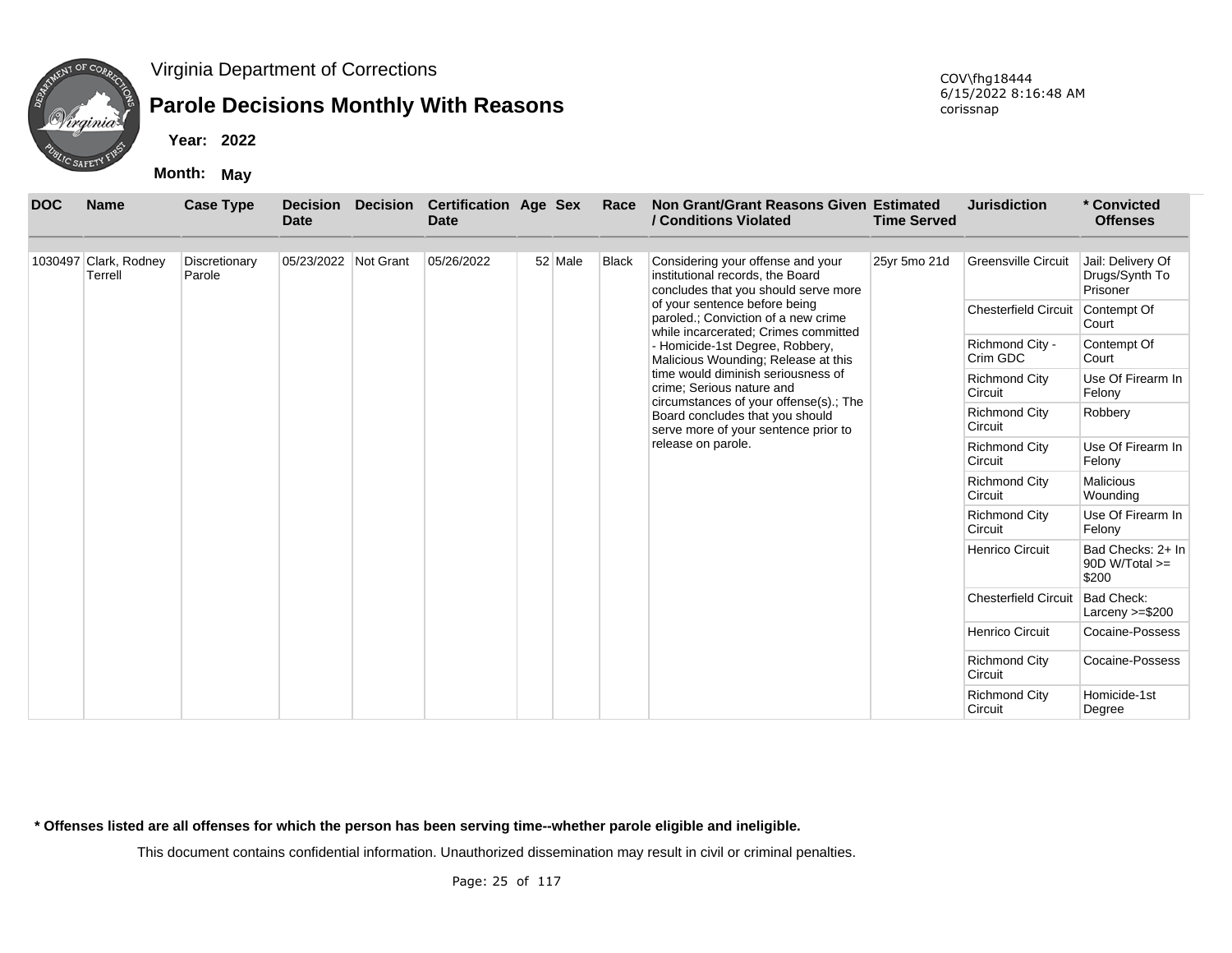Virginia Department of Corrections

# Parole Decisions Monthly With Reasons

**Year:** 2022

**Month:** May

COV\fhg18444
6/15/2022 8:16:48 AM
corissnap

| DOC | Name | Case Type | Decision Date | Decision | Certification Date | Age | Sex | Race | Non Grant/Grant Reasons Given / Conditions Violated | Estimated Time Served | Jurisdiction | * Convicted Offenses |
|---|---|---|---|---|---|---|---|---|---|---|---|---|
| 1030497 | Clark, Rodney Terrell | Discretionary Parole | 05/23/2022 | Not Grant | 05/26/2022 | 52 | Male | Black | Considering your offense and your institutional records, the Board concludes that you should serve more of your sentence before being paroled.; Conviction of a new crime while incarcerated; Crimes committed - Homicide-1st Degree, Robbery, Malicious Wounding; Release at this time would diminish seriousness of crime; Serious nature and circumstances of your offense(s).; The Board concludes that you should serve more of your sentence prior to release on parole. | 25yr 5mo 21d | Greensville Circuit | Jail: Delivery Of Drugs/Synth To Prisoner |
| | | | | | | | | | | | Chesterfield Circuit | Contempt Of Court |
| | | | | | | | | | | | Richmond City - Crim GDC | Contempt Of Court |
| | | | | | | | | | | | Richmond City Circuit | Use Of Firearm In Felony |
| | | | | | | | | | | | Richmond City Circuit | Robbery |
| | | | | | | | | | | | Richmond City Circuit | Use Of Firearm In Felony |
| | | | | | | | | | | | Richmond City Circuit | Malicious Wounding |
| | | | | | | | | | | | Richmond City Circuit | Use Of Firearm In Felony |
| | | | | | | | | | | | Henrico Circuit | Bad Checks: 2+ In 90D W/Total >= $200 |
| | | | | | | | | | | | Chesterfield Circuit | Bad Check: Larceny >=$200 |
| | | | | | | | | | | | Henrico Circuit | Cocaine-Possess |
| | | | | | | | | | | | Richmond City Circuit | Cocaine-Possess |
| | | | | | | | | | | | Richmond City Circuit | Homicide-1st Degree |

**\* Offenses listed are all offenses for which the person has been serving time--whether parole eligible and ineligible.**

This document contains confidential information. Unauthorized dissemination may result in civil or criminal penalties.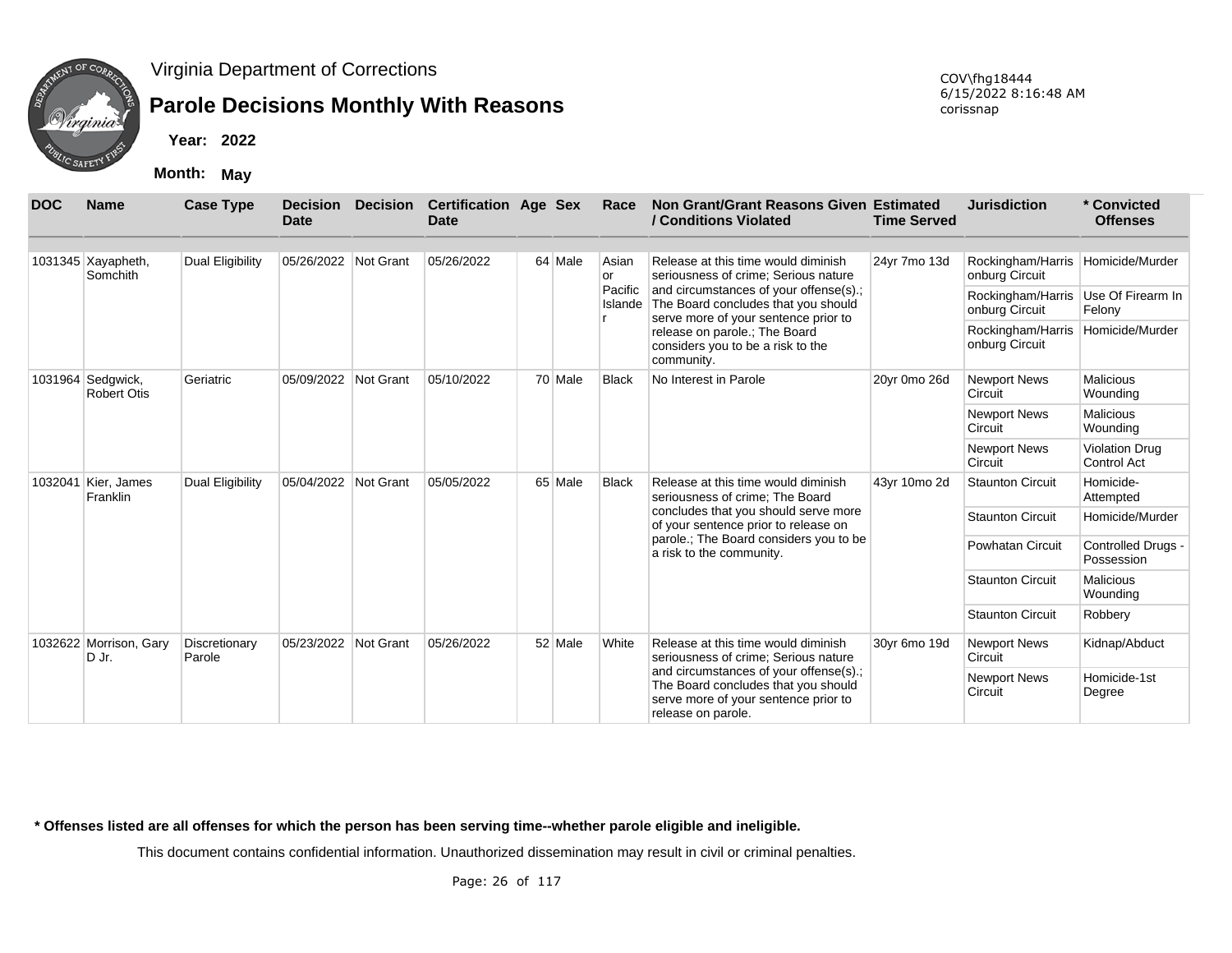Virginia Department of Corrections

## Parole Decisions Monthly With Reasons

COV\fhg18444
6/15/2022 8:16:48 AM
corissnap

**Year: 2022**

**Month: May**

| DOC | Name | Case Type | Decision Date | Decision | Certification Date | Age | Sex | Race | Non Grant/Grant Reasons Given / Conditions Violated | Estimated Time Served | Jurisdiction | * Convicted Offenses |
|---|---|---|---|---|---|---|---|---|---|---|---|---|
| 1031345 | Xayapheth, Somchith | Dual Eligibility | 05/26/2022 | Not Grant | 05/26/2022 | 64 | Male | Asian or Pacific Islander | Release at this time would diminish seriousness of crime; Serious nature and circumstances of your offense(s).; The Board concludes that you should serve more of your sentence prior to release on parole.; The Board considers you to be a risk to the community. | 24yr 7mo 13d | Rockingham/Harrisonburg Circuit | Homicide/Murder |
| | | | | | | | | | | | Rockingham/Harrisonburg Circuit | Use Of Firearm In Felony |
| | | | | | | | | | | | Rockingham/Harrisonburg Circuit | Homicide/Murder |
| 1031964 | Sedgwick, Robert Otis | Geriatric | 05/09/2022 | Not Grant | 05/10/2022 | 70 | Male | Black | No Interest in Parole | 20yr 0mo 26d | Newport News Circuit | Malicious Wounding |
| | | | | | | | | | | | Newport News Circuit | Malicious Wounding |
| | | | | | | | | | | | Newport News Circuit | Violation Drug Control Act |
| 1032041 | Kier, James Franklin | Dual Eligibility | 05/04/2022 | Not Grant | 05/05/2022 | 65 | Male | Black | Release at this time would diminish seriousness of crime; The Board concludes that you should serve more of your sentence prior to release on parole.; The Board considers you to be a risk to the community. | 43yr 10mo 2d | Staunton Circuit | Homicide-Attempted |
| | | | | | | | | | | | Staunton Circuit | Homicide/Murder |
| | | | | | | | | | | | Powhatan Circuit | Controlled Drugs - Possession |
| | | | | | | | | | | | Staunton Circuit | Malicious Wounding |
| | | | | | | | | | | | Staunton Circuit | Robbery |
| 1032622 | Morrison, Gary D Jr. | Discretionary Parole | 05/23/2022 | Not Grant | 05/26/2022 | 52 | Male | White | Release at this time would diminish seriousness of crime; Serious nature and circumstances of your offense(s).; The Board concludes that you should serve more of your sentence prior to release on parole. | 30yr 6mo 19d | Newport News Circuit | Kidnap/Abduct |
| | | | | | | | | | | | Newport News Circuit | Homicide-1st Degree |

**\* Offenses listed are all offenses for which the person has been serving time--whether parole eligible and ineligible.**

This document contains confidential information. Unauthorized dissemination may result in civil or criminal penalties.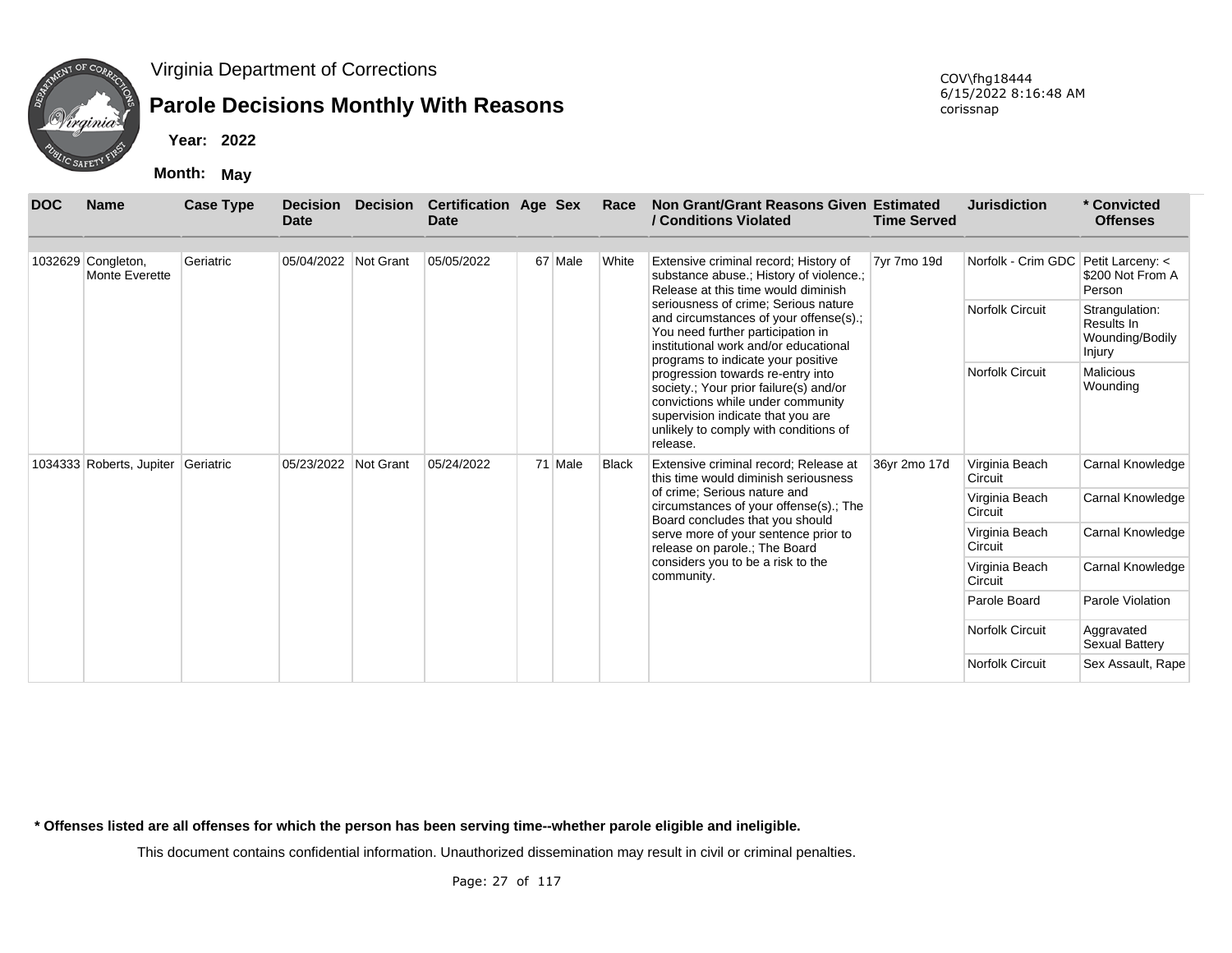Virginia Department of Corrections

## Parole Decisions Monthly With Reasons

**Year:** 2022

**Month:** May

COV\fhg18444
6/15/2022 8:16:48 AM
corissnap

| DOC | Name | Case Type | Decision Date | Decision | Certification Date | Age | Sex | Race | Non Grant/Grant Reasons Given / Conditions Violated | Estimated Time Served | Jurisdiction | * Convicted Offenses |
|---|---|---|---|---|---|---|---|---|---|---|---|---|
| 1032629 | Congleton, Monte Everette | Geriatric | 05/04/2022 | Not Grant | 05/05/2022 | 67 | Male | White | Extensive criminal record; History of substance abuse.; History of violence.; Release at this time would diminish seriousness of crime; Serious nature and circumstances of your offense(s).; You need further participation in institutional work and/or educational programs to indicate your positive progression towards re-entry into society.; Your prior failure(s) and/or convictions while under community supervision indicate that you are unlikely to comply with conditions of release. | 7yr 7mo 19d | Norfolk - Crim GDC | Petit Larceny: < $200 Not From A Person |
| | | | | | | | | | | | Norfolk Circuit | Strangulation: Results In Wounding/Bodily Injury |
| | | | | | | | | | | | Norfolk Circuit | Malicious Wounding |
| 1034333 | Roberts, Jupiter | Geriatric | 05/23/2022 | Not Grant | 05/24/2022 | 71 | Male | Black | Extensive criminal record; Release at this time would diminish seriousness of crime; Serious nature and circumstances of your offense(s).; The Board concludes that you should serve more of your sentence prior to release on parole.; The Board considers you to be a risk to the community. | 36yr 2mo 17d | Virginia Beach Circuit | Carnal Knowledge |
| | | | | | | | | | | | Virginia Beach Circuit | Carnal Knowledge |
| | | | | | | | | | | | Virginia Beach Circuit | Carnal Knowledge |
| | | | | | | | | | | | Virginia Beach Circuit | Carnal Knowledge |
| | | | | | | | | | | | Parole Board | Parole Violation |
| | | | | | | | | | | | Norfolk Circuit | Aggravated Sexual Battery |
| | | | | | | | | | | | Norfolk Circuit | Sex Assault, Rape |

**\* Offenses listed are all offenses for which the person has been serving time--whether parole eligible and ineligible.**

This document contains confidential information. Unauthorized dissemination may result in civil or criminal penalties.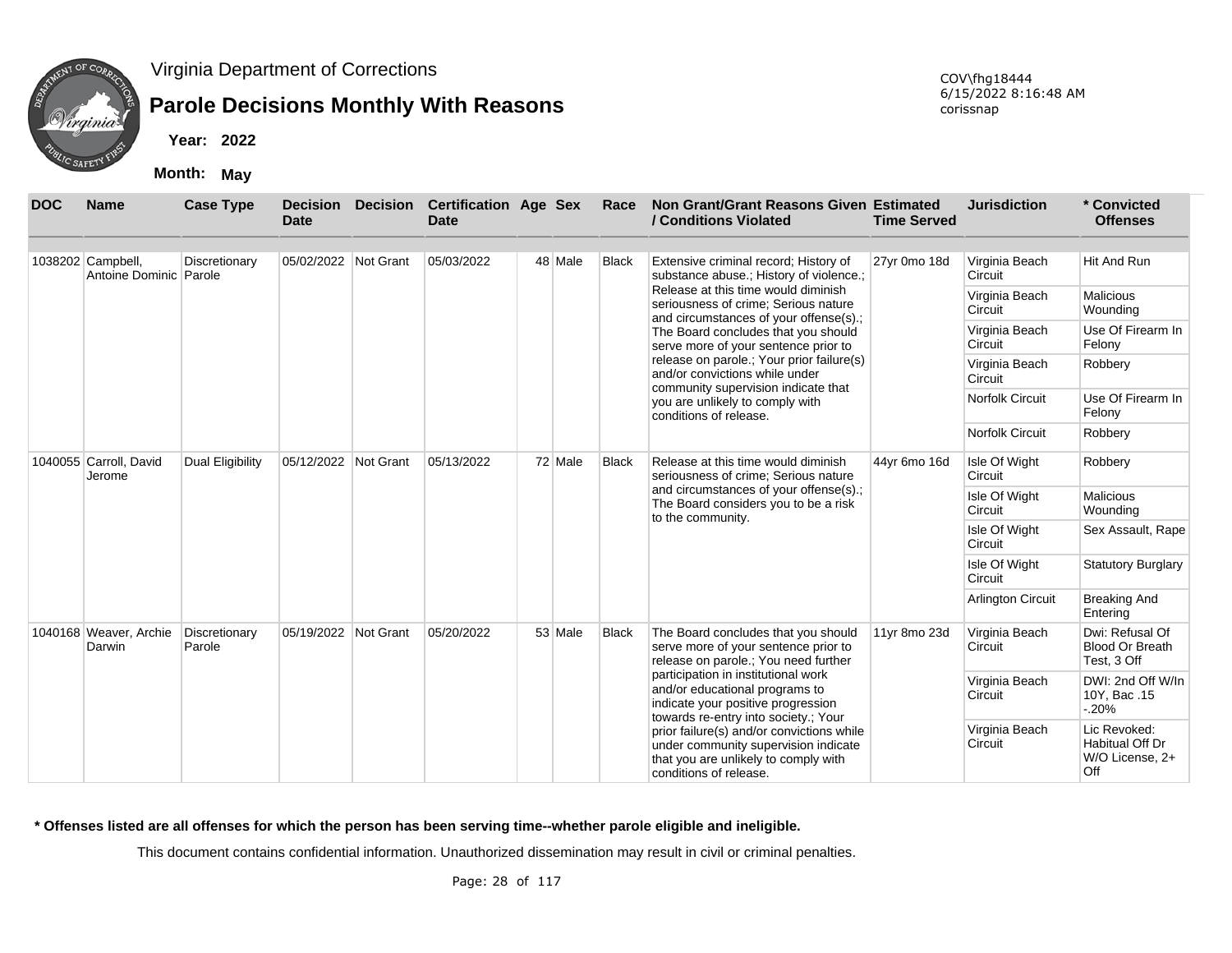Virginia Department of Corrections

# Parole Decisions Monthly With Reasons

**Year:** 2022

**Month:** May

COV\fhg18444
6/15/2022 8:16:48 AM
corissnap

| DOC | Name | Case Type | Decision Date | Decision | Certification Date | Age | Sex | Race | Non Grant/Grant Reasons Given / Conditions Violated | Estimated Time Served | Jurisdiction | * Convicted Offenses |
|---|---|---|---|---|---|---|---|---|---|---|---|---|
| 1038202 | Campbell, Antoine Dominic | Discretionary Parole | 05/02/2022 | Not Grant | 05/03/2022 | 48 | Male | Black | Extensive criminal record; History of substance abuse.; History of violence.; Release at this time would diminish seriousness of crime; Serious nature and circumstances of your offense(s).; The Board concludes that you should serve more of your sentence prior to release on parole.; Your prior failure(s) and/or convictions while under community supervision indicate that you are unlikely to comply with conditions of release. | 27yr 0mo 18d | Virginia Beach Circuit | Hit And Run |
| | | | | | | | | | | | Virginia Beach Circuit | Malicious Wounding |
| | | | | | | | | | | | Virginia Beach Circuit | Use Of Firearm In Felony |
| | | | | | | | | | | | Virginia Beach Circuit | Robbery |
| | | | | | | | | | | | Norfolk Circuit | Use Of Firearm In Felony |
| | | | | | | | | | | | Norfolk Circuit | Robbery |
| 1040055 | Carroll, David Jerome | Dual Eligibility | 05/12/2022 | Not Grant | 05/13/2022 | 72 | Male | Black | Release at this time would diminish seriousness of crime; Serious nature and circumstances of your offense(s).; The Board considers you to be a risk to the community. | 44yr 6mo 16d | Isle Of Wight Circuit | Robbery |
| | | | | | | | | | | | Isle Of Wight Circuit | Malicious Wounding |
| | | | | | | | | | | | Isle Of Wight Circuit | Sex Assault, Rape |
| | | | | | | | | | | | Isle Of Wight Circuit | Statutory Burglary |
| | | | | | | | | | | | Arlington Circuit | Breaking And Entering |
| 1040168 | Weaver, Archie Darwin | Discretionary Parole | 05/19/2022 | Not Grant | 05/20/2022 | 53 | Male | Black | The Board concludes that you should serve more of your sentence prior to release on parole.; You need further participation in institutional work and/or educational programs to indicate your positive progression towards re-entry into society.; Your prior failure(s) and/or convictions while under community supervision indicate that you are unlikely to comply with conditions of release. | 11yr 8mo 23d | Virginia Beach Circuit | Dwi: Refusal Of Blood Or Breath Test, 3 Off |
| | | | | | | | | | | | Virginia Beach Circuit | DWI: 2nd Off W/In 10Y, Bac .15 -.20% |
| | | | | | | | | | | | Virginia Beach Circuit | Lic Revoked: Habitual Off Dr W/O License, 2+ Off |

**\* Offenses listed are all offenses for which the person has been serving time--whether parole eligible and ineligible.**

This document contains confidential information. Unauthorized dissemination may result in civil or criminal penalties.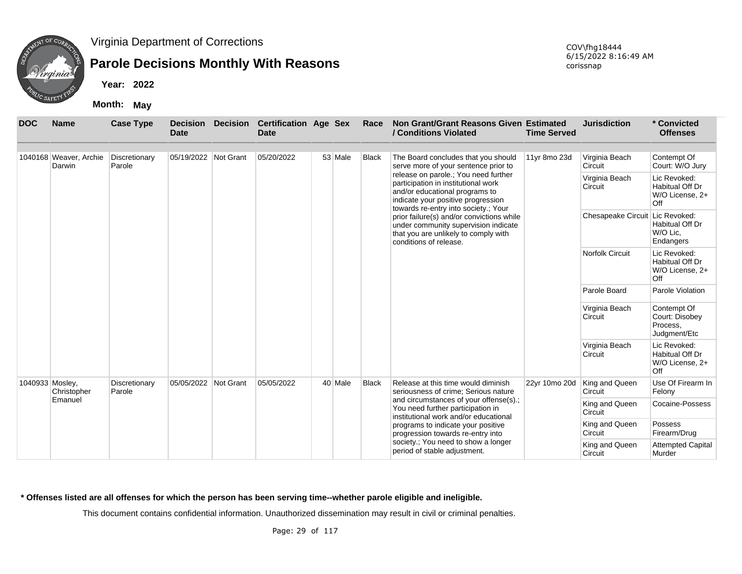# Virginia Department of Corrections

## Parole Decisions Monthly With Reasons

COV\fhg18444
6/15/2022 8:16:49 AM
corissnap

**Year:** 2022

**Month:** May

| DOC | Name | Case Type | Decision Date | Decision | Certification Date | Age | Sex | Race | Non Grant/Grant Reasons Given / Conditions Violated | Estimated Time Served | Jurisdiction | * Convicted Offenses |
|---|---|---|---|---|---|---|---|---|---|---|---|---|
| 1040168 | Weaver, Archie Darwin | Discretionary Parole | 05/19/2022 | Not Grant | 05/20/2022 | 53 | Male | Black | The Board concludes that you should serve more of your sentence prior to release on parole.; You need further participation in institutional work and/or educational programs to indicate your positive progression towards re-entry into society.; Your prior failure(s) and/or convictions while under community supervision indicate that you are unlikely to comply with conditions of release. | 11yr 8mo 23d | Virginia Beach Circuit | Contempt Of Court: W/O Jury |
| | | | | | | | | | | | Virginia Beach Circuit | Lic Revoked: Habitual Off Dr W/O License, 2+ Off |
| | | | | | | | | | | | Chesapeake Circuit | Lic Revoked: Habitual Off Dr W/O Lic, Endangers |
| | | | | | | | | | | | Norfolk Circuit | Lic Revoked: Habitual Off Dr W/O License, 2+ Off |
| | | | | | | | | | | | Parole Board | Parole Violation |
| | | | | | | | | | | | Virginia Beach Circuit | Contempt Of Court: Disobey Process, Judgment/Etc |
| | | | | | | | | | | | Virginia Beach Circuit | Lic Revoked: Habitual Off Dr W/O License, 2+ Off |
| 1040933 | Mosley, Christopher Emanuel | Discretionary Parole | 05/05/2022 | Not Grant | 05/05/2022 | 40 | Male | Black | Release at this time would diminish seriousness of crime; Serious nature and circumstances of your offense(s).; You need further participation in institutional work and/or educational programs to indicate your positive progression towards re-entry into society.; You need to show a longer period of stable adjustment. | 22yr 10mo 20d | King and Queen Circuit | Use Of Firearm In Felony |
| | | | | | | | | | | | King and Queen Circuit | Cocaine-Possess |
| | | | | | | | | | | | King and Queen Circuit | Possess Firearm/Drug |
| | | | | | | | | | | | King and Queen Circuit | Attempted Capital Murder |

**\* Offenses listed are all offenses for which the person has been serving time--whether parole eligible and ineligible.**

This document contains confidential information. Unauthorized dissemination may result in civil or criminal penalties.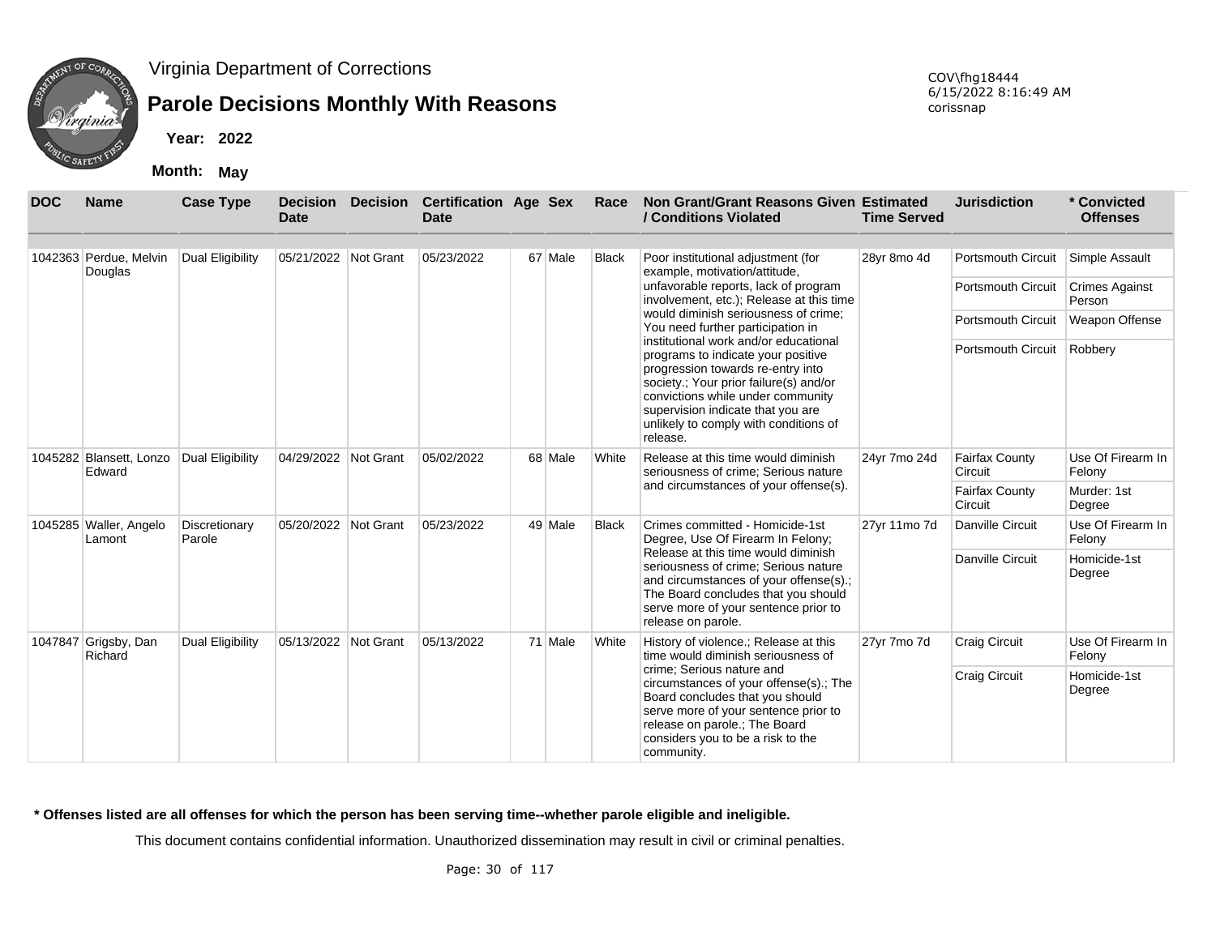Virginia Department of Corrections

# Parole Decisions Monthly With Reasons

COV\fhg18444
6/15/2022 8:16:49 AM
corissnap

**Year: 2022**

**Month: May**

| DOC | Name | Case Type | Decision Date | Decision | Certification Date | Age | Sex | Race | Non Grant/Grant Reasons Given / Conditions Violated | Estimated Time Served | Jurisdiction | * Convicted Offenses |
|---|---|---|---|---|---|---|---|---|---|---|---|---|
| 1042363 | Perdue, Melvin Douglas | Dual Eligibility | 05/21/2022 | Not Grant | 05/23/2022 | 67 | Male | Black | Poor institutional adjustment (for example, motivation/attitude, unfavorable reports, lack of program involvement, etc.); Release at this time would diminish seriousness of crime; You need further participation in institutional work and/or educational programs to indicate your positive progression towards re-entry into society.; Your prior failure(s) and/or convictions while under community supervision indicate that you are unlikely to comply with conditions of release. | 28yr 8mo 4d | Portsmouth Circuit | Simple Assault |
| | | | | | | | | | | | Portsmouth Circuit | Crimes Against Person |
| | | | | | | | | | | | Portsmouth Circuit | Weapon Offense |
| | | | | | | | | | | | Portsmouth Circuit | Robbery |
| 1045282 | Blansett, Lonzo Edward | Dual Eligibility | 04/29/2022 | Not Grant | 05/02/2022 | 68 | Male | White | Release at this time would diminish seriousness of crime; Serious nature and circumstances of your offense(s). | 24yr 7mo 24d | Fairfax County Circuit | Use Of Firearm In Felony |
| | | | | | | | | | | | Fairfax County Circuit | Murder: 1st Degree |
| 1045285 | Waller, Angelo Lamont | Discretionary Parole | 05/20/2022 | Not Grant | 05/23/2022 | 49 | Male | Black | Crimes committed - Homicide-1st Degree, Use Of Firearm In Felony; Release at this time would diminish seriousness of crime; Serious nature and circumstances of your offense(s).; The Board concludes that you should serve more of your sentence prior to release on parole. | 27yr 11mo 7d | Danville Circuit | Use Of Firearm In Felony |
| | | | | | | | | | | | Danville Circuit | Homicide-1st Degree |
| 1047847 | Grigsby, Dan Richard | Dual Eligibility | 05/13/2022 | Not Grant | 05/13/2022 | 71 | Male | White | History of violence.; Release at this time would diminish seriousness of crime; Serious nature and circumstances of your offense(s).; The Board concludes that you should serve more of your sentence prior to release on parole.; The Board considers you to be a risk to the community. | 27yr 7mo 7d | Craig Circuit | Use Of Firearm In Felony |
| | | | | | | | | | | | Craig Circuit | Homicide-1st Degree |

**\* Offenses listed are all offenses for which the person has been serving time--whether parole eligible and ineligible.**

This document contains confidential information. Unauthorized dissemination may result in civil or criminal penalties.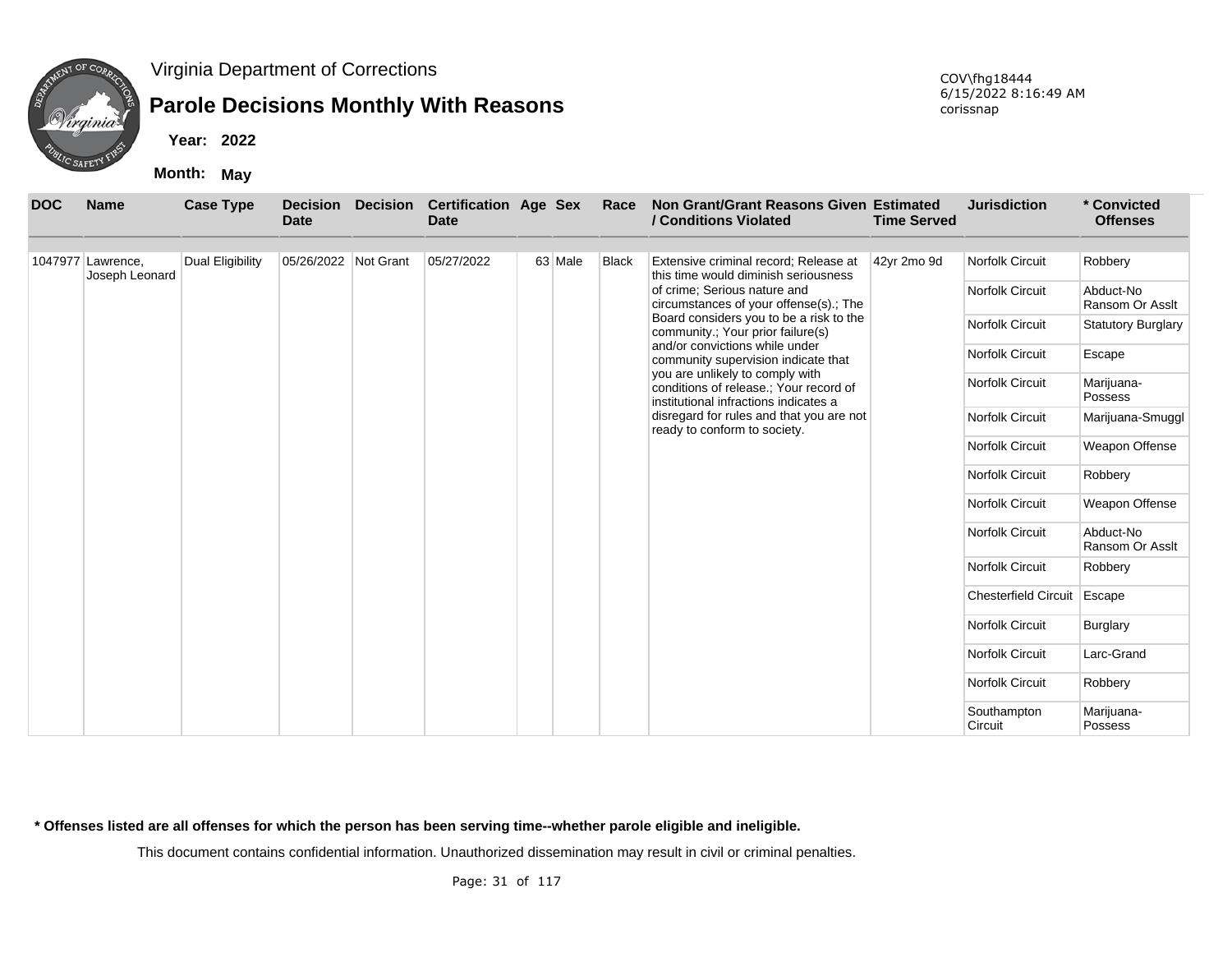Virginia Department of Corrections

# Parole Decisions Monthly With Reasons

**Year:** 2022

**Month:** May

COV\fhg18444
6/15/2022 8:16:49 AM
corissnap

| DOC | Name | Case Type | Decision Date | Decision | Certification Date | Age | Sex | Race | Non Grant/Grant Reasons Given / Conditions Violated | Estimated Time Served | Jurisdiction | * Convicted Offenses |
|---|---|---|---|---|---|---|---|---|---|---|---|---|
| 1047977 | Lawrence, Joseph Leonard | Dual Eligibility | 05/26/2022 | Not Grant | 05/27/2022 | 63 | Male | Black | Extensive criminal record; Release at this time would diminish seriousness of crime; Serious nature and circumstances of your offense(s).; The Board considers you to be a risk to the community.; Your prior failure(s) and/or convictions while under community supervision indicate that you are unlikely to comply with conditions of release.; Your record of institutional infractions indicates a disregard for rules and that you are not ready to conform to society. | 42yr 2mo 9d | Norfolk Circuit | Robbery |
| | | | | | | | | | | | Norfolk Circuit | Abduct-No Ransom Or Asslt |
| | | | | | | | | | | | Norfolk Circuit | Statutory Burglary |
| | | | | | | | | | | | Norfolk Circuit | Escape |
| | | | | | | | | | | | Norfolk Circuit | Marijuana-Possess |
| | | | | | | | | | | | Norfolk Circuit | Marijuana-Smuggl |
| | | | | | | | | | | | Norfolk Circuit | Weapon Offense |
| | | | | | | | | | | | Norfolk Circuit | Robbery |
| | | | | | | | | | | | Norfolk Circuit | Weapon Offense |
| | | | | | | | | | | | Norfolk Circuit | Abduct-No Ransom Or Asslt |
| | | | | | | | | | | | Norfolk Circuit | Robbery |
| | | | | | | | | | | | Chesterfield Circuit | Escape |
| | | | | | | | | | | | Norfolk Circuit | Burglary |
| | | | | | | | | | | | Norfolk Circuit | Larc-Grand |
| | | | | | | | | | | | Norfolk Circuit | Robbery |
| | | | | | | | | | | | Southampton Circuit | Marijuana-Possess |

**\* Offenses listed are all offenses for which the person has been serving time--whether parole eligible and ineligible.**

This document contains confidential information. Unauthorized dissemination may result in civil or criminal penalties.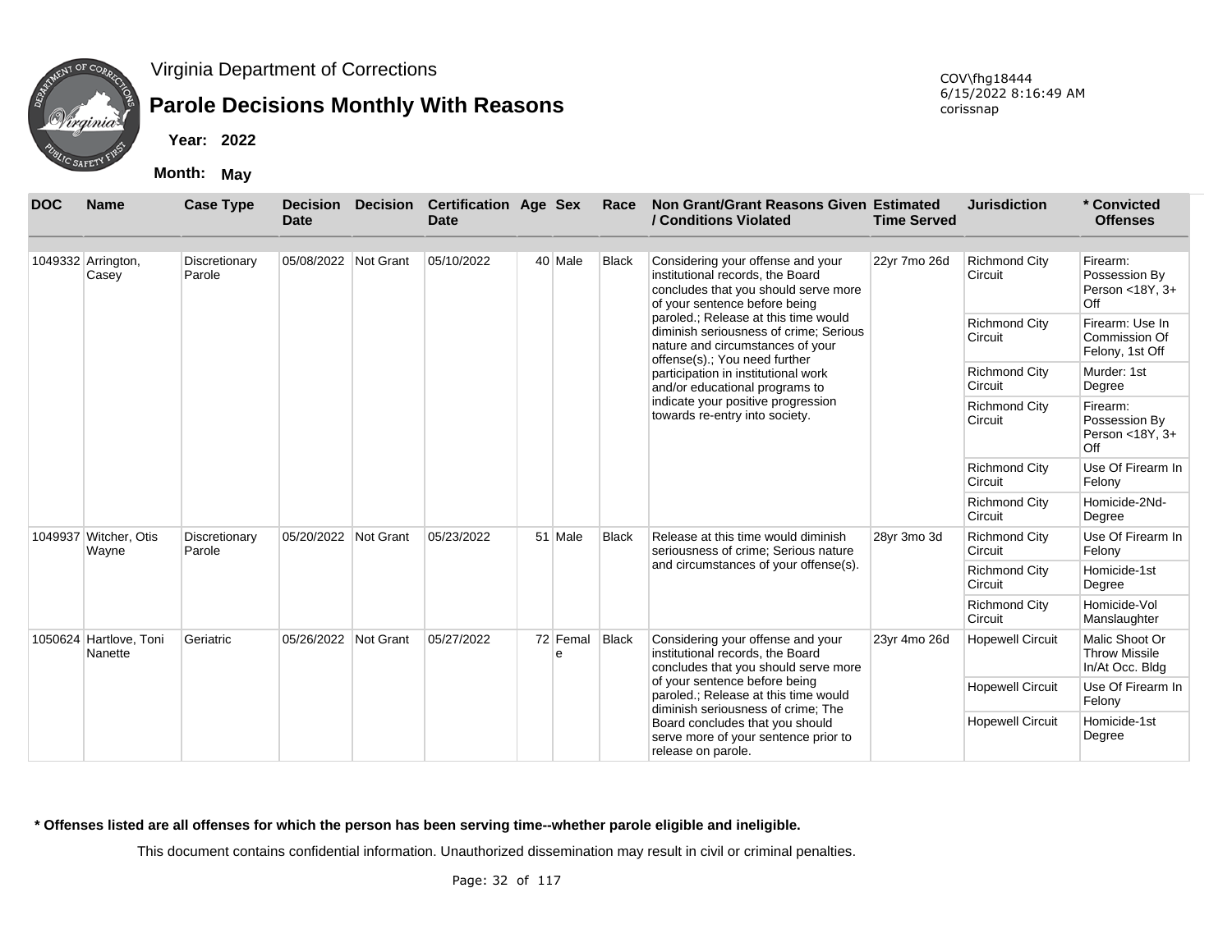Virginia Department of Corrections

# Parole Decisions Monthly With Reasons

COV\fhg18444
6/15/2022 8:16:49 AM
corissnap

**Year: 2022**

**Month: May**

| DOC | Name | Case Type | Decision Date | Decision | Certification Date | Age | Sex | Race | Non Grant/Grant Reasons Given / Conditions Violated | Estimated Time Served | Jurisdiction | * Convicted Offenses |
|---|---|---|---|---|---|---|---|---|---|---|---|---|
| 1049332 | Arrington, Casey | Discretionary Parole | 05/08/2022 | Not Grant | 05/10/2022 | 40 | Male | Black | Considering your offense and your institutional records, the Board concludes that you should serve more of your sentence before being paroled.; Release at this time would diminish seriousness of crime; Serious nature and circumstances of your offense(s).; You need further participation in institutional work and/or educational programs to indicate your positive progression towards re-entry into society. | 22yr 7mo 26d | Richmond City Circuit | Firearm: Possession By Person <18Y, 3+ Off |
| | | | | | | | | | | | Richmond City Circuit | Firearm: Use In Commission Of Felony, 1st Off |
| | | | | | | | | | | | Richmond City Circuit | Murder: 1st Degree |
| | | | | | | | | | | | Richmond City Circuit | Firearm: Possession By Person <18Y, 3+ Off |
| | | | | | | | | | | | Richmond City Circuit | Use Of Firearm In Felony |
| | | | | | | | | | | | Richmond City Circuit | Homicide-2Nd-Degree |
| 1049937 | Witcher, Otis Wayne | Discretionary Parole | 05/20/2022 | Not Grant | 05/23/2022 | 51 | Male | Black | Release at this time would diminish seriousness of crime; Serious nature and circumstances of your offense(s). | 28yr 3mo 3d | Richmond City Circuit | Use Of Firearm In Felony |
| | | | | | | | | | | | Richmond City Circuit | Homicide-1st Degree |
| | | | | | | | | | | | Richmond City Circuit | Homicide-Vol Manslaughter |
| 1050624 | Hartlove, Toni Nanette | Geriatric | 05/26/2022 | Not Grant | 05/27/2022 | 72 | Female | Black | Considering your offense and your institutional records, the Board concludes that you should serve more of your sentence before being paroled.; Release at this time would diminish seriousness of crime; The Board concludes that you should serve more of your sentence prior to release on parole. | 23yr 4mo 26d | Hopewell Circuit | Malic Shoot Or Throw Missile In/At Occ. Bldg |
| | | | | | | | | | | | Hopewell Circuit | Use Of Firearm In Felony |
| | | | | | | | | | | | Hopewell Circuit | Homicide-1st Degree |

**\* Offenses listed are all offenses for which the person has been serving time--whether parole eligible and ineligible.**

This document contains confidential information. Unauthorized dissemination may result in civil or criminal penalties.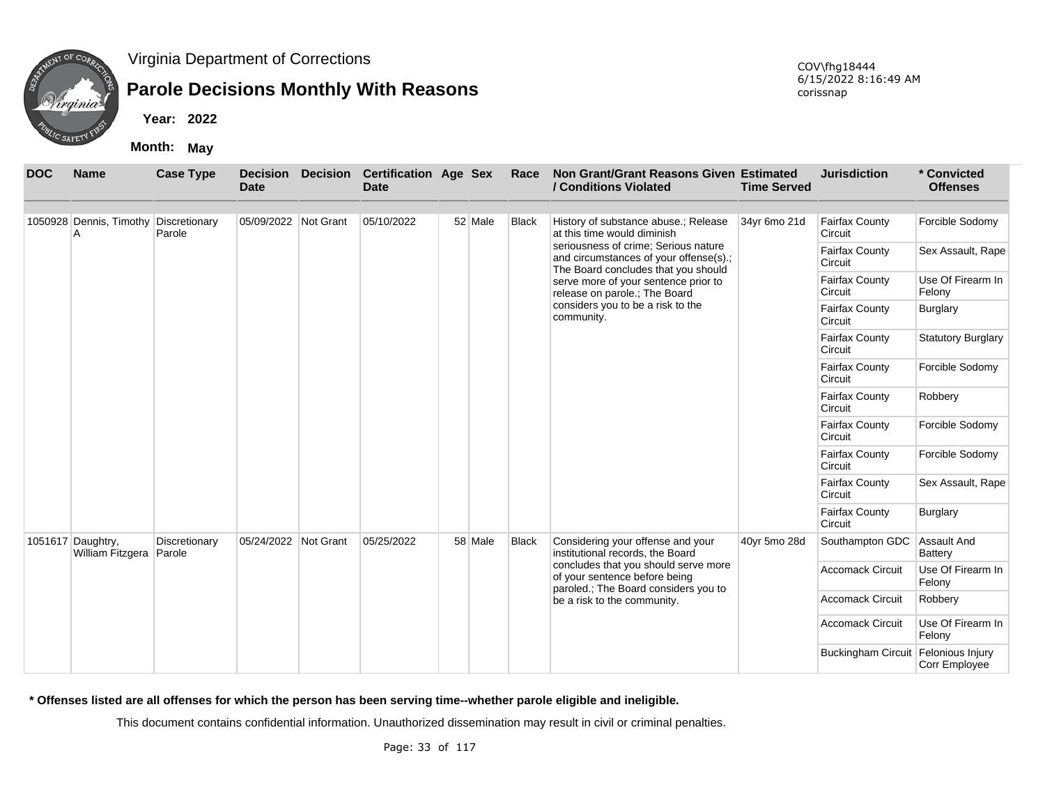Virginia Department of Corrections

# Parole Decisions Monthly With Reasons

**Year: 2022**

**Month: May**

COV\fhg18444
6/15/2022 8:16:49 AM
corissnap

| DOC | Name | Case Type | Decision Date | Decision | Certification Date | Age | Sex | Race | Non Grant/Grant Reasons Given / Conditions Violated | Estimated Time Served | Jurisdiction | * Convicted Offenses |
|---|---|---|---|---|---|---|---|---|---|---|---|---|
| 1050928 | Dennis, Timothy A | Discretionary Parole | 05/09/2022 | Not Grant | 05/10/2022 | 52 | Male | Black | History of substance abuse.; Release at this time would diminish seriousness of crime; Serious nature and circumstances of your offense(s).; The Board concludes that you should serve more of your sentence prior to release on parole.; The Board considers you to be a risk to the community. | 34yr 6mo 21d | Fairfax County Circuit | Forcible Sodomy |
| | | | | | | | | | | | Fairfax County Circuit | Sex Assault, Rape |
| | | | | | | | | | | | Fairfax County Circuit | Use Of Firearm In Felony |
| | | | | | | | | | | | Fairfax County Circuit | Burglary |
| | | | | | | | | | | | Fairfax County Circuit | Statutory Burglary |
| | | | | | | | | | | | Fairfax County Circuit | Forcible Sodomy |
| | | | | | | | | | | | Fairfax County Circuit | Robbery |
| | | | | | | | | | | | Fairfax County Circuit | Forcible Sodomy |
| | | | | | | | | | | | Fairfax County Circuit | Forcible Sodomy |
| | | | | | | | | | | | Fairfax County Circuit | Sex Assault, Rape |
| | | | | | | | | | | | Fairfax County Circuit | Burglary |
| 1051617 | Daughtry, William Fitzgera | Discretionary Parole | 05/24/2022 | Not Grant | 05/25/2022 | 58 | Male | Black | Considering your offense and your institutional records, the Board concludes that you should serve more of your sentence before being paroled.; The Board considers you to be a risk to the community. | 40yr 5mo 28d | Southampton GDC | Assault And Battery |
| | | | | | | | | | | | Accomack Circuit | Use Of Firearm In Felony |
| | | | | | | | | | | | Accomack Circuit | Robbery |
| | | | | | | | | | | | Accomack Circuit | Use Of Firearm In Felony |
| | | | | | | | | | | | Buckingham Circuit | Felonious Injury Corr Employee |

**\* Offenses listed are all offenses for which the person has been serving time--whether parole eligible and ineligible.**

This document contains confidential information. Unauthorized dissemination may result in civil or criminal penalties.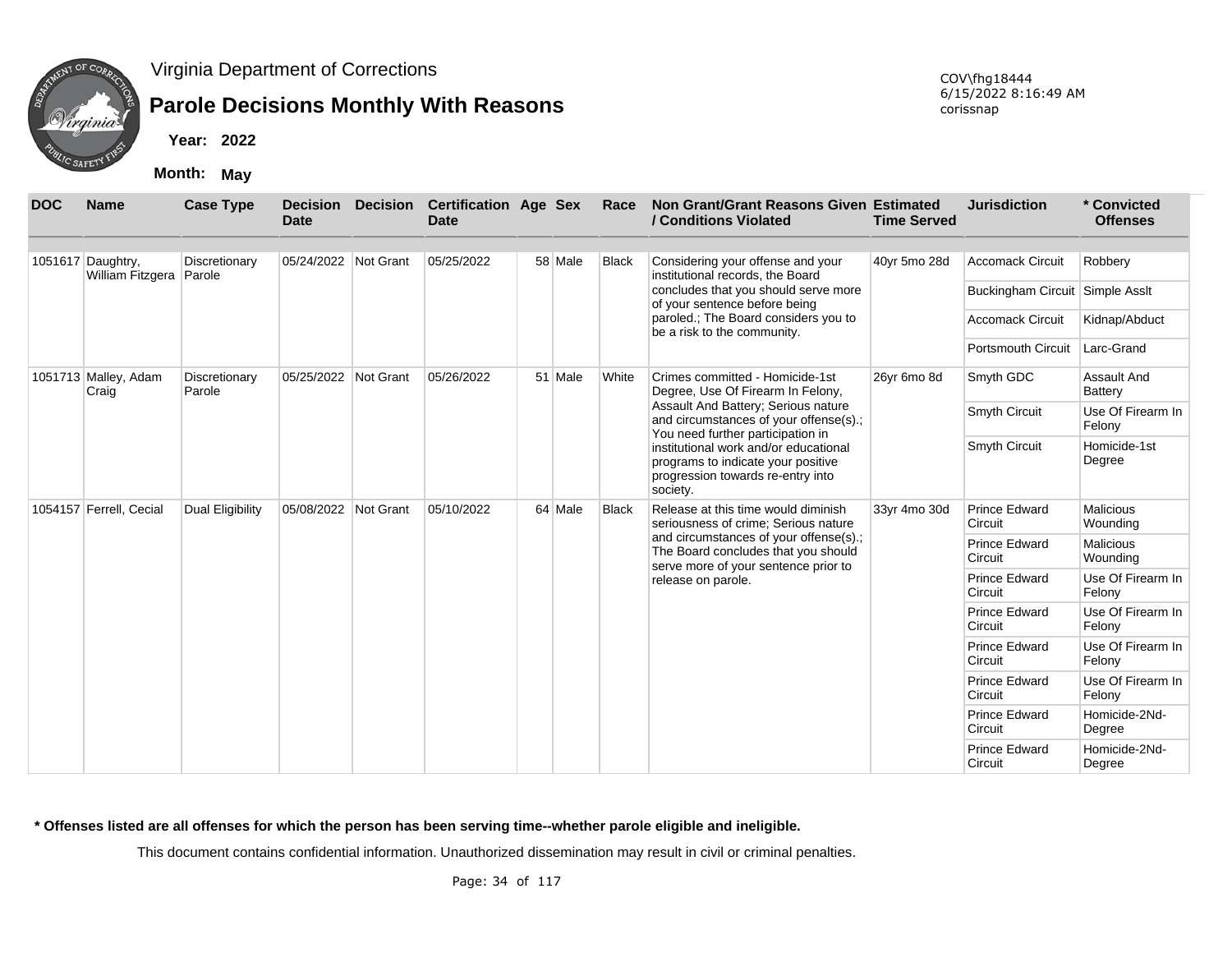Virginia Department of Corrections

# Parole Decisions Monthly With Reasons

**Year: 2022**

**Month: May**

COV\fhg18444
6/15/2022 8:16:49 AM
corissnap

| DOC | Name | Case Type | Decision Date | Decision | Certification Date | Age | Sex | Race | Non Grant/Grant Reasons Given / Conditions Violated | Estimated Time Served | Jurisdiction | * Convicted Offenses |
|---|---|---|---|---|---|---|---|---|---|---|---|---|
| 1051617 | Daughtry, William Fitzgera | Discretionary Parole | 05/24/2022 | Not Grant | 05/25/2022 | 58 | Male | Black | Considering your offense and your institutional records, the Board concludes that you should serve more of your sentence before being paroled.; The Board considers you to be a risk to the community. | 40yr 5mo 28d | Accomack Circuit | Robbery |
| | | | | | | | | | | | Buckingham Circuit | Simple Asslt |
| | | | | | | | | | | | Accomack Circuit | Kidnap/Abduct |
| | | | | | | | | | | | Portsmouth Circuit | Larc-Grand |
| 1051713 | Malley, Adam Craig | Discretionary Parole | 05/25/2022 | Not Grant | 05/26/2022 | 51 | Male | White | Crimes committed - Homicide-1st Degree, Use Of Firearm In Felony, Assault And Battery; Serious nature and circumstances of your offense(s).; You need further participation in institutional work and/or educational programs to indicate your positive progression towards re-entry into society. | 26yr 6mo 8d | Smyth GDC | Assault And Battery |
| | | | | | | | | | | | Smyth Circuit | Use Of Firearm In Felony |
| | | | | | | | | | | | Smyth Circuit | Homicide-1st Degree |
| 1054157 | Ferrell, Cecial | Dual Eligibility | 05/08/2022 | Not Grant | 05/10/2022 | 64 | Male | Black | Release at this time would diminish seriousness of crime; Serious nature and circumstances of your offense(s).; The Board concludes that you should serve more of your sentence prior to release on parole. | 33yr 4mo 30d | Prince Edward Circuit | Malicious Wounding |
| | | | | | | | | | | | Prince Edward Circuit | Malicious Wounding |
| | | | | | | | | | | | Prince Edward Circuit | Use Of Firearm In Felony |
| | | | | | | | | | | | Prince Edward Circuit | Use Of Firearm In Felony |
| | | | | | | | | | | | Prince Edward Circuit | Use Of Firearm In Felony |
| | | | | | | | | | | | Prince Edward Circuit | Use Of Firearm In Felony |
| | | | | | | | | | | | Prince Edward Circuit | Homicide-2Nd-Degree |
| | | | | | | | | | | | Prince Edward Circuit | Homicide-2Nd-Degree |

**\* Offenses listed are all offenses for which the person has been serving time--whether parole eligible and ineligible.**

This document contains confidential information. Unauthorized dissemination may result in civil or criminal penalties.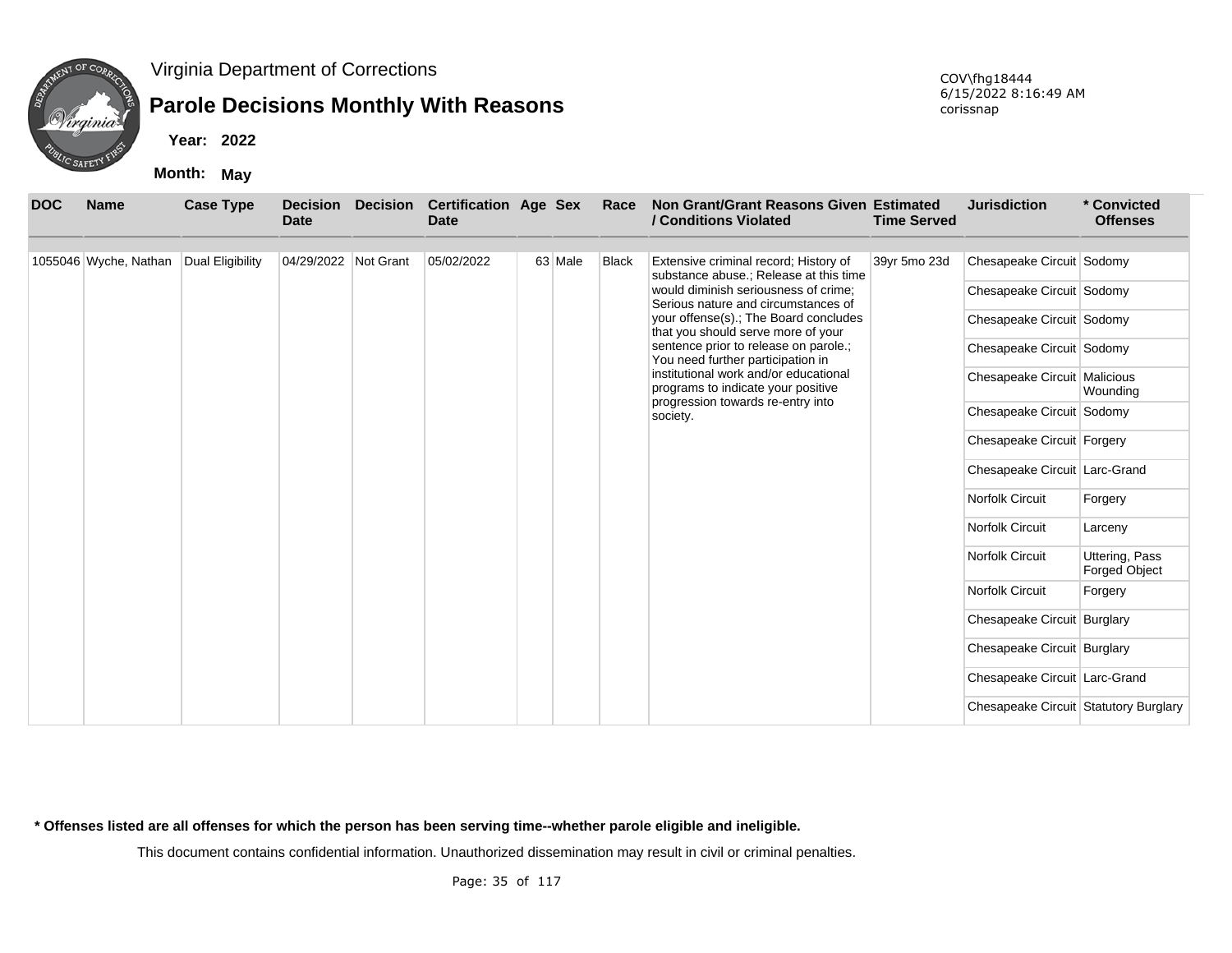Virginia Department of Corrections

# Parole Decisions Monthly With Reasons

**Year:** 2022

**Month:** May

COV\fhg18444
6/15/2022 8:16:49 AM
corissnap

| DOC | Name | Case Type | Decision Date | Decision | Certification Date | Age | Sex | Race | Non Grant/Grant Reasons Given / Conditions Violated | Estimated Time Served | Jurisdiction | * Convicted Offenses |
|---|---|---|---|---|---|---|---|---|---|---|---|---|
| 1055046 | Wyche, Nathan | Dual Eligibility | 04/29/2022 | Not Grant | 05/02/2022 | 63 | Male | Black | Extensive criminal record; History of substance abuse.; Release at this time would diminish seriousness of crime; Serious nature and circumstances of your offense(s).; The Board concludes that you should serve more of your sentence prior to release on parole.; You need further participation in institutional work and/or educational programs to indicate your positive progression towards re-entry into society. | 39yr 5mo 23d | Chesapeake Circuit | Sodomy |
| | | | | | | | | | | | Chesapeake Circuit | Sodomy |
| | | | | | | | | | | | Chesapeake Circuit | Sodomy |
| | | | | | | | | | | | Chesapeake Circuit | Sodomy |
| | | | | | | | | | | | Chesapeake Circuit | Malicious Wounding |
| | | | | | | | | | | | Chesapeake Circuit | Sodomy |
| | | | | | | | | | | | Chesapeake Circuit | Forgery |
| | | | | | | | | | | | Chesapeake Circuit | Larc-Grand |
| | | | | | | | | | | | Norfolk Circuit | Forgery |
| | | | | | | | | | | | Norfolk Circuit | Larceny |
| | | | | | | | | | | | Norfolk Circuit | Uttering, Pass Forged Object |
| | | | | | | | | | | | Norfolk Circuit | Forgery |
| | | | | | | | | | | | Chesapeake Circuit | Burglary |
| | | | | | | | | | | | Chesapeake Circuit | Burglary |
| | | | | | | | | | | | Chesapeake Circuit | Larc-Grand |
| | | | | | | | | | | | Chesapeake Circuit | Statutory Burglary |

**\* Offenses listed are all offenses for which the person has been serving time--whether parole eligible and ineligible.**

This document contains confidential information. Unauthorized dissemination may result in civil or criminal penalties.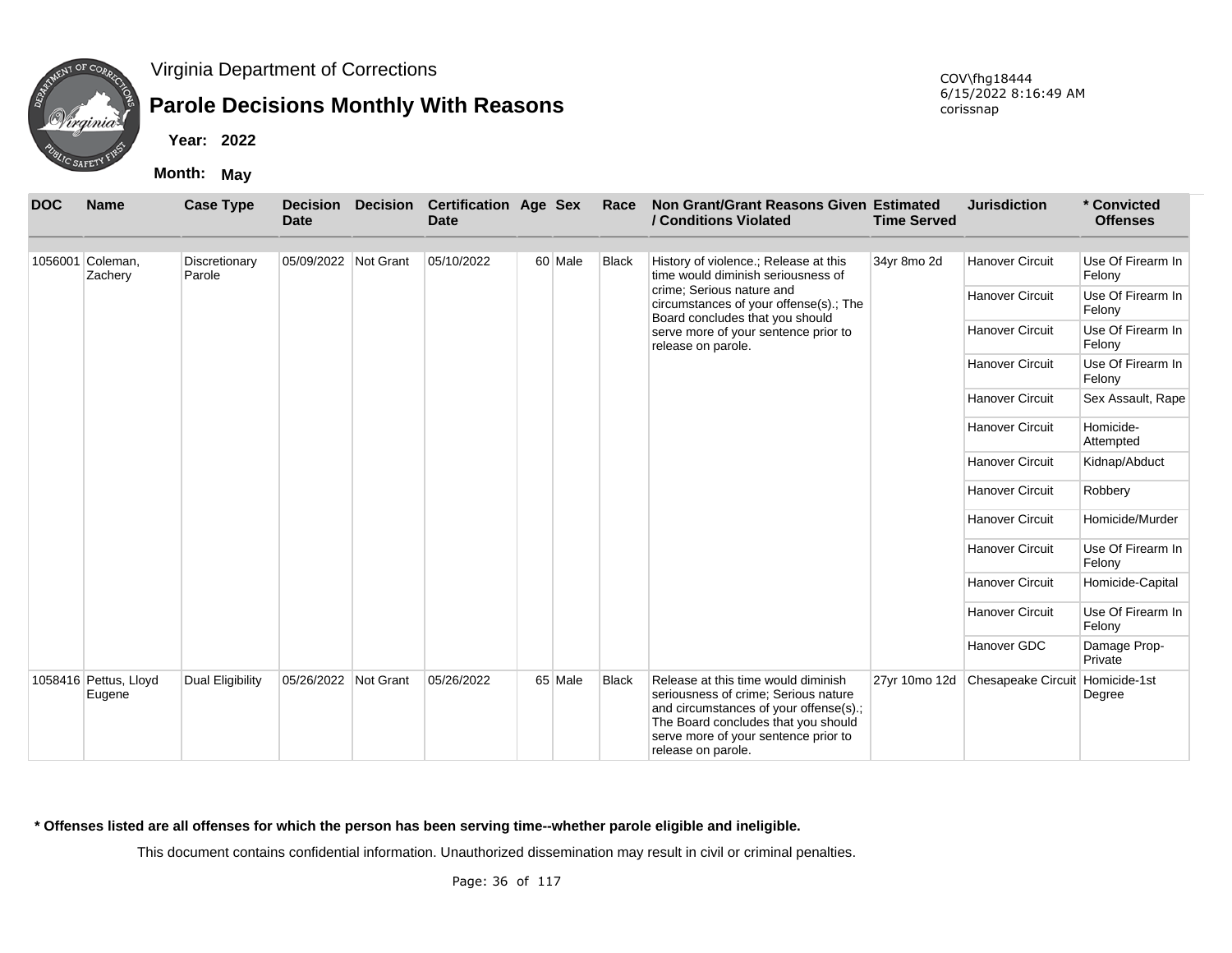Virginia Department of Corrections

## Parole Decisions Monthly With Reasons

**Year: 2022**

**Month: May**

COV\fhg18444
6/15/2022 8:16:49 AM
corissnap

| DOC | Name | Case Type | Decision Date | Decision | Certification Date | Age | Sex | Race | Non Grant/Grant Reasons Given / Conditions Violated | Estimated Time Served | Jurisdiction | * Convicted Offenses |
|---|---|---|---|---|---|---|---|---|---|---|---|---|
| 1056001 | Coleman, Zachery | Discretionary Parole | 05/09/2022 | Not Grant | 05/10/2022 | 60 | Male | Black | History of violence.; Release at this time would diminish seriousness of crime; Serious nature and circumstances of your offense(s).; The Board concludes that you should serve more of your sentence prior to release on parole. | 34yr 8mo 2d | Hanover Circuit | Use Of Firearm In Felony |
| | | | | | | | | | | | Hanover Circuit | Use Of Firearm In Felony |
| | | | | | | | | | | | Hanover Circuit | Use Of Firearm In Felony |
| | | | | | | | | | | | Hanover Circuit | Use Of Firearm In Felony |
| | | | | | | | | | | | Hanover Circuit | Sex Assault, Rape |
| | | | | | | | | | | | Hanover Circuit | Homicide-Attempted |
| | | | | | | | | | | | Hanover Circuit | Kidnap/Abduct |
| | | | | | | | | | | | Hanover Circuit | Robbery |
| | | | | | | | | | | | Hanover Circuit | Homicide/Murder |
| | | | | | | | | | | | Hanover Circuit | Use Of Firearm In Felony |
| | | | | | | | | | | | Hanover Circuit | Homicide-Capital |
| | | | | | | | | | | | Hanover Circuit | Use Of Firearm In Felony |
| | | | | | | | | | | | Hanover GDC | Damage Prop-Private |
| 1058416 | Pettus, Lloyd Eugene | Dual Eligibility | 05/26/2022 | Not Grant | 05/26/2022 | 65 | Male | Black | Release at this time would diminish seriousness of crime; Serious nature and circumstances of your offense(s).; The Board concludes that you should serve more of your sentence prior to release on parole. | 27yr 10mo 12d | Chesapeake Circuit | Homicide-1st Degree |

**\* Offenses listed are all offenses for which the person has been serving time--whether parole eligible and ineligible.**

This document contains confidential information. Unauthorized dissemination may result in civil or criminal penalties.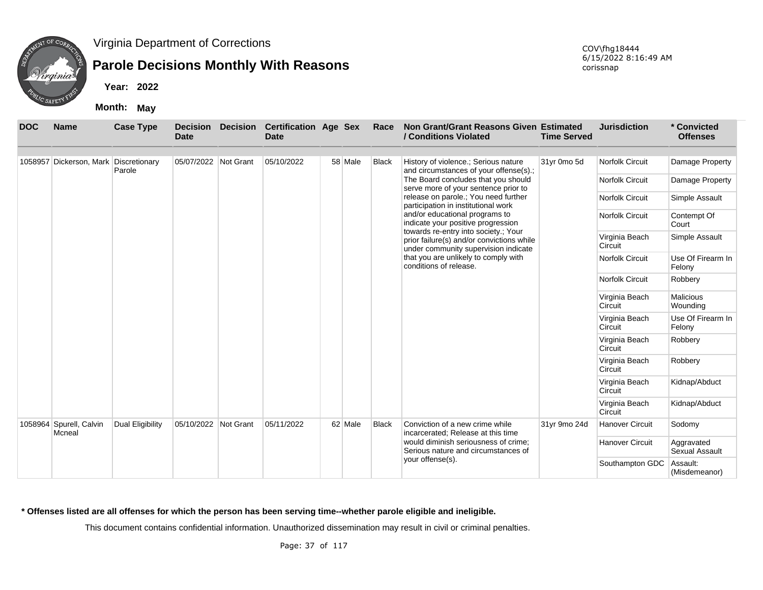Virginia Department of Corrections

# Parole Decisions Monthly With Reasons

**Year:** 2022

**Month:** May

COV\fhg18444
6/15/2022 8:16:49 AM
corissnap

| DOC | Name | Case Type | Decision Date | Decision | Certification Date | Age | Sex | Race | Non Grant/Grant Reasons Given / Conditions Violated | Estimated Time Served | Jurisdiction | * Convicted Offenses |
|---|---|---|---|---|---|---|---|---|---|---|---|---|
| 1058957 | Dickerson, Mark | Discretionary Parole | 05/07/2022 | Not Grant | 05/10/2022 | 58 | Male | Black | History of violence.; Serious nature and circumstances of your offense(s).; The Board concludes that you should serve more of your sentence prior to release on parole.; You need further participation in institutional work and/or educational programs to indicate your positive progression towards re-entry into society.; Your prior failure(s) and/or convictions while under community supervision indicate that you are unlikely to comply with conditions of release. | 31yr 0mo 5d | Norfolk Circuit | Damage Property |
| | | | | | | | | | | | Norfolk Circuit | Damage Property |
| | | | | | | | | | | | Norfolk Circuit | Simple Assault |
| | | | | | | | | | | | Norfolk Circuit | Contempt Of Court |
| | | | | | | | | | | | Virginia Beach Circuit | Simple Assault |
| | | | | | | | | | | | Norfolk Circuit | Use Of Firearm In Felony |
| | | | | | | | | | | | Norfolk Circuit | Robbery |
| | | | | | | | | | | | Virginia Beach Circuit | Malicious Wounding |
| | | | | | | | | | | | Virginia Beach Circuit | Use Of Firearm In Felony |
| | | | | | | | | | | | Virginia Beach Circuit | Robbery |
| | | | | | | | | | | | Virginia Beach Circuit | Robbery |
| | | | | | | | | | | | Virginia Beach Circuit | Kidnap/Abduct |
| | | | | | | | | | | | Virginia Beach Circuit | Kidnap/Abduct |
| 1058964 | Spurell, Calvin Mcneal | Dual Eligibility | 05/10/2022 | Not Grant | 05/11/2022 | 62 | Male | Black | Conviction of a new crime while incarcerated; Release at this time would diminish seriousness of crime; Serious nature and circumstances of your offense(s). | 31yr 9mo 24d | Hanover Circuit | Sodomy |
| | | | | | | | | | | | Hanover Circuit | Aggravated Sexual Assault |
| | | | | | | | | | | | Southampton GDC | Assault: (Misdemeanor) |

**\* Offenses listed are all offenses for which the person has been serving time--whether parole eligible and ineligible.**

This document contains confidential information. Unauthorized dissemination may result in civil or criminal penalties.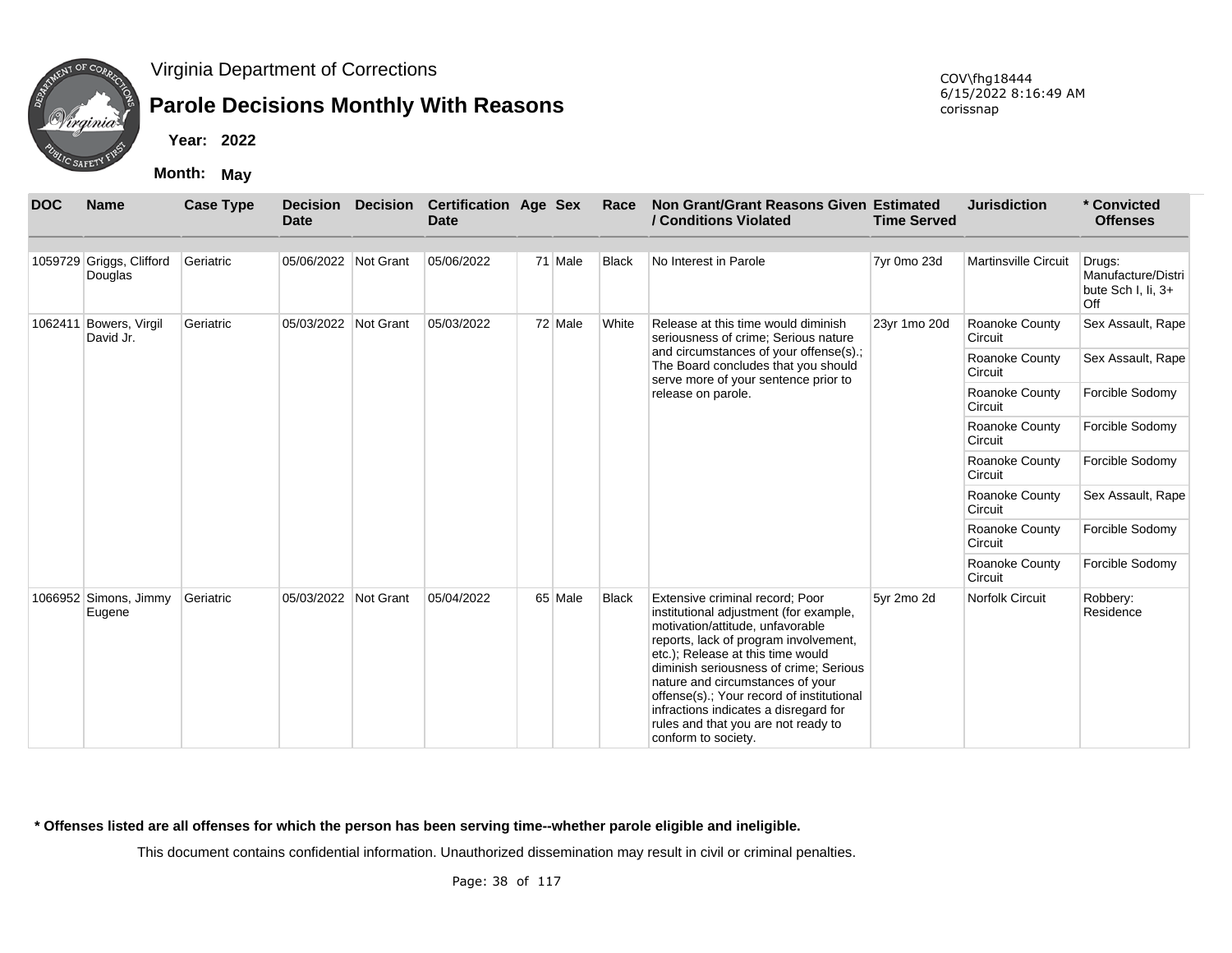Virginia Department of Corrections

# Parole Decisions Monthly With Reasons

**Year: 2022**

**Month: May**

COV\fhg18444
6/15/2022 8:16:49 AM
corissnap

| DOC | Name | Case Type | Decision Date | Decision | Certification Date | Age | Sex | Race | Non Grant/Grant Reasons Given / Conditions Violated | Estimated Time Served | Jurisdiction | * Convicted Offenses |
|---|---|---|---|---|---|---|---|---|---|---|---|---|
| 1059729 | Griggs, Clifford Douglas | Geriatric | 05/06/2022 | Not Grant | 05/06/2022 | 71 | Male | Black | No Interest in Parole | 7yr 0mo 23d | Martinsville Circuit | Drugs: Manufacture/Distribute Sch I, Ii, 3+ Off |
| 1062411 | Bowers, Virgil David Jr. | Geriatric | 05/03/2022 | Not Grant | 05/03/2022 | 72 | Male | White | Release at this time would diminish seriousness of crime; Serious nature and circumstances of your offense(s).; The Board concludes that you should serve more of your sentence prior to release on parole. | 23yr 1mo 20d | Roanoke County Circuit | Sex Assault, Rape |
| | | | | | | | | | | | Roanoke County Circuit | Sex Assault, Rape |
| | | | | | | | | | | | Roanoke County Circuit | Forcible Sodomy |
| | | | | | | | | | | | Roanoke County Circuit | Forcible Sodomy |
| | | | | | | | | | | | Roanoke County Circuit | Forcible Sodomy |
| | | | | | | | | | | | Roanoke County Circuit | Sex Assault, Rape |
| | | | | | | | | | | | Roanoke County Circuit | Forcible Sodomy |
| | | | | | | | | | | | Roanoke County Circuit | Forcible Sodomy |
| 1066952 | Simons, Jimmy Eugene | Geriatric | 05/03/2022 | Not Grant | 05/04/2022 | 65 | Male | Black | Extensive criminal record; Poor institutional adjustment (for example, motivation/attitude, unfavorable reports, lack of program involvement, etc.); Release at this time would diminish seriousness of crime; Serious nature and circumstances of your offense(s).; Your record of institutional infractions indicates a disregard for rules and that you are not ready to conform to society. | 5yr 2mo 2d | Norfolk Circuit | Robbery: Residence |

**\* Offenses listed are all offenses for which the person has been serving time--whether parole eligible and ineligible.**

This document contains confidential information. Unauthorized dissemination may result in civil or criminal penalties.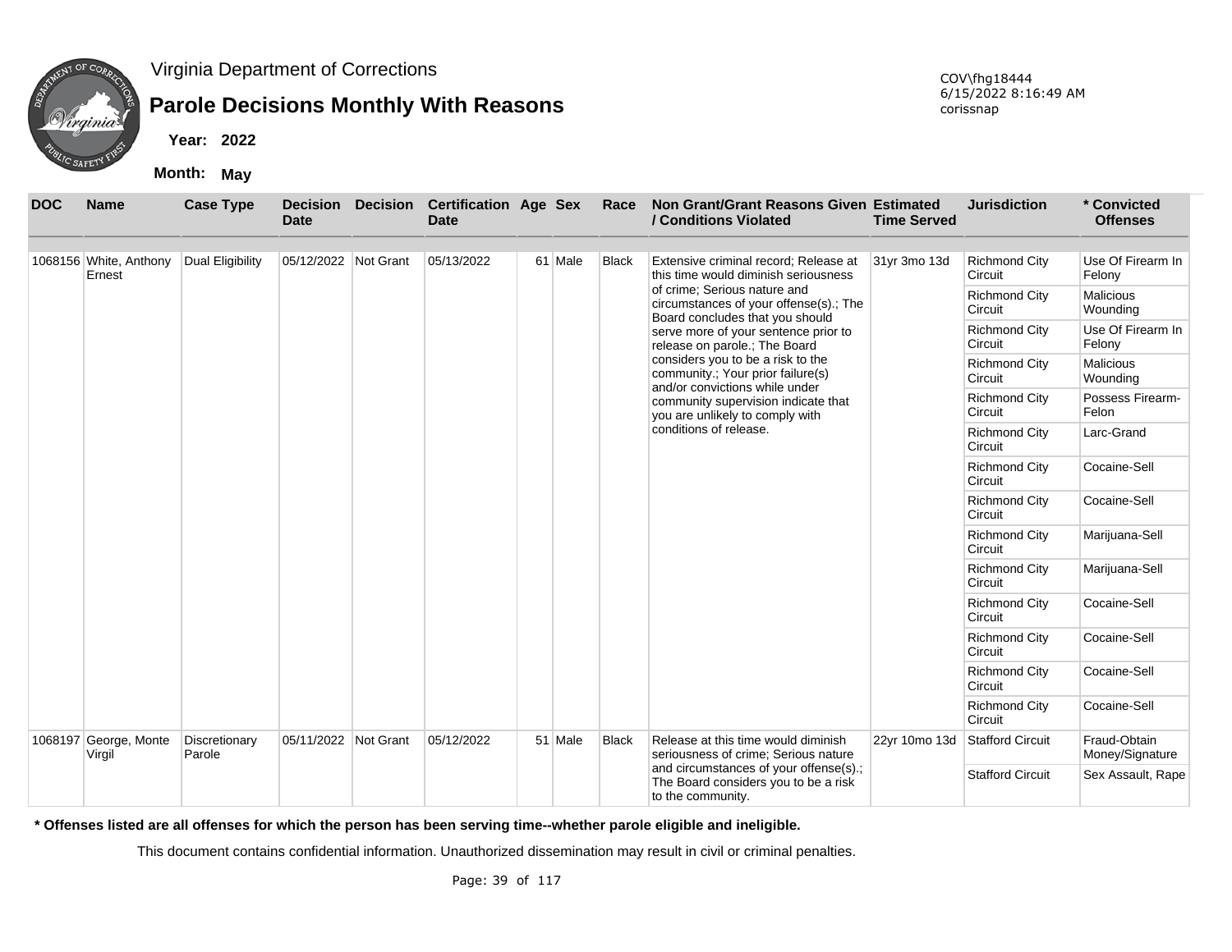Virginia Department of Corrections

# Parole Decisions Monthly With Reasons

**Year: 2022**

**Month: May**

COV\fhg18444
6/15/2022 8:16:49 AM
corissnap

| DOC | Name | Case Type | Decision Date | Decision | Certification Date | Age | Sex | Race | Non Grant/Grant Reasons Given / Conditions Violated | Estimated Time Served | Jurisdiction | * Convicted Offenses |
|---|---|---|---|---|---|---|---|---|---|---|---|---|
| 1068156 | White, Anthony Ernest | Dual Eligibility | 05/12/2022 | Not Grant | 05/13/2022 | 61 | Male | Black | Extensive criminal record; Release at this time would diminish seriousness of crime; Serious nature and circumstances of your offense(s).; The Board concludes that you should serve more of your sentence prior to release on parole.; The Board considers you to be a risk to the community.; Your prior failure(s) and/or convictions while under community supervision indicate that you are unlikely to comply with conditions of release. | 31yr 3mo 13d | Richmond City Circuit | Use Of Firearm In Felony |
| | | | | | | | | | | | Richmond City Circuit | Malicious Wounding |
| | | | | | | | | | | | Richmond City Circuit | Use Of Firearm In Felony |
| | | | | | | | | | | | Richmond City Circuit | Malicious Wounding |
| | | | | | | | | | | | Richmond City Circuit | Possess Firearm-Felon |
| | | | | | | | | | | | Richmond City Circuit | Larc-Grand |
| | | | | | | | | | | | Richmond City Circuit | Cocaine-Sell |
| | | | | | | | | | | | Richmond City Circuit | Cocaine-Sell |
| | | | | | | | | | | | Richmond City Circuit | Marijuana-Sell |
| | | | | | | | | | | | Richmond City Circuit | Marijuana-Sell |
| | | | | | | | | | | | Richmond City Circuit | Cocaine-Sell |
| | | | | | | | | | | | Richmond City Circuit | Cocaine-Sell |
| | | | | | | | | | | | Richmond City Circuit | Cocaine-Sell |
| | | | | | | | | | | | Richmond City Circuit | Cocaine-Sell |
| 1068197 | George, Monte Virgil | Discretionary Parole | 05/11/2022 | Not Grant | 05/12/2022 | 51 | Male | Black | Release at this time would diminish seriousness of crime; Serious nature and circumstances of your offense(s).; The Board considers you to be a risk to the community. | 22yr 10mo 13d | Stafford Circuit | Fraud-Obtain Money/Signature |
| | | | | | | | | | | | Stafford Circuit | Sex Assault, Rape |

**\* Offenses listed are all offenses for which the person has been serving time--whether parole eligible and ineligible.**

This document contains confidential information. Unauthorized dissemination may result in civil or criminal penalties.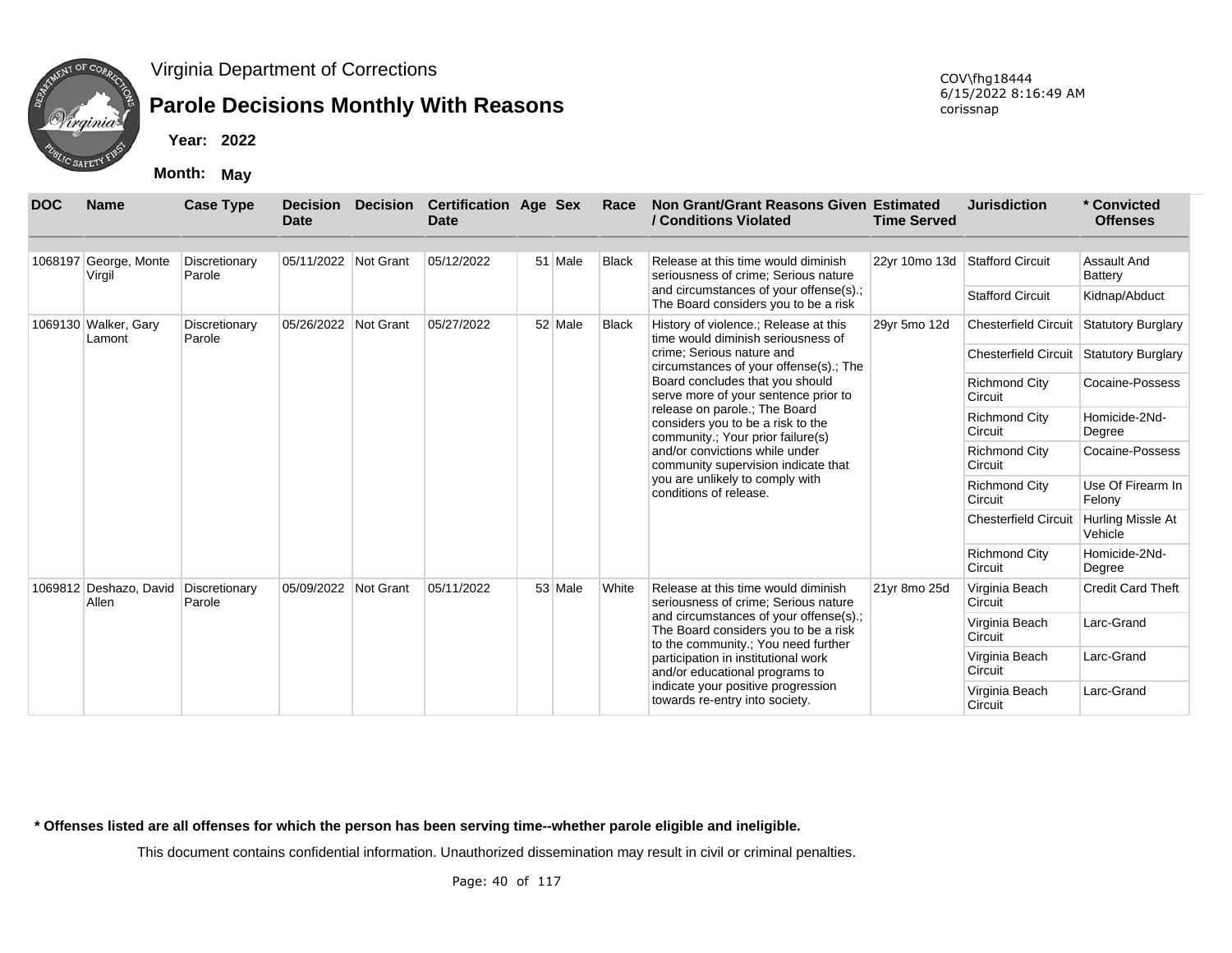Virginia Department of Corrections

# Parole Decisions Monthly With Reasons

COV\fhg18444
6/15/2022 8:16:49 AM
corissnap

**Year:** 2022

**Month:** May

| DOC | Name | Case Type | Decision Date | Decision | Certification Date | Age | Sex | Race | Non Grant/Grant Reasons Given / Conditions Violated | Estimated Time Served | Jurisdiction | * Convicted Offenses |
|---|---|---|---|---|---|---|---|---|---|---|---|---|
| 1068197 | George, Monte Virgil | Discretionary Parole | 05/11/2022 | Not Grant | 05/12/2022 | 51 | Male | Black | Release at this time would diminish seriousness of crime; Serious nature and circumstances of your offense(s).; The Board considers you to be a risk | 22yr 10mo 13d | Stafford Circuit | Assault And Battery |
| | | | | | | | | | | | Stafford Circuit | Kidnap/Abduct |
| 1069130 | Walker, Gary Lamont | Discretionary Parole | 05/26/2022 | Not Grant | 05/27/2022 | 52 | Male | Black | History of violence.; Release at this time would diminish seriousness of crime; Serious nature and circumstances of your offense(s).; The Board concludes that you should serve more of your sentence prior to release on parole.; The Board considers you to be a risk to the community.; Your prior failure(s) and/or convictions while under community supervision indicate that you are unlikely to comply with conditions of release. | 29yr 5mo 12d | Chesterfield Circuit | Statutory Burglary |
| | | | | | | | | | | | Chesterfield Circuit | Statutory Burglary |
| | | | | | | | | | | | Richmond City Circuit | Cocaine-Possess |
| | | | | | | | | | | | Richmond City Circuit | Homicide-2Nd-Degree |
| | | | | | | | | | | | Richmond City Circuit | Cocaine-Possess |
| | | | | | | | | | | | Richmond City Circuit | Use Of Firearm In Felony |
| | | | | | | | | | | | Chesterfield Circuit | Hurling Missle At Vehicle |
| | | | | | | | | | | | Richmond City Circuit | Homicide-2Nd-Degree |
| 1069812 | Deshazo, David Allen | Discretionary Parole | 05/09/2022 | Not Grant | 05/11/2022 | 53 | Male | White | Release at this time would diminish seriousness of crime; Serious nature and circumstances of your offense(s).; The Board considers you to be a risk to the community.; You need further participation in institutional work and/or educational programs to indicate your positive progression towards re-entry into society. | 21yr 8mo 25d | Virginia Beach Circuit | Credit Card Theft |
| | | | | | | | | | | | Virginia Beach Circuit | Larc-Grand |
| | | | | | | | | | | | Virginia Beach Circuit | Larc-Grand |
| | | | | | | | | | | | Virginia Beach Circuit | Larc-Grand |

**\* Offenses listed are all offenses for which the person has been serving time--whether parole eligible and ineligible.**

This document contains confidential information. Unauthorized dissemination may result in civil or criminal penalties.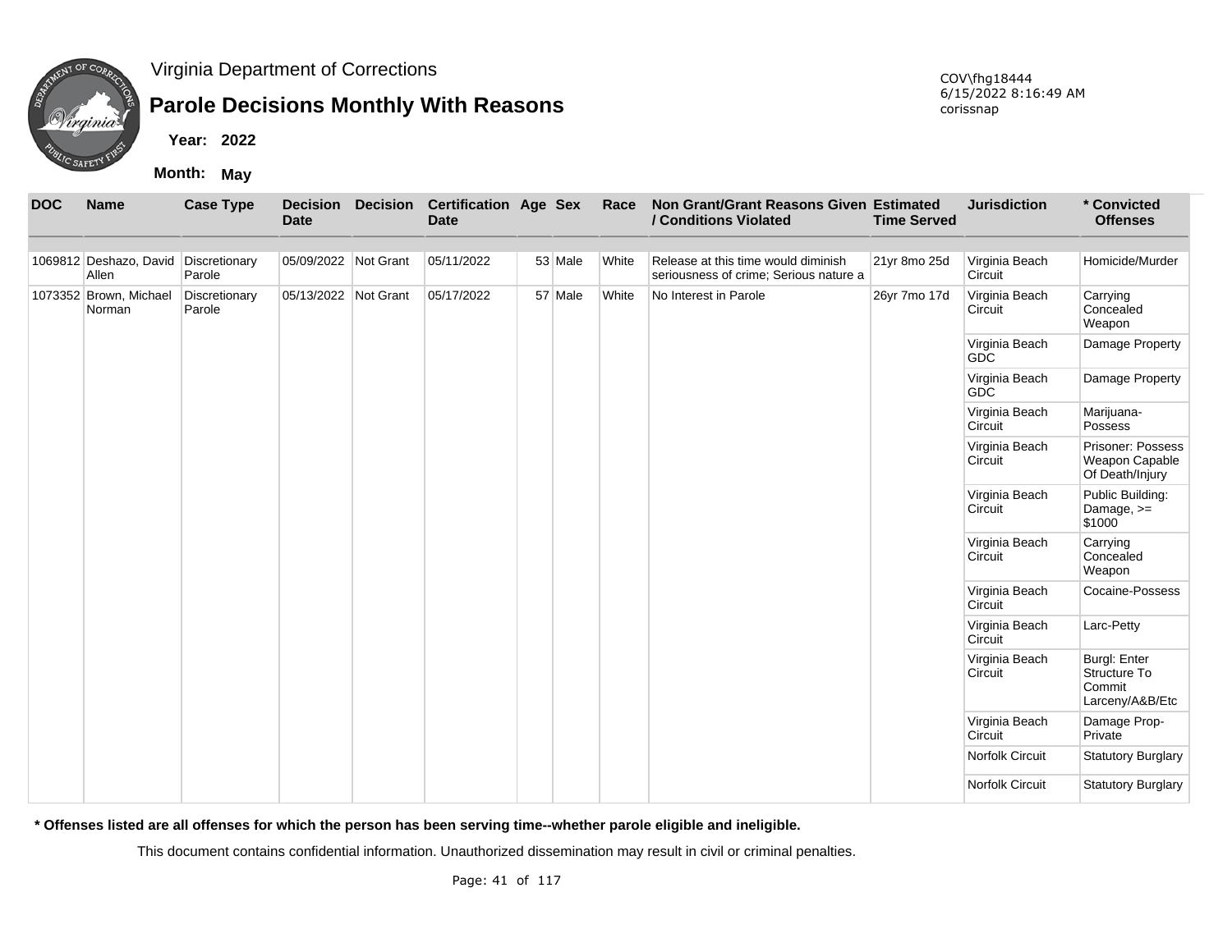Virginia Department of Corrections

# Parole Decisions Monthly With Reasons

**Year: 2022**

**Month: May**

COV\fhg18444
6/15/2022 8:16:49 AM
corissnap

| DOC | Name | Case Type | Decision Date | Decision | Certification Date | Age | Sex | Race | Non Grant/Grant Reasons Given / Conditions Violated | Estimated Time Served | Jurisdiction | * Convicted Offenses |
|---|---|---|---|---|---|---|---|---|---|---|---|---|
| 1069812 | Deshazo, David Allen | Discretionary Parole | 05/09/2022 | Not Grant | 05/11/2022 | 53 | Male | White | Release at this time would diminish seriousness of crime; Serious nature a | 21yr 8mo 25d | Virginia Beach Circuit | Homicide/Murder |
| 1073352 | Brown, Michael Norman | Discretionary Parole | 05/13/2022 | Not Grant | 05/17/2022 | 57 | Male | White | No Interest in Parole | 26yr 7mo 17d | Virginia Beach Circuit | Carrying Concealed Weapon |
| | | | | | | | | | | | Virginia Beach GDC | Damage Property |
| | | | | | | | | | | | Virginia Beach GDC | Damage Property |
| | | | | | | | | | | | Virginia Beach Circuit | Marijuana-Possess |
| | | | | | | | | | | | Virginia Beach Circuit | Prisoner: Possess Weapon Capable Of Death/Injury |
| | | | | | | | | | | | Virginia Beach Circuit | Public Building: Damage, >= $1000 |
| | | | | | | | | | | | Virginia Beach Circuit | Carrying Concealed Weapon |
| | | | | | | | | | | | Virginia Beach Circuit | Cocaine-Possess |
| | | | | | | | | | | | Virginia Beach Circuit | Larc-Petty |
| | | | | | | | | | | | Virginia Beach Circuit | Burgl: Enter Structure To Commit Larceny/A&B/Etc |
| | | | | | | | | | | | Virginia Beach Circuit | Damage Prop-Private |
| | | | | | | | | | | | Norfolk Circuit | Statutory Burglary |
| | | | | | | | | | | | Norfolk Circuit | Statutory Burglary |

**\* Offenses listed are all offenses for which the person has been serving time--whether parole eligible and ineligible.**

This document contains confidential information. Unauthorized dissemination may result in civil or criminal penalties.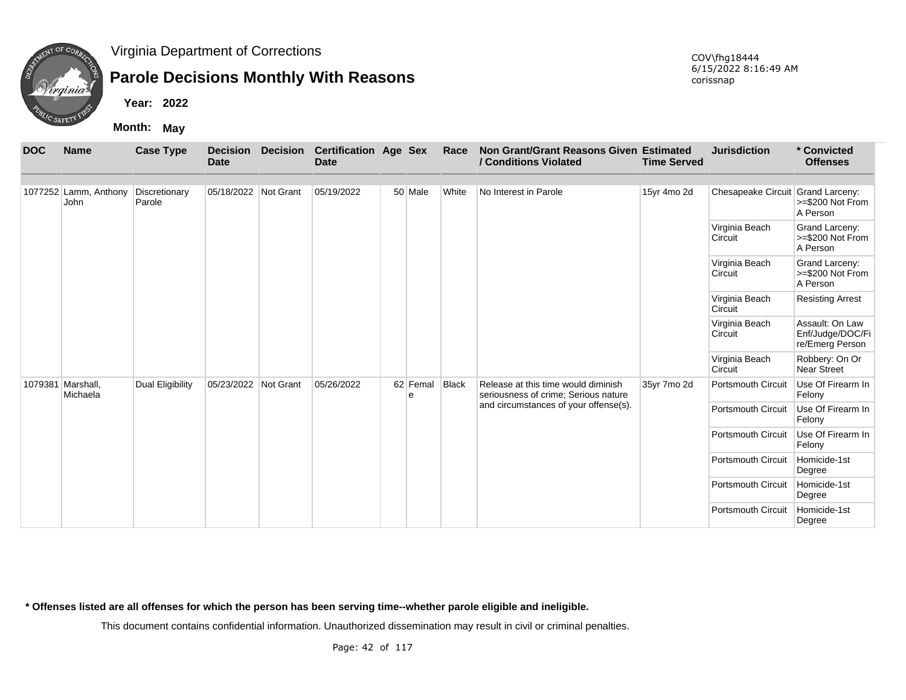Virginia Department of Corrections

# Parole Decisions Monthly With Reasons

COV\fhg18444
6/15/2022 8:16:49 AM
corissnap

**Year: 2022**

**Month: May**

| DOC | Name | Case Type | Decision Date | Decision | Certification Date | Age | Sex | Race | Non Grant/Grant Reasons Given / Conditions Violated | Estimated Time Served | Jurisdiction | * Convicted Offenses |
|---|---|---|---|---|---|---|---|---|---|---|---|---|
| 1077252 | Lamm, Anthony John | Discretionary Parole | 05/18/2022 | Not Grant | 05/19/2022 | 50 | Male | White | No Interest in Parole | 15yr 4mo 2d | Chesapeake Circuit | Grand Larceny: >=$200 Not From A Person |
| | | | | | | | | | | | Virginia Beach Circuit | Grand Larceny: >=$200 Not From A Person |
| | | | | | | | | | | | Virginia Beach Circuit | Grand Larceny: >=$200 Not From A Person |
| | | | | | | | | | | | Virginia Beach Circuit | Resisting Arrest |
| | | | | | | | | | | | Virginia Beach Circuit | Assault: On Law Enf/Judge/DOC/Fire/Emerg Person |
| | | | | | | | | | | | Virginia Beach Circuit | Robbery: On Or Near Street |
| 1079381 | Marshall, Michaela | Dual Eligibility | 05/23/2022 | Not Grant | 05/26/2022 | 62 | Female | Black | Release at this time would diminish seriousness of crime; Serious nature and circumstances of your offense(s). | 35yr 7mo 2d | Portsmouth Circuit | Use Of Firearm In Felony |
| | | | | | | | | | | | Portsmouth Circuit | Use Of Firearm In Felony |
| | | | | | | | | | | | Portsmouth Circuit | Use Of Firearm In Felony |
| | | | | | | | | | | | Portsmouth Circuit | Homicide-1st Degree |
| | | | | | | | | | | | Portsmouth Circuit | Homicide-1st Degree |
| | | | | | | | | | | | Portsmouth Circuit | Homicide-1st Degree |

**\* Offenses listed are all offenses for which the person has been serving time--whether parole eligible and ineligible.**

This document contains confidential information. Unauthorized dissemination may result in civil or criminal penalties.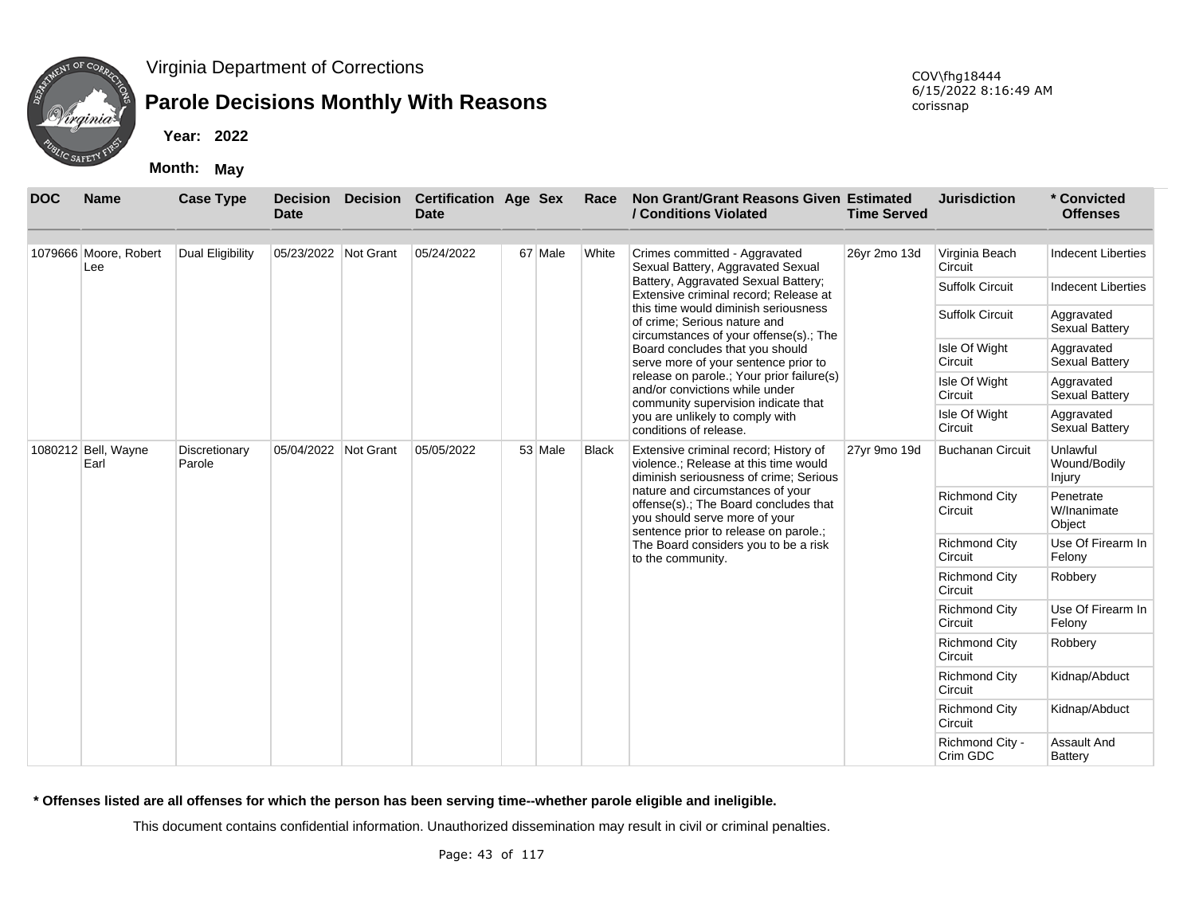Virginia Department of Corrections

# Parole Decisions Monthly With Reasons

**Year:** 2022

**Month:** May

COV\fhg18444
6/15/2022 8:16:49 AM
corissnap

| DOC | Name | Case Type | Decision Date | Decision | Certification Date | Age | Sex | Race | Non Grant/Grant Reasons Given / Conditions Violated | Estimated Time Served | Jurisdiction | * Convicted Offenses |
|---|---|---|---|---|---|---|---|---|---|---|---|---|
| 1079666 | Moore, Robert Lee | Dual Eligibility | 05/23/2022 | Not Grant | 05/24/2022 | 67 | Male | White | Crimes committed - Aggravated Sexual Battery, Aggravated Sexual Battery, Aggravated Sexual Battery; Extensive criminal record; Release at this time would diminish seriousness of crime; Serious nature and circumstances of your offense(s).; The Board concludes that you should serve more of your sentence prior to release on parole.; Your prior failure(s) and/or convictions while under community supervision indicate that you are unlikely to comply with conditions of release. | 26yr 2mo 13d | Virginia Beach Circuit | Indecent Liberties |
| | | | | | | | | | | | Suffolk Circuit | Indecent Liberties |
| | | | | | | | | | | | Suffolk Circuit | Aggravated Sexual Battery |
| | | | | | | | | | | | Isle Of Wight Circuit | Aggravated Sexual Battery |
| | | | | | | | | | | | Isle Of Wight Circuit | Aggravated Sexual Battery |
| | | | | | | | | | | | Isle Of Wight Circuit | Aggravated Sexual Battery |
| 1080212 | Bell, Wayne Earl | Discretionary Parole | 05/04/2022 | Not Grant | 05/05/2022 | 53 | Male | Black | Extensive criminal record; History of violence.; Release at this time would diminish seriousness of crime; Serious nature and circumstances of your offense(s).; The Board concludes that you should serve more of your sentence prior to release on parole.; The Board considers you to be a risk to the community. | 27yr 9mo 19d | Buchanan Circuit | Unlawful Wound/Bodily Injury |
| | | | | | | | | | | | Richmond City Circuit | Penetrate W/Inanimate Object |
| | | | | | | | | | | | Richmond City Circuit | Use Of Firearm In Felony |
| | | | | | | | | | | | Richmond City Circuit | Robbery |
| | | | | | | | | | | | Richmond City Circuit | Use Of Firearm In Felony |
| | | | | | | | | | | | Richmond City Circuit | Robbery |
| | | | | | | | | | | | Richmond City Circuit | Kidnap/Abduct |
| | | | | | | | | | | | Richmond City Circuit | Kidnap/Abduct |
| | | | | | | | | | | | Richmond City - Crim GDC | Assault And Battery |

**\* Offenses listed are all offenses for which the person has been serving time--whether parole eligible and ineligible.**

This document contains confidential information. Unauthorized dissemination may result in civil or criminal penalties.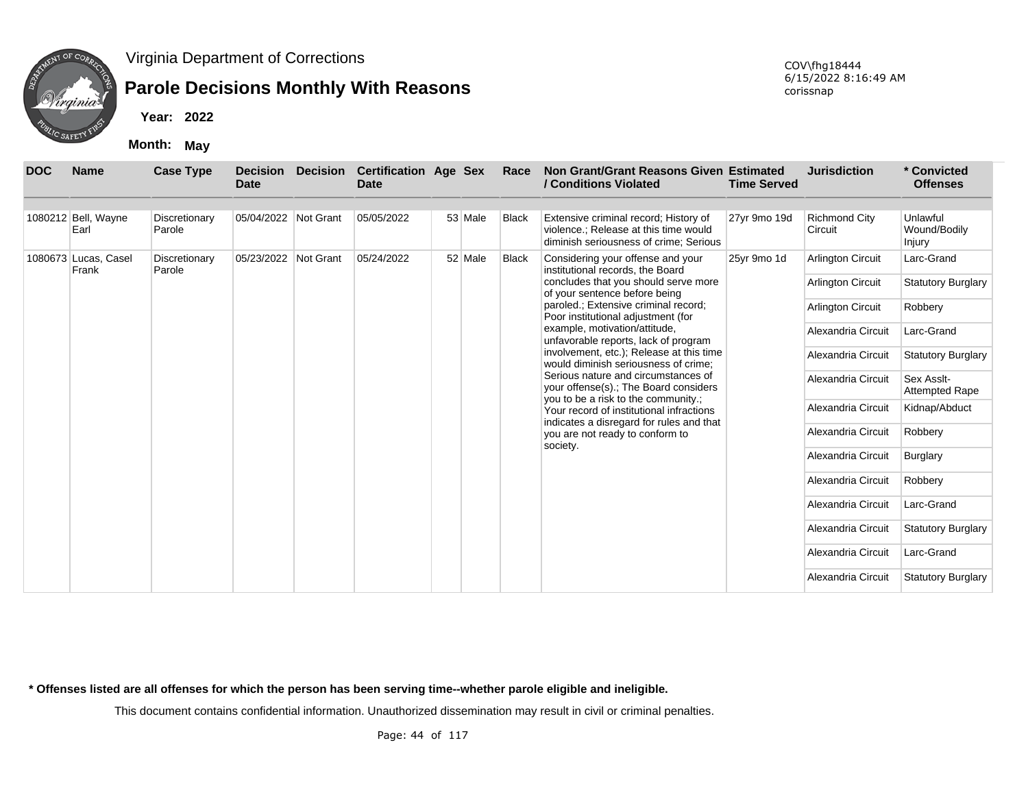Virginia Department of Corrections

# Parole Decisions Monthly With Reasons

**Year: 2022**

**Month: May**

COV\fhg18444
6/15/2022 8:16:49 AM
corissnap

| DOC | Name | Case Type | Decision Date | Decision | Certification Date | Age | Sex | Race | Non Grant/Grant Reasons Given / Conditions Violated | Estimated Time Served | Jurisdiction | * Convicted Offenses |
|---|---|---|---|---|---|---|---|---|---|---|---|---|
| 1080212 | Bell, Wayne Earl | Discretionary Parole | 05/04/2022 | Not Grant | 05/05/2022 | 53 | Male | Black | Extensive criminal record; History of violence.; Release at this time would diminish seriousness of crime; Serious | 27yr 9mo 19d | Richmond City Circuit | Unlawful Wound/Bodily Injury |
| 1080673 | Lucas, Casel Frank | Discretionary Parole | 05/23/2022 | Not Grant | 05/24/2022 | 52 | Male | Black | Considering your offense and your institutional records, the Board concludes that you should serve more of your sentence before being paroled.; Extensive criminal record; Poor institutional adjustment (for example, motivation/attitude, unfavorable reports, lack of program involvement, etc.); Release at this time would diminish seriousness of crime; Serious nature and circumstances of your offense(s).; The Board considers you to be a risk to the community.; Your record of institutional infractions indicates a disregard for rules and that you are not ready to conform to society. | 25yr 9mo 1d | Arlington Circuit | Larc-Grand |
| | | | | | | | | | | | Arlington Circuit | Statutory Burglary |
| | | | | | | | | | | | Arlington Circuit | Robbery |
| | | | | | | | | | | | Alexandria Circuit | Larc-Grand |
| | | | | | | | | | | | Alexandria Circuit | Statutory Burglary |
| | | | | | | | | | | | Alexandria Circuit | Sex Asslt-Attempted Rape |
| | | | | | | | | | | | Alexandria Circuit | Kidnap/Abduct |
| | | | | | | | | | | | Alexandria Circuit | Robbery |
| | | | | | | | | | | | Alexandria Circuit | Burglary |
| | | | | | | | | | | | Alexandria Circuit | Robbery |
| | | | | | | | | | | | Alexandria Circuit | Larc-Grand |
| | | | | | | | | | | | Alexandria Circuit | Statutory Burglary |
| | | | | | | | | | | | Alexandria Circuit | Larc-Grand |
| | | | | | | | | | | | Alexandria Circuit | Statutory Burglary |

**\* Offenses listed are all offenses for which the person has been serving time--whether parole eligible and ineligible.**

This document contains confidential information. Unauthorized dissemination may result in civil or criminal penalties.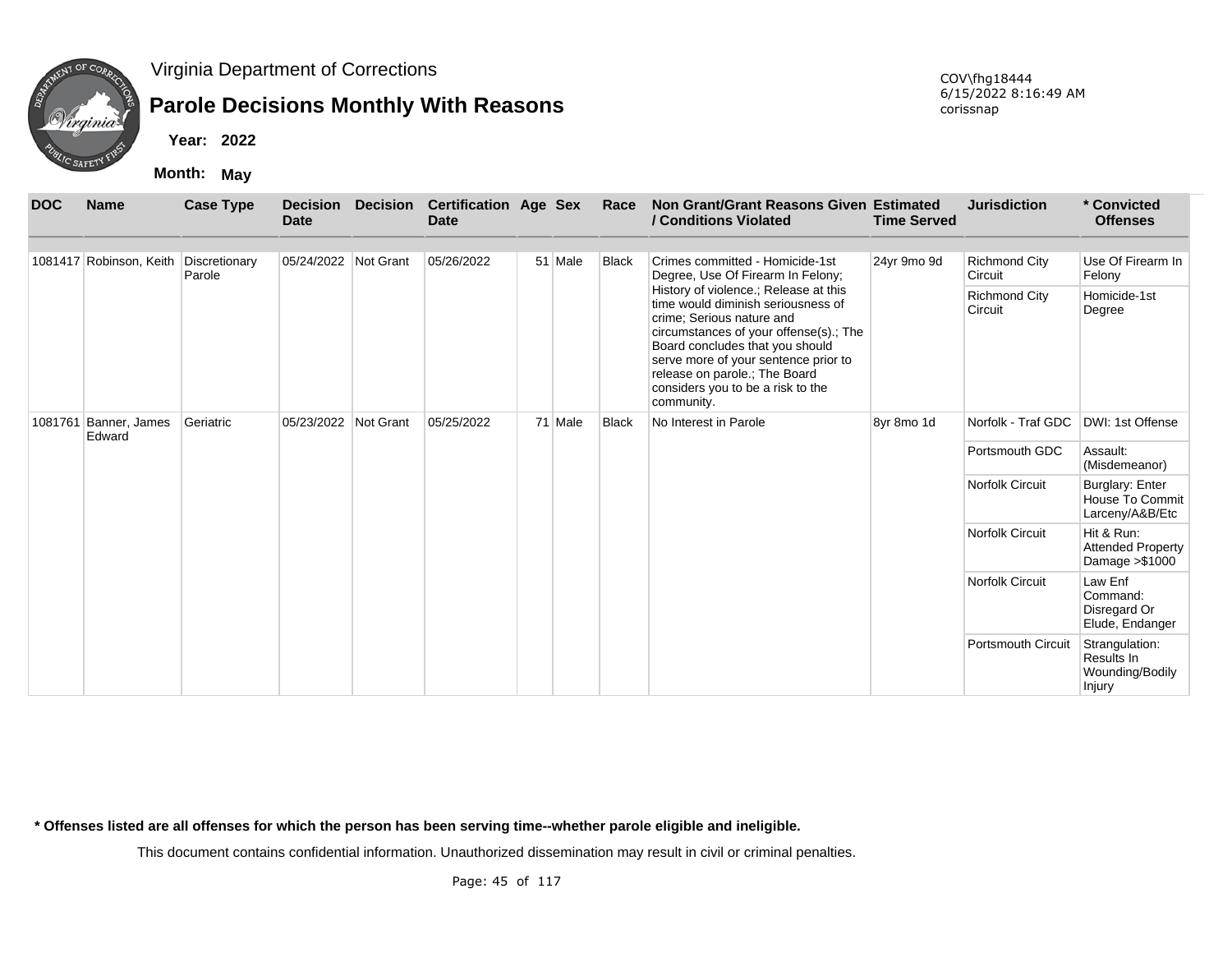Virginia Department of Corrections

# Parole Decisions Monthly With Reasons

**Year: 2022**

**Month: May**

COV\fhg18444
6/15/2022 8:16:49 AM
corissnap

| DOC | Name | Case Type | Decision Date | Decision | Certification Date | Age | Sex | Race | Non Grant/Grant Reasons Given / Conditions Violated | Estimated Time Served | Jurisdiction | * Convicted Offenses |
|---|---|---|---|---|---|---|---|---|---|---|---|---|
| 1081417 | Robinson, Keith | Discretionary Parole | 05/24/2022 | Not Grant | 05/26/2022 | 51 | Male | Black | Crimes committed - Homicide-1st Degree, Use Of Firearm In Felony; History of violence.; Release at this time would diminish seriousness of crime; Serious nature and circumstances of your offense(s).; The Board concludes that you should serve more of your sentence prior to release on parole.; The Board considers you to be a risk to the community. | 24yr 9mo 9d | Richmond City Circuit | Use Of Firearm In Felony |
| | | | | | | | | | | | Richmond City Circuit | Homicide-1st Degree |
| 1081761 | Banner, James Edward | Geriatric | 05/23/2022 | Not Grant | 05/25/2022 | 71 | Male | Black | No Interest in Parole | 8yr 8mo 1d | Norfolk - Traf GDC | DWI: 1st Offense |
| | | | | | | | | | | | Portsmouth GDC | Assault: (Misdemeanor) |
| | | | | | | | | | | | Norfolk Circuit | Burglary: Enter House To Commit Larceny/A&B/Etc |
| | | | | | | | | | | | Norfolk Circuit | Hit & Run: Attended Property Damage >$1000 |
| | | | | | | | | | | | Norfolk Circuit | Law Enf Command: Disregard Or Elude, Endanger |
| | | | | | | | | | | | Portsmouth Circuit | Strangulation: Results In Wounding/Bodily Injury |

**\* Offenses listed are all offenses for which the person has been serving time--whether parole eligible and ineligible.**

This document contains confidential information. Unauthorized dissemination may result in civil or criminal penalties.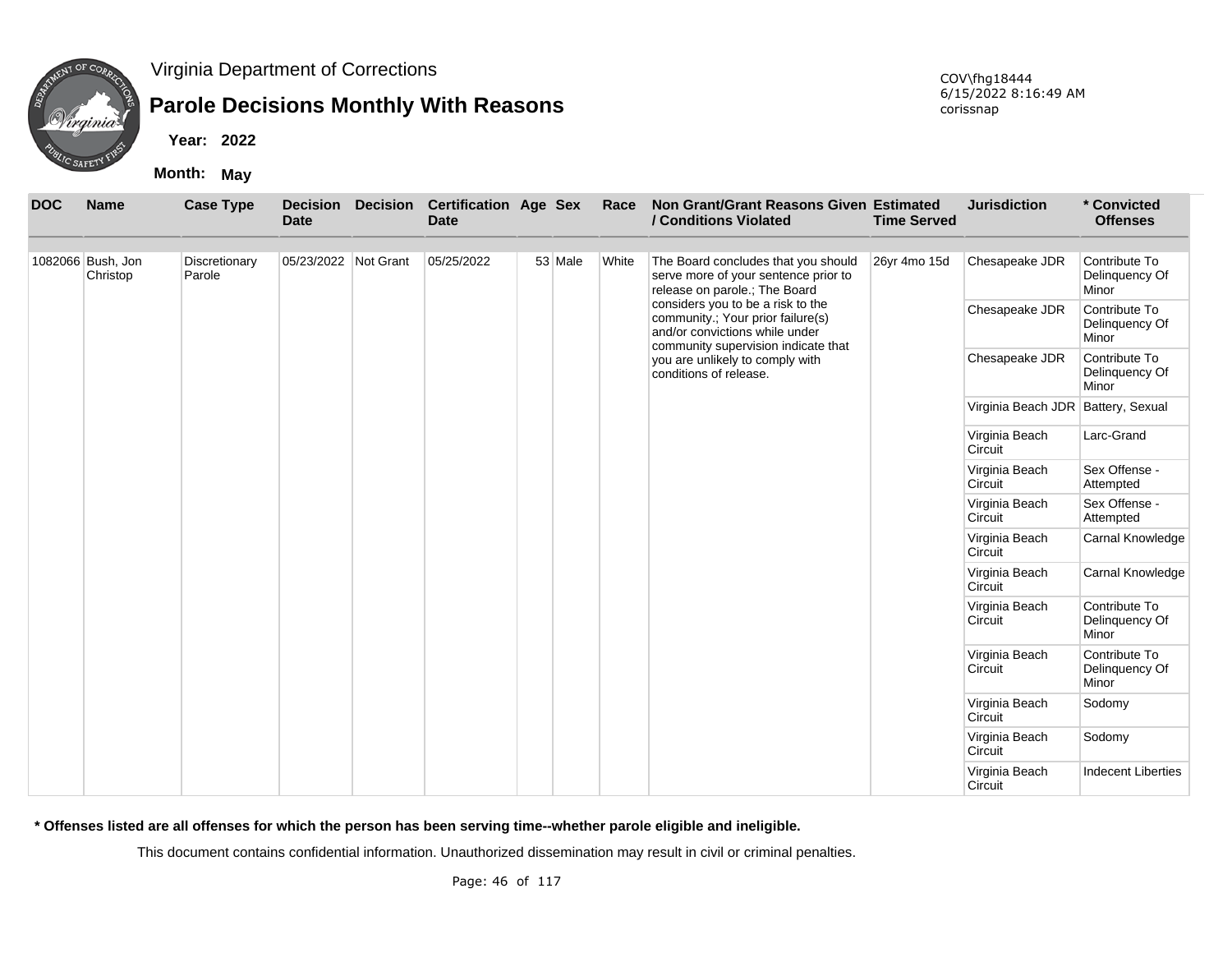Virginia Department of Corrections

# Parole Decisions Monthly With Reasons

**Year: 2022**

**Month: May**

COV\fhg18444
6/15/2022 8:16:49 AM
corissnap

| DOC | Name | Case Type | Decision Date | Decision | Certification Date | Age | Sex | Race | Non Grant/Grant Reasons Given / Conditions Violated | Estimated Time Served | Jurisdiction | * Convicted Offenses |
|---|---|---|---|---|---|---|---|---|---|---|---|---|
| 1082066 | Bush, Jon Christop | Discretionary Parole | 05/23/2022 | Not Grant | 05/25/2022 | 53 | Male | White | The Board concludes that you should serve more of your sentence prior to release on parole.; The Board considers you to be a risk to the community.; Your prior failure(s) and/or convictions while under community supervision indicate that you are unlikely to comply with conditions of release. | 26yr 4mo 15d | Chesapeake JDR | Contribute To Delinquency Of Minor |
| | | | | | | | | | | | Chesapeake JDR | Contribute To Delinquency Of Minor |
| | | | | | | | | | | | Chesapeake JDR | Contribute To Delinquency Of Minor |
| | | | | | | | | | | | Virginia Beach JDR | Battery, Sexual |
| | | | | | | | | | | | Virginia Beach Circuit | Larc-Grand |
| | | | | | | | | | | | Virginia Beach Circuit | Sex Offense - Attempted |
| | | | | | | | | | | | Virginia Beach Circuit | Sex Offense - Attempted |
| | | | | | | | | | | | Virginia Beach Circuit | Carnal Knowledge |
| | | | | | | | | | | | Virginia Beach Circuit | Carnal Knowledge |
| | | | | | | | | | | | Virginia Beach Circuit | Contribute To Delinquency Of Minor |
| | | | | | | | | | | | Virginia Beach Circuit | Contribute To Delinquency Of Minor |
| | | | | | | | | | | | Virginia Beach Circuit | Sodomy |
| | | | | | | | | | | | Virginia Beach Circuit | Sodomy |
| | | | | | | | | | | | Virginia Beach Circuit | Indecent Liberties |

**\* Offenses listed are all offenses for which the person has been serving time--whether parole eligible and ineligible.**

This document contains confidential information. Unauthorized dissemination may result in civil or criminal penalties.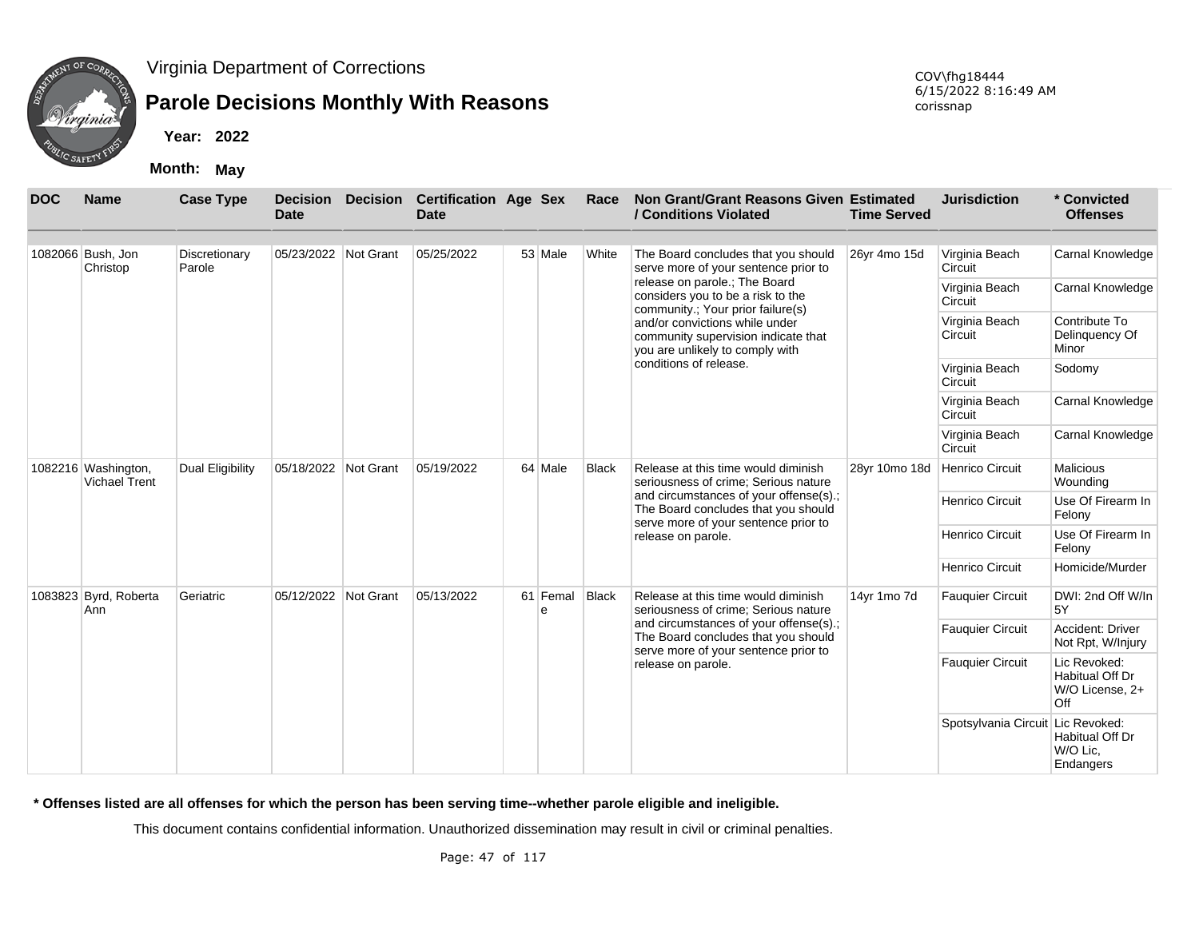Virginia Department of Corrections

# Parole Decisions Monthly With Reasons

**Year:** 2022

**Month:** May

COV\fhg18444
6/15/2022 8:16:49 AM
corissnap

| DOC | Name | Case Type | Decision Date | Decision | Certification Date | Age | Sex | Race | Non Grant/Grant Reasons Given / Conditions Violated | Estimated Time Served | Jurisdiction | * Convicted Offenses |
|---|---|---|---|---|---|---|---|---|---|---|---|---|
| 1082066 | Bush, Jon Christop | Discretionary Parole | 05/23/2022 | Not Grant | 05/25/2022 | 53 | Male | White | The Board concludes that you should serve more of your sentence prior to release on parole.; The Board considers you to be a risk to the community.; Your prior failure(s) and/or convictions while under community supervision indicate that you are unlikely to comply with conditions of release. | 26yr 4mo 15d | Virginia Beach Circuit | Carnal Knowledge |
| | | | | | | | | | | | Virginia Beach Circuit | Carnal Knowledge |
| | | | | | | | | | | | Virginia Beach Circuit | Contribute To Delinquency Of Minor |
| | | | | | | | | | | | Virginia Beach Circuit | Sodomy |
| | | | | | | | | | | | Virginia Beach Circuit | Carnal Knowledge |
| | | | | | | | | | | | Virginia Beach Circuit | Carnal Knowledge |
| 1082216 | Washington, Vichael Trent | Dual Eligibility | 05/18/2022 | Not Grant | 05/19/2022 | 64 | Male | Black | Release at this time would diminish seriousness of crime; Serious nature and circumstances of your offense(s).; The Board concludes that you should serve more of your sentence prior to release on parole. | 28yr 10mo 18d | Henrico Circuit | Malicious Wounding |
| | | | | | | | | | | | Henrico Circuit | Use Of Firearm In Felony |
| | | | | | | | | | | | Henrico Circuit | Use Of Firearm In Felony |
| | | | | | | | | | | | Henrico Circuit | Homicide/Murder |
| 1083823 | Byrd, Roberta Ann | Geriatric | 05/12/2022 | Not Grant | 05/13/2022 | 61 | Female | Black | Release at this time would diminish seriousness of crime; Serious nature and circumstances of your offense(s).; The Board concludes that you should serve more of your sentence prior to release on parole. | 14yr 1mo 7d | Fauquier Circuit | DWI: 2nd Off W/In 5Y |
| | | | | | | | | | | | Fauquier Circuit | Accident: Driver Not Rpt, W/Injury |
| | | | | | | | | | | | Fauquier Circuit | Lic Revoked: Habitual Off Dr W/O License, 2+ Off |
| | | | | | | | | | | | Spotsylvania Circuit | Lic Revoked: Habitual Off Dr W/O Lic, Endangers |

**\* Offenses listed are all offenses for which the person has been serving time--whether parole eligible and ineligible.**

This document contains confidential information. Unauthorized dissemination may result in civil or criminal penalties.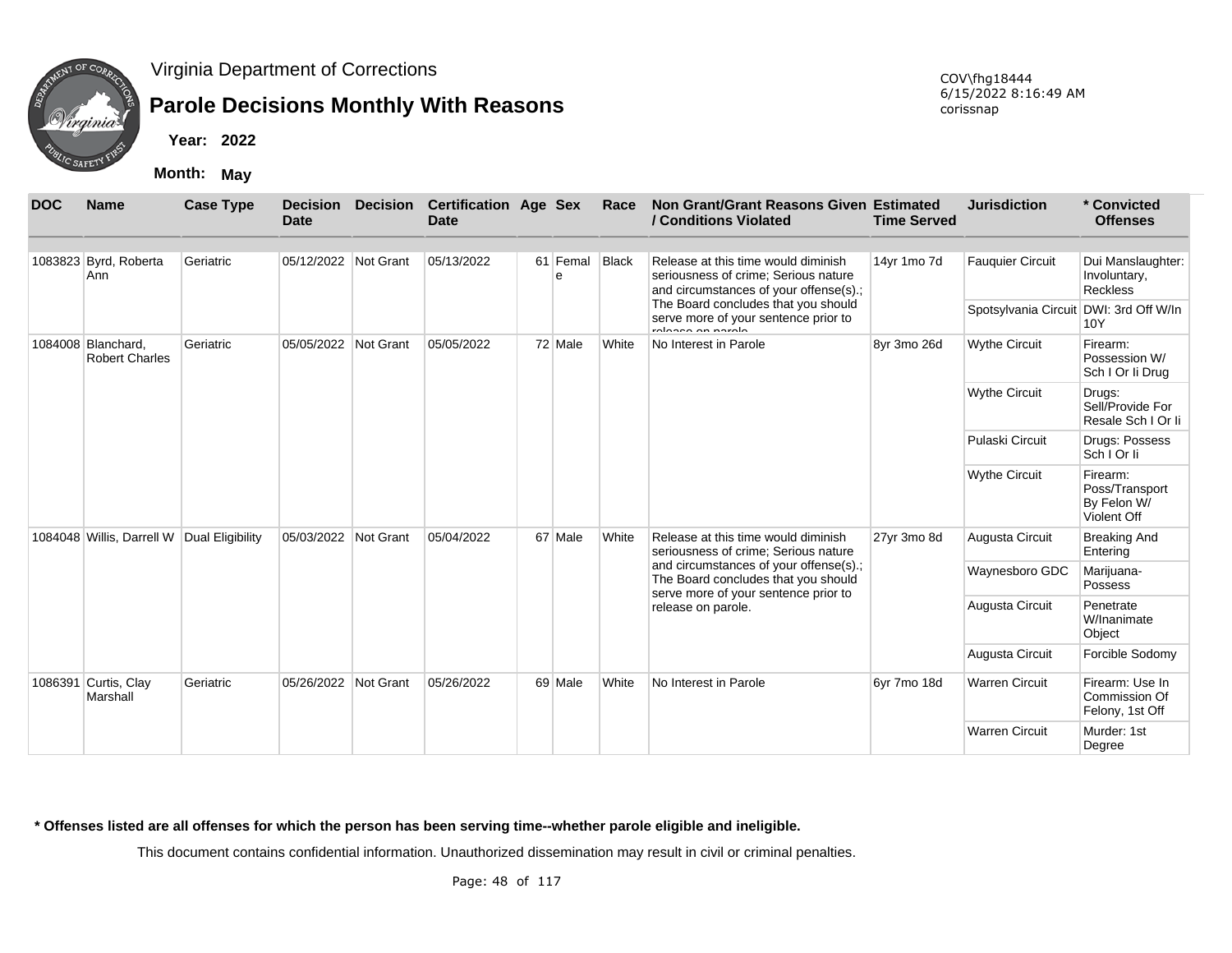Virginia Department of Corrections

# Parole Decisions Monthly With Reasons

**Year: 2022**

**Month: May**

COV\fhg18444
6/15/2022 8:16:49 AM
corissnap

| DOC | Name | Case Type | Decision Date | Decision | Certification Date | Age | Sex | Race | Non Grant/Grant Reasons Given / Conditions Violated | Estimated Time Served | Jurisdiction | * Convicted Offenses |
|---|---|---|---|---|---|---|---|---|---|---|---|---|
| 1083823 | Byrd, Roberta Ann | Geriatric | 05/12/2022 | Not Grant | 05/13/2022 | 61 | Female | Black | Release at this time would diminish seriousness of crime; Serious nature and circumstances of your offense(s).; The Board concludes that you should serve more of your sentence prior to release on parole. | 14yr 1mo 7d | Fauquier Circuit | Dui Manslaughter: Involuntary, Reckless |
| | | | | | | | | | | | Spotsylvania Circuit | DWI: 3rd Off W/In 10Y |
| 1084008 | Blanchard, Robert Charles | Geriatric | 05/05/2022 | Not Grant | 05/05/2022 | 72 | Male | White | No Interest in Parole | 8yr 3mo 26d | Wythe Circuit | Firearm: Possession W/ Sch I Or Ii Drug |
| | | | | | | | | | | | Wythe Circuit | Drugs: Sell/Provide For Resale Sch I Or Ii |
| | | | | | | | | | | | Pulaski Circuit | Drugs: Possess Sch I Or Ii |
| | | | | | | | | | | | Wythe Circuit | Firearm: Poss/Transport By Felon W/ Violent Off |
| 1084048 | Willis, Darrell W | Dual Eligibility | 05/03/2022 | Not Grant | 05/04/2022 | 67 | Male | White | Release at this time would diminish seriousness of crime; Serious nature and circumstances of your offense(s).; The Board concludes that you should serve more of your sentence prior to release on parole. | 27yr 3mo 8d | Augusta Circuit | Breaking And Entering |
| | | | | | | | | | | | Waynesboro GDC | Marijuana-Possess |
| | | | | | | | | | | | Augusta Circuit | Penetrate W/Inanimate Object |
| | | | | | | | | | | | Augusta Circuit | Forcible Sodomy |
| 1086391 | Curtis, Clay Marshall | Geriatric | 05/26/2022 | Not Grant | 05/26/2022 | 69 | Male | White | No Interest in Parole | 6yr 7mo 18d | Warren Circuit | Firearm: Use In Commission Of Felony, 1st Off |
| | | | | | | | | | | | Warren Circuit | Murder: 1st Degree |

**\* Offenses listed are all offenses for which the person has been serving time--whether parole eligible and ineligible.**

This document contains confidential information. Unauthorized dissemination may result in civil or criminal penalties.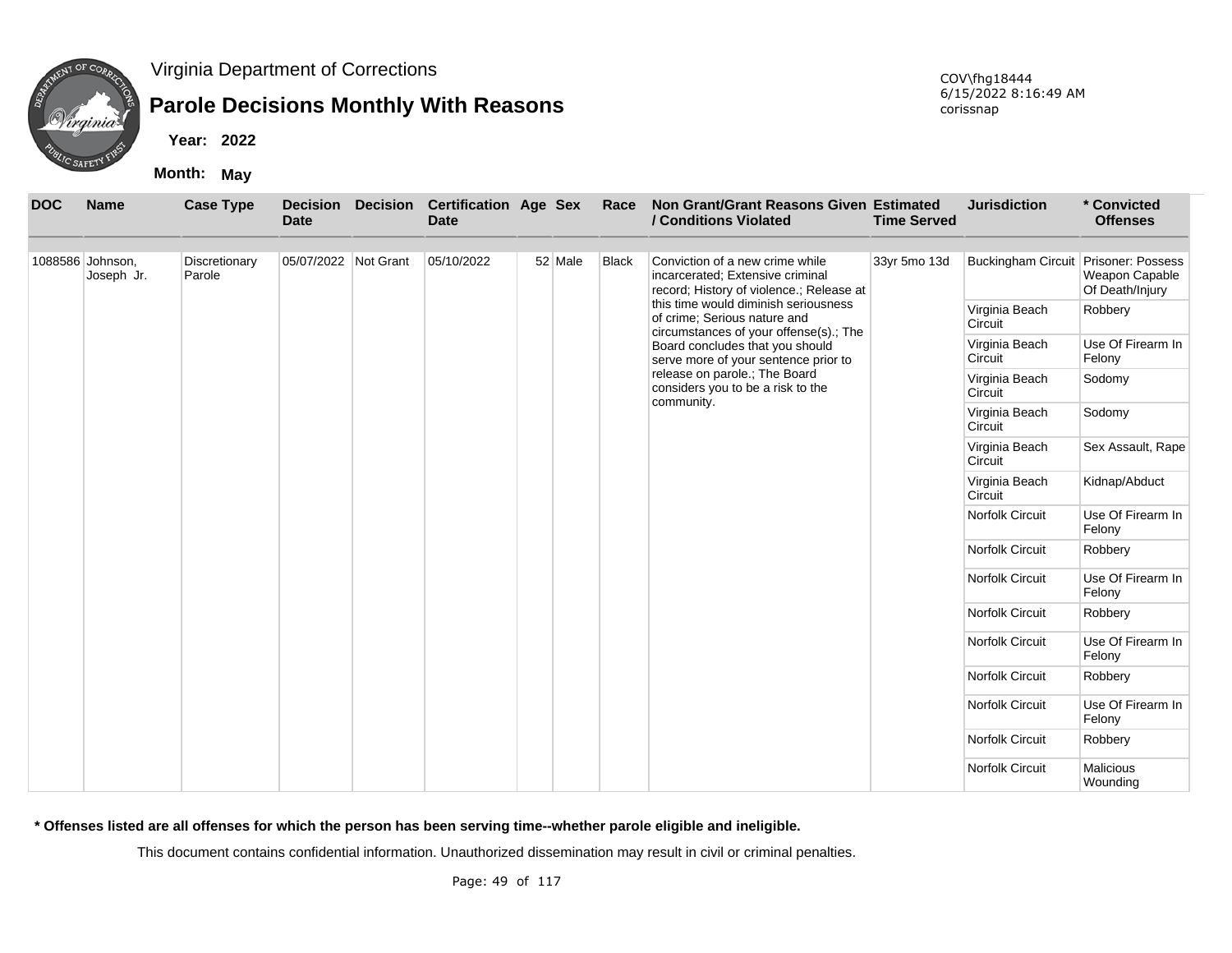Virginia Department of Corrections

# Parole Decisions Monthly With Reasons

COV\fhg18444
6/15/2022 8:16:49 AM
corissnap

**Year: 2022**

**Month: May**

| DOC | Name | Case Type | Decision Date | Decision | Certification Date | Age | Sex | Race | Non Grant/Grant Reasons Given / Conditions Violated | Estimated Time Served | Jurisdiction | * Convicted Offenses |
|---|---|---|---|---|---|---|---|---|---|---|---|---|
| 1088586 | Johnson, Joseph Jr. | Discretionary Parole | 05/07/2022 | Not Grant | 05/10/2022 | 52 | Male | Black | Conviction of a new crime while incarcerated; Extensive criminal record; History of violence.; Release at this time would diminish seriousness of crime; Serious nature and circumstances of your offense(s).; The Board concludes that you should serve more of your sentence prior to release on parole.; The Board considers you to be a risk to the community. | 33yr 5mo 13d | Buckingham Circuit | Prisoner: Possess Weapon Capable Of Death/Injury |
| | | | | | | | | | | | Virginia Beach Circuit | Robbery |
| | | | | | | | | | | | Virginia Beach Circuit | Use Of Firearm In Felony |
| | | | | | | | | | | | Virginia Beach Circuit | Sodomy |
| | | | | | | | | | | | Virginia Beach Circuit | Sodomy |
| | | | | | | | | | | | Virginia Beach Circuit | Sex Assault, Rape |
| | | | | | | | | | | | Virginia Beach Circuit | Kidnap/Abduct |
| | | | | | | | | | | | Norfolk Circuit | Use Of Firearm In Felony |
| | | | | | | | | | | | Norfolk Circuit | Robbery |
| | | | | | | | | | | | Norfolk Circuit | Use Of Firearm In Felony |
| | | | | | | | | | | | Norfolk Circuit | Robbery |
| | | | | | | | | | | | Norfolk Circuit | Use Of Firearm In Felony |
| | | | | | | | | | | | Norfolk Circuit | Robbery |
| | | | | | | | | | | | Norfolk Circuit | Use Of Firearm In Felony |
| | | | | | | | | | | | Norfolk Circuit | Robbery |
| | | | | | | | | | | | Norfolk Circuit | Malicious Wounding |

**\* Offenses listed are all offenses for which the person has been serving time--whether parole eligible and ineligible.**

This document contains confidential information. Unauthorized dissemination may result in civil or criminal penalties.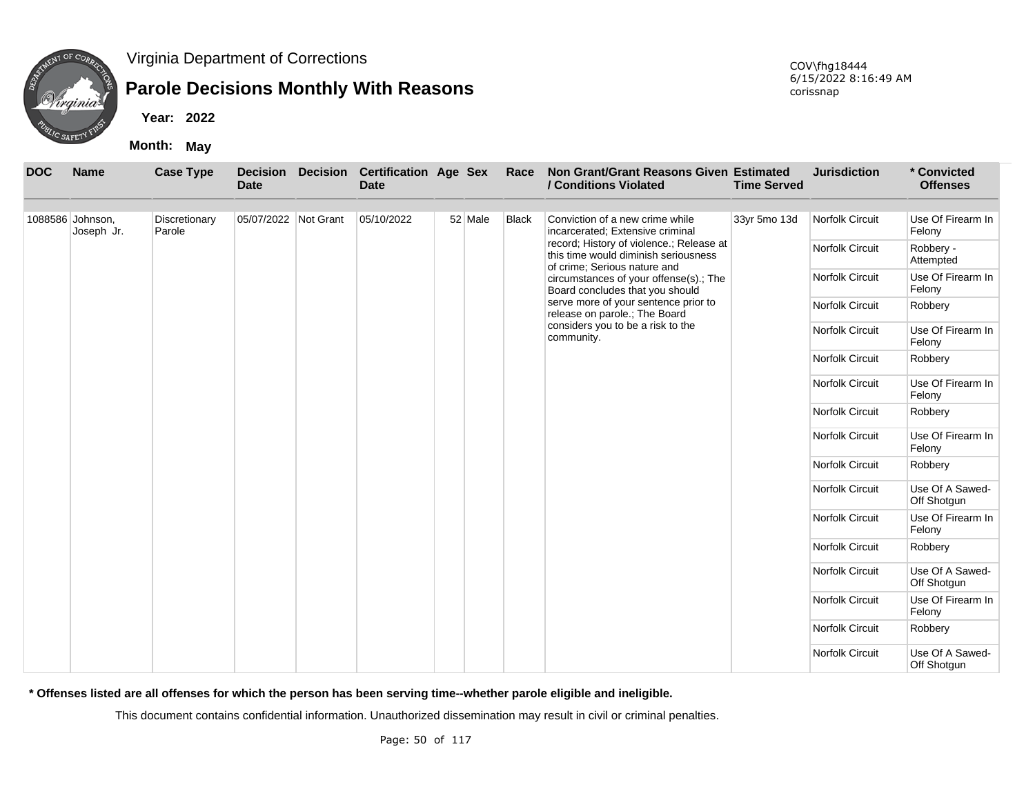Virginia Department of Corrections

# Parole Decisions Monthly With Reasons

**Year: 2022**

**Month: May**

COV\fhg18444
6/15/2022 8:16:49 AM
corissnap

| DOC | Name | Case Type | Decision Date | Decision | Certification Date | Age | Sex | Race | Non Grant/Grant Reasons Given / Conditions Violated | Estimated Time Served | Jurisdiction | * Convicted Offenses |
|---|---|---|---|---|---|---|---|---|---|---|---|---|
| 1088586 | Johnson, Joseph Jr. | Discretionary Parole | 05/07/2022 | Not Grant | 05/10/2022 | 52 | Male | Black | Conviction of a new crime while incarcerated; Extensive criminal record; History of violence.; Release at this time would diminish seriousness of crime; Serious nature and circumstances of your offense(s).; The Board concludes that you should serve more of your sentence prior to release on parole.; The Board considers you to be a risk to the community. | 33yr 5mo 13d | Norfolk Circuit | Use Of Firearm In Felony |
| | | | | | | | | | | | Norfolk Circuit | Robbery - Attempted |
| | | | | | | | | | | | Norfolk Circuit | Use Of Firearm In Felony |
| | | | | | | | | | | | Norfolk Circuit | Robbery |
| | | | | | | | | | | | Norfolk Circuit | Use Of Firearm In Felony |
| | | | | | | | | | | | Norfolk Circuit | Robbery |
| | | | | | | | | | | | Norfolk Circuit | Use Of Firearm In Felony |
| | | | | | | | | | | | Norfolk Circuit | Robbery |
| | | | | | | | | | | | Norfolk Circuit | Use Of Firearm In Felony |
| | | | | | | | | | | | Norfolk Circuit | Robbery |
| | | | | | | | | | | | Norfolk Circuit | Use Of A Sawed-Off Shotgun |
| | | | | | | | | | | | Norfolk Circuit | Use Of Firearm In Felony |
| | | | | | | | | | | | Norfolk Circuit | Robbery |
| | | | | | | | | | | | Norfolk Circuit | Use Of A Sawed-Off Shotgun |
| | | | | | | | | | | | Norfolk Circuit | Use Of Firearm In Felony |
| | | | | | | | | | | | Norfolk Circuit | Robbery |
| | | | | | | | | | | | Norfolk Circuit | Use Of A Sawed-Off Shotgun |

**\* Offenses listed are all offenses for which the person has been serving time--whether parole eligible and ineligible.**

This document contains confidential information. Unauthorized dissemination may result in civil or criminal penalties.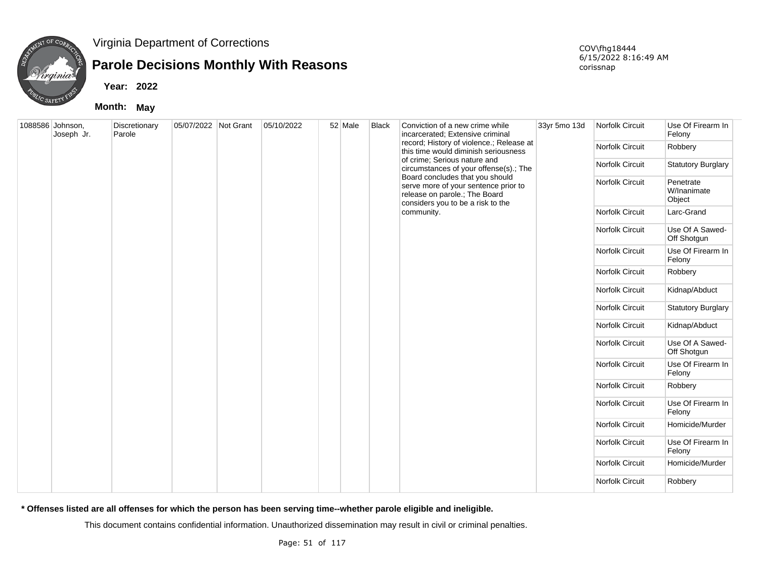# Virginia Department of Corrections

## Parole Decisions Monthly With Reasons

COV\fhg18444
6/15/2022 8:16:49 AM
corissnap

**Year:** 2022

**Month:** May

| | | | | | | | | | | | | |
|---|---|---|---|---|---|---|---|---|---|---|---|---|
| 1088586 | Johnson, Joseph Jr. | Discretionary Parole | 05/07/2022 | Not Grant | 05/10/2022 | 52 | Male | Black | Conviction of a new crime while incarcerated; Extensive criminal record; History of violence.; Release at this time would diminish seriousness of crime; Serious nature and circumstances of your offense(s).; The Board concludes that you should serve more of your sentence prior to release on parole.; The Board considers you to be a risk to the community. | 33yr 5mo 13d | Norfolk Circuit | Use Of Firearm In Felony |
| | | | | | | | | | | | Norfolk Circuit | Robbery |
| | | | | | | | | | | | Norfolk Circuit | Statutory Burglary |
| | | | | | | | | | | | Norfolk Circuit | Penetrate W/Inanimate Object |
| | | | | | | | | | | | Norfolk Circuit | Larc-Grand |
| | | | | | | | | | | | Norfolk Circuit | Use Of A Sawed-Off Shotgun |
| | | | | | | | | | | | Norfolk Circuit | Use Of Firearm In Felony |
| | | | | | | | | | | | Norfolk Circuit | Robbery |
| | | | | | | | | | | | Norfolk Circuit | Kidnap/Abduct |
| | | | | | | | | | | | Norfolk Circuit | Statutory Burglary |
| | | | | | | | | | | | Norfolk Circuit | Kidnap/Abduct |
| | | | | | | | | | | | Norfolk Circuit | Use Of A Sawed-Off Shotgun |
| | | | | | | | | | | | Norfolk Circuit | Use Of Firearm In Felony |
| | | | | | | | | | | | Norfolk Circuit | Robbery |
| | | | | | | | | | | | Norfolk Circuit | Use Of Firearm In Felony |
| | | | | | | | | | | | Norfolk Circuit | Homicide/Murder |
| | | | | | | | | | | | Norfolk Circuit | Use Of Firearm In Felony |
| | | | | | | | | | | | Norfolk Circuit | Homicide/Murder |
| | | | | | | | | | | | Norfolk Circuit | Robbery |

**\* Offenses listed are all offenses for which the person has been serving time--whether parole eligible and ineligible.**

This document contains confidential information. Unauthorized dissemination may result in civil or criminal penalties.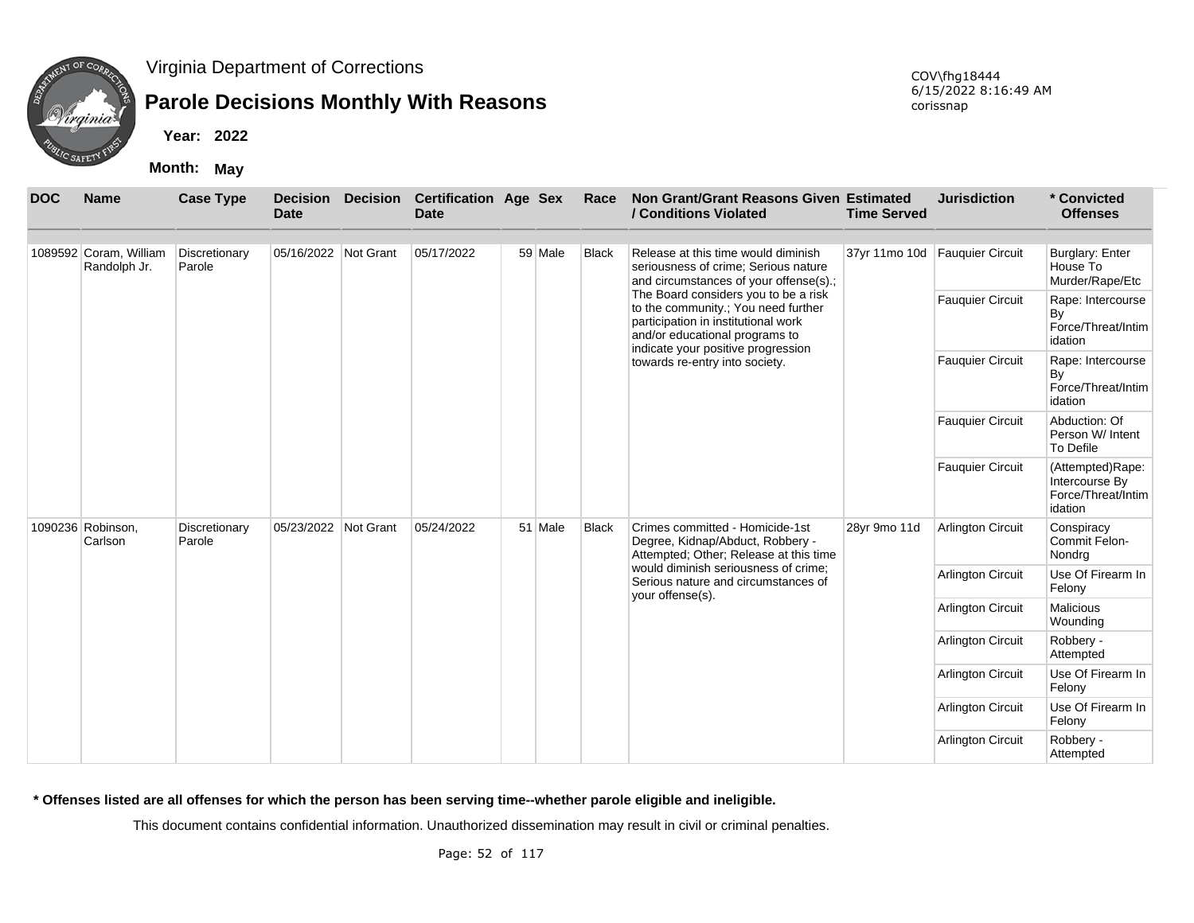Virginia Department of Corrections

# Parole Decisions Monthly With Reasons

COV\fhg18444
6/15/2022 8:16:49 AM
corissnap

**Year: 2022**

**Month: May**

| DOC | Name | Case Type | Decision Date | Decision | Certification Date | Age | Sex | Race | Non Grant/Grant Reasons Given / Conditions Violated | Estimated Time Served | Jurisdiction | * Convicted Offenses |
|---|---|---|---|---|---|---|---|---|---|---|---|---|
| 1089592 | Coram, William Randolph Jr. | Discretionary Parole | 05/16/2022 | Not Grant | 05/17/2022 | 59 | Male | Black | Release at this time would diminish seriousness of crime; Serious nature and circumstances of your offense(s).; The Board considers you to be a risk to the community.; You need further participation in institutional work and/or educational programs to indicate your positive progression towards re-entry into society. | 37yr 11mo 10d | Fauquier Circuit | Burglary: Enter House To Murder/Rape/Etc |
| | | | | | | | | | | | Fauquier Circuit | Rape: Intercourse By Force/Threat/Intimidation |
| | | | | | | | | | | | Fauquier Circuit | Rape: Intercourse By Force/Threat/Intimidation |
| | | | | | | | | | | | Fauquier Circuit | Abduction: Of Person W/ Intent To Defile |
| | | | | | | | | | | | Fauquier Circuit | (Attempted)Rape: Intercourse By Force/Threat/Intimidation |
| 1090236 | Robinson, Carlson | Discretionary Parole | 05/23/2022 | Not Grant | 05/24/2022 | 51 | Male | Black | Crimes committed - Homicide-1st Degree, Kidnap/Abduct, Robbery - Attempted; Other; Release at this time would diminish seriousness of crime; Serious nature and circumstances of your offense(s). | 28yr 9mo 11d | Arlington Circuit | Conspiracy Commit Felon-Nondrg |
| | | | | | | | | | | | Arlington Circuit | Use Of Firearm In Felony |
| | | | | | | | | | | | Arlington Circuit | Malicious Wounding |
| | | | | | | | | | | | Arlington Circuit | Robbery - Attempted |
| | | | | | | | | | | | Arlington Circuit | Use Of Firearm In Felony |
| | | | | | | | | | | | Arlington Circuit | Use Of Firearm In Felony |
| | | | | | | | | | | | Arlington Circuit | Robbery - Attempted |

**\* Offenses listed are all offenses for which the person has been serving time--whether parole eligible and ineligible.**

This document contains confidential information. Unauthorized dissemination may result in civil or criminal penalties.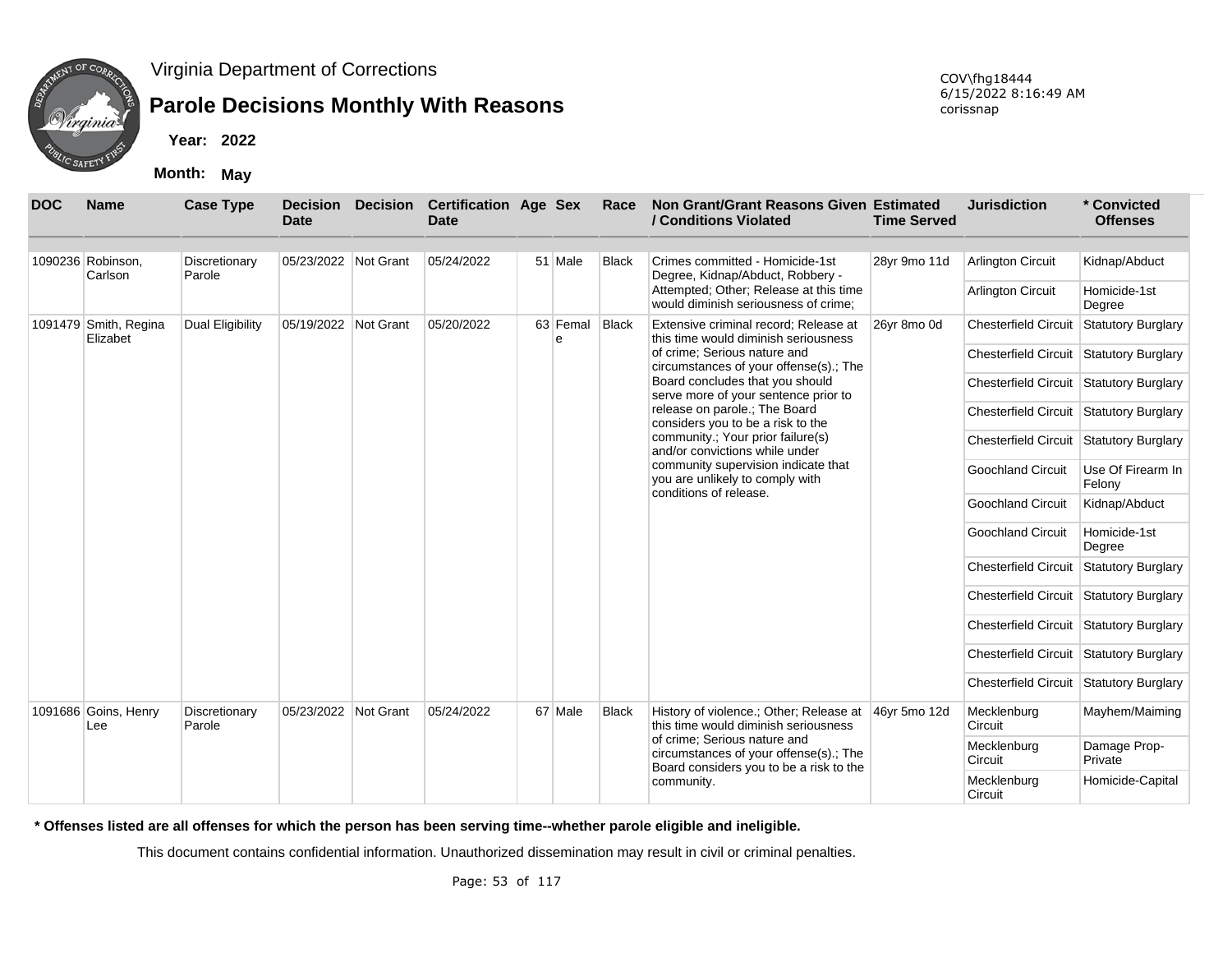Virginia Department of Corrections

# Parole Decisions Monthly With Reasons

**Year:** 2022

**Month:** May

COV\fhg18444
6/15/2022 8:16:49 AM
corissnap

| DOC | Name | Case Type | Decision Date | Decision | Certification Date | Age | Sex | Race | Non Grant/Grant Reasons Given / Conditions Violated | Estimated Time Served | Jurisdiction | * Convicted Offenses |
|---|---|---|---|---|---|---|---|---|---|---|---|---|
| 1090236 | Robinson, Carlson | Discretionary Parole | 05/23/2022 | Not Grant | 05/24/2022 | 51 | Male | Black | Crimes committed - Homicide-1st Degree, Kidnap/Abduct, Robbery - Attempted; Other; Release at this time would diminish seriousness of crime; | 28yr 9mo 11d | Arlington Circuit | Kidnap/Abduct |
| | | | | | | | | | | | Arlington Circuit | Homicide-1st Degree |
| 1091479 | Smith, Regina Elizabet | Dual Eligibility | 05/19/2022 | Not Grant | 05/20/2022 | 63 | Female | Black | Extensive criminal record; Release at this time would diminish seriousness of crime; Serious nature and circumstances of your offense(s).; The Board concludes that you should serve more of your sentence prior to release on parole.; The Board considers you to be a risk to the community.; Your prior failure(s) and/or convictions while under community supervision indicate that you are unlikely to comply with conditions of release. | 26yr 8mo 0d | Chesterfield Circuit | Statutory Burglary |
| | | | | | | | | | | | Chesterfield Circuit | Statutory Burglary |
| | | | | | | | | | | | Chesterfield Circuit | Statutory Burglary |
| | | | | | | | | | | | Chesterfield Circuit | Statutory Burglary |
| | | | | | | | | | | | Chesterfield Circuit | Statutory Burglary |
| | | | | | | | | | | | Goochland Circuit | Use Of Firearm In Felony |
| | | | | | | | | | | | Goochland Circuit | Kidnap/Abduct |
| | | | | | | | | | | | Goochland Circuit | Homicide-1st Degree |
| | | | | | | | | | | | Chesterfield Circuit | Statutory Burglary |
| | | | | | | | | | | | Chesterfield Circuit | Statutory Burglary |
| | | | | | | | | | | | Chesterfield Circuit | Statutory Burglary |
| | | | | | | | | | | | Chesterfield Circuit | Statutory Burglary |
| | | | | | | | | | | | Chesterfield Circuit | Statutory Burglary |
| 1091686 | Goins, Henry Lee | Discretionary Parole | 05/23/2022 | Not Grant | 05/24/2022 | 67 | Male | Black | History of violence.; Other; Release at this time would diminish seriousness of crime; Serious nature and circumstances of your offense(s).; The Board considers you to be a risk to the community. | 46yr 5mo 12d | Mecklenburg Circuit | Mayhem/Maiming |
| | | | | | | | | | | | Mecklenburg Circuit | Damage Prop-Private |
| | | | | | | | | | | | Mecklenburg Circuit | Homicide-Capital |

**\* Offenses listed are all offenses for which the person has been serving time--whether parole eligible and ineligible.**

This document contains confidential information. Unauthorized dissemination may result in civil or criminal penalties.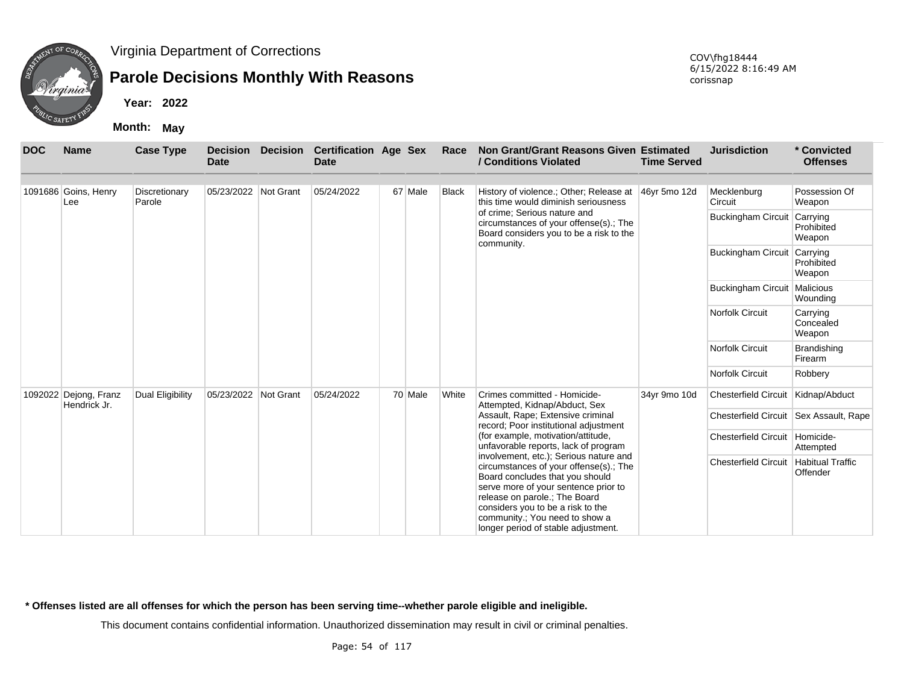Virginia Department of Corrections

# Parole Decisions Monthly With Reasons

**Year:** 2022

**Month:** May

COV\fhg18444
6/15/2022 8:16:49 AM
corissnap

| DOC | Name | Case Type | Decision Date | Decision | Certification Date | Age | Sex | Race | Non Grant/Grant Reasons Given / Conditions Violated | Estimated Time Served | Jurisdiction | * Convicted Offenses |
|---|---|---|---|---|---|---|---|---|---|---|---|---|
| 1091686 | Goins, Henry Lee | Discretionary Parole | 05/23/2022 | Not Grant | 05/24/2022 | 67 | Male | Black | History of violence.; Other; Release at this time would diminish seriousness of crime; Serious nature and circumstances of your offense(s).; The Board considers you to be a risk to the community. | 46yr 5mo 12d | Mecklenburg Circuit | Possession Of Weapon |
| | | | | | | | | | | | Buckingham Circuit | Carrying Prohibited Weapon |
| | | | | | | | | | | | Buckingham Circuit | Carrying Prohibited Weapon |
| | | | | | | | | | | | Buckingham Circuit | Malicious Wounding |
| | | | | | | | | | | | Norfolk Circuit | Carrying Concealed Weapon |
| | | | | | | | | | | | Norfolk Circuit | Brandishing Firearm |
| | | | | | | | | | | | Norfolk Circuit | Robbery |
| 1092022 | Dejong, Franz Hendrick Jr. | Dual Eligibility | 05/23/2022 | Not Grant | 05/24/2022 | 70 | Male | White | Crimes committed - Homicide-Attempted, Kidnap/Abduct, Sex Assault, Rape; Extensive criminal record; Poor institutional adjustment (for example, motivation/attitude, unfavorable reports, lack of program involvement, etc.); Serious nature and circumstances of your offense(s).; The Board concludes that you should serve more of your sentence prior to release on parole.; The Board considers you to be a risk to the community.; You need to show a longer period of stable adjustment. | 34yr 9mo 10d | Chesterfield Circuit | Kidnap/Abduct |
| | | | | | | | | | | | Chesterfield Circuit | Sex Assault, Rape |
| | | | | | | | | | | | Chesterfield Circuit | Homicide-Attempted |
| | | | | | | | | | | | Chesterfield Circuit | Habitual Traffic Offender |

**\* Offenses listed are all offenses for which the person has been serving time--whether parole eligible and ineligible.**

This document contains confidential information. Unauthorized dissemination may result in civil or criminal penalties.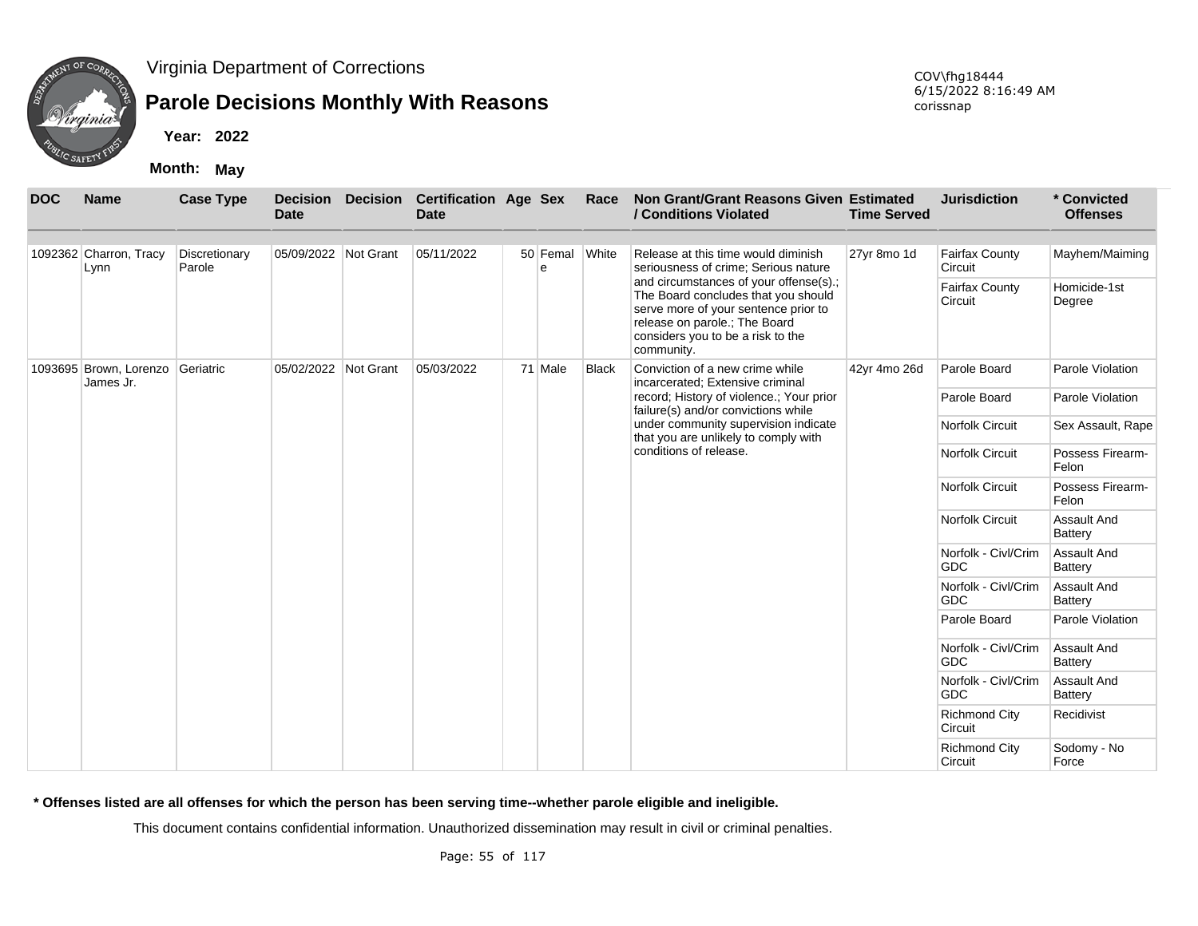Virginia Department of Corrections

# Parole Decisions Monthly With Reasons

**Year:** 2022

**Month:** May

COV\fhg18444
6/15/2022 8:16:49 AM
corissnap

| DOC | Name | Case Type | Decision Date | Decision | Certification Date | Age | Sex | Race | Non Grant/Grant Reasons Given / Conditions Violated | Estimated Time Served | Jurisdiction | * Convicted Offenses |
|---|---|---|---|---|---|---|---|---|---|---|---|---|
| 1092362 | Charron, Tracy Lynn | Discretionary Parole | 05/09/2022 | Not Grant | 05/11/2022 | 50 | Female | White | Release at this time would diminish seriousness of crime; Serious nature and circumstances of your offense(s).; The Board concludes that you should serve more of your sentence prior to release on parole.; The Board considers you to be a risk to the community. | 27yr 8mo 1d | Fairfax County Circuit | Mayhem/Maiming |
| | | | | | | | | | | | Fairfax County Circuit | Homicide-1st Degree |
| 1093695 | Brown, Lorenzo James Jr. | Geriatric | 05/02/2022 | Not Grant | 05/03/2022 | 71 | Male | Black | Conviction of a new crime while incarcerated; Extensive criminal record; History of violence.; Your prior failure(s) and/or convictions while under community supervision indicate that you are unlikely to comply with conditions of release. | 42yr 4mo 26d | Parole Board | Parole Violation |
| | | | | | | | | | | | Parole Board | Parole Violation |
| | | | | | | | | | | | Norfolk Circuit | Sex Assault, Rape |
| | | | | | | | | | | | Norfolk Circuit | Possess Firearm-Felon |
| | | | | | | | | | | | Norfolk Circuit | Possess Firearm-Felon |
| | | | | | | | | | | | Norfolk Circuit | Assault And Battery |
| | | | | | | | | | | | Norfolk - Civl/Crim GDC | Assault And Battery |
| | | | | | | | | | | | Norfolk - Civl/Crim GDC | Assault And Battery |
| | | | | | | | | | | | Parole Board | Parole Violation |
| | | | | | | | | | | | Norfolk - Civl/Crim GDC | Assault And Battery |
| | | | | | | | | | | | Norfolk - Civl/Crim GDC | Assault And Battery |
| | | | | | | | | | | | Richmond City Circuit | Recidivist |
| | | | | | | | | | | | Richmond City Circuit | Sodomy - No Force |

**\* Offenses listed are all offenses for which the person has been serving time--whether parole eligible and ineligible.**

This document contains confidential information. Unauthorized dissemination may result in civil or criminal penalties.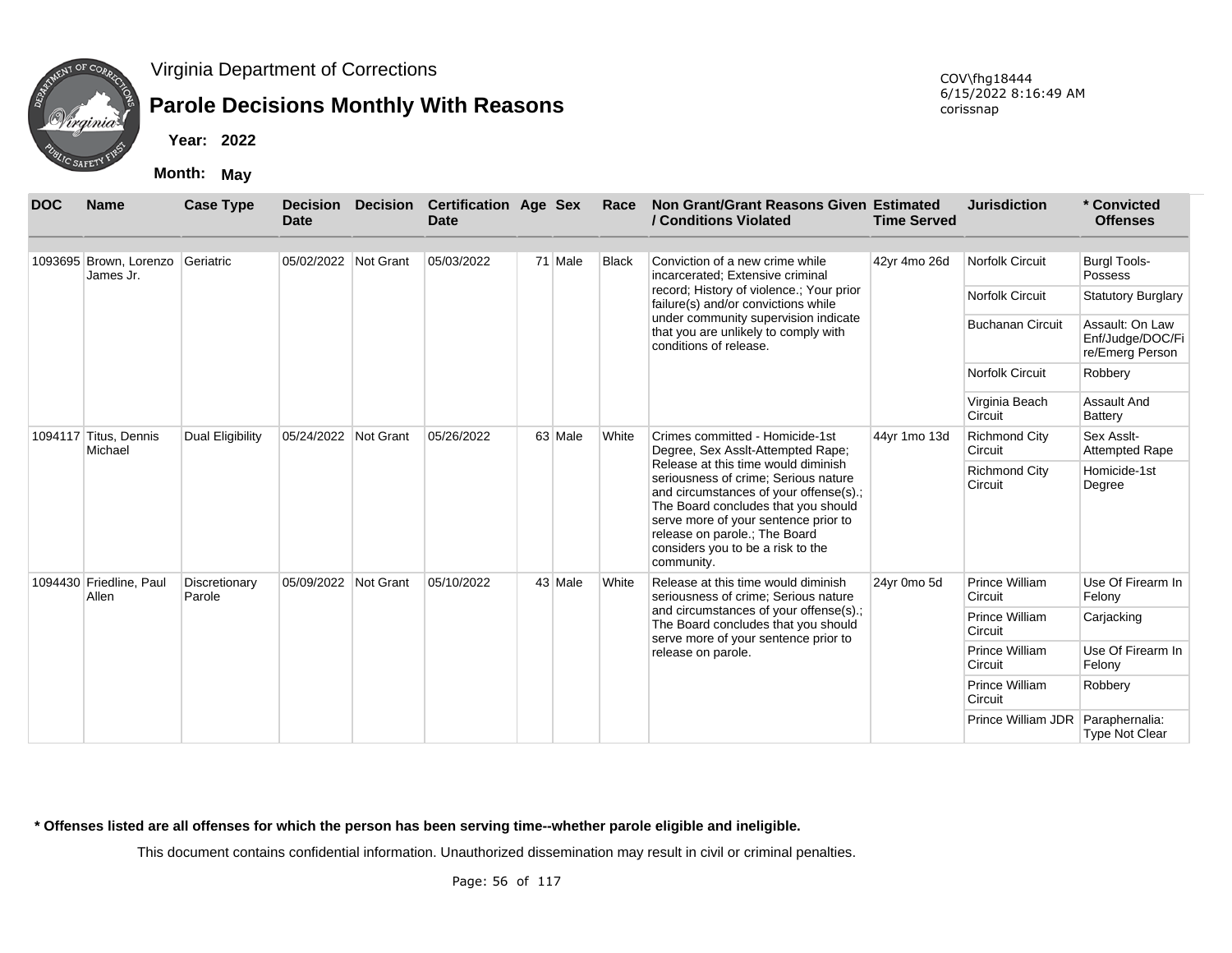Virginia Department of Corrections

# Parole Decisions Monthly With Reasons

**Year: 2022**

**Month: May**

COV\fhg18444
6/15/2022 8:16:49 AM
corissnap

| DOC | Name | Case Type | Decision Date | Decision | Certification Date | Age | Sex | Race | Non Grant/Grant Reasons Given / Conditions Violated | Estimated Time Served | Jurisdiction | * Convicted Offenses |
|---|---|---|---|---|---|---|---|---|---|---|---|---|
| 1093695 | Brown, Lorenzo James Jr. | Geriatric | 05/02/2022 | Not Grant | 05/03/2022 | 71 | Male | Black | Conviction of a new crime while incarcerated; Extensive criminal record; History of violence.; Your prior failure(s) and/or convictions while under community supervision indicate that you are unlikely to comply with conditions of release. | 42yr 4mo 26d | Norfolk Circuit | Burgl Tools-Possess |
| | | | | | | | | | | | Norfolk Circuit | Statutory Burglary |
| | | | | | | | | | | | Buchanan Circuit | Assault: On Law Enf/Judge/DOC/Fire/Emerg Person |
| | | | | | | | | | | | Norfolk Circuit | Robbery |
| | | | | | | | | | | | Virginia Beach Circuit | Assault And Battery |
| 1094117 | Titus, Dennis Michael | Dual Eligibility | 05/24/2022 | Not Grant | 05/26/2022 | 63 | Male | White | Crimes committed - Homicide-1st Degree, Sex Asslt-Attempted Rape; Release at this time would diminish seriousness of crime; Serious nature and circumstances of your offense(s).; The Board concludes that you should serve more of your sentence prior to release on parole.; The Board considers you to be a risk to the community. | 44yr 1mo 13d | Richmond City Circuit | Sex Asslt-Attempted Rape |
| | | | | | | | | | | | Richmond City Circuit | Homicide-1st Degree |
| 1094430 | Friedline, Paul Allen | Discretionary Parole | 05/09/2022 | Not Grant | 05/10/2022 | 43 | Male | White | Release at this time would diminish seriousness of crime; Serious nature and circumstances of your offense(s).; The Board concludes that you should serve more of your sentence prior to release on parole. | 24yr 0mo 5d | Prince William Circuit | Use Of Firearm In Felony |
| | | | | | | | | | | | Prince William Circuit | Carjacking |
| | | | | | | | | | | | Prince William Circuit | Use Of Firearm In Felony |
| | | | | | | | | | | | Prince William Circuit | Robbery |
| | | | | | | | | | | | Prince William JDR | Paraphernalia: Type Not Clear |

**\* Offenses listed are all offenses for which the person has been serving time--whether parole eligible and ineligible.**

This document contains confidential information. Unauthorized dissemination may result in civil or criminal penalties.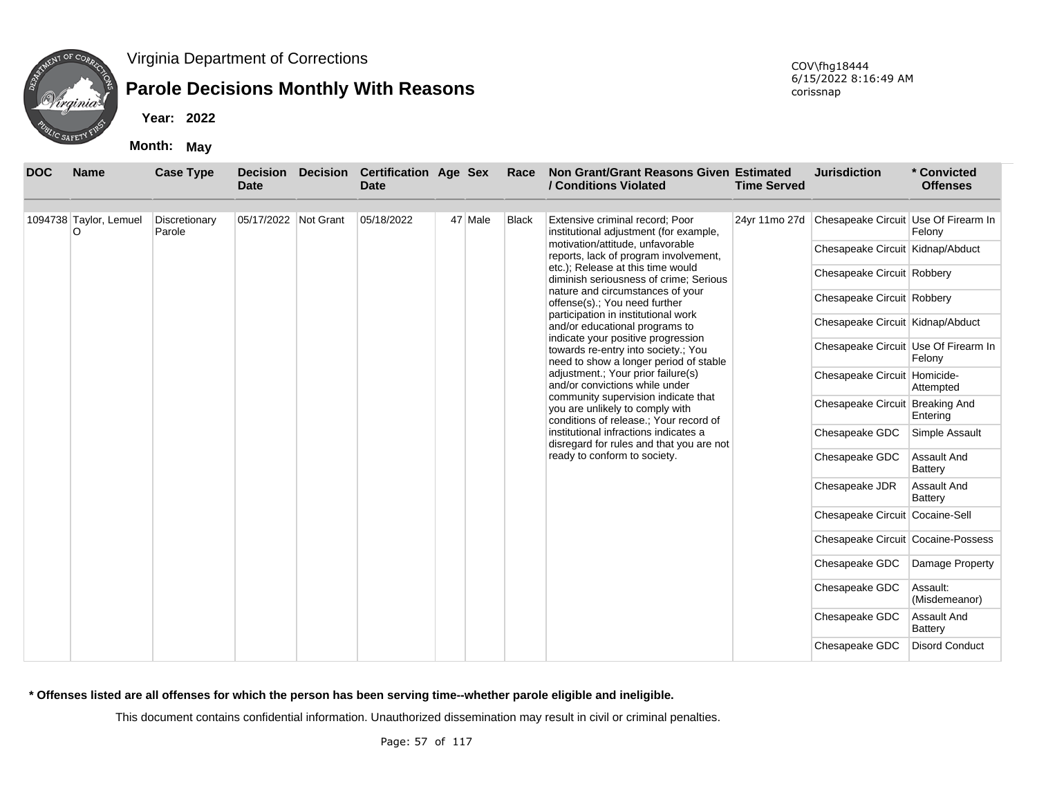# Virginia Department of Corrections

## Parole Decisions Monthly With Reasons

**Year:** 2022

**Month:** May

COV\fhg18444
6/15/2022 8:16:49 AM
corissnap

| DOC | Name | Case Type | Decision Date | Decision | Certification Date | Age | Sex | Race | Non Grant/Grant Reasons Given / Conditions Violated | Estimated Time Served | Jurisdiction | * Convicted Offenses |
|---|---|---|---|---|---|---|---|---|---|---|---|---|
| 1094738 | Taylor, Lemuel O | Discretionary Parole | 05/17/2022 | Not Grant | 05/18/2022 | 47 | Male | Black | Extensive criminal record; Poor institutional adjustment (for example, motivation/attitude, unfavorable reports, lack of program involvement, etc.); Release at this time would diminish seriousness of crime; Serious nature and circumstances of your offense(s).; You need further participation in institutional work and/or educational programs to indicate your positive progression towards re-entry into society.; You need to show a longer period of stable adjustment.; Your prior failure(s) and/or convictions while under community supervision indicate that you are unlikely to comply with conditions of release.; Your record of institutional infractions indicates a disregard for rules and that you are not ready to conform to society. | 24yr 11mo 27d | Chesapeake Circuit | Use Of Firearm In Felony |
| | | | | | | | | | | | Chesapeake Circuit | Kidnap/Abduct |
| | | | | | | | | | | | Chesapeake Circuit | Robbery |
| | | | | | | | | | | | Chesapeake Circuit | Robbery |
| | | | | | | | | | | | Chesapeake Circuit | Kidnap/Abduct |
| | | | | | | | | | | | Chesapeake Circuit | Use Of Firearm In Felony |
| | | | | | | | | | | | Chesapeake Circuit | Homicide-Attempted |
| | | | | | | | | | | | Chesapeake Circuit | Breaking And Entering |
| | | | | | | | | | | | Chesapeake GDC | Simple Assault |
| | | | | | | | | | | | Chesapeake GDC | Assault And Battery |
| | | | | | | | | | | | Chesapeake JDR | Assault And Battery |
| | | | | | | | | | | | Chesapeake Circuit | Cocaine-Sell |
| | | | | | | | | | | | Chesapeake Circuit | Cocaine-Possess |
| | | | | | | | | | | | Chesapeake GDC | Damage Property |
| | | | | | | | | | | | Chesapeake GDC | Assault: (Misdemeanor) |
| | | | | | | | | | | | Chesapeake GDC | Assault And Battery |
| | | | | | | | | | | | Chesapeake GDC | Disord Conduct |

**\* Offenses listed are all offenses for which the person has been serving time--whether parole eligible and ineligible.**

This document contains confidential information. Unauthorized dissemination may result in civil or criminal penalties.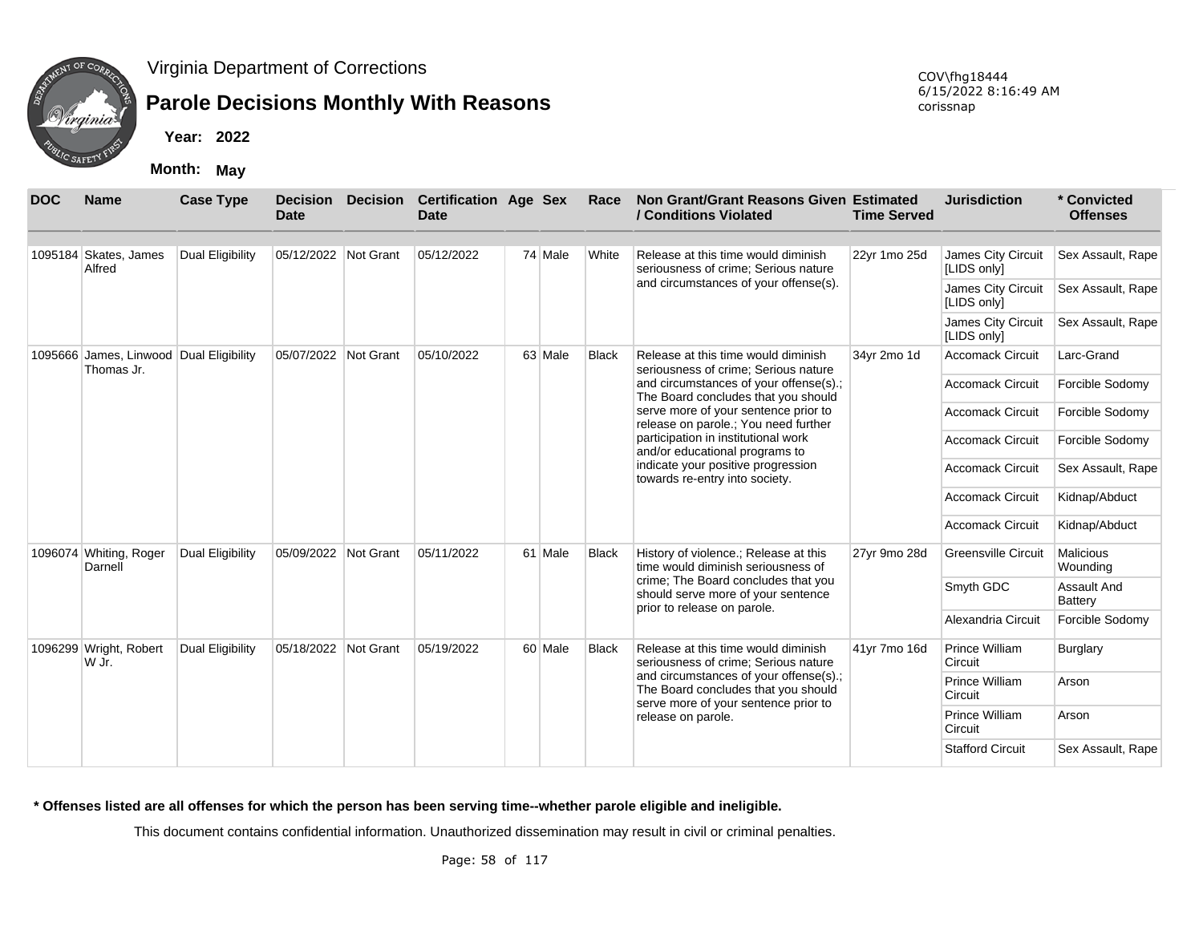Virginia Department of Corrections

# Parole Decisions Monthly With Reasons

**Year: 2022**

**Month: May**

COV\fhg18444
6/15/2022 8:16:49 AM
corissnap

| DOC | Name | Case Type | Decision Date | Decision | Certification Date | Age | Sex | Race | Non Grant/Grant Reasons Given / Conditions Violated | Estimated Time Served | Jurisdiction | * Convicted Offenses |
|---|---|---|---|---|---|---|---|---|---|---|---|---|
| 1095184 | Skates, James Alfred | Dual Eligibility | 05/12/2022 | Not Grant | 05/12/2022 | 74 | Male | White | Release at this time would diminish seriousness of crime; Serious nature and circumstances of your offense(s). | 22yr 1mo 25d | James City Circuit [LIDS only] | Sex Assault, Rape |
| | | | | | | | | | | | James City Circuit [LIDS only] | Sex Assault, Rape |
| | | | | | | | | | | | James City Circuit [LIDS only] | Sex Assault, Rape |
| 1095666 | James, Linwood Thomas Jr. | Dual Eligibility | 05/07/2022 | Not Grant | 05/10/2022 | 63 | Male | Black | Release at this time would diminish seriousness of crime; Serious nature and circumstances of your offense(s).; The Board concludes that you should serve more of your sentence prior to release on parole.; You need further participation in institutional work and/or educational programs to indicate your positive progression towards re-entry into society. | 34yr 2mo 1d | Accomack Circuit | Larc-Grand |
| | | | | | | | | | | | Accomack Circuit | Forcible Sodomy |
| | | | | | | | | | | | Accomack Circuit | Forcible Sodomy |
| | | | | | | | | | | | Accomack Circuit | Forcible Sodomy |
| | | | | | | | | | | | Accomack Circuit | Sex Assault, Rape |
| | | | | | | | | | | | Accomack Circuit | Kidnap/Abduct |
| | | | | | | | | | | | Accomack Circuit | Kidnap/Abduct |
| 1096074 | Whiting, Roger Darnell | Dual Eligibility | 05/09/2022 | Not Grant | 05/11/2022 | 61 | Male | Black | History of violence.; Release at this time would diminish seriousness of crime; The Board concludes that you should serve more of your sentence prior to release on parole. | 27yr 9mo 28d | Greensville Circuit | Malicious Wounding |
| | | | | | | | | | | | Smyth GDC | Assault And Battery |
| | | | | | | | | | | | Alexandria Circuit | Forcible Sodomy |
| 1096299 | Wright, Robert W Jr. | Dual Eligibility | 05/18/2022 | Not Grant | 05/19/2022 | 60 | Male | Black | Release at this time would diminish seriousness of crime; Serious nature and circumstances of your offense(s).; The Board concludes that you should serve more of your sentence prior to release on parole. | 41yr 7mo 16d | Prince William Circuit | Burglary |
| | | | | | | | | | | | Prince William Circuit | Arson |
| | | | | | | | | | | | Prince William Circuit | Arson |
| | | | | | | | | | | | Stafford Circuit | Sex Assault, Rape |

**\* Offenses listed are all offenses for which the person has been serving time--whether parole eligible and ineligible.**

This document contains confidential information. Unauthorized dissemination may result in civil or criminal penalties.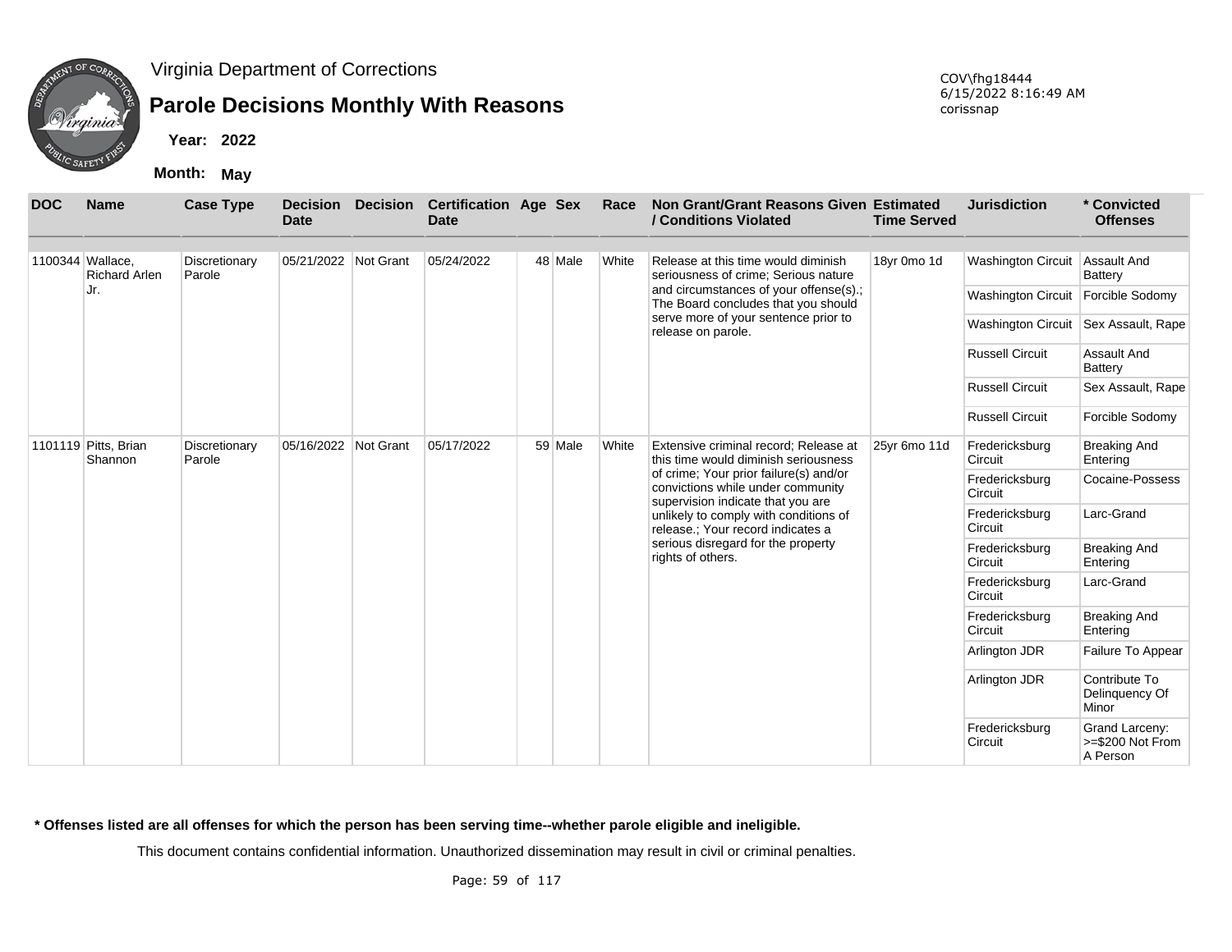Virginia Department of Corrections

# Parole Decisions Monthly With Reasons

**Year: 2022**

**Month: May**

COV\fhg18444
6/15/2022 8:16:49 AM
corissnap

| DOC | Name | Case Type | Decision Date | Decision | Certification Date | Age | Sex | Race | Non Grant/Grant Reasons Given / Conditions Violated | Estimated Time Served | Jurisdiction | * Convicted Offenses |
|---|---|---|---|---|---|---|---|---|---|---|---|---|
| 1100344 | Wallace, Richard Arlen Jr. | Discretionary Parole | 05/21/2022 | Not Grant | 05/24/2022 | 48 | Male | White | Release at this time would diminish seriousness of crime; Serious nature and circumstances of your offense(s).; The Board concludes that you should serve more of your sentence prior to release on parole. | 18yr 0mo 1d | Washington Circuit | Assault And Battery |
| | | | | | | | | | | | Washington Circuit | Forcible Sodomy |
| | | | | | | | | | | | Washington Circuit | Sex Assault, Rape |
| | | | | | | | | | | | Russell Circuit | Assault And Battery |
| | | | | | | | | | | | Russell Circuit | Sex Assault, Rape |
| | | | | | | | | | | | Russell Circuit | Forcible Sodomy |
| 1101119 | Pitts, Brian Shannon | Discretionary Parole | 05/16/2022 | Not Grant | 05/17/2022 | 59 | Male | White | Extensive criminal record; Release at this time would diminish seriousness of crime; Your prior failure(s) and/or convictions while under community supervision indicate that you are unlikely to comply with conditions of release.; Your record indicates a serious disregard for the property rights of others. | 25yr 6mo 11d | Fredericksburg Circuit | Breaking And Entering |
| | | | | | | | | | | | Fredericksburg Circuit | Cocaine-Possess |
| | | | | | | | | | | | Fredericksburg Circuit | Larc-Grand |
| | | | | | | | | | | | Fredericksburg Circuit | Breaking And Entering |
| | | | | | | | | | | | Fredericksburg Circuit | Larc-Grand |
| | | | | | | | | | | | Fredericksburg Circuit | Breaking And Entering |
| | | | | | | | | | | | Arlington JDR | Failure To Appear |
| | | | | | | | | | | | Arlington JDR | Contribute To Delinquency Of Minor |
| | | | | | | | | | | | Fredericksburg Circuit | Grand Larceny: >=$200 Not From A Person |

**\* Offenses listed are all offenses for which the person has been serving time--whether parole eligible and ineligible.**

This document contains confidential information. Unauthorized dissemination may result in civil or criminal penalties.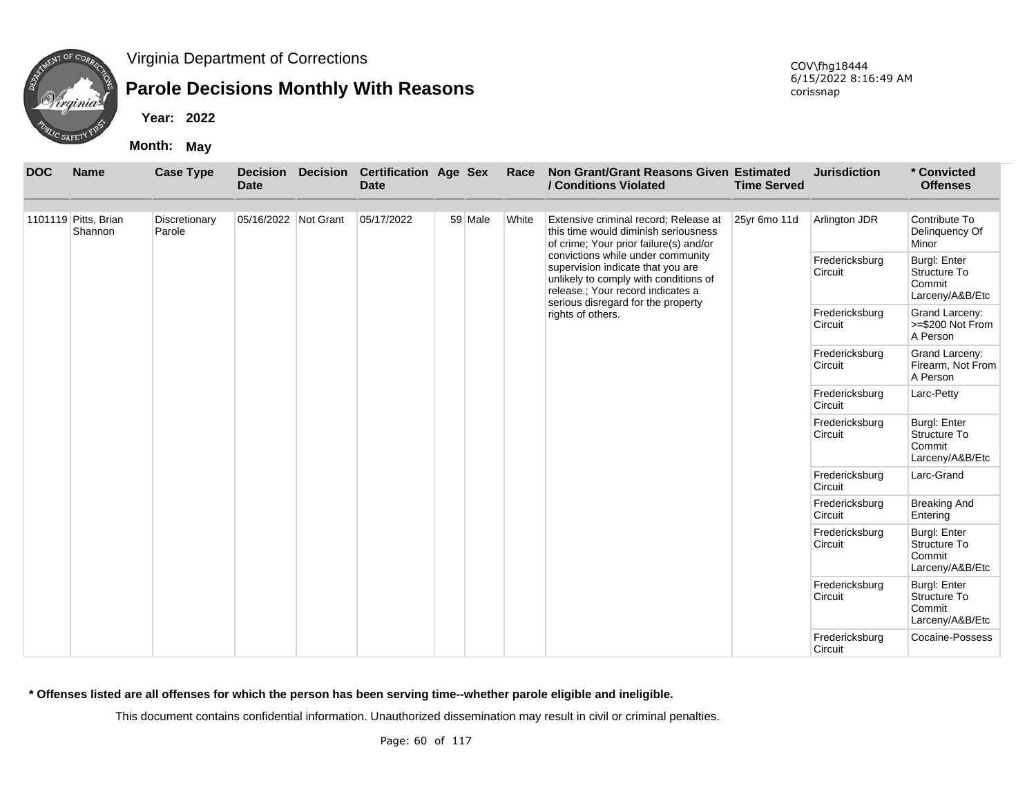Virginia Department of Corrections

# Parole Decisions Monthly With Reasons

**Year:** 2022

**Month:** May

COV\fhg18444
6/15/2022 8:16:49 AM
corissnap

| DOC | Name | Case Type | Decision Date | Decision | Certification Date | Age | Sex | Race | Non Grant/Grant Reasons Given / Conditions Violated | Estimated Time Served | Jurisdiction | * Convicted Offenses |
|---|---|---|---|---|---|---|---|---|---|---|---|---|
| 1101119 | Pitts, Brian Shannon | Discretionary Parole | 05/16/2022 | Not Grant | 05/17/2022 | 59 | Male | White | Extensive criminal record; Release at this time would diminish seriousness of crime; Your prior failure(s) and/or convictions while under community supervision indicate that you are unlikely to comply with conditions of release.; Your record indicates a serious disregard for the property rights of others. | 25yr 6mo 11d | Arlington JDR | Contribute To Delinquency Of Minor |
| | | | | | | | | | | | Fredericksburg Circuit | Burgl: Enter Structure To Commit Larceny/A&B/Etc |
| | | | | | | | | | | | Fredericksburg Circuit | Grand Larceny: >=$200 Not From A Person |
| | | | | | | | | | | | Fredericksburg Circuit | Grand Larceny: Firearm, Not From A Person |
| | | | | | | | | | | | Fredericksburg Circuit | Larc-Petty |
| | | | | | | | | | | | Fredericksburg Circuit | Burgl: Enter Structure To Commit Larceny/A&B/Etc |
| | | | | | | | | | | | Fredericksburg Circuit | Larc-Grand |
| | | | | | | | | | | | Fredericksburg Circuit | Breaking And Entering |
| | | | | | | | | | | | Fredericksburg Circuit | Burgl: Enter Structure To Commit Larceny/A&B/Etc |
| | | | | | | | | | | | Fredericksburg Circuit | Burgl: Enter Structure To Commit Larceny/A&B/Etc |
| | | | | | | | | | | | Fredericksburg Circuit | Cocaine-Possess |

**\* Offenses listed are all offenses for which the person has been serving time--whether parole eligible and ineligible.**

This document contains confidential information. Unauthorized dissemination may result in civil or criminal penalties.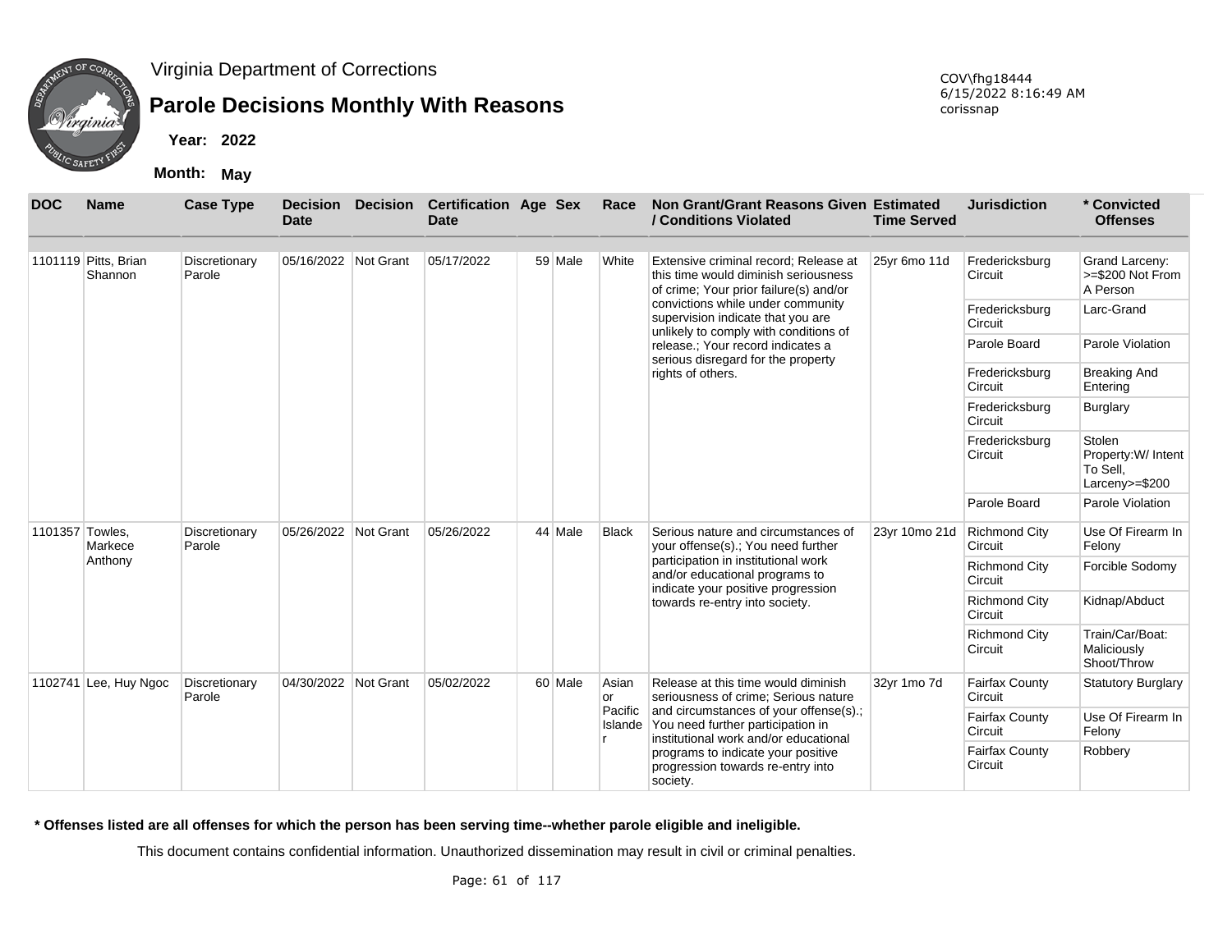Virginia Department of Corrections

# Parole Decisions Monthly With Reasons

**Year: 2022**

**Month: May**

COV\fhg18444
6/15/2022 8:16:49 AM
corissnap

| DOC | Name | Case Type | Decision Date | Decision | Certification Date | Age | Sex | Race | Non Grant/Grant Reasons Given / Conditions Violated | Estimated Time Served | Jurisdiction | * Convicted Offenses |
|---|---|---|---|---|---|---|---|---|---|---|---|---|
| 1101119 | Pitts, Brian Shannon | Discretionary Parole | 05/16/2022 | Not Grant | 05/17/2022 | 59 | Male | White | Extensive criminal record; Release at this time would diminish seriousness of crime; Your prior failure(s) and/or convictions while under community supervision indicate that you are unlikely to comply with conditions of release.; Your record indicates a serious disregard for the property rights of others. | 25yr 6mo 11d | Fredericksburg Circuit | Grand Larceny: >=$200 Not From A Person |
| | | | | | | | | | | | Fredericksburg Circuit | Larc-Grand |
| | | | | | | | | | | | Parole Board | Parole Violation |
| | | | | | | | | | | | Fredericksburg Circuit | Breaking And Entering |
| | | | | | | | | | | | Fredericksburg Circuit | Burglary |
| | | | | | | | | | | | Fredericksburg Circuit | Stolen Property:W/ Intent To Sell, Larceny>=$200 |
| | | | | | | | | | | | Parole Board | Parole Violation |
| 1101357 | Towles, Markece Anthony | Discretionary Parole | 05/26/2022 | Not Grant | 05/26/2022 | 44 | Male | Black | Serious nature and circumstances of your offense(s).; You need further participation in institutional work and/or educational programs to indicate your positive progression towards re-entry into society. | 23yr 10mo 21d | Richmond City Circuit | Use Of Firearm In Felony |
| | | | | | | | | | | | Richmond City Circuit | Forcible Sodomy |
| | | | | | | | | | | | Richmond City Circuit | Kidnap/Abduct |
| | | | | | | | | | | | Richmond City Circuit | Train/Car/Boat: Maliciously Shoot/Throw |
| 1102741 | Lee, Huy Ngoc | Discretionary Parole | 04/30/2022 | Not Grant | 05/02/2022 | 60 | Male | Asian or Pacific Islander | Release at this time would diminish seriousness of crime; Serious nature and circumstances of your offense(s).; You need further participation in institutional work and/or educational programs to indicate your positive progression towards re-entry into society. | 32yr 1mo 7d | Fairfax County Circuit | Statutory Burglary |
| | | | | | | | | | | | Fairfax County Circuit | Use Of Firearm In Felony |
| | | | | | | | | | | | Fairfax County Circuit | Robbery |

**\* Offenses listed are all offenses for which the person has been serving time--whether parole eligible and ineligible.**

This document contains confidential information. Unauthorized dissemination may result in civil or criminal penalties.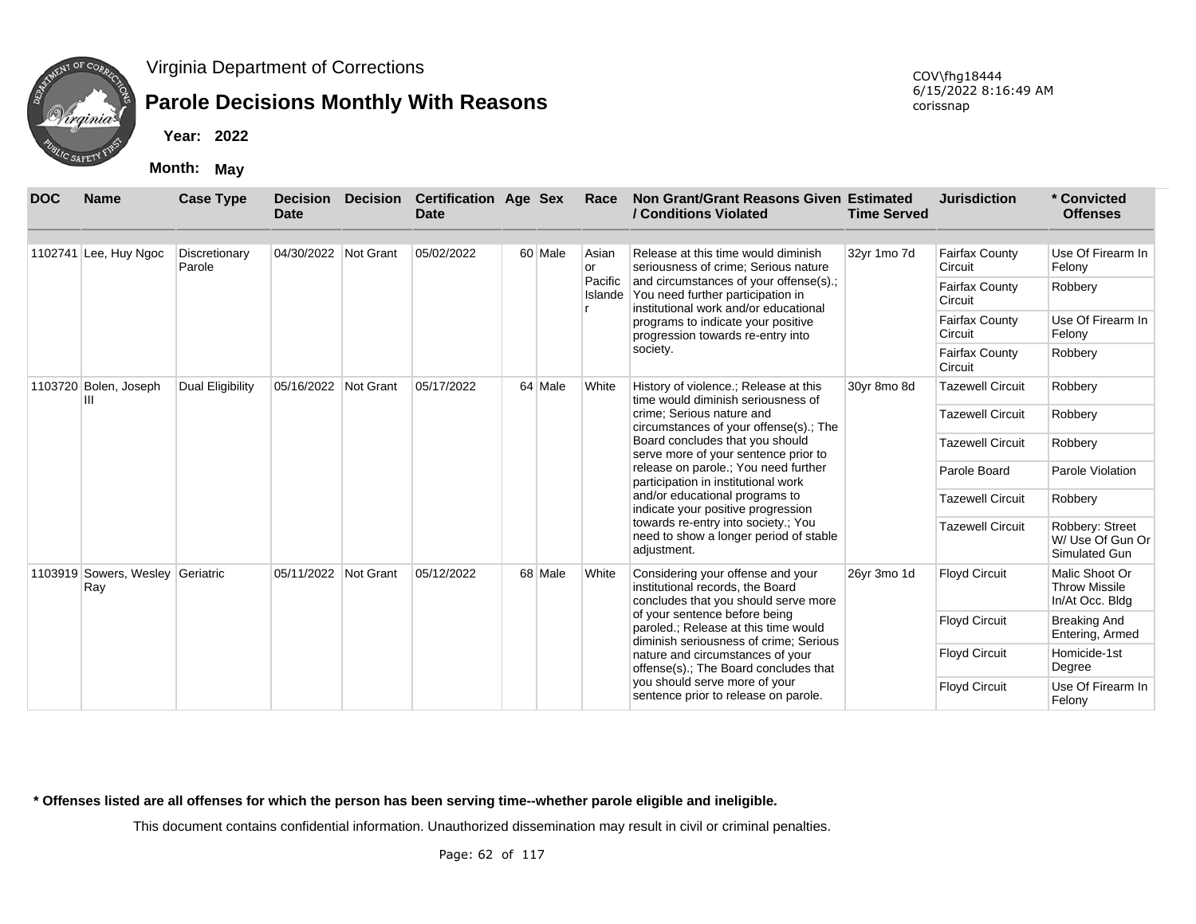Virginia Department of Corrections

# Parole Decisions Monthly With Reasons

COV\fhg18444
6/15/2022 8:16:49 AM
corissnap

**Year: 2022**

**Month: May**

| DOC | Name | Case Type | Decision Date | Decision | Certification Date | Age | Sex | Race | Non Grant/Grant Reasons Given / Conditions Violated | Estimated Time Served | Jurisdiction | * Convicted Offenses |
|---|---|---|---|---|---|---|---|---|---|---|---|---|
| 1102741 | Lee, Huy Ngoc | Discretionary Parole | 04/30/2022 | Not Grant | 05/02/2022 | 60 | Male | Asian or Pacific Islander | Release at this time would diminish seriousness of crime; Serious nature and circumstances of your offense(s).; You need further participation in institutional work and/or educational programs to indicate your positive progression towards re-entry into society. | 32yr 1mo 7d | Fairfax County Circuit | Use Of Firearm In Felony |
| | | | | | | | | | | | Fairfax County Circuit | Robbery |
| | | | | | | | | | | | Fairfax County Circuit | Use Of Firearm In Felony |
| | | | | | | | | | | | Fairfax County Circuit | Robbery |
| 1103720 | Bolen, Joseph III | Dual Eligibility | 05/16/2022 | Not Grant | 05/17/2022 | 64 | Male | White | History of violence.; Release at this time would diminish seriousness of crime; Serious nature and circumstances of your offense(s).; The Board concludes that you should serve more of your sentence prior to release on parole.; You need further participation in institutional work and/or educational programs to indicate your positive progression towards re-entry into society.; You need to show a longer period of stable adjustment. | 30yr 8mo 8d | Tazewell Circuit | Robbery |
| | | | | | | | | | | | Tazewell Circuit | Robbery |
| | | | | | | | | | | | Tazewell Circuit | Robbery |
| | | | | | | | | | | | Parole Board | Parole Violation |
| | | | | | | | | | | | Tazewell Circuit | Robbery |
| | | | | | | | | | | | Tazewell Circuit | Robbery: Street W/ Use Of Gun Or Simulated Gun |
| 1103919 | Sowers, Wesley Ray | Geriatric | 05/11/2022 | Not Grant | 05/12/2022 | 68 | Male | White | Considering your offense and your institutional records, the Board concludes that you should serve more of your sentence before being paroled.; Release at this time would diminish seriousness of crime; Serious nature and circumstances of your offense(s).; The Board concludes that you should serve more of your sentence prior to release on parole. | 26yr 3mo 1d | Floyd Circuit | Malic Shoot Or Throw Missile In/At Occ. Bldg |
| | | | | | | | | | | | Floyd Circuit | Breaking And Entering, Armed |
| | | | | | | | | | | | Floyd Circuit | Homicide-1st Degree |
| | | | | | | | | | | | Floyd Circuit | Use Of Firearm In Felony |

**\* Offenses listed are all offenses for which the person has been serving time--whether parole eligible and ineligible.**

This document contains confidential information. Unauthorized dissemination may result in civil or criminal penalties.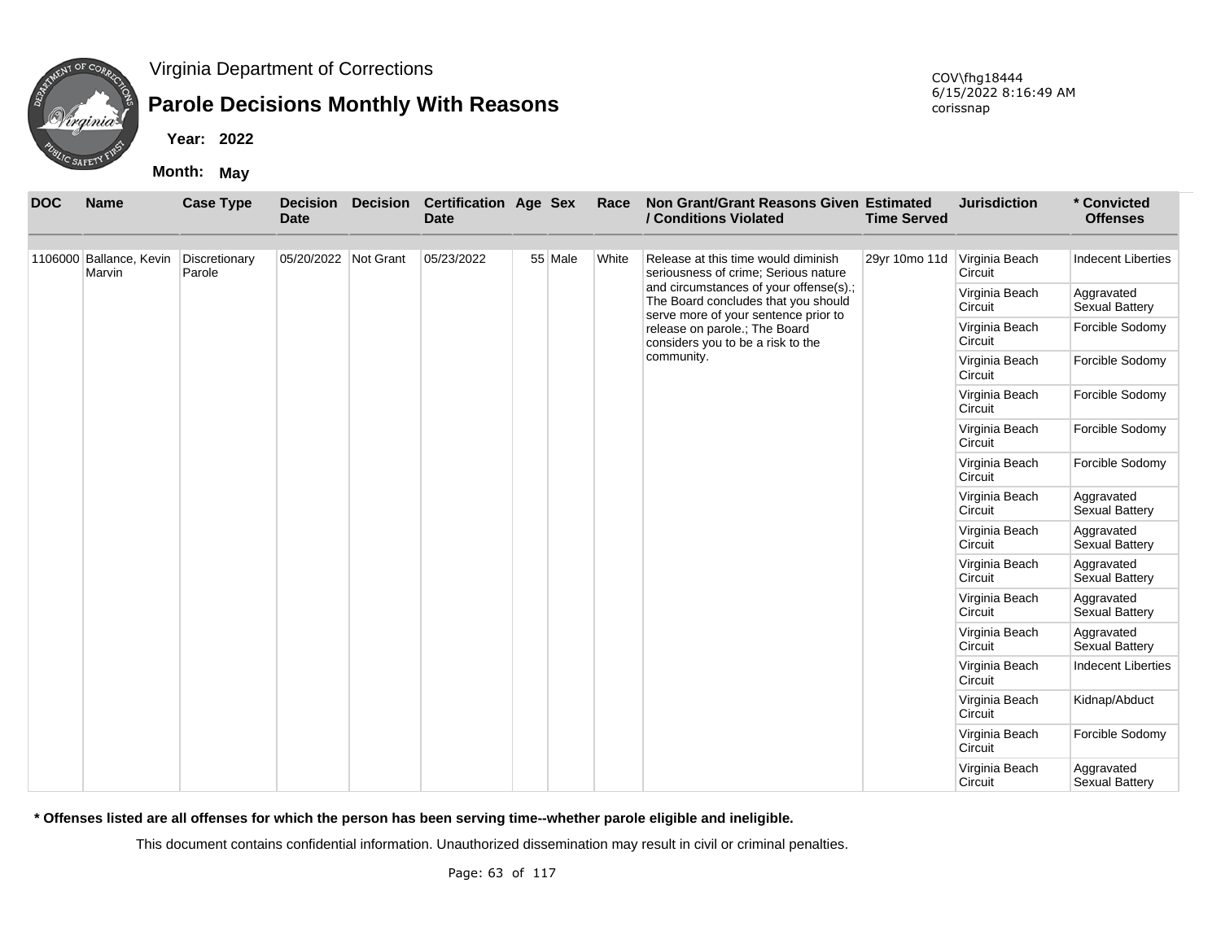Virginia Department of Corrections

# Parole Decisions Monthly With Reasons

**Year:** 2022

**Month:** May

COV\fhg18444
6/15/2022 8:16:49 AM
corissnap

| DOC | Name | Case Type | Decision Date | Decision | Certification Date | Age | Sex | Race | Non Grant/Grant Reasons Given / Conditions Violated | Estimated Time Served | Jurisdiction | * Convicted Offenses |
|---|---|---|---|---|---|---|---|---|---|---|---|---|
| 1106000 | Ballance, Kevin Marvin | Discretionary Parole | 05/20/2022 | Not Grant | 05/23/2022 | 55 | Male | White | Release at this time would diminish seriousness of crime; Serious nature and circumstances of your offense(s).; The Board concludes that you should serve more of your sentence prior to release on parole.; The Board considers you to be a risk to the community. | 29yr 10mo 11d | Virginia Beach Circuit | Indecent Liberties |
| | | | | | | | | | | | Virginia Beach Circuit | Aggravated Sexual Battery |
| | | | | | | | | | | | Virginia Beach Circuit | Forcible Sodomy |
| | | | | | | | | | | | Virginia Beach Circuit | Forcible Sodomy |
| | | | | | | | | | | | Virginia Beach Circuit | Forcible Sodomy |
| | | | | | | | | | | | Virginia Beach Circuit | Forcible Sodomy |
| | | | | | | | | | | | Virginia Beach Circuit | Forcible Sodomy |
| | | | | | | | | | | | Virginia Beach Circuit | Aggravated Sexual Battery |
| | | | | | | | | | | | Virginia Beach Circuit | Aggravated Sexual Battery |
| | | | | | | | | | | | Virginia Beach Circuit | Aggravated Sexual Battery |
| | | | | | | | | | | | Virginia Beach Circuit | Aggravated Sexual Battery |
| | | | | | | | | | | | Virginia Beach Circuit | Aggravated Sexual Battery |
| | | | | | | | | | | | Virginia Beach Circuit | Indecent Liberties |
| | | | | | | | | | | | Virginia Beach Circuit | Kidnap/Abduct |
| | | | | | | | | | | | Virginia Beach Circuit | Forcible Sodomy |
| | | | | | | | | | | | Virginia Beach Circuit | Aggravated Sexual Battery |

**\* Offenses listed are all offenses for which the person has been serving time--whether parole eligible and ineligible.**

This document contains confidential information. Unauthorized dissemination may result in civil or criminal penalties.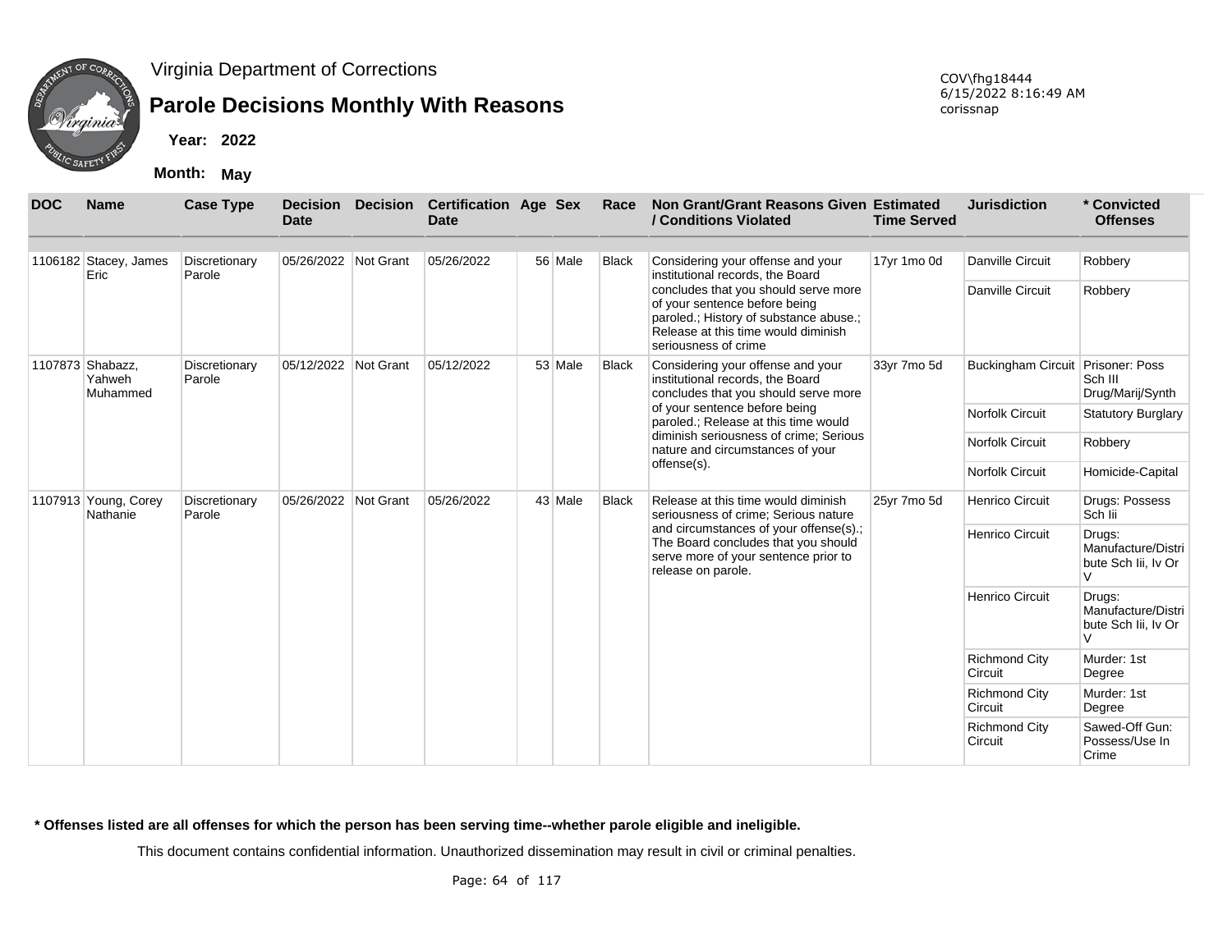Virginia Department of Corrections

# Parole Decisions Monthly With Reasons

COV\fhg18444
6/15/2022 8:16:49 AM
corissnap

**Year: 2022**

**Month: May**

| DOC | Name | Case Type | Decision Date | Decision | Certification Date | Age | Sex | Race | Non Grant/Grant Reasons Given / Conditions Violated | Estimated Time Served | Jurisdiction | * Convicted Offenses |
|---|---|---|---|---|---|---|---|---|---|---|---|---|
| 1106182 | Stacey, James Eric | Discretionary Parole | 05/26/2022 | Not Grant | 05/26/2022 | 56 | Male | Black | Considering your offense and your institutional records, the Board concludes that you should serve more of your sentence before being paroled.; History of substance abuse.; Release at this time would diminish seriousness of crime | 17yr 1mo 0d | Danville Circuit | Robbery |
| | | | | | | | | | | | Danville Circuit | Robbery |
| 1107873 | Shabazz, Yahweh Muhammed | Discretionary Parole | 05/12/2022 | Not Grant | 05/12/2022 | 53 | Male | Black | Considering your offense and your institutional records, the Board concludes that you should serve more of your sentence before being paroled.; Release at this time would diminish seriousness of crime; Serious nature and circumstances of your offense(s). | 33yr 7mo 5d | Buckingham Circuit | Prisoner: Poss Sch III Drug/Marij/Synth |
| | | | | | | | | | | | Norfolk Circuit | Statutory Burglary |
| | | | | | | | | | | | Norfolk Circuit | Robbery |
| | | | | | | | | | | | Norfolk Circuit | Homicide-Capital |
| 1107913 | Young, Corey Nathanie | Discretionary Parole | 05/26/2022 | Not Grant | 05/26/2022 | 43 | Male | Black | Release at this time would diminish seriousness of crime; Serious nature and circumstances of your offense(s).; The Board concludes that you should serve more of your sentence prior to release on parole. | 25yr 7mo 5d | Henrico Circuit | Drugs: Possess Sch Iii |
| | | | | | | | | | | | Henrico Circuit | Drugs: Manufacture/Distribute Sch Iii, Iv Or V |
| | | | | | | | | | | | Henrico Circuit | Drugs: Manufacture/Distribute Sch Iii, Iv Or V |
| | | | | | | | | | | | Richmond City Circuit | Murder: 1st Degree |
| | | | | | | | | | | | Richmond City Circuit | Murder: 1st Degree |
| | | | | | | | | | | | Richmond City Circuit | Sawed-Off Gun: Possess/Use In Crime |

**\* Offenses listed are all offenses for which the person has been serving time--whether parole eligible and ineligible.**

This document contains confidential information. Unauthorized dissemination may result in civil or criminal penalties.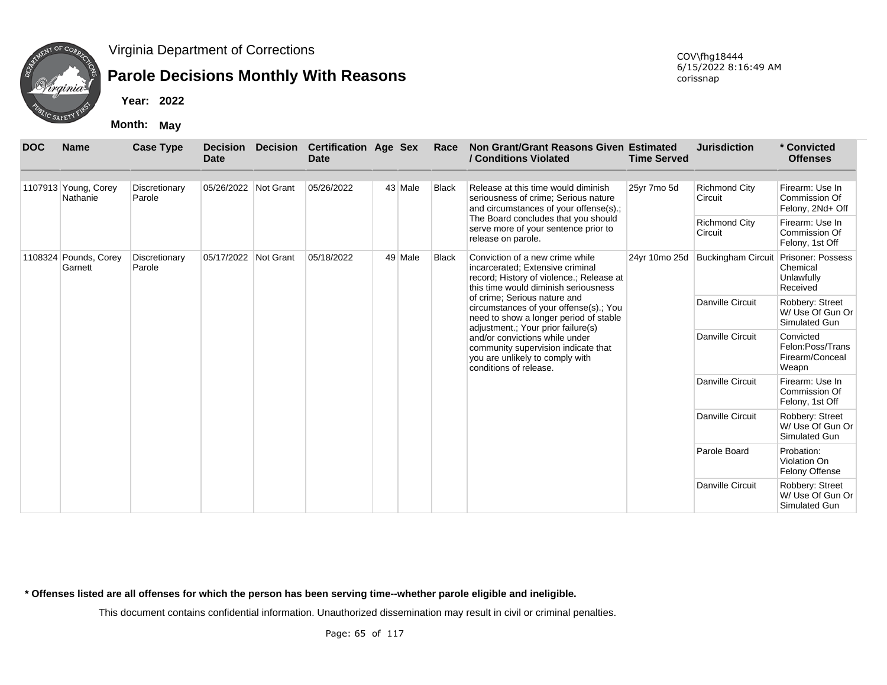Virginia Department of Corrections

# Parole Decisions Monthly With Reasons

**Year: 2022**

**Month: May**

COV\fhg18444
6/15/2022 8:16:49 AM
corissnap

| DOC | Name | Case Type | Decision Date | Decision | Certification Date | Age | Sex | Race | Non Grant/Grant Reasons Given / Conditions Violated | Estimated Time Served | Jurisdiction | * Convicted Offenses |
|---|---|---|---|---|---|---|---|---|---|---|---|---|
| 1107913 | Young, Corey Nathanie | Discretionary Parole | 05/26/2022 | Not Grant | 05/26/2022 | 43 | Male | Black | Release at this time would diminish seriousness of crime; Serious nature and circumstances of your offense(s).; The Board concludes that you should serve more of your sentence prior to release on parole. | 25yr 7mo 5d | Richmond City Circuit | Firearm: Use In Commission Of Felony, 2Nd+ Off |
| | | | | | | | | | | | Richmond City Circuit | Firearm: Use In Commission Of Felony, 1st Off |
| 1108324 | Pounds, Corey Garnett | Discretionary Parole | 05/17/2022 | Not Grant | 05/18/2022 | 49 | Male | Black | Conviction of a new crime while incarcerated; Extensive criminal record; History of violence.; Release at this time would diminish seriousness of crime; Serious nature and circumstances of your offense(s).; You need to show a longer period of stable adjustment.; Your prior failure(s) and/or convictions while under community supervision indicate that you are unlikely to comply with conditions of release. | 24yr 10mo 25d | Buckingham Circuit | Prisoner: Possess Chemical Unlawfully Received |
| | | | | | | | | | | | Danville Circuit | Robbery: Street W/ Use Of Gun Or Simulated Gun |
| | | | | | | | | | | | Danville Circuit | Convicted Felon:Poss/Trans Firearm/Conceal Weapn |
| | | | | | | | | | | | Danville Circuit | Firearm: Use In Commission Of Felony, 1st Off |
| | | | | | | | | | | | Danville Circuit | Robbery: Street W/ Use Of Gun Or Simulated Gun |
| | | | | | | | | | | | Parole Board | Probation: Violation On Felony Offense |
| | | | | | | | | | | | Danville Circuit | Robbery: Street W/ Use Of Gun Or Simulated Gun |

**\* Offenses listed are all offenses for which the person has been serving time--whether parole eligible and ineligible.**

This document contains confidential information. Unauthorized dissemination may result in civil or criminal penalties.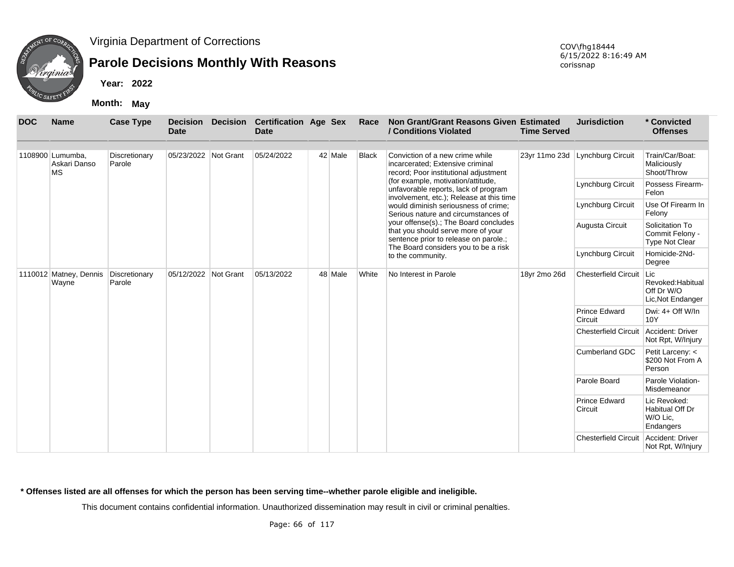Virginia Department of Corrections

# Parole Decisions Monthly With Reasons

**Year: 2022**

**Month: May**

COV\fhg18444
6/15/2022 8:16:49 AM
corissnap

| DOC | Name | Case Type | Decision Date | Decision | Certification Date | Age | Sex | Race | Non Grant/Grant Reasons Given / Conditions Violated | Estimated Time Served | Jurisdiction | * Convicted Offenses |
|---|---|---|---|---|---|---|---|---|---|---|---|---|
| 1108900 | Lumumba, Askari Danso MS | Discretionary Parole | 05/23/2022 | Not Grant | 05/24/2022 | 42 | Male | Black | Conviction of a new crime while incarcerated; Extensive criminal record; Poor institutional adjustment (for example, motivation/attitude, unfavorable reports, lack of program involvement, etc.); Release at this time would diminish seriousness of crime; Serious nature and circumstances of your offense(s).; The Board concludes that you should serve more of your sentence prior to release on parole.; The Board considers you to be a risk to the community. | 23yr 11mo 23d | Lynchburg Circuit | Train/Car/Boat: Maliciously Shoot/Throw |
| | | | | | | | | | | | Lynchburg Circuit | Possess Firearm-Felon |
| | | | | | | | | | | | Lynchburg Circuit | Use Of Firearm In Felony |
| | | | | | | | | | | | Augusta Circuit | Solicitation To Commit Felony - Type Not Clear |
| | | | | | | | | | | | Lynchburg Circuit | Homicide-2Nd-Degree |
| 1110012 | Matney, Dennis Wayne | Discretionary Parole | 05/12/2022 | Not Grant | 05/13/2022 | 48 | Male | White | No Interest in Parole | 18yr 2mo 26d | Chesterfield Circuit | Lic Revoked:Habitual Off Dr W/O Lic,Not Endanger |
| | | | | | | | | | | | Prince Edward Circuit | Dwi: 4+ Off W/In 10Y |
| | | | | | | | | | | | Chesterfield Circuit | Accident: Driver Not Rpt, W/Injury |
| | | | | | | | | | | | Cumberland GDC | Petit Larceny: < $200 Not From A Person |
| | | | | | | | | | | | Parole Board | Parole Violation-Misdemeanor |
| | | | | | | | | | | | Prince Edward Circuit | Lic Revoked: Habitual Off Dr W/O Lic, Endangers |
| | | | | | | | | | | | Chesterfield Circuit | Accident: Driver Not Rpt, W/Injury |

**\* Offenses listed are all offenses for which the person has been serving time--whether parole eligible and ineligible.**

This document contains confidential information. Unauthorized dissemination may result in civil or criminal penalties.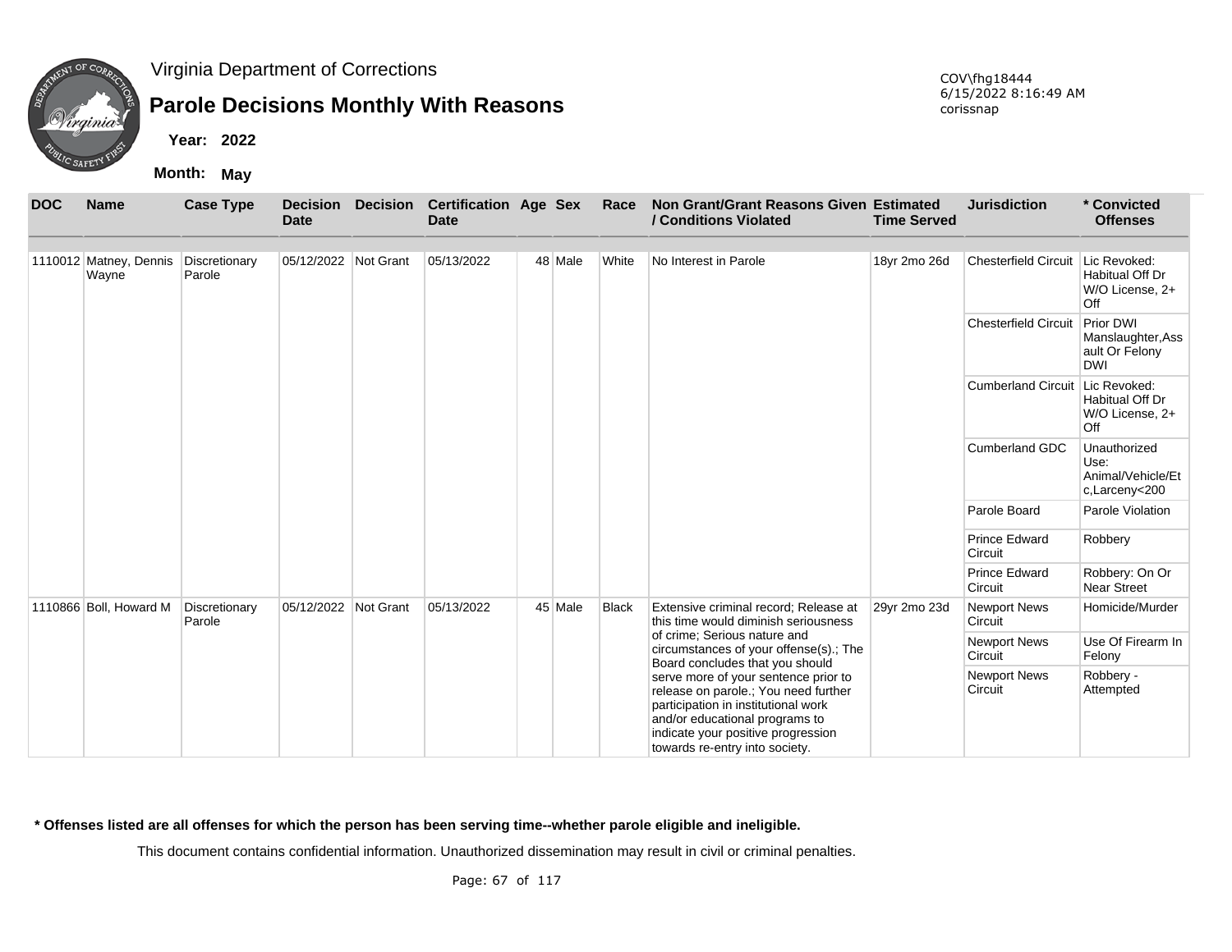Virginia Department of Corrections

# Parole Decisions Monthly With Reasons

**Year:** 2022

**Month:** May

COV\fhg18444
6/15/2022 8:16:49 AM
corissnap

| DOC | Name | Case Type | Decision Date | Decision | Certification Date | Age | Sex | Race | Non Grant/Grant Reasons Given / Conditions Violated | Estimated Time Served | Jurisdiction | * Convicted Offenses |
|---|---|---|---|---|---|---|---|---|---|---|---|---|
| 1110012 | Matney, Dennis Wayne | Discretionary Parole | 05/12/2022 | Not Grant | 05/13/2022 | 48 | Male | White | No Interest in Parole | 18yr 2mo 26d | Chesterfield Circuit | Lic Revoked: Habitual Off Dr W/O License, 2+ Off |
| | | | | | | | | | | | Chesterfield Circuit | Prior DWI Manslaughter,Assault Or Felony DWI |
| | | | | | | | | | | | Cumberland Circuit | Lic Revoked: Habitual Off Dr W/O License, 2+ Off |
| | | | | | | | | | | | Cumberland GDC | Unauthorized Use: Animal/Vehicle/Etc,Larceny<200 |
| | | | | | | | | | | | Parole Board | Parole Violation |
| | | | | | | | | | | | Prince Edward Circuit | Robbery |
| | | | | | | | | | | | Prince Edward Circuit | Robbery: On Or Near Street |
| 1110866 | Boll, Howard M | Discretionary Parole | 05/12/2022 | Not Grant | 05/13/2022 | 45 | Male | Black | Extensive criminal record; Release at this time would diminish seriousness of crime; Serious nature and circumstances of your offense(s).; The Board concludes that you should serve more of your sentence prior to release on parole.; You need further participation in institutional work and/or educational programs to indicate your positive progression towards re-entry into society. | 29yr 2mo 23d | Newport News Circuit | Homicide/Murder |
| | | | | | | | | | | | Newport News Circuit | Use Of Firearm In Felony |
| | | | | | | | | | | | Newport News Circuit | Robbery - Attempted |

**\* Offenses listed are all offenses for which the person has been serving time--whether parole eligible and ineligible.**

This document contains confidential information. Unauthorized dissemination may result in civil or criminal penalties.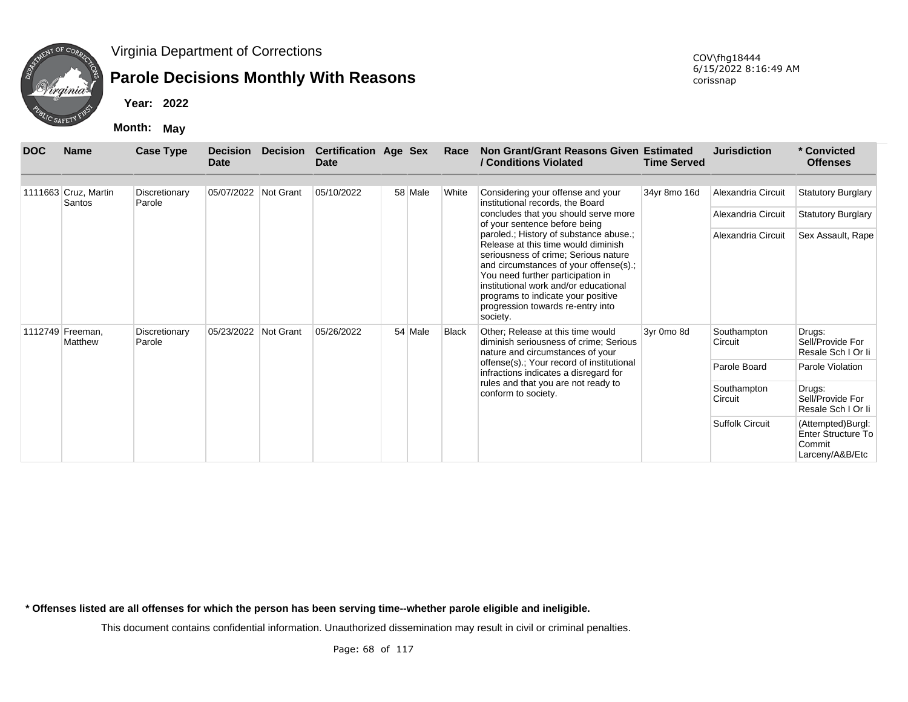Virginia Department of Corrections

## Parole Decisions Monthly With Reasons

**Year: 2022**

**Month: May**

COV\fhg18444
6/15/2022 8:16:49 AM
corissnap

| DOC | Name | Case Type | Decision Date | Decision | Certification Date | Age | Sex | Race | Non Grant/Grant Reasons Given / Conditions Violated | Estimated Time Served | Jurisdiction | * Convicted Offenses |
|---|---|---|---|---|---|---|---|---|---|---|---|---|
| 1111663 | Cruz, Martin Santos | Discretionary Parole | 05/07/2022 | Not Grant | 05/10/2022 | 58 | Male | White | Considering your offense and your institutional records, the Board concludes that you should serve more of your sentence before being paroled.; History of substance abuse.; Release at this time would diminish seriousness of crime; Serious nature and circumstances of your offense(s).; You need further participation in institutional work and/or educational programs to indicate your positive progression towards re-entry into society. | 34yr 8mo 16d | Alexandria Circuit | Statutory Burglary |
| | | | | | | | | | | | Alexandria Circuit | Statutory Burglary |
| | | | | | | | | | | | Alexandria Circuit | Sex Assault, Rape |
| 1112749 | Freeman, Matthew | Discretionary Parole | 05/23/2022 | Not Grant | 05/26/2022 | 54 | Male | Black | Other; Release at this time would diminish seriousness of crime; Serious nature and circumstances of your offense(s).; Your record of institutional infractions indicates a disregard for rules and that you are not ready to conform to society. | 3yr 0mo 8d | Southampton Circuit | Drugs: Sell/Provide For Resale Sch I Or Ii |
| | | | | | | | | | | | Parole Board | Parole Violation |
| | | | | | | | | | | | Southampton Circuit | Drugs: Sell/Provide For Resale Sch I Or Ii |
| | | | | | | | | | | | Suffolk Circuit | (Attempted)Burgl: Enter Structure To Commit Larceny/A&B/Etc |

**\* Offenses listed are all offenses for which the person has been serving time--whether parole eligible and ineligible.**

This document contains confidential information. Unauthorized dissemination may result in civil or criminal penalties.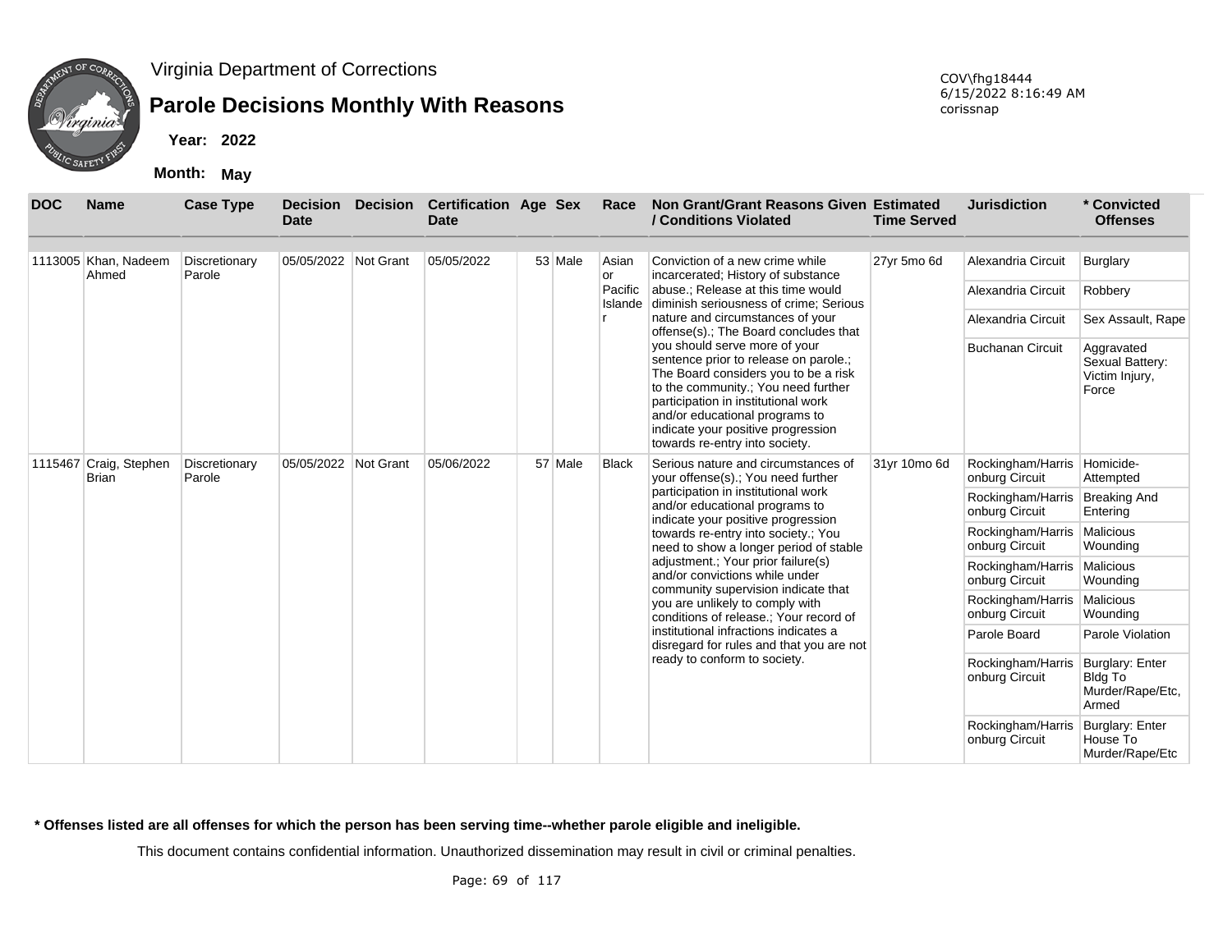# Virginia Department of Corrections

## Parole Decisions Monthly With Reasons

**Year:** 2022

**Month:** May

COV\fhg18444
6/15/2022 8:16:49 AM
corissnap

| DOC | Name | Case Type | Decision Date | Decision | Certification Date | Age | Sex | Race | Non Grant/Grant Reasons Given / Conditions Violated | Estimated Time Served | Jurisdiction | * Convicted Offenses |
|---|---|---|---|---|---|---|---|---|---|---|---|---|
| 1113005 | Khan, Nadeem Ahmed | Discretionary Parole | 05/05/2022 | Not Grant | 05/05/2022 | 53 | Male | Asian or Pacific Islander | Conviction of a new crime while incarcerated; History of substance abuse.; Release at this time would diminish seriousness of crime; Serious nature and circumstances of your offense(s).; The Board concludes that you should serve more of your sentence prior to release on parole.; The Board considers you to be a risk to the community.; You need further participation in institutional work and/or educational programs to indicate your positive progression towards re-entry into society. | 27yr 5mo 6d | Alexandria Circuit | Burglary |
| | | | | | | | | | | | Alexandria Circuit | Robbery |
| | | | | | | | | | | | Alexandria Circuit | Sex Assault, Rape |
| | | | | | | | | | | | Buchanan Circuit | Aggravated Sexual Battery: Victim Injury, Force |
| 1115467 | Craig, Stephen Brian | Discretionary Parole | 05/05/2022 | Not Grant | 05/06/2022 | 57 | Male | Black | Serious nature and circumstances of your offense(s).; You need further participation in institutional work and/or educational programs to indicate your positive progression towards re-entry into society.; You need to show a longer period of stable adjustment.; Your prior failure(s) and/or convictions while under community supervision indicate that you are unlikely to comply with conditions of release.; Your record of institutional infractions indicates a disregard for rules and that you are not ready to conform to society. | 31yr 10mo 6d | Rockingham/Harrisonburg Circuit | Homicide-Attempted |
| | | | | | | | | | | | Rockingham/Harrisonburg Circuit | Breaking And Entering |
| | | | | | | | | | | | Rockingham/Harrisonburg Circuit | Malicious Wounding |
| | | | | | | | | | | | Rockingham/Harrisonburg Circuit | Malicious Wounding |
| | | | | | | | | | | | Rockingham/Harrisonburg Circuit | Malicious Wounding |
| | | | | | | | | | | | Parole Board | Parole Violation |
| | | | | | | | | | | | Rockingham/Harrisonburg Circuit | Burglary: Enter Bldg To Murder/Rape/Etc, Armed |
| | | | | | | | | | | | Rockingham/Harrisonburg Circuit | Burglary: Enter House To Murder/Rape/Etc |

**\* Offenses listed are all offenses for which the person has been serving time--whether parole eligible and ineligible.**

This document contains confidential information. Unauthorized dissemination may result in civil or criminal penalties.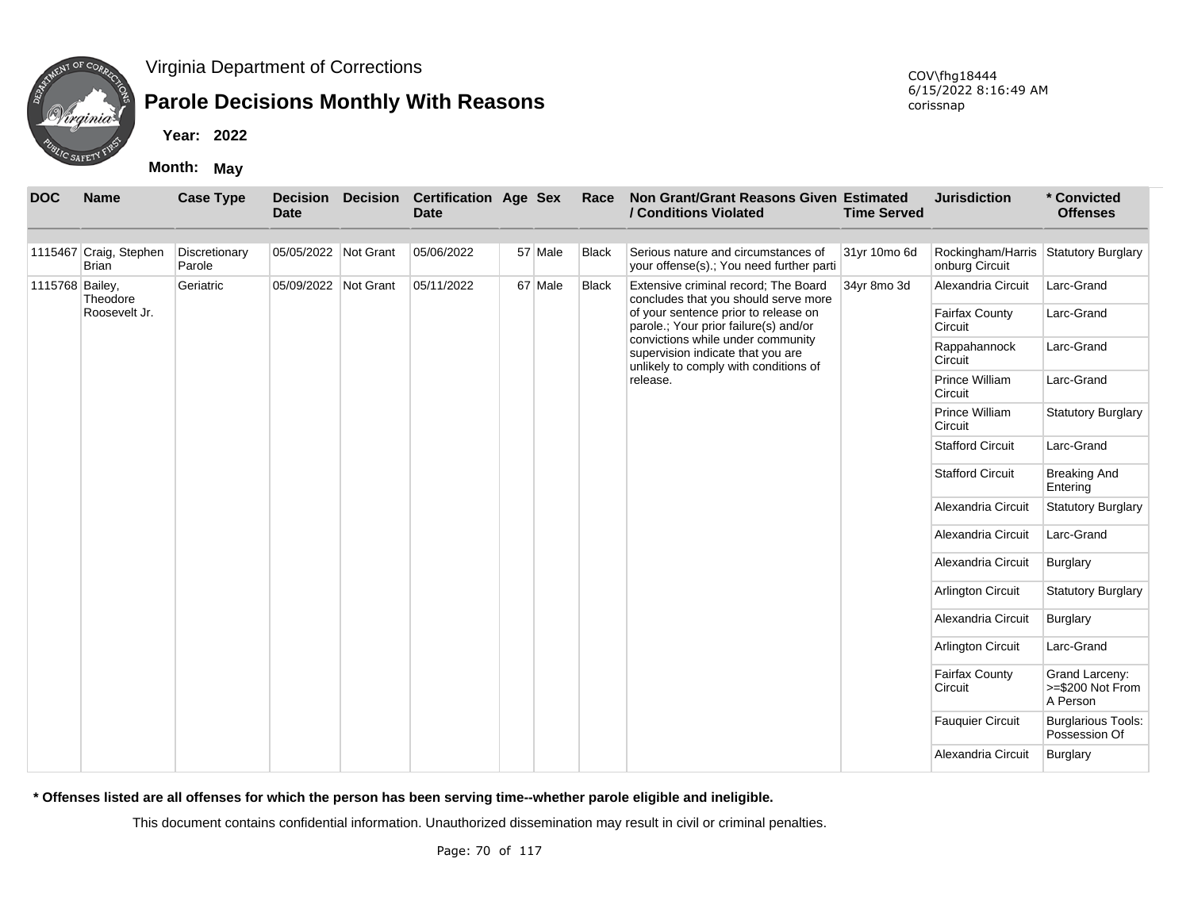Virginia Department of Corrections

# Parole Decisions Monthly With Reasons

**Year: 2022**

**Month: May**

COV\fhg18444
6/15/2022 8:16:49 AM
corissnap

| DOC | Name | Case Type | Decision Date | Decision | Certification Date | Age | Sex | Race | Non Grant/Grant Reasons Given / Conditions Violated | Estimated Time Served | Jurisdiction | * Convicted Offenses |
|---|---|---|---|---|---|---|---|---|---|---|---|---|
| 1115467 | Craig, Stephen Brian | Discretionary Parole | 05/05/2022 | Not Grant | 05/06/2022 | 57 | Male | Black | Serious nature and circumstances of your offense(s).; You need further parti | 31yr 10mo 6d | Rockingham/Harrisonburg Circuit | Statutory Burglary |
| 1115768 | Bailey, Theodore Roosevelt Jr. | Geriatric | 05/09/2022 | Not Grant | 05/11/2022 | 67 | Male | Black | Extensive criminal record; The Board concludes that you should serve more of your sentence prior to release on parole.; Your prior failure(s) and/or convictions while under community supervision indicate that you are unlikely to comply with conditions of release. | 34yr 8mo 3d | Alexandria Circuit | Larc-Grand |
| | | | | | | | | | | | Fairfax County Circuit | Larc-Grand |
| | | | | | | | | | | | Rappahannock Circuit | Larc-Grand |
| | | | | | | | | | | | Prince William Circuit | Larc-Grand |
| | | | | | | | | | | | Prince William Circuit | Statutory Burglary |
| | | | | | | | | | | | Stafford Circuit | Larc-Grand |
| | | | | | | | | | | | Stafford Circuit | Breaking And Entering |
| | | | | | | | | | | | Alexandria Circuit | Statutory Burglary |
| | | | | | | | | | | | Alexandria Circuit | Larc-Grand |
| | | | | | | | | | | | Alexandria Circuit | Burglary |
| | | | | | | | | | | | Arlington Circuit | Statutory Burglary |
| | | | | | | | | | | | Alexandria Circuit | Burglary |
| | | | | | | | | | | | Arlington Circuit | Larc-Grand |
| | | | | | | | | | | | Fairfax County Circuit | Grand Larceny: >=$200 Not From A Person |
| | | | | | | | | | | | Fauquier Circuit | Burglarious Tools: Possession Of |
| | | | | | | | | | | | Alexandria Circuit | Burglary |

**\* Offenses listed are all offenses for which the person has been serving time--whether parole eligible and ineligible.**

This document contains confidential information. Unauthorized dissemination may result in civil or criminal penalties.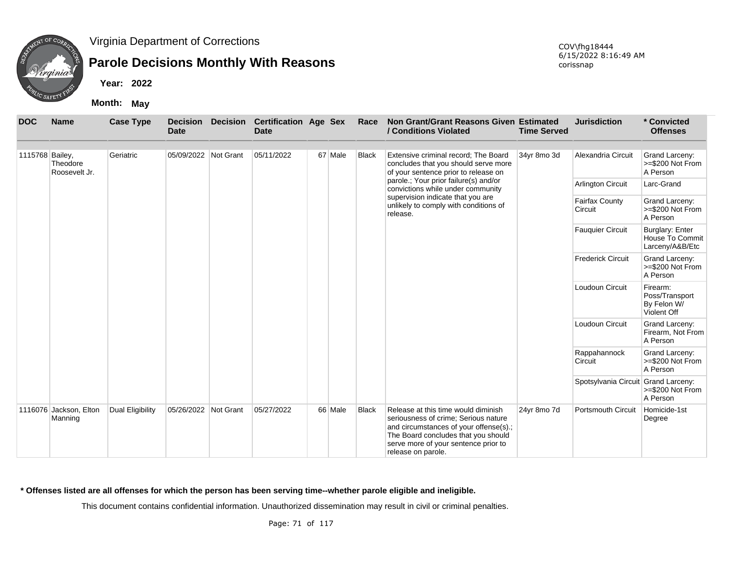Virginia Department of Corrections

# Parole Decisions Monthly With Reasons

**Year: 2022**

**Month: May**

COV\fhg18444
6/15/2022 8:16:49 AM
corissnap

| DOC | Name | Case Type | Decision Date | Decision | Certification Date | Age | Sex | Race | Non Grant/Grant Reasons Given / Conditions Violated | Estimated Time Served | Jurisdiction | * Convicted Offenses |
|---|---|---|---|---|---|---|---|---|---|---|---|---|
| 1115768 | Bailey, Theodore Roosevelt Jr. | Geriatric | 05/09/2022 | Not Grant | 05/11/2022 | 67 | Male | Black | Extensive criminal record; The Board concludes that you should serve more of your sentence prior to release on parole.; Your prior failure(s) and/or convictions while under community supervision indicate that you are unlikely to comply with conditions of release. | 34yr 8mo 3d | Alexandria Circuit | Grand Larceny: >=$200 Not From A Person |
| | | | | | | | | | | | Arlington Circuit | Larc-Grand |
| | | | | | | | | | | | Fairfax County Circuit | Grand Larceny: >=$200 Not From A Person |
| | | | | | | | | | | | Fauquier Circuit | Burglary: Enter House To Commit Larceny/A&B/Etc |
| | | | | | | | | | | | Frederick Circuit | Grand Larceny: >=$200 Not From A Person |
| | | | | | | | | | | | Loudoun Circuit | Firearm: Poss/Transport By Felon W/ Violent Off |
| | | | | | | | | | | | Loudoun Circuit | Grand Larceny: Firearm, Not From A Person |
| | | | | | | | | | | | Rappahannock Circuit | Grand Larceny: >=$200 Not From A Person |
| | | | | | | | | | | | Spotsylvania Circuit | Grand Larceny: >=$200 Not From A Person |
| 1116076 | Jackson, Elton Manning | Dual Eligibility | 05/26/2022 | Not Grant | 05/27/2022 | 66 | Male | Black | Release at this time would diminish seriousness of crime; Serious nature and circumstances of your offense(s).; The Board concludes that you should serve more of your sentence prior to release on parole. | 24yr 8mo 7d | Portsmouth Circuit | Homicide-1st Degree |

**\* Offenses listed are all offenses for which the person has been serving time--whether parole eligible and ineligible.**

This document contains confidential information. Unauthorized dissemination may result in civil or criminal penalties.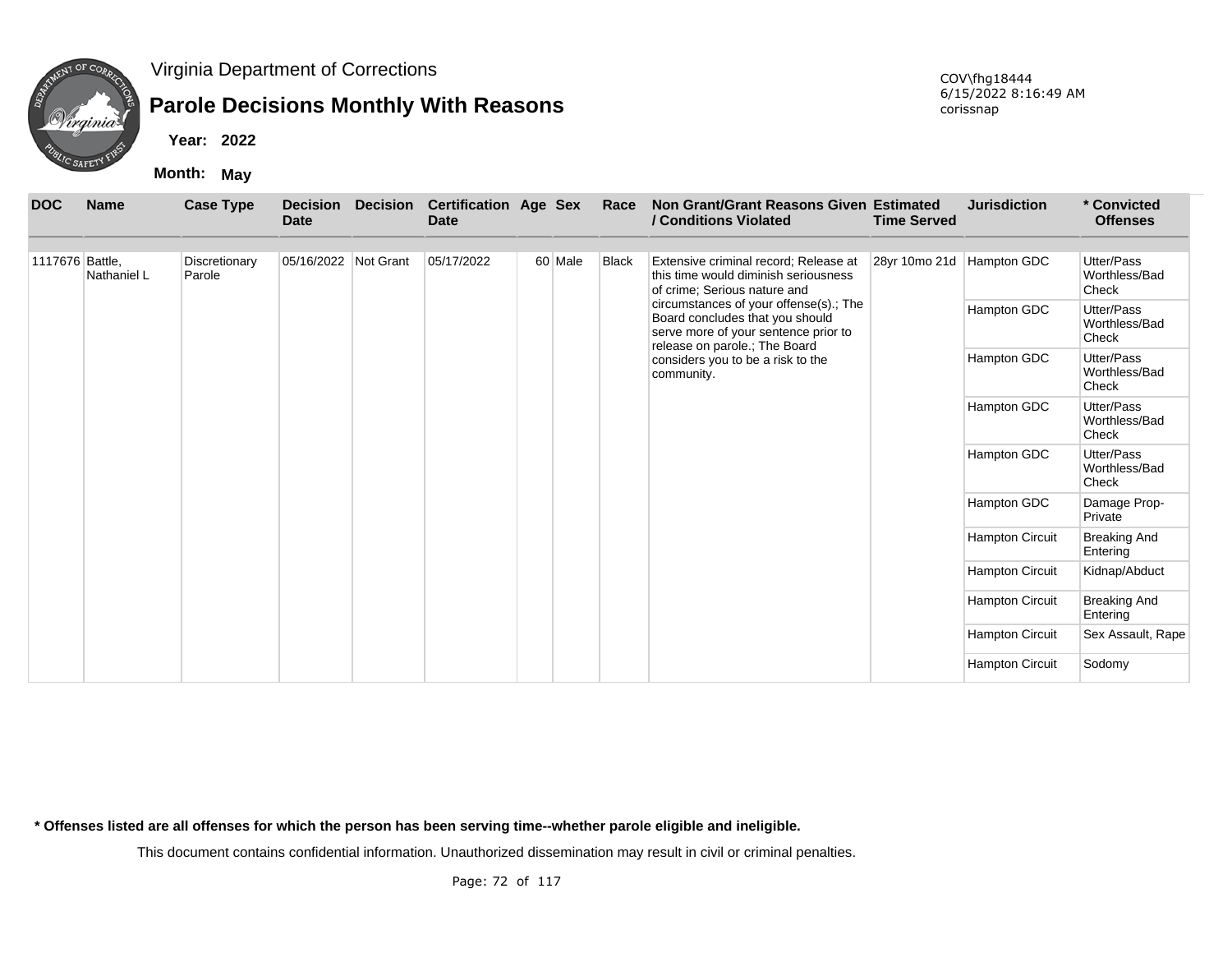Virginia Department of Corrections

# Parole Decisions Monthly With Reasons

COV\fhg18444
6/15/2022 8:16:49 AM
corissnap

**Year:** 2022

**Month:** May

| DOC | Name | Case Type | Decision Date | Decision | Certification Date | Age | Sex | Race | Non Grant/Grant Reasons Given / Conditions Violated | Estimated Time Served | Jurisdiction | * Convicted Offenses |
|---|---|---|---|---|---|---|---|---|---|---|---|---|
| 1117676 | Battle, Nathaniel L | Discretionary Parole | 05/16/2022 | Not Grant | 05/17/2022 | 60 | Male | Black | Extensive criminal record; Release at this time would diminish seriousness of crime; Serious nature and circumstances of your offense(s).; The Board concludes that you should serve more of your sentence prior to release on parole.; The Board considers you to be a risk to the community. | 28yr 10mo 21d | Hampton GDC | Utter/Pass Worthless/Bad Check |
| | | | | | | | | | | | Hampton GDC | Utter/Pass Worthless/Bad Check |
| | | | | | | | | | | | Hampton GDC | Utter/Pass Worthless/Bad Check |
| | | | | | | | | | | | Hampton GDC | Utter/Pass Worthless/Bad Check |
| | | | | | | | | | | | Hampton GDC | Utter/Pass Worthless/Bad Check |
| | | | | | | | | | | | Hampton GDC | Damage Prop-Private |
| | | | | | | | | | | | Hampton Circuit | Breaking And Entering |
| | | | | | | | | | | | Hampton Circuit | Kidnap/Abduct |
| | | | | | | | | | | | Hampton Circuit | Breaking And Entering |
| | | | | | | | | | | | Hampton Circuit | Sex Assault, Rape |
| | | | | | | | | | | | Hampton Circuit | Sodomy |

**\* Offenses listed are all offenses for which the person has been serving time--whether parole eligible and ineligible.**

This document contains confidential information. Unauthorized dissemination may result in civil or criminal penalties.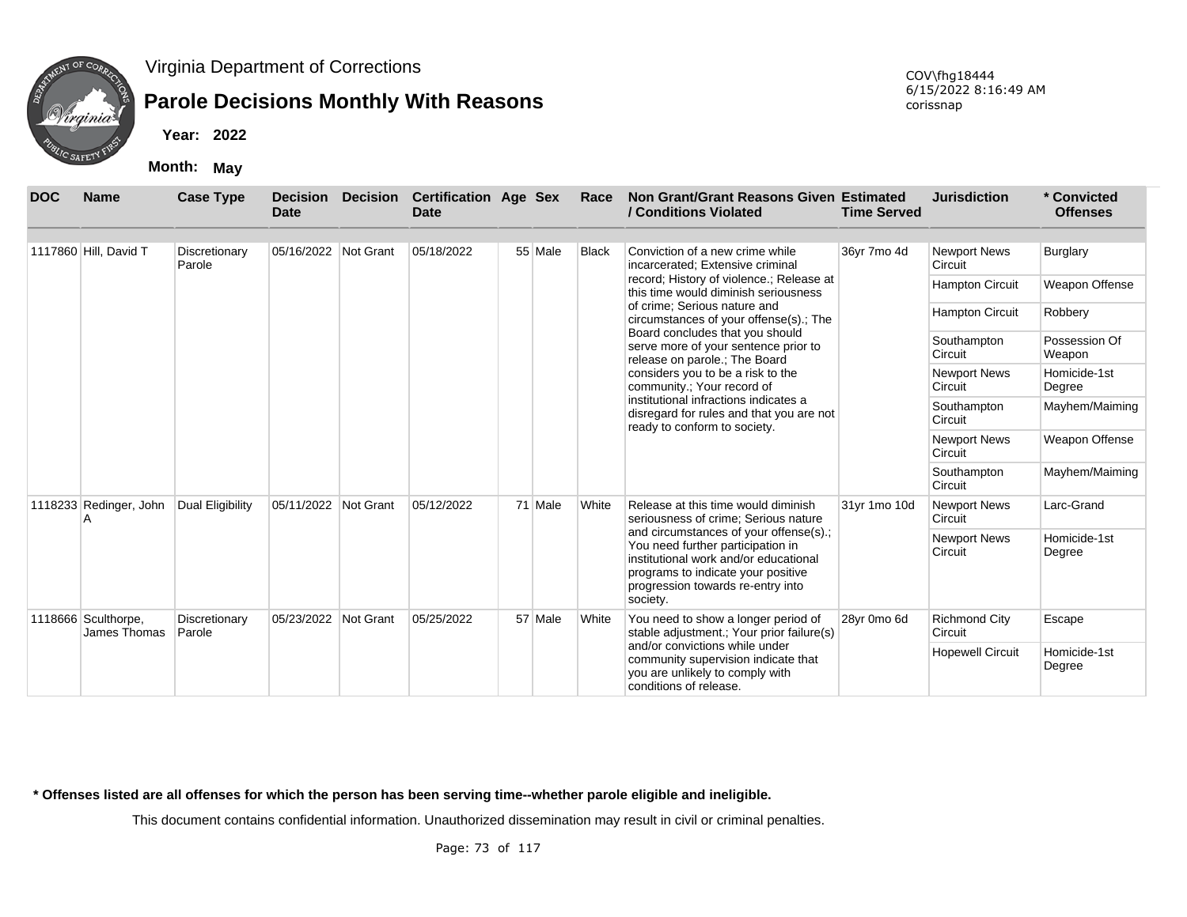Virginia Department of Corrections

# Parole Decisions Monthly With Reasons

COV\fhg18444
6/15/2022 8:16:49 AM
corissnap

**Year: 2022**

**Month: May**

| DOC | Name | Case Type | Decision Date | Decision | Certification Date | Age | Sex | Race | Non Grant/Grant Reasons Given / Conditions Violated | Estimated Time Served | Jurisdiction | * Convicted Offenses |
|---|---|---|---|---|---|---|---|---|---|---|---|---|
| 1117860 | Hill, David T | Discretionary Parole | 05/16/2022 | Not Grant | 05/18/2022 | 55 | Male | Black | Conviction of a new crime while incarcerated; Extensive criminal record; History of violence.; Release at this time would diminish seriousness of crime; Serious nature and circumstances of your offense(s).; The Board concludes that you should serve more of your sentence prior to release on parole.; The Board considers you to be a risk to the community.; Your record of institutional infractions indicates a disregard for rules and that you are not ready to conform to society. | 36yr 7mo 4d | Newport News Circuit | Burglary |
| | | | | | | | | | | | Hampton Circuit | Weapon Offense |
| | | | | | | | | | | | Hampton Circuit | Robbery |
| | | | | | | | | | | | Southampton Circuit | Possession Of Weapon |
| | | | | | | | | | | | Newport News Circuit | Homicide-1st Degree |
| | | | | | | | | | | | Southampton Circuit | Mayhem/Maiming |
| | | | | | | | | | | | Newport News Circuit | Weapon Offense |
| | | | | | | | | | | | Southampton Circuit | Mayhem/Maiming |
| 1118233 | Redinger, John A | Dual Eligibility | 05/11/2022 | Not Grant | 05/12/2022 | 71 | Male | White | Release at this time would diminish seriousness of crime; Serious nature and circumstances of your offense(s).; You need further participation in institutional work and/or educational programs to indicate your positive progression towards re-entry into society. | 31yr 1mo 10d | Newport News Circuit | Larc-Grand |
| | | | | | | | | | | | Newport News Circuit | Homicide-1st Degree |
| 1118666 | Sculthorpe, James Thomas | Discretionary Parole | 05/23/2022 | Not Grant | 05/25/2022 | 57 | Male | White | You need to show a longer period of stable adjustment.; Your prior failure(s) and/or convictions while under community supervision indicate that you are unlikely to comply with conditions of release. | 28yr 0mo 6d | Richmond City Circuit | Escape |
| | | | | | | | | | | | Hopewell Circuit | Homicide-1st Degree |

**\* Offenses listed are all offenses for which the person has been serving time--whether parole eligible and ineligible.**

This document contains confidential information. Unauthorized dissemination may result in civil or criminal penalties.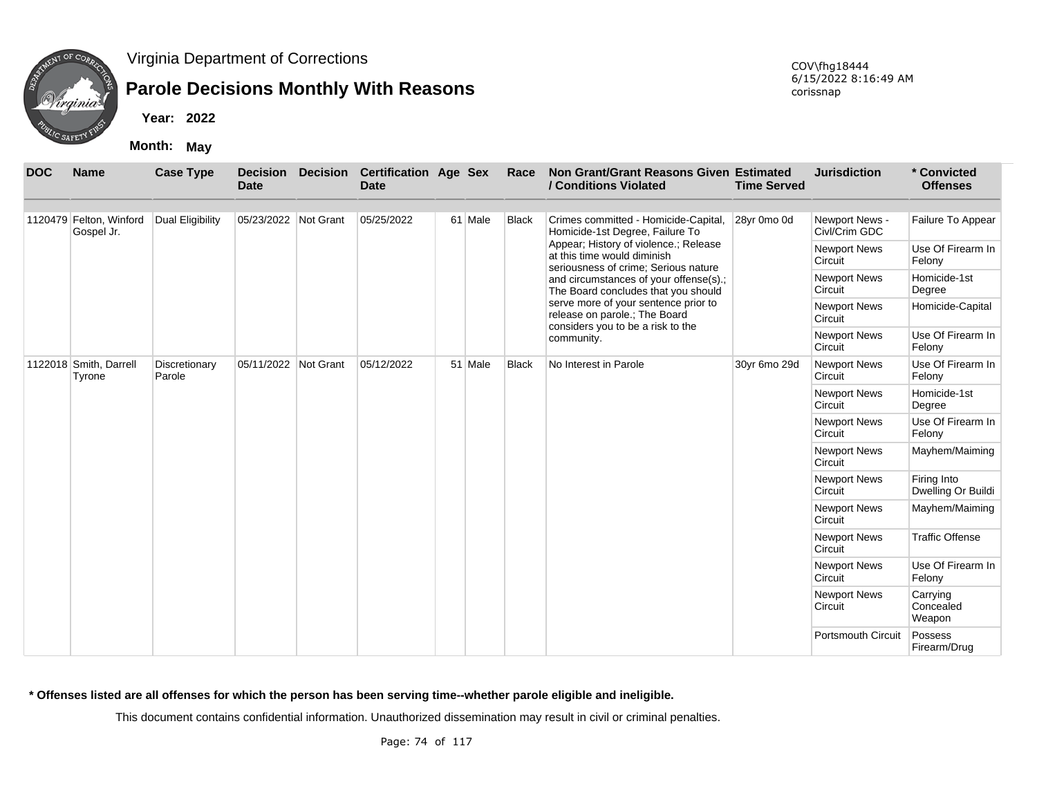Virginia Department of Corrections

# Parole Decisions Monthly With Reasons

**Year:** 2022

**Month:** May

COV\fhg18444
6/15/2022 8:16:49 AM
corissnap

| DOC | Name | Case Type | Decision Date | Decision | Certification Date | Age | Sex | Race | Non Grant/Grant Reasons Given / Conditions Violated | Estimated Time Served | Jurisdiction | * Convicted Offenses |
|---|---|---|---|---|---|---|---|---|---|---|---|---|
| 1120479 | Felton, Winford Gospel Jr. | Dual Eligibility | 05/23/2022 | Not Grant | 05/25/2022 | 61 | Male | Black | Crimes committed - Homicide-Capital, Homicide-1st Degree, Failure To Appear; History of violence.; Release at this time would diminish seriousness of crime; Serious nature and circumstances of your offense(s).; The Board concludes that you should serve more of your sentence prior to release on parole.; The Board considers you to be a risk to the community. | 28yr 0mo 0d | Newport News - Civl/Crim GDC | Failure To Appear |
| | | | | | | | | | | | Newport News Circuit | Use Of Firearm In Felony |
| | | | | | | | | | | | Newport News Circuit | Homicide-1st Degree |
| | | | | | | | | | | | Newport News Circuit | Homicide-Capital |
| | | | | | | | | | | | Newport News Circuit | Use Of Firearm In Felony |
| 1122018 | Smith, Darrell Tyrone | Discretionary Parole | 05/11/2022 | Not Grant | 05/12/2022 | 51 | Male | Black | No Interest in Parole | 30yr 6mo 29d | Newport News Circuit | Use Of Firearm In Felony |
| | | | | | | | | | | | Newport News Circuit | Homicide-1st Degree |
| | | | | | | | | | | | Newport News Circuit | Use Of Firearm In Felony |
| | | | | | | | | | | | Newport News Circuit | Mayhem/Maiming |
| | | | | | | | | | | | Newport News Circuit | Firing Into Dwelling Or Buildi |
| | | | | | | | | | | | Newport News Circuit | Mayhem/Maiming |
| | | | | | | | | | | | Newport News Circuit | Traffic Offense |
| | | | | | | | | | | | Newport News Circuit | Use Of Firearm In Felony |
| | | | | | | | | | | | Newport News Circuit | Carrying Concealed Weapon |
| | | | | | | | | | | | Portsmouth Circuit | Possess Firearm/Drug |

**\* Offenses listed are all offenses for which the person has been serving time--whether parole eligible and ineligible.**

This document contains confidential information. Unauthorized dissemination may result in civil or criminal penalties.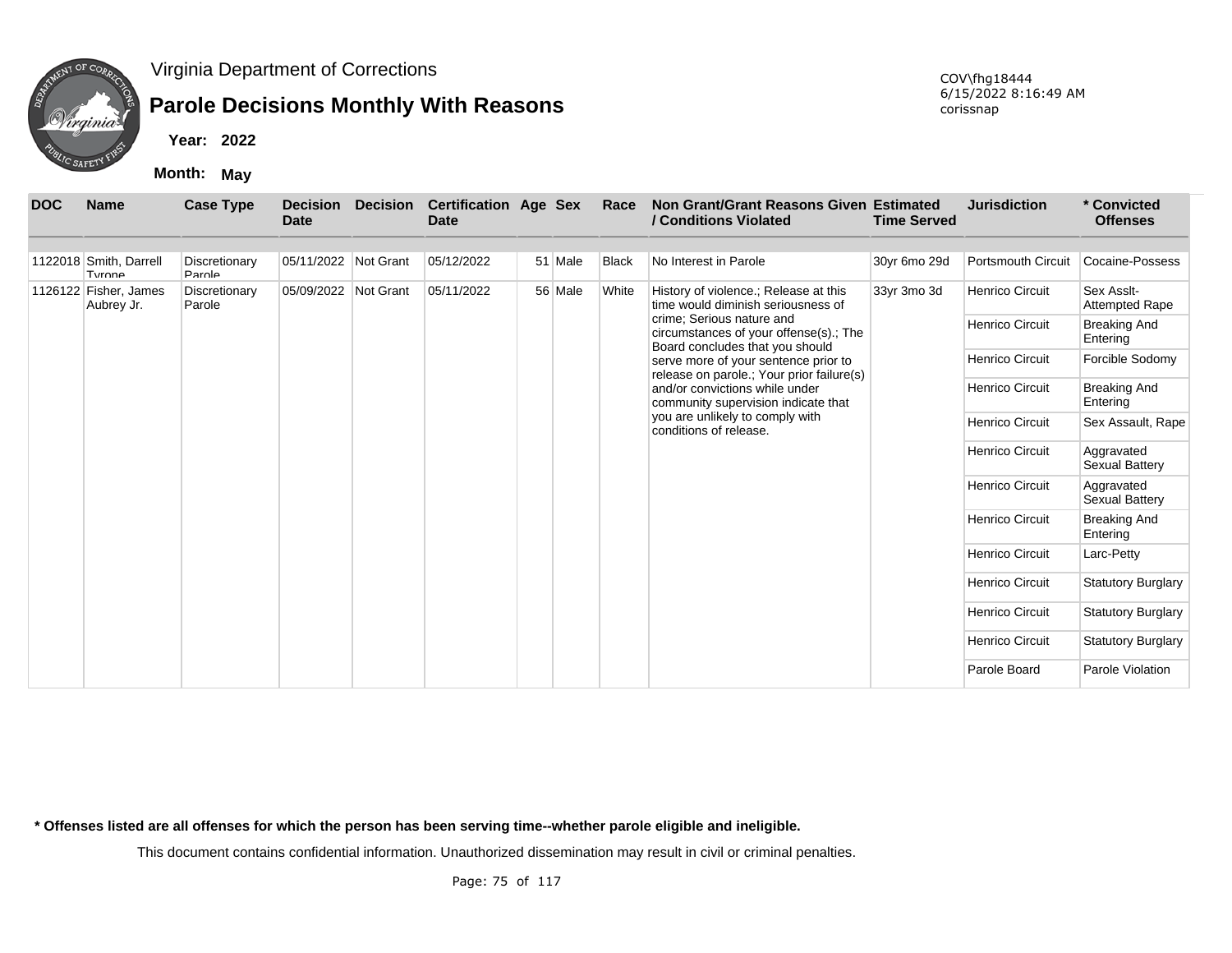Virginia Department of Corrections

# Parole Decisions Monthly With Reasons

**Year:** 2022

**Month:** May

COV\fhg18444
6/15/2022 8:16:49 AM
corissnap

| DOC | Name | Case Type | Decision Date | Decision | Certification Date | Age | Sex | Race | Non Grant/Grant Reasons Given / Conditions Violated | Estimated Time Served | Jurisdiction | * Convicted Offenses |
|---|---|---|---|---|---|---|---|---|---|---|---|---|
| 1122018 | Smith, Darrell Tyrone | Discretionary Parole | 05/11/2022 | Not Grant | 05/12/2022 | 51 | Male | Black | No Interest in Parole | 30yr 6mo 29d | Portsmouth Circuit | Cocaine-Possess |
| 1126122 | Fisher, James Aubrey Jr. | Discretionary Parole | 05/09/2022 | Not Grant | 05/11/2022 | 56 | Male | White | History of violence.; Release at this time would diminish seriousness of crime; Serious nature and circumstances of your offense(s).; The Board concludes that you should serve more of your sentence prior to release on parole.; Your prior failure(s) and/or convictions while under community supervision indicate that you are unlikely to comply with conditions of release. | 33yr 3mo 3d | Henrico Circuit | Sex Asslt-Attempted Rape |
| | | | | | | | | | | | Henrico Circuit | Breaking And Entering |
| | | | | | | | | | | | Henrico Circuit | Forcible Sodomy |
| | | | | | | | | | | | Henrico Circuit | Breaking And Entering |
| | | | | | | | | | | | Henrico Circuit | Sex Assault, Rape |
| | | | | | | | | | | | Henrico Circuit | Aggravated Sexual Battery |
| | | | | | | | | | | | Henrico Circuit | Aggravated Sexual Battery |
| | | | | | | | | | | | Henrico Circuit | Breaking And Entering |
| | | | | | | | | | | | Henrico Circuit | Larc-Petty |
| | | | | | | | | | | | Henrico Circuit | Statutory Burglary |
| | | | | | | | | | | | Henrico Circuit | Statutory Burglary |
| | | | | | | | | | | | Henrico Circuit | Statutory Burglary |
| | | | | | | | | | | | Parole Board | Parole Violation |

**\* Offenses listed are all offenses for which the person has been serving time--whether parole eligible and ineligible.**

This document contains confidential information. Unauthorized dissemination may result in civil or criminal penalties.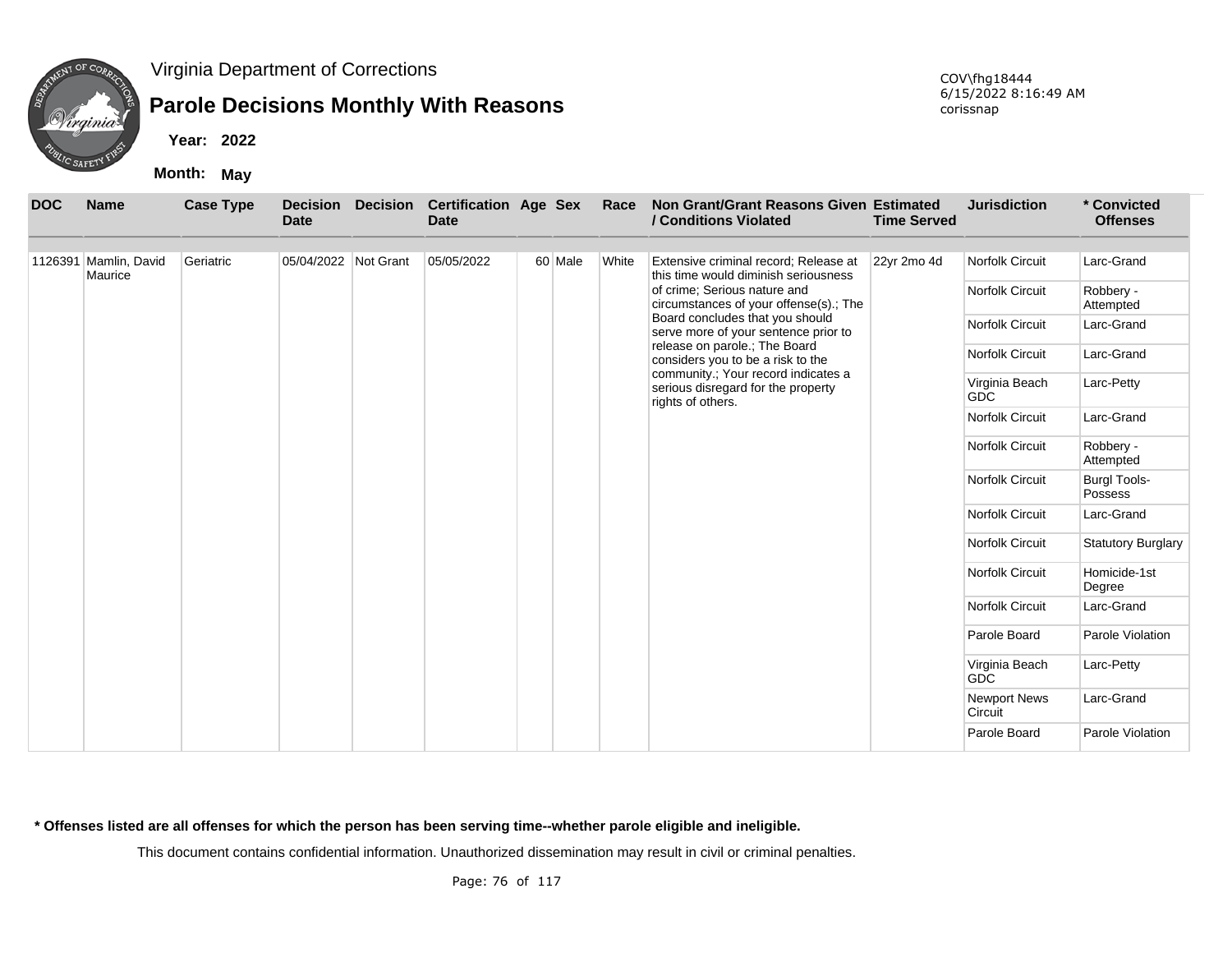Virginia Department of Corrections

# Parole Decisions Monthly With Reasons

**Year: 2022**

**Month: May**

COV\fhg18444
6/15/2022 8:16:49 AM
corissnap

| DOC | Name | Case Type | Decision Date | Decision | Certification Date | Age | Sex | Race | Non Grant/Grant Reasons Given / Conditions Violated | Estimated Time Served | Jurisdiction | * Convicted Offenses |
|---|---|---|---|---|---|---|---|---|---|---|---|---|
| 1126391 | Mamlin, David Maurice | Geriatric | 05/04/2022 | Not Grant | 05/05/2022 | 60 | Male | White | Extensive criminal record; Release at this time would diminish seriousness of crime; Serious nature and circumstances of your offense(s).; The Board concludes that you should serve more of your sentence prior to release on parole.; The Board considers you to be a risk to the community.; Your record indicates a serious disregard for the property rights of others. | 22yr 2mo 4d | Norfolk Circuit | Larc-Grand |
| | | | | | | | | | | | Norfolk Circuit | Robbery - Attempted |
| | | | | | | | | | | | Norfolk Circuit | Larc-Grand |
| | | | | | | | | | | | Norfolk Circuit | Larc-Grand |
| | | | | | | | | | | | Virginia Beach GDC | Larc-Petty |
| | | | | | | | | | | | Norfolk Circuit | Larc-Grand |
| | | | | | | | | | | | Norfolk Circuit | Robbery - Attempted |
| | | | | | | | | | | | Norfolk Circuit | Burgl Tools-Possess |
| | | | | | | | | | | | Norfolk Circuit | Larc-Grand |
| | | | | | | | | | | | Norfolk Circuit | Statutory Burglary |
| | | | | | | | | | | | Norfolk Circuit | Homicide-1st Degree |
| | | | | | | | | | | | Norfolk Circuit | Larc-Grand |
| | | | | | | | | | | | Parole Board | Parole Violation |
| | | | | | | | | | | | Virginia Beach GDC | Larc-Petty |
| | | | | | | | | | | | Newport News Circuit | Larc-Grand |
| | | | | | | | | | | | Parole Board | Parole Violation |

**\* Offenses listed are all offenses for which the person has been serving time--whether parole eligible and ineligible.**

This document contains confidential information. Unauthorized dissemination may result in civil or criminal penalties.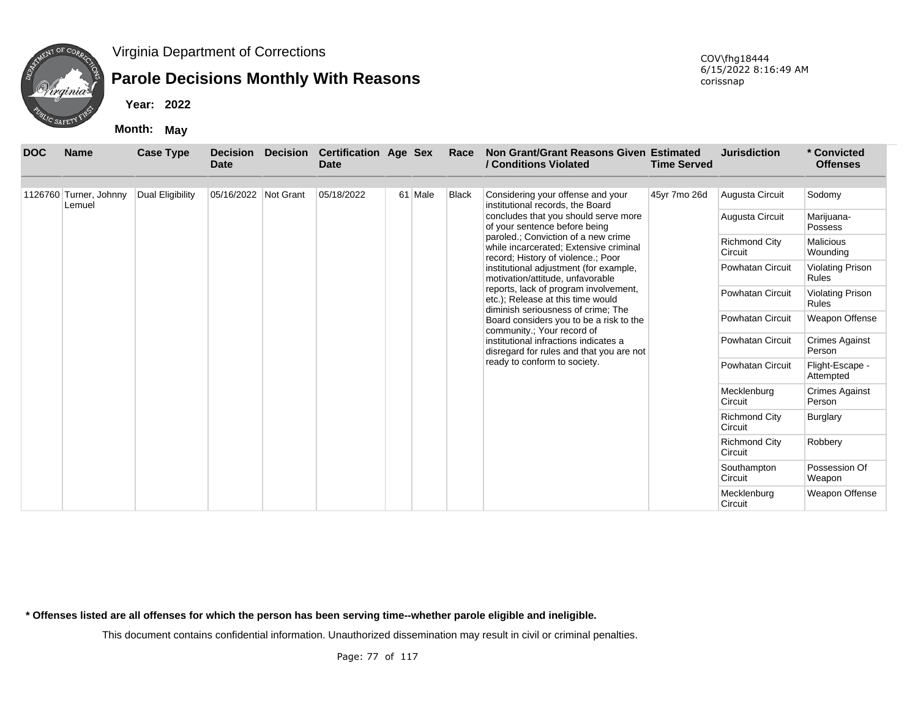Virginia Department of Corrections

# Parole Decisions Monthly With Reasons

**Year: 2022**

**Month: May**

COV\fhg18444
6/15/2022 8:16:49 AM
corissnap

| DOC | Name | Case Type | Decision Date | Decision | Certification Date | Age | Sex | Race | Non Grant/Grant Reasons Given / Conditions Violated | Estimated Time Served | Jurisdiction | * Convicted Offenses |
|---|---|---|---|---|---|---|---|---|---|---|---|---|
| 1126760 | Turner, Johnny Lemuel | Dual Eligibility | 05/16/2022 | Not Grant | 05/18/2022 | 61 | Male | Black | Considering your offense and your institutional records, the Board concludes that you should serve more of your sentence before being paroled.; Conviction of a new crime while incarcerated; Extensive criminal record; History of violence.; Poor institutional adjustment (for example, motivation/attitude, unfavorable reports, lack of program involvement, etc.); Release at this time would diminish seriousness of crime; The Board considers you to be a risk to the community.; Your record of institutional infractions indicates a disregard for rules and that you are not ready to conform to society. | 45yr 7mo 26d | Augusta Circuit | Sodomy |
| | | | | | | | | | | | Augusta Circuit | Marijuana-Possess |
| | | | | | | | | | | | Richmond City Circuit | Malicious Wounding |
| | | | | | | | | | | | Powhatan Circuit | Violating Prison Rules |
| | | | | | | | | | | | Powhatan Circuit | Violating Prison Rules |
| | | | | | | | | | | | Powhatan Circuit | Weapon Offense |
| | | | | | | | | | | | Powhatan Circuit | Crimes Against Person |
| | | | | | | | | | | | Powhatan Circuit | Flight-Escape - Attempted |
| | | | | | | | | | | | Mecklenburg Circuit | Crimes Against Person |
| | | | | | | | | | | | Richmond City Circuit | Burglary |
| | | | | | | | | | | | Richmond City Circuit | Robbery |
| | | | | | | | | | | | Southampton Circuit | Possession Of Weapon |
| | | | | | | | | | | | Mecklenburg Circuit | Weapon Offense |

**\* Offenses listed are all offenses for which the person has been serving time--whether parole eligible and ineligible.**

This document contains confidential information. Unauthorized dissemination may result in civil or criminal penalties.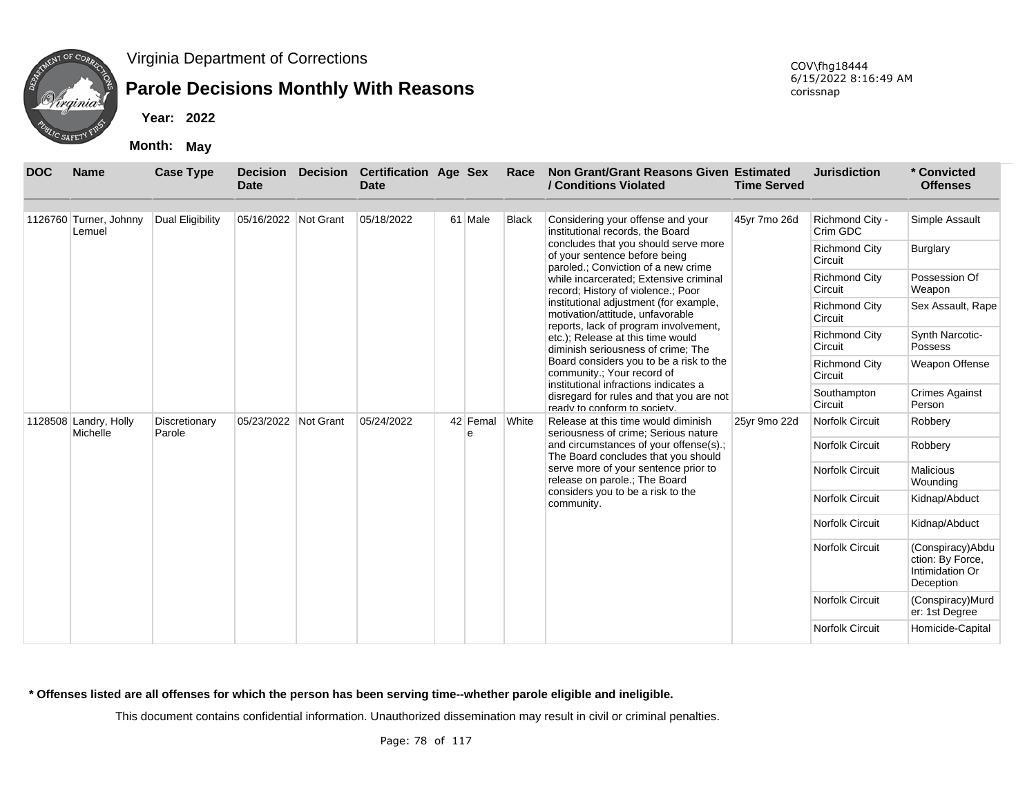Virginia Department of Corrections

# Parole Decisions Monthly With Reasons

**Year: 2022**

**Month: May**

COV\fhg18444
6/15/2022 8:16:49 AM
corissnap

| DOC | Name | Case Type | Decision Date | Decision | Certification Date | Age | Sex | Race | Non Grant/Grant Reasons Given / Conditions Violated | Estimated Time Served | Jurisdiction | * Convicted Offenses |
|---|---|---|---|---|---|---|---|---|---|---|---|---|
| 1126760 | Turner, Johnny Lemuel | Dual Eligibility | 05/16/2022 | Not Grant | 05/18/2022 | 61 | Male | Black | Considering your offense and your institutional records, the Board concludes that you should serve more of your sentence before being paroled.; Conviction of a new crime while incarcerated; Extensive criminal record; History of violence.; Poor institutional adjustment (for example, motivation/attitude, unfavorable reports, lack of program involvement, etc.); Release at this time would diminish seriousness of crime; The Board considers you to be a risk to the community.; Your record of institutional infractions indicates a disregard for rules and that you are not ready to conform to society. | 45yr 7mo 26d | Richmond City - Crim GDC | Simple Assault |
| | | | | | | | | | | | Richmond City Circuit | Burglary |
| | | | | | | | | | | | Richmond City Circuit | Possession Of Weapon |
| | | | | | | | | | | | Richmond City Circuit | Sex Assault, Rape |
| | | | | | | | | | | | Richmond City Circuit | Synth Narcotic-Possess |
| | | | | | | | | | | | Richmond City Circuit | Weapon Offense |
| | | | | | | | | | | | Southampton Circuit | Crimes Against Person |
| 1128508 | Landry, Holly Michelle | Discretionary Parole | 05/23/2022 | Not Grant | 05/24/2022 | 42 | Female | White | Release at this time would diminish seriousness of crime; Serious nature and circumstances of your offense(s).; The Board concludes that you should serve more of your sentence prior to release on parole.; The Board considers you to be a risk to the community. | 25yr 9mo 22d | Norfolk Circuit | Robbery |
| | | | | | | | | | | | Norfolk Circuit | Robbery |
| | | | | | | | | | | | Norfolk Circuit | Malicious Wounding |
| | | | | | | | | | | | Norfolk Circuit | Kidnap/Abduct |
| | | | | | | | | | | | Norfolk Circuit | Kidnap/Abduct |
| | | | | | | | | | | | Norfolk Circuit | (Conspiracy)Abduction: By Force, Intimidation Or Deception |
| | | | | | | | | | | | Norfolk Circuit | (Conspiracy)Murder: 1st Degree |
| | | | | | | | | | | | Norfolk Circuit | Homicide-Capital |

**\* Offenses listed are all offenses for which the person has been serving time--whether parole eligible and ineligible.**

This document contains confidential information. Unauthorized dissemination may result in civil or criminal penalties.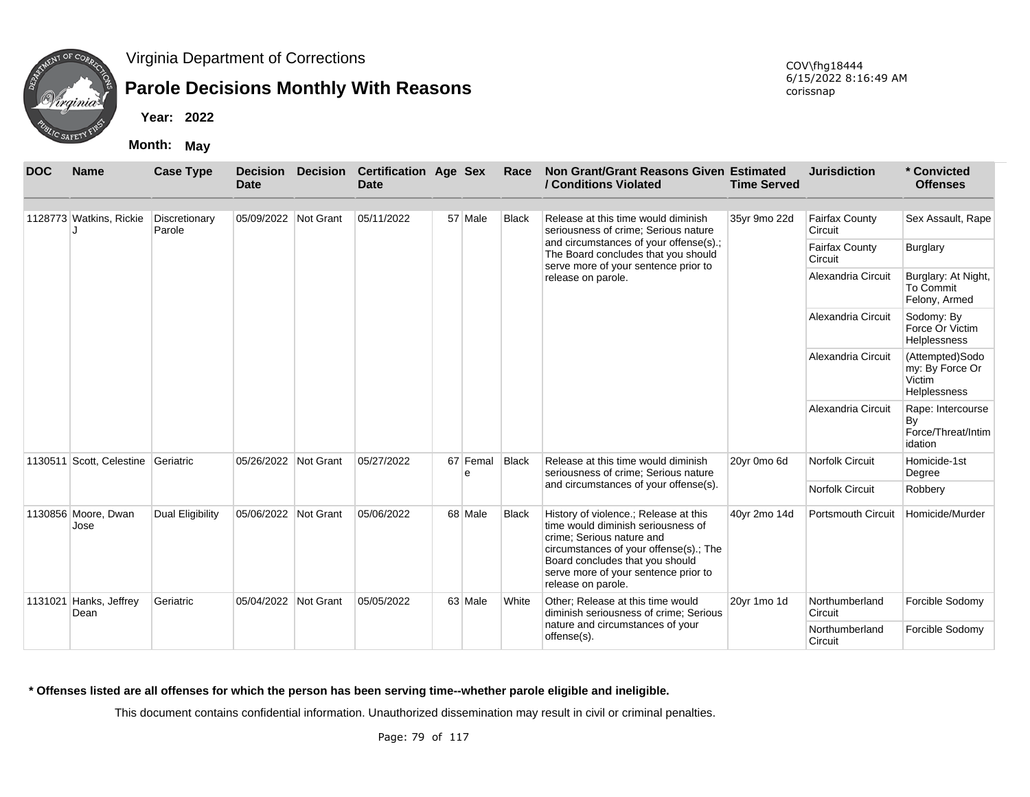Virginia Department of Corrections

# Parole Decisions Monthly With Reasons

**Year:** 2022

**Month:** May

COV\fhg18444
6/15/2022 8:16:49 AM
corissnap

| DOC | Name | Case Type | Decision Date | Decision | Certification Date | Age | Sex | Race | Non Grant/Grant Reasons Given / Conditions Violated | Estimated Time Served | Jurisdiction | * Convicted Offenses |
|---|---|---|---|---|---|---|---|---|---|---|---|---|
| 1128773 | Watkins, Rickie J | Discretionary Parole | 05/09/2022 | Not Grant | 05/11/2022 | 57 | Male | Black | Release at this time would diminish seriousness of crime; Serious nature and circumstances of your offense(s).; The Board concludes that you should serve more of your sentence prior to release on parole. | 35yr 9mo 22d | Fairfax County Circuit | Sex Assault, Rape |
| | | | | | | | | | | | Fairfax County Circuit | Burglary |
| | | | | | | | | | | | Alexandria Circuit | Burglary: At Night, To Commit Felony, Armed |
| | | | | | | | | | | | Alexandria Circuit | Sodomy: By Force Or Victim Helplessness |
| | | | | | | | | | | | Alexandria Circuit | (Attempted)Sodomy: By Force Or Victim Helplessness |
| | | | | | | | | | | | Alexandria Circuit | Rape: Intercourse By Force/Threat/Intimidation |
| 1130511 | Scott, Celestine | Geriatric | 05/26/2022 | Not Grant | 05/27/2022 | 67 | Female | Black | Release at this time would diminish seriousness of crime; Serious nature and circumstances of your offense(s). | 20yr 0mo 6d | Norfolk Circuit | Homicide-1st Degree |
| | | | | | | | | | | | Norfolk Circuit | Robbery |
| 1130856 | Moore, Dwan Jose | Dual Eligibility | 05/06/2022 | Not Grant | 05/06/2022 | 68 | Male | Black | History of violence.; Release at this time would diminish seriousness of crime; Serious nature and circumstances of your offense(s).; The Board concludes that you should serve more of your sentence prior to release on parole. | 40yr 2mo 14d | Portsmouth Circuit | Homicide/Murder |
| 1131021 | Hanks, Jeffrey Dean | Geriatric | 05/04/2022 | Not Grant | 05/05/2022 | 63 | Male | White | Other; Release at this time would diminish seriousness of crime; Serious nature and circumstances of your offense(s). | 20yr 1mo 1d | Northumberland Circuit | Forcible Sodomy |
| | | | | | | | | | | | Northumberland Circuit | Forcible Sodomy |

**\* Offenses listed are all offenses for which the person has been serving time--whether parole eligible and ineligible.**

This document contains confidential information. Unauthorized dissemination may result in civil or criminal penalties.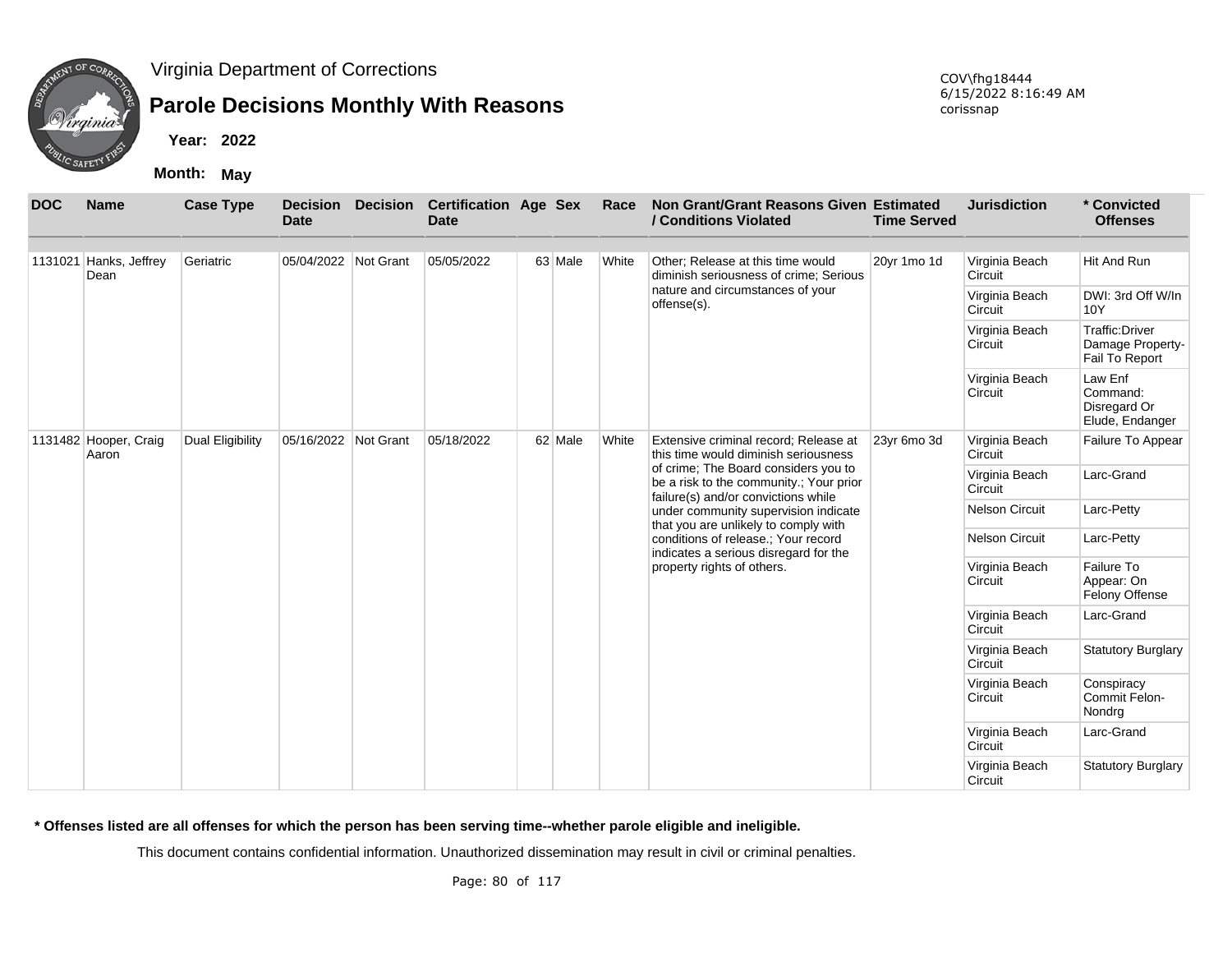# Virginia Department of Corrections

## Parole Decisions Monthly With Reasons

**Year: 2022**

**Month: May**

COV\fhg18444
6/15/2022 8:16:49 AM
corissnap

| DOC | Name | Case Type | Decision Date | Decision | Certification Date | Age | Sex | Race | Non Grant/Grant Reasons Given / Conditions Violated | Estimated Time Served | Jurisdiction | * Convicted Offenses |
|---|---|---|---|---|---|---|---|---|---|---|---|---|
| 1131021 | Hanks, Jeffrey Dean | Geriatric | 05/04/2022 | Not Grant | 05/05/2022 | 63 | Male | White | Other; Release at this time would diminish seriousness of crime; Serious nature and circumstances of your offense(s). | 20yr 1mo 1d | Virginia Beach Circuit | Hit And Run |
| | | | | | | | | | | | Virginia Beach Circuit | DWI: 3rd Off W/In 10Y |
| | | | | | | | | | | | Virginia Beach Circuit | Traffic:Driver Damage Property-Fail To Report |
| | | | | | | | | | | | Virginia Beach Circuit | Law Enf Command: Disregard Or Elude, Endanger |
| 1131482 | Hooper, Craig Aaron | Dual Eligibility | 05/16/2022 | Not Grant | 05/18/2022 | 62 | Male | White | Extensive criminal record; Release at this time would diminish seriousness of crime; The Board considers you to be a risk to the community.; Your prior failure(s) and/or convictions while under community supervision indicate that you are unlikely to comply with conditions of release.; Your record indicates a serious disregard for the property rights of others. | 23yr 6mo 3d | Virginia Beach Circuit | Failure To Appear |
| | | | | | | | | | | | Virginia Beach Circuit | Larc-Grand |
| | | | | | | | | | | | Nelson Circuit | Larc-Petty |
| | | | | | | | | | | | Nelson Circuit | Larc-Petty |
| | | | | | | | | | | | Virginia Beach Circuit | Failure To Appear: On Felony Offense |
| | | | | | | | | | | | Virginia Beach Circuit | Larc-Grand |
| | | | | | | | | | | | Virginia Beach Circuit | Statutory Burglary |
| | | | | | | | | | | | Virginia Beach Circuit | Conspiracy Commit Felon-Nondrg |
| | | | | | | | | | | | Virginia Beach Circuit | Larc-Grand |
| | | | | | | | | | | | Virginia Beach Circuit | Statutory Burglary |

**\* Offenses listed are all offenses for which the person has been serving time--whether parole eligible and ineligible.**

This document contains confidential information. Unauthorized dissemination may result in civil or criminal penalties.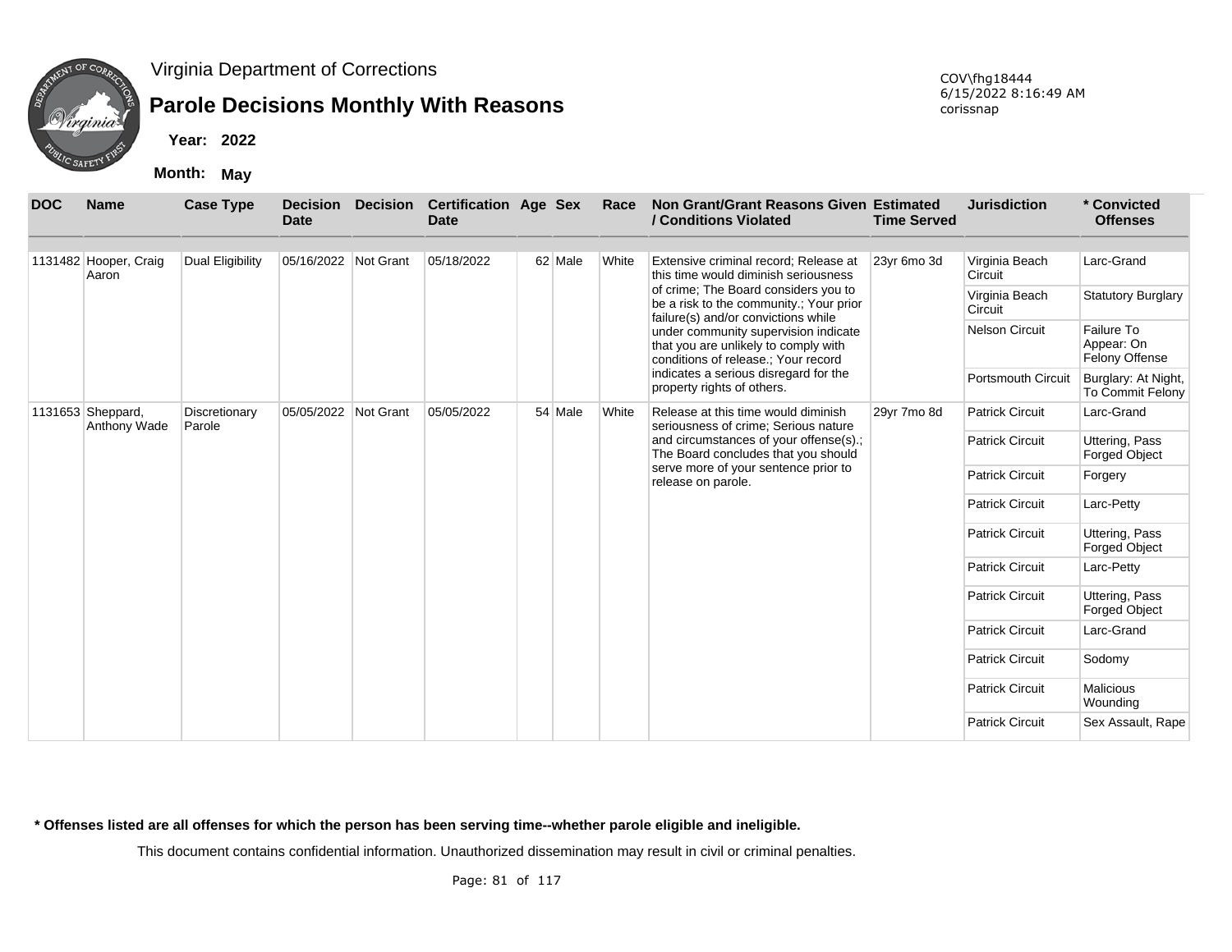# Virginia Department of Corrections

## Parole Decisions Monthly With Reasons

**Year:** 2022

**Month:** May

COV\fhg18444
6/15/2022 8:16:49 AM
corissnap

| DOC | Name | Case Type | Decision Date | Decision | Certification Date | Age | Sex | Race | Non Grant/Grant Reasons Given / Conditions Violated | Estimated Time Served | Jurisdiction | * Convicted Offenses |
|---|---|---|---|---|---|---|---|---|---|---|---|---|
| 1131482 | Hooper, Craig Aaron | Dual Eligibility | 05/16/2022 | Not Grant | 05/18/2022 | 62 | Male | White | Extensive criminal record; Release at this time would diminish seriousness of crime; The Board considers you to be a risk to the community.; Your prior failure(s) and/or convictions while under community supervision indicate that you are unlikely to comply with conditions of release.; Your record indicates a serious disregard for the property rights of others. | 23yr 6mo 3d | Virginia Beach Circuit | Larc-Grand |
| | | | | | | | | | | | Virginia Beach Circuit | Statutory Burglary |
| | | | | | | | | | | | Nelson Circuit | Failure To Appear: On Felony Offense |
| | | | | | | | | | | | Portsmouth Circuit | Burglary: At Night, To Commit Felony |
| 1131653 | Sheppard, Anthony Wade | Discretionary Parole | 05/05/2022 | Not Grant | 05/05/2022 | 54 | Male | White | Release at this time would diminish seriousness of crime; Serious nature and circumstances of your offense(s).; The Board concludes that you should serve more of your sentence prior to release on parole. | 29yr 7mo 8d | Patrick Circuit | Larc-Grand |
| | | | | | | | | | | | Patrick Circuit | Uttering, Pass Forged Object |
| | | | | | | | | | | | Patrick Circuit | Forgery |
| | | | | | | | | | | | Patrick Circuit | Larc-Petty |
| | | | | | | | | | | | Patrick Circuit | Uttering, Pass Forged Object |
| | | | | | | | | | | | Patrick Circuit | Larc-Petty |
| | | | | | | | | | | | Patrick Circuit | Uttering, Pass Forged Object |
| | | | | | | | | | | | Patrick Circuit | Larc-Grand |
| | | | | | | | | | | | Patrick Circuit | Sodomy |
| | | | | | | | | | | | Patrick Circuit | Malicious Wounding |
| | | | | | | | | | | | Patrick Circuit | Sex Assault, Rape |

**\* Offenses listed are all offenses for which the person has been serving time--whether parole eligible and ineligible.**

This document contains confidential information. Unauthorized dissemination may result in civil or criminal penalties.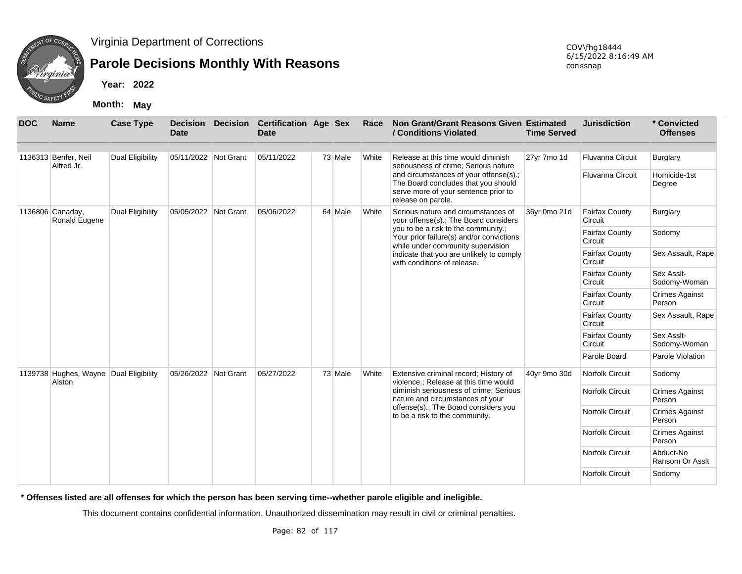Virginia Department of Corrections

# Parole Decisions Monthly With Reasons

**Year:** 2022

**Month:** May

COV\fhg18444
6/15/2022 8:16:49 AM
corissnap

| DOC | Name | Case Type | Decision Date | Decision | Certification Date | Age | Sex | Race | Non Grant/Grant Reasons Given / Conditions Violated | Estimated Time Served | Jurisdiction | * Convicted Offenses |
|---|---|---|---|---|---|---|---|---|---|---|---|---|
| 1136313 | Benfer, Neil Alfred Jr. | Dual Eligibility | 05/11/2022 | Not Grant | 05/11/2022 | 73 | Male | White | Release at this time would diminish seriousness of crime; Serious nature and circumstances of your offense(s).; The Board concludes that you should serve more of your sentence prior to release on parole. | 27yr 7mo 1d | Fluvanna Circuit | Burglary |
| | | | | | | | | | | | Fluvanna Circuit | Homicide-1st Degree |
| 1136806 | Canaday, Ronald Eugene | Dual Eligibility | 05/05/2022 | Not Grant | 05/06/2022 | 64 | Male | White | Serious nature and circumstances of your offense(s).; The Board considers you to be a risk to the community.; Your prior failure(s) and/or convictions while under community supervision indicate that you are unlikely to comply with conditions of release. | 36yr 0mo 21d | Fairfax County Circuit | Burglary |
| | | | | | | | | | | | Fairfax County Circuit | Sodomy |
| | | | | | | | | | | | Fairfax County Circuit | Sex Assault, Rape |
| | | | | | | | | | | | Fairfax County Circuit | Sex Asslt-Sodomy-Woman |
| | | | | | | | | | | | Fairfax County Circuit | Crimes Against Person |
| | | | | | | | | | | | Fairfax County Circuit | Sex Assault, Rape |
| | | | | | | | | | | | Fairfax County Circuit | Sex Asslt-Sodomy-Woman |
| | | | | | | | | | | | Parole Board | Parole Violation |
| 1139738 | Hughes, Wayne Alston | Dual Eligibility | 05/26/2022 | Not Grant | 05/27/2022 | 73 | Male | White | Extensive criminal record; History of violence.; Release at this time would diminish seriousness of crime; Serious nature and circumstances of your offense(s).; The Board considers you to be a risk to the community. | 40yr 9mo 30d | Norfolk Circuit | Sodomy |
| | | | | | | | | | | | Norfolk Circuit | Crimes Against Person |
| | | | | | | | | | | | Norfolk Circuit | Crimes Against Person |
| | | | | | | | | | | | Norfolk Circuit | Crimes Against Person |
| | | | | | | | | | | | Norfolk Circuit | Abduct-No Ransom Or Asslt |
| | | | | | | | | | | | Norfolk Circuit | Sodomy |

**\* Offenses listed are all offenses for which the person has been serving time--whether parole eligible and ineligible.**

This document contains confidential information. Unauthorized dissemination may result in civil or criminal penalties.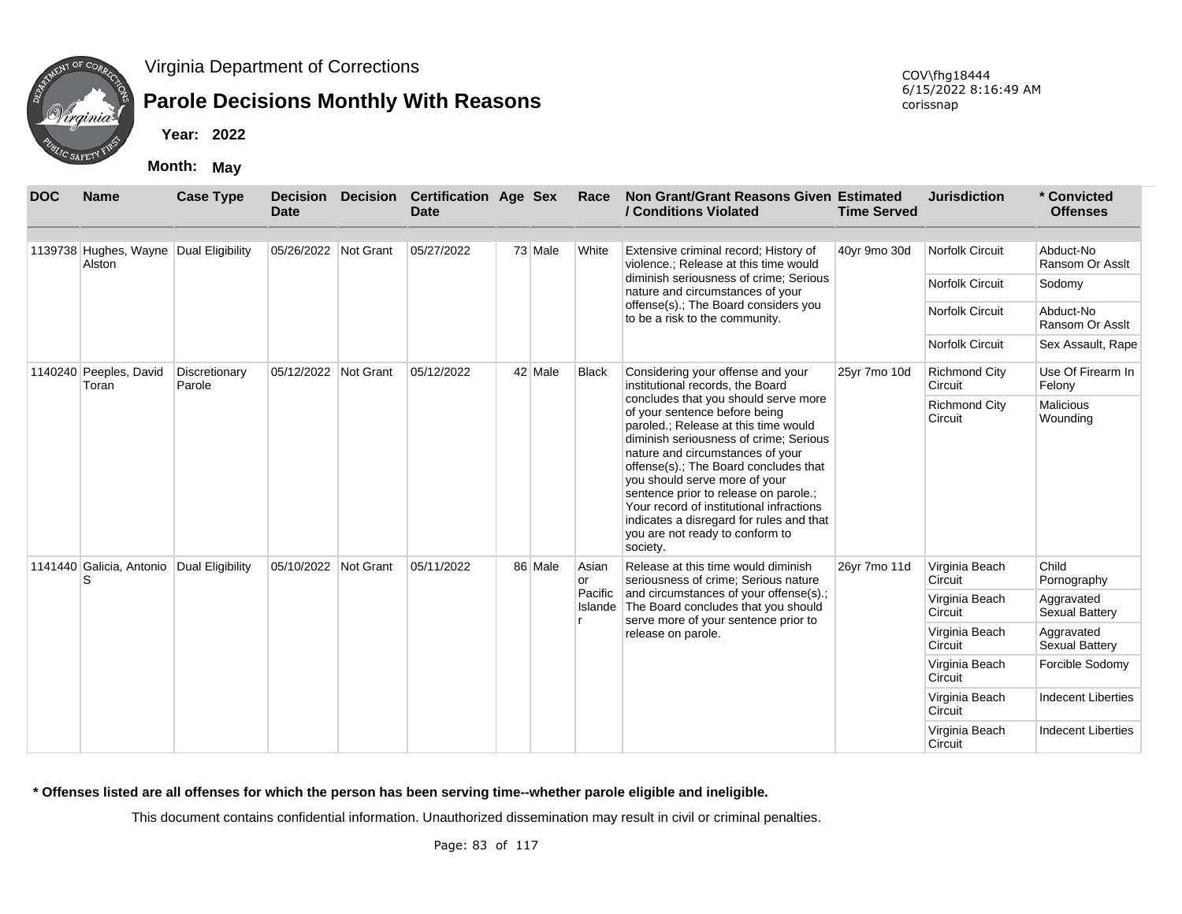Virginia Department of Corrections

# Parole Decisions Monthly With Reasons

COV\fhg18444
6/15/2022 8:16:49 AM
corissnap

**Year:** 2022

**Month:** May

| DOC | Name | Case Type | Decision Date | Decision | Certification Date | Age | Sex | Race | Non Grant/Grant Reasons Given / Conditions Violated | Estimated Time Served | Jurisdiction | * Convicted Offenses |
|---|---|---|---|---|---|---|---|---|---|---|---|---|
| 1139738 | Hughes, Wayne Alston | Dual Eligibility | 05/26/2022 | Not Grant | 05/27/2022 | 73 | Male | White | Extensive criminal record; History of violence.; Release at this time would diminish seriousness of crime; Serious nature and circumstances of your offense(s).; The Board considers you to be a risk to the community. | 40yr 9mo 30d | Norfolk Circuit | Abduct-No Ransom Or Asslt |
| | | | | | | | | | | | Norfolk Circuit | Sodomy |
| | | | | | | | | | | | Norfolk Circuit | Abduct-No Ransom Or Asslt |
| | | | | | | | | | | | Norfolk Circuit | Sex Assault, Rape |
| 1140240 | Peeples, David Toran | Discretionary Parole | 05/12/2022 | Not Grant | 05/12/2022 | 42 | Male | Black | Considering your offense and your institutional records, the Board concludes that you should serve more of your sentence before being paroled.; Release at this time would diminish seriousness of crime; Serious nature and circumstances of your offense(s).; The Board concludes that you should serve more of your sentence prior to release on parole.; Your record of institutional infractions indicates a disregard for rules and that you are not ready to conform to society. | 25yr 7mo 10d | Richmond City Circuit | Use Of Firearm In Felony |
| | | | | | | | | | | | Richmond City Circuit | Malicious Wounding |
| 1141440 | Galicia, Antonio S | Dual Eligibility | 05/10/2022 | Not Grant | 05/11/2022 | 86 | Male | Asian or Pacific Islander | Release at this time would diminish seriousness of crime; Serious nature and circumstances of your offense(s).; The Board concludes that you should serve more of your sentence prior to release on parole. | 26yr 7mo 11d | Virginia Beach Circuit | Child Pornography |
| | | | | | | | | | | | Virginia Beach Circuit | Aggravated Sexual Battery |
| | | | | | | | | | | | Virginia Beach Circuit | Aggravated Sexual Battery |
| | | | | | | | | | | | Virginia Beach Circuit | Forcible Sodomy |
| | | | | | | | | | | | Virginia Beach Circuit | Indecent Liberties |
| | | | | | | | | | | | Virginia Beach Circuit | Indecent Liberties |

**\* Offenses listed are all offenses for which the person has been serving time--whether parole eligible and ineligible.**

This document contains confidential information. Unauthorized dissemination may result in civil or criminal penalties.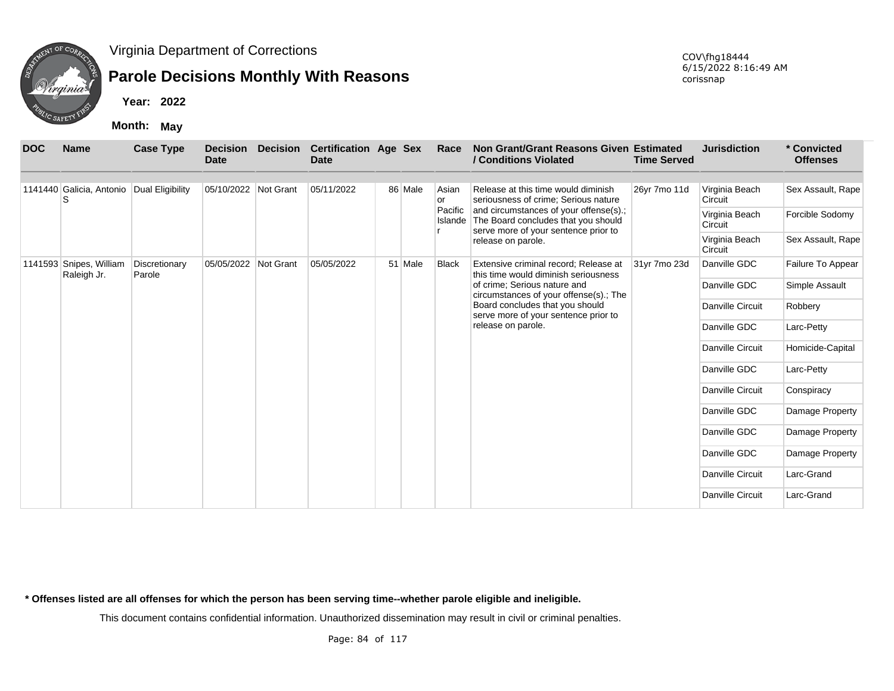Virginia Department of Corrections

# Parole Decisions Monthly With Reasons

COV\fhg18444
6/15/2022 8:16:49 AM
corissnap

**Year:** 2022

**Month:** May

| DOC | Name | Case Type | Decision Date | Decision | Certification Date | Age | Sex | Race | Non Grant/Grant Reasons Given / Conditions Violated | Estimated Time Served | Jurisdiction | * Convicted Offenses |
|---|---|---|---|---|---|---|---|---|---|---|---|---|
| 1141440 | Galicia, Antonio S | Dual Eligibility | 05/10/2022 | Not Grant | 05/11/2022 | 86 | Male | Asian or Pacific Islander | Release at this time would diminish seriousness of crime; Serious nature and circumstances of your offense(s).; The Board concludes that you should serve more of your sentence prior to release on parole. | 26yr 7mo 11d | Virginia Beach Circuit | Sex Assault, Rape |
| | | | | | | | | | | | Virginia Beach Circuit | Forcible Sodomy |
| | | | | | | | | | | | Virginia Beach Circuit | Sex Assault, Rape |
| 1141593 | Snipes, William Raleigh Jr. | Discretionary Parole | 05/05/2022 | Not Grant | 05/05/2022 | 51 | Male | Black | Extensive criminal record; Release at this time would diminish seriousness of crime; Serious nature and circumstances of your offense(s).; The Board concludes that you should serve more of your sentence prior to release on parole. | 31yr 7mo 23d | Danville GDC | Failure To Appear |
| | | | | | | | | | | | Danville GDC | Simple Assault |
| | | | | | | | | | | | Danville Circuit | Robbery |
| | | | | | | | | | | | Danville GDC | Larc-Petty |
| | | | | | | | | | | | Danville Circuit | Homicide-Capital |
| | | | | | | | | | | | Danville GDC | Larc-Petty |
| | | | | | | | | | | | Danville Circuit | Conspiracy |
| | | | | | | | | | | | Danville GDC | Damage Property |
| | | | | | | | | | | | Danville GDC | Damage Property |
| | | | | | | | | | | | Danville GDC | Damage Property |
| | | | | | | | | | | | Danville Circuit | Larc-Grand |
| | | | | | | | | | | | Danville Circuit | Larc-Grand |

**\* Offenses listed are all offenses for which the person has been serving time--whether parole eligible and ineligible.**

This document contains confidential information. Unauthorized dissemination may result in civil or criminal penalties.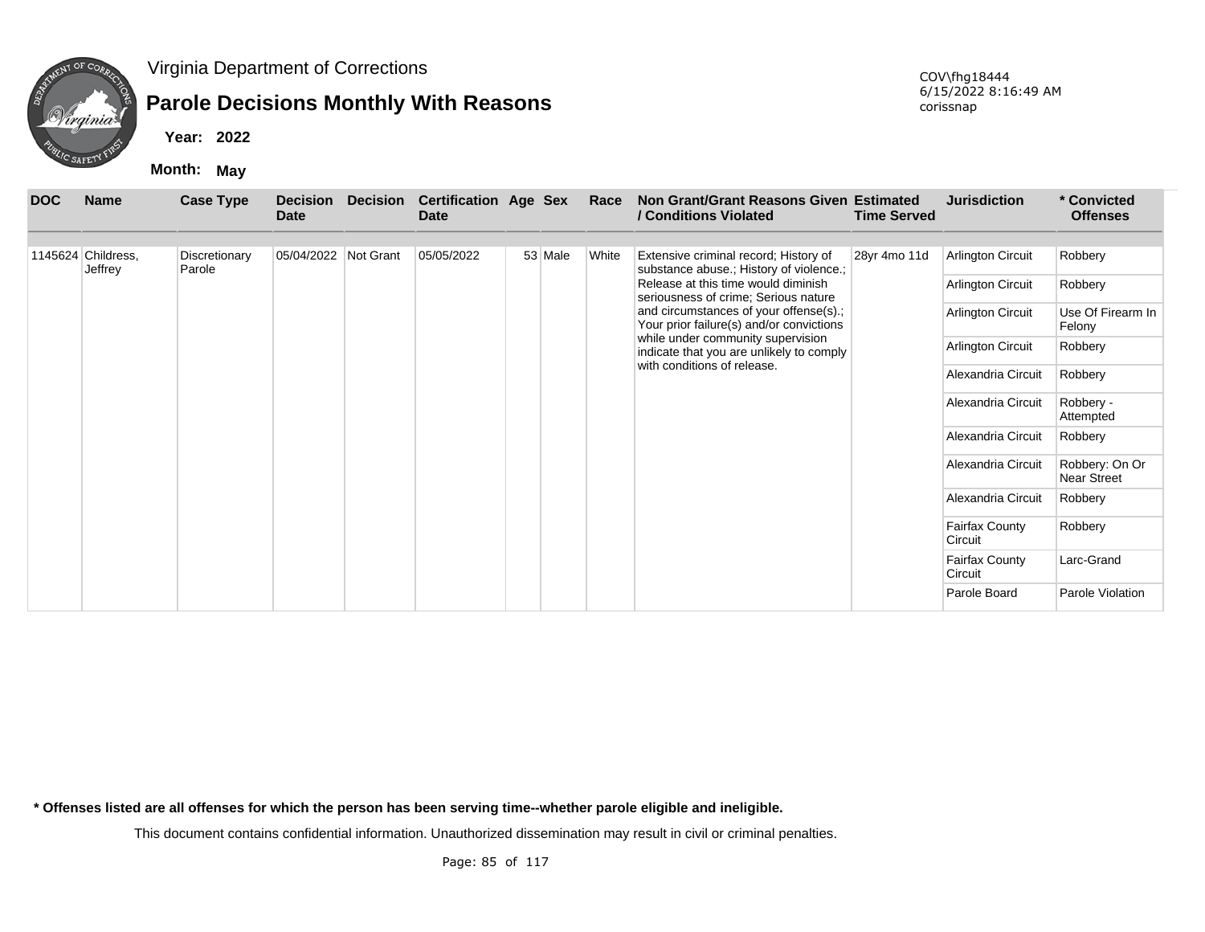Virginia Department of Corrections

# Parole Decisions Monthly With Reasons

**Year: 2022**

**Month: May**

COV\fhg18444
6/15/2022 8:16:49 AM
corissnap

| DOC | Name | Case Type | Decision Date | Decision | Certification Date | Age | Sex | Race | Non Grant/Grant Reasons Given / Conditions Violated | Estimated Time Served | Jurisdiction | * Convicted Offenses |
|---|---|---|---|---|---|---|---|---|---|---|---|---|
| 1145624 | Childress, Jeffrey | Discretionary Parole | 05/04/2022 | Not Grant | 05/05/2022 | 53 | Male | White | Extensive criminal record; History of substance abuse.; History of violence.; Release at this time would diminish seriousness of crime; Serious nature and circumstances of your offense(s).; Your prior failure(s) and/or convictions while under community supervision indicate that you are unlikely to comply with conditions of release. | 28yr 4mo 11d | Arlington Circuit | Robbery |
| | | | | | | | | | | | Arlington Circuit | Robbery |
| | | | | | | | | | | | Arlington Circuit | Use Of Firearm In Felony |
| | | | | | | | | | | | Arlington Circuit | Robbery |
| | | | | | | | | | | | Alexandria Circuit | Robbery |
| | | | | | | | | | | | Alexandria Circuit | Robbery - Attempted |
| | | | | | | | | | | | Alexandria Circuit | Robbery |
| | | | | | | | | | | | Alexandria Circuit | Robbery: On Or Near Street |
| | | | | | | | | | | | Alexandria Circuit | Robbery |
| | | | | | | | | | | | Fairfax County Circuit | Robbery |
| | | | | | | | | | | | Fairfax County Circuit | Larc-Grand |
| | | | | | | | | | | | Parole Board | Parole Violation |

**\* Offenses listed are all offenses for which the person has been serving time--whether parole eligible and ineligible.**

This document contains confidential information. Unauthorized dissemination may result in civil or criminal penalties.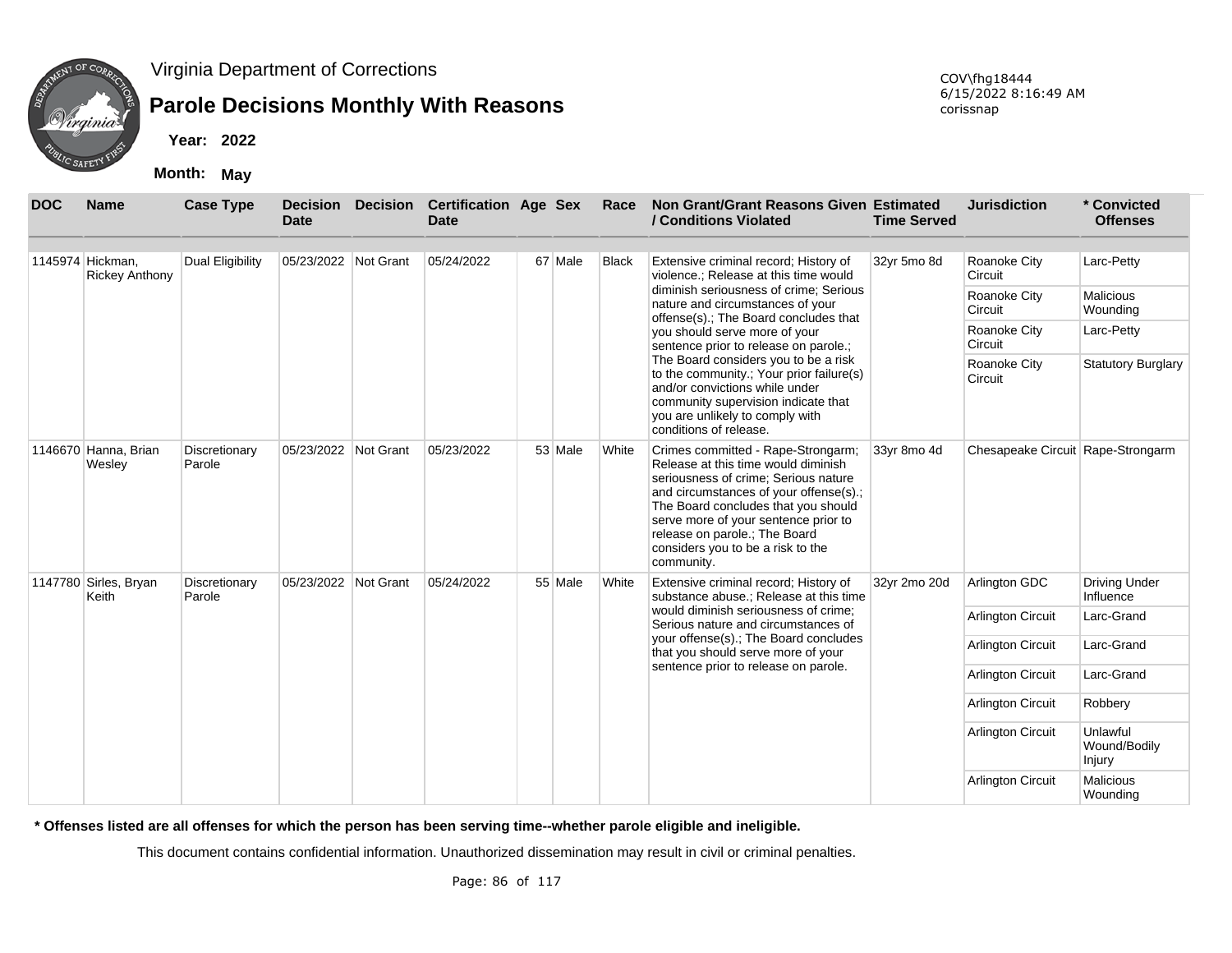Virginia Department of Corrections

# Parole Decisions Monthly With Reasons

COV\fhg18444
6/15/2022 8:16:49 AM
corissnap

**Year: 2022**

**Month: May**

| DOC | Name | Case Type | Decision Date | Decision | Certification Date | Age | Sex | Race | Non Grant/Grant Reasons Given / Conditions Violated | Estimated Time Served | Jurisdiction | * Convicted Offenses |
|---|---|---|---|---|---|---|---|---|---|---|---|---|
| 1145974 | Hickman, Rickey Anthony | Dual Eligibility | 05/23/2022 | Not Grant | 05/24/2022 | 67 | Male | Black | Extensive criminal record; History of violence.; Release at this time would diminish seriousness of crime; Serious nature and circumstances of your offense(s).; The Board concludes that you should serve more of your sentence prior to release on parole.; The Board considers you to be a risk to the community.; Your prior failure(s) and/or convictions while under community supervision indicate that you are unlikely to comply with conditions of release. | 32yr 5mo 8d | Roanoke City Circuit | Larc-Petty |
| | | | | | | | | | | | Roanoke City Circuit | Malicious Wounding |
| | | | | | | | | | | | Roanoke City Circuit | Larc-Petty |
| | | | | | | | | | | | Roanoke City Circuit | Statutory Burglary |
| 1146670 | Hanna, Brian Wesley | Discretionary Parole | 05/23/2022 | Not Grant | 05/23/2022 | 53 | Male | White | Crimes committed - Rape-Strongarm; Release at this time would diminish seriousness of crime; Serious nature and circumstances of your offense(s).; The Board concludes that you should serve more of your sentence prior to release on parole.; The Board considers you to be a risk to the community. | 33yr 8mo 4d | Chesapeake Circuit | Rape-Strongarm |
| 1147780 | Sirles, Bryan Keith | Discretionary Parole | 05/23/2022 | Not Grant | 05/24/2022 | 55 | Male | White | Extensive criminal record; History of substance abuse.; Release at this time would diminish seriousness of crime; Serious nature and circumstances of your offense(s).; The Board concludes that you should serve more of your sentence prior to release on parole. | 32yr 2mo 20d | Arlington GDC | Driving Under Influence |
| | | | | | | | | | | | Arlington Circuit | Larc-Grand |
| | | | | | | | | | | | Arlington Circuit | Larc-Grand |
| | | | | | | | | | | | Arlington Circuit | Larc-Grand |
| | | | | | | | | | | | Arlington Circuit | Robbery |
| | | | | | | | | | | | Arlington Circuit | Unlawful Wound/Bodily Injury |
| | | | | | | | | | | | Arlington Circuit | Malicious Wounding |

**\* Offenses listed are all offenses for which the person has been serving time--whether parole eligible and ineligible.**

This document contains confidential information. Unauthorized dissemination may result in civil or criminal penalties.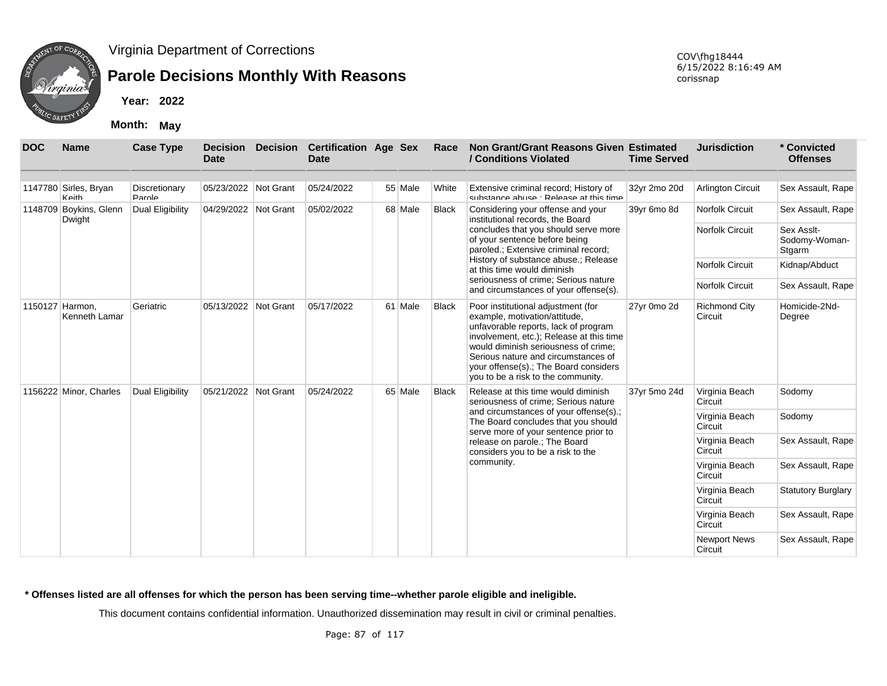Virginia Department of Corrections

## Parole Decisions Monthly With Reasons

**Year: 2022**

**Month: May**

COV\fhg18444
6/15/2022 8:16:49 AM
corissnap

| DOC | Name | Case Type | Decision Date | Decision | Certification Date | Age | Sex | Race | Non Grant/Grant Reasons Given / Conditions Violated | Estimated Time Served | Jurisdiction | * Convicted Offenses |
|---|---|---|---|---|---|---|---|---|---|---|---|---|
| 1147780 | Sirles, Bryan Keith | Discretionary Parole | 05/23/2022 | Not Grant | 05/24/2022 | 55 | Male | White | Extensive criminal record; History of substance abuse.; Release at this time | 32yr 2mo 20d | Arlington Circuit | Sex Assault, Rape |
| 1148709 | Boykins, Glenn Dwight | Dual Eligibility | 04/29/2022 | Not Grant | 05/02/2022 | 68 | Male | Black | Considering your offense and your institutional records, the Board concludes that you should serve more of your sentence before being paroled.; Extensive criminal record; History of substance abuse.; Release at this time would diminish seriousness of crime; Serious nature and circumstances of your offense(s). | 39yr 6mo 8d | Norfolk Circuit | Sex Assault, Rape |
| | | | | | | | | | | | Norfolk Circuit | Sex Asslt-Sodomy-Woman-Stgarm |
| | | | | | | | | | | | Norfolk Circuit | Kidnap/Abduct |
| | | | | | | | | | | | Norfolk Circuit | Sex Assault, Rape |
| 1150127 | Harmon, Kenneth Lamar | Geriatric | 05/13/2022 | Not Grant | 05/17/2022 | 61 | Male | Black | Poor institutional adjustment (for example, motivation/attitude, unfavorable reports, lack of program involvement, etc.); Release at this time would diminish seriousness of crime; Serious nature and circumstances of your offense(s).; The Board considers you to be a risk to the community. | 27yr 0mo 2d | Richmond City Circuit | Homicide-2Nd-Degree |
| 1156222 | Minor, Charles | Dual Eligibility | 05/21/2022 | Not Grant | 05/24/2022 | 65 | Male | Black | Release at this time would diminish seriousness of crime; Serious nature and circumstances of your offense(s).; The Board concludes that you should serve more of your sentence prior to release on parole.; The Board considers you to be a risk to the community. | 37yr 5mo 24d | Virginia Beach Circuit | Sodomy |
| | | | | | | | | | | | Virginia Beach Circuit | Sodomy |
| | | | | | | | | | | | Virginia Beach Circuit | Sex Assault, Rape |
| | | | | | | | | | | | Virginia Beach Circuit | Sex Assault, Rape |
| | | | | | | | | | | | Virginia Beach Circuit | Statutory Burglary |
| | | | | | | | | | | | Virginia Beach Circuit | Sex Assault, Rape |
| | | | | | | | | | | | Newport News Circuit | Sex Assault, Rape |

**\* Offenses listed are all offenses for which the person has been serving time--whether parole eligible and ineligible.**

This document contains confidential information. Unauthorized dissemination may result in civil or criminal penalties.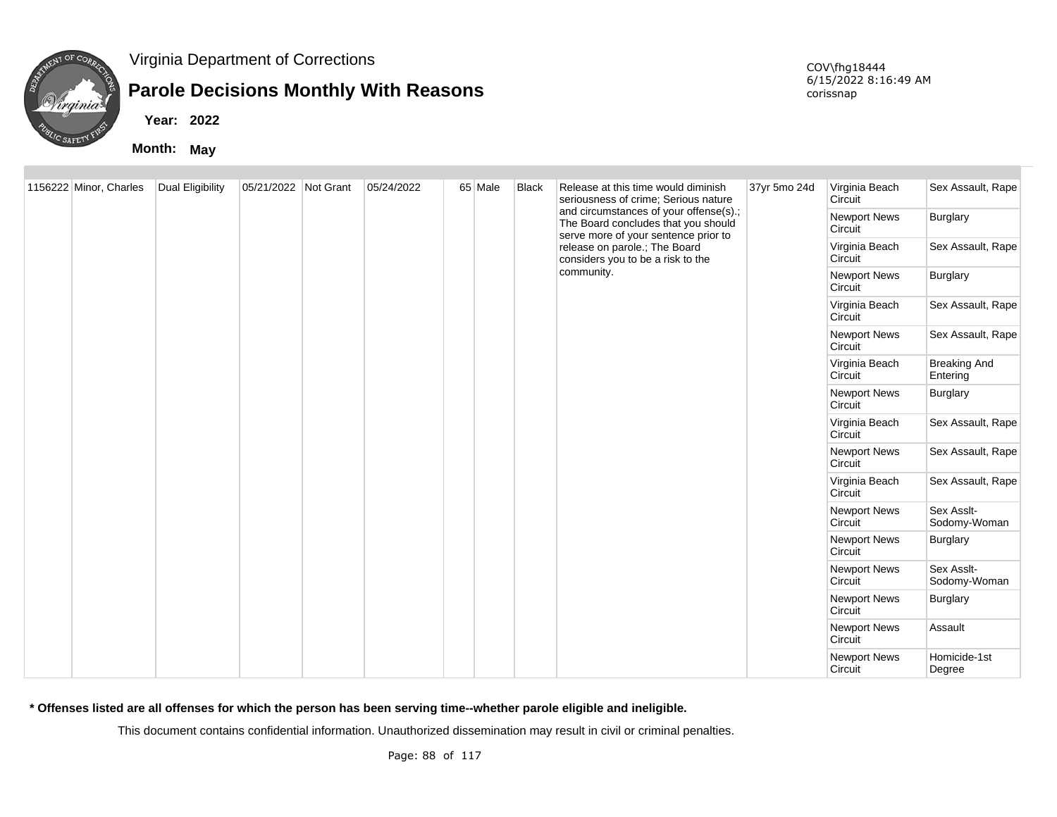Virginia Department of Corrections

# Parole Decisions Monthly With Reasons

**Year:** 2022

**Month:** May

COV\fhg18444
6/15/2022 8:16:49 AM
corissnap

| | | | | | | | | | | | | |
|---|---|---|---|---|---|---|---|---|---|---|---|---|
| 1156222 | Minor, Charles | Dual Eligibility | 05/21/2022 | Not Grant | 05/24/2022 | 65 | Male | Black | Release at this time would diminish seriousness of crime; Serious nature and circumstances of your offense(s).; The Board concludes that you should serve more of your sentence prior to release on parole.; The Board considers you to be a risk to the community. | 37yr 5mo 24d | Virginia Beach Circuit | Sex Assault, Rape |
| | | | | | | | | | | | Newport News Circuit | Burglary |
| | | | | | | | | | | | Virginia Beach Circuit | Sex Assault, Rape |
| | | | | | | | | | | | Newport News Circuit | Burglary |
| | | | | | | | | | | | Virginia Beach Circuit | Sex Assault, Rape |
| | | | | | | | | | | | Newport News Circuit | Sex Assault, Rape |
| | | | | | | | | | | | Virginia Beach Circuit | Breaking And Entering |
| | | | | | | | | | | | Newport News Circuit | Burglary |
| | | | | | | | | | | | Virginia Beach Circuit | Sex Assault, Rape |
| | | | | | | | | | | | Newport News Circuit | Sex Assault, Rape |
| | | | | | | | | | | | Virginia Beach Circuit | Sex Assault, Rape |
| | | | | | | | | | | | Newport News Circuit | Sex Asslt-Sodomy-Woman |
| | | | | | | | | | | | Newport News Circuit | Burglary |
| | | | | | | | | | | | Newport News Circuit | Sex Asslt-Sodomy-Woman |
| | | | | | | | | | | | Newport News Circuit | Burglary |
| | | | | | | | | | | | Newport News Circuit | Assault |
| | | | | | | | | | | | Newport News Circuit | Homicide-1st Degree |

**\* Offenses listed are all offenses for which the person has been serving time--whether parole eligible and ineligible.**

This document contains confidential information. Unauthorized dissemination may result in civil or criminal penalties.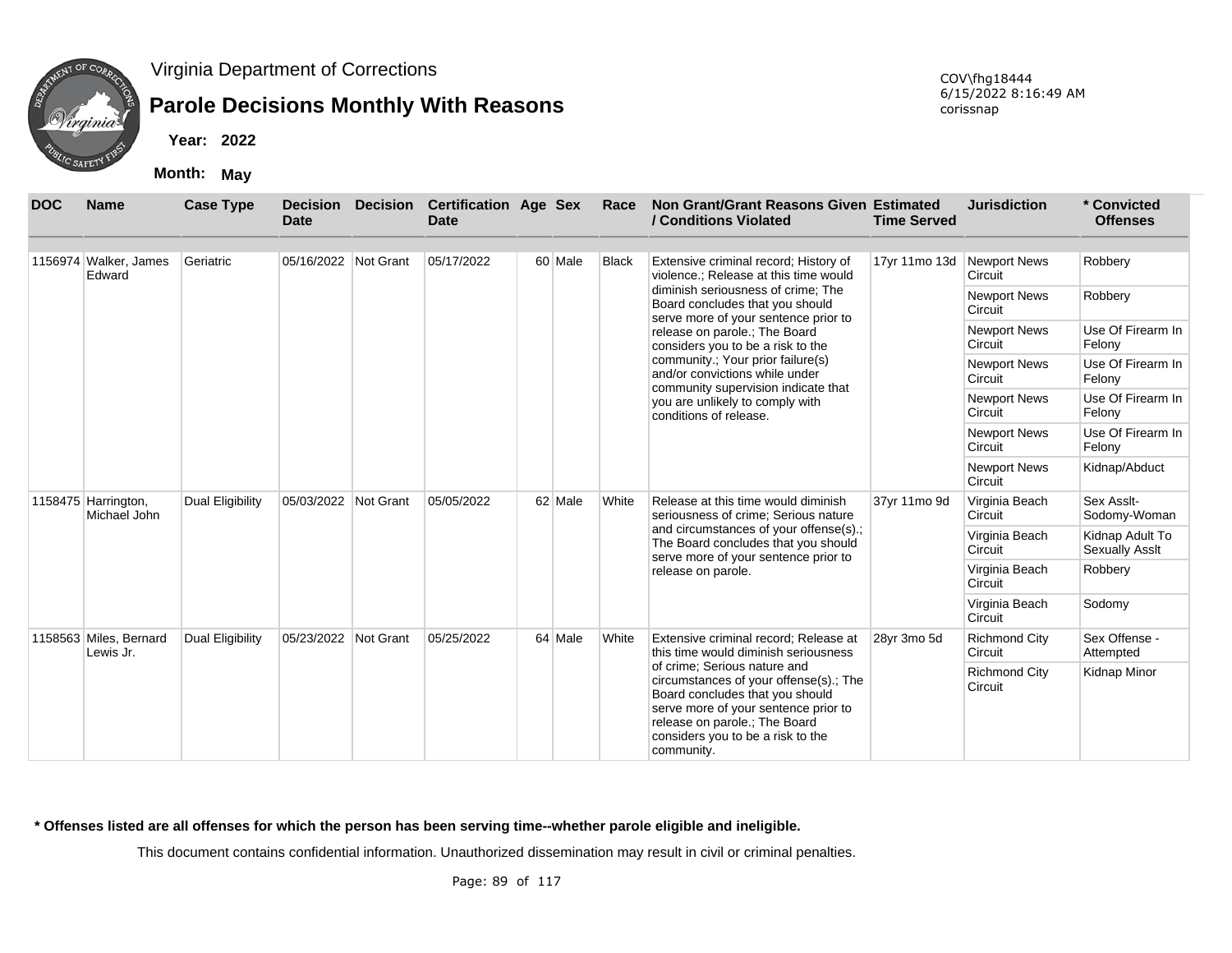Virginia Department of Corrections

# Parole Decisions Monthly With Reasons

COV\fhg18444
6/15/2022 8:16:49 AM
corissnap

**Year:** 2022

**Month:** May

| DOC | Name | Case Type | Decision Date | Decision | Certification Date | Age | Sex | Race | Non Grant/Grant Reasons Given / Conditions Violated | Estimated Time Served | Jurisdiction | * Convicted Offenses |
|---|---|---|---|---|---|---|---|---|---|---|---|---|
| 1156974 | Walker, James Edward | Geriatric | 05/16/2022 | Not Grant | 05/17/2022 | 60 | Male | Black | Extensive criminal record; History of violence.; Release at this time would diminish seriousness of crime; The Board concludes that you should serve more of your sentence prior to release on parole.; The Board considers you to be a risk to the community.; Your prior failure(s) and/or convictions while under community supervision indicate that you are unlikely to comply with conditions of release. | 17yr 11mo 13d | Newport News Circuit | Robbery |
| | | | | | | | | | | | Newport News Circuit | Robbery |
| | | | | | | | | | | | Newport News Circuit | Use Of Firearm In Felony |
| | | | | | | | | | | | Newport News Circuit | Use Of Firearm In Felony |
| | | | | | | | | | | | Newport News Circuit | Use Of Firearm In Felony |
| | | | | | | | | | | | Newport News Circuit | Use Of Firearm In Felony |
| | | | | | | | | | | | Newport News Circuit | Kidnap/Abduct |
| 1158475 | Harrington, Michael John | Dual Eligibility | 05/03/2022 | Not Grant | 05/05/2022 | 62 | Male | White | Release at this time would diminish seriousness of crime; Serious nature and circumstances of your offense(s).; The Board concludes that you should serve more of your sentence prior to release on parole. | 37yr 11mo 9d | Virginia Beach Circuit | Sex Asslt-Sodomy-Woman |
| | | | | | | | | | | | Virginia Beach Circuit | Kidnap Adult To Sexually Asslt |
| | | | | | | | | | | | Virginia Beach Circuit | Robbery |
| | | | | | | | | | | | Virginia Beach Circuit | Sodomy |
| 1158563 | Miles, Bernard Lewis Jr. | Dual Eligibility | 05/23/2022 | Not Grant | 05/25/2022 | 64 | Male | White | Extensive criminal record; Release at this time would diminish seriousness of crime; Serious nature and circumstances of your offense(s).; The Board concludes that you should serve more of your sentence prior to release on parole.; The Board considers you to be a risk to the community. | 28yr 3mo 5d | Richmond City Circuit | Sex Offense - Attempted |
| | | | | | | | | | | | Richmond City Circuit | Kidnap Minor |

**\* Offenses listed are all offenses for which the person has been serving time--whether parole eligible and ineligible.**

This document contains confidential information. Unauthorized dissemination may result in civil or criminal penalties.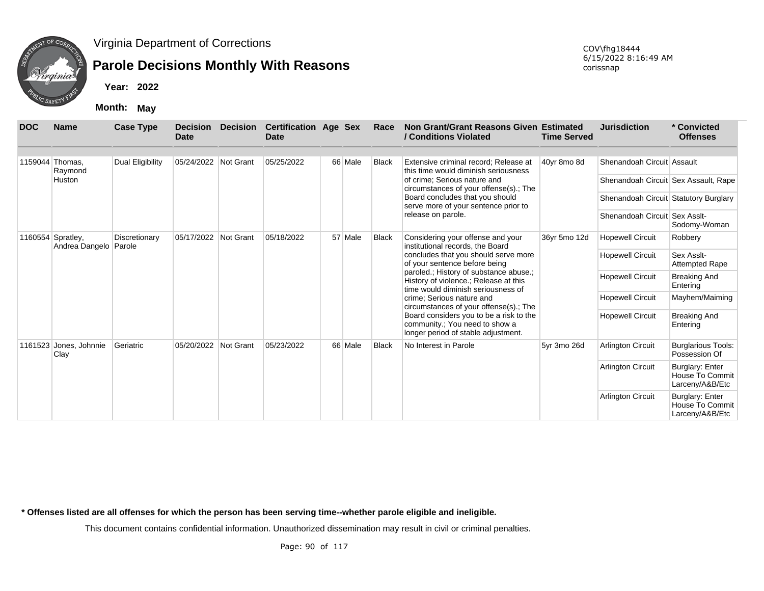# Virginia Department of Corrections

## Parole Decisions Monthly With Reasons

COV\fhg18444
6/15/2022 8:16:49 AM
corissnap

**Year:** 2022

**Month:** May

| DOC | Name | Case Type | Decision Date | Decision | Certification Date | Age | Sex | Race | Non Grant/Grant Reasons Given / Conditions Violated | Estimated Time Served | Jurisdiction | * Convicted Offenses |
|---|---|---|---|---|---|---|---|---|---|---|---|---|
| 1159044 | Thomas, Raymond Huston | Dual Eligibility | 05/24/2022 | Not Grant | 05/25/2022 | 66 | Male | Black | Extensive criminal record; Release at this time would diminish seriousness of crime; Serious nature and circumstances of your offense(s).; The Board concludes that you should serve more of your sentence prior to release on parole. | 40yr 8mo 8d | Shenandoah Circuit | Assault |
| | | | | | | | | | | | Shenandoah Circuit | Sex Assault, Rape |
| | | | | | | | | | | | Shenandoah Circuit | Statutory Burglary |
| | | | | | | | | | | | Shenandoah Circuit | Sex Asslt-Sodomy-Woman |
| 1160554 | Spratley, Andrea Dangelo | Discretionary Parole | 05/17/2022 | Not Grant | 05/18/2022 | 57 | Male | Black | Considering your offense and your institutional records, the Board concludes that you should serve more of your sentence before being paroled.; History of substance abuse.; History of violence.; Release at this time would diminish seriousness of crime; Serious nature and circumstances of your offense(s).; The Board considers you to be a risk to the community.; You need to show a longer period of stable adjustment. | 36yr 5mo 12d | Hopewell Circuit | Robbery |
| | | | | | | | | | | | Hopewell Circuit | Sex Asslt-Attempted Rape |
| | | | | | | | | | | | Hopewell Circuit | Breaking And Entering |
| | | | | | | | | | | | Hopewell Circuit | Mayhem/Maiming |
| | | | | | | | | | | | Hopewell Circuit | Breaking And Entering |
| 1161523 | Jones, Johnnie Clay | Geriatric | 05/20/2022 | Not Grant | 05/23/2022 | 66 | Male | Black | No Interest in Parole | 5yr 3mo 26d | Arlington Circuit | Burglarious Tools: Possession Of |
| | | | | | | | | | | | Arlington Circuit | Burglary: Enter House To Commit Larceny/A&B/Etc |
| | | | | | | | | | | | Arlington Circuit | Burglary: Enter House To Commit Larceny/A&B/Etc |

**\* Offenses listed are all offenses for which the person has been serving time--whether parole eligible and ineligible.**

This document contains confidential information. Unauthorized dissemination may result in civil or criminal penalties.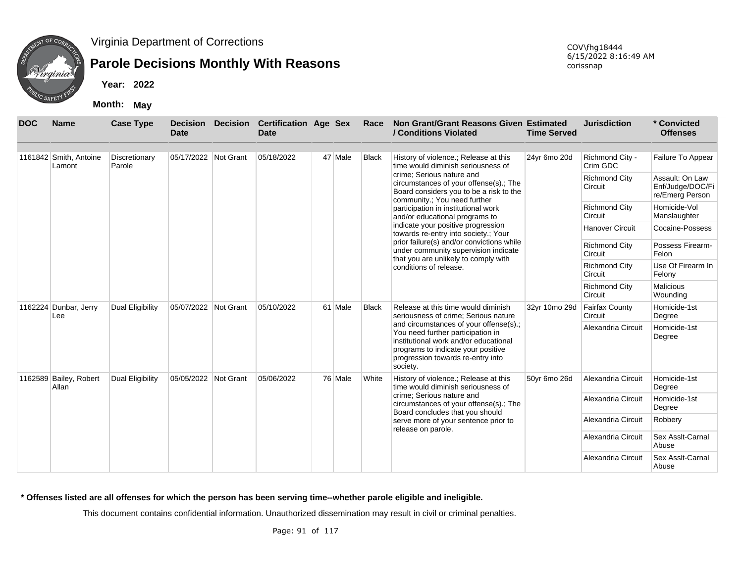Virginia Department of Corrections

# Parole Decisions Monthly With Reasons

**Year:** 2022

**Month:** May

COV\fhg18444
6/15/2022 8:16:49 AM
corissnap

| DOC | Name | Case Type | Decision Date | Decision | Certification Date | Age | Sex | Race | Non Grant/Grant Reasons Given / Conditions Violated | Estimated Time Served | Jurisdiction | * Convicted Offenses |
|---|---|---|---|---|---|---|---|---|---|---|---|---|
| 1161842 | Smith, Antoine Lamont | Discretionary Parole | 05/17/2022 | Not Grant | 05/18/2022 | 47 | Male | Black | History of violence.; Release at this time would diminish seriousness of crime; Serious nature and circumstances of your offense(s).; The Board considers you to be a risk to the community.; You need further participation in institutional work and/or educational programs to indicate your positive progression towards re-entry into society.; Your prior failure(s) and/or convictions while under community supervision indicate that you are unlikely to comply with conditions of release. | 24yr 6mo 20d | Richmond City - Crim GDC | Failure To Appear |
| | | | | | | | | | | | Richmond City Circuit | Assault: On Law Enf/Judge/DOC/Fire/Emerg Person |
| | | | | | | | | | | | Richmond City Circuit | Homicide-Vol Manslaughter |
| | | | | | | | | | | | Hanover Circuit | Cocaine-Possess |
| | | | | | | | | | | | Richmond City Circuit | Possess Firearm-Felon |
| | | | | | | | | | | | Richmond City Circuit | Use Of Firearm In Felony |
| | | | | | | | | | | | Richmond City Circuit | Malicious Wounding |
| 1162224 | Dunbar, Jerry Lee | Dual Eligibility | 05/07/2022 | Not Grant | 05/10/2022 | 61 | Male | Black | Release at this time would diminish seriousness of crime; Serious nature and circumstances of your offense(s).; You need further participation in institutional work and/or educational programs to indicate your positive progression towards re-entry into society. | 32yr 10mo 29d | Fairfax County Circuit | Homicide-1st Degree |
| | | | | | | | | | | | Alexandria Circuit | Homicide-1st Degree |
| 1162589 | Bailey, Robert Allan | Dual Eligibility | 05/05/2022 | Not Grant | 05/06/2022 | 76 | Male | White | History of violence.; Release at this time would diminish seriousness of crime; Serious nature and circumstances of your offense(s).; The Board concludes that you should serve more of your sentence prior to release on parole. | 50yr 6mo 26d | Alexandria Circuit | Homicide-1st Degree |
| | | | | | | | | | | | Alexandria Circuit | Homicide-1st Degree |
| | | | | | | | | | | | Alexandria Circuit | Robbery |
| | | | | | | | | | | | Alexandria Circuit | Sex Asslt-Carnal Abuse |
| | | | | | | | | | | | Alexandria Circuit | Sex Asslt-Carnal Abuse |

**\* Offenses listed are all offenses for which the person has been serving time--whether parole eligible and ineligible.**

This document contains confidential information. Unauthorized dissemination may result in civil or criminal penalties.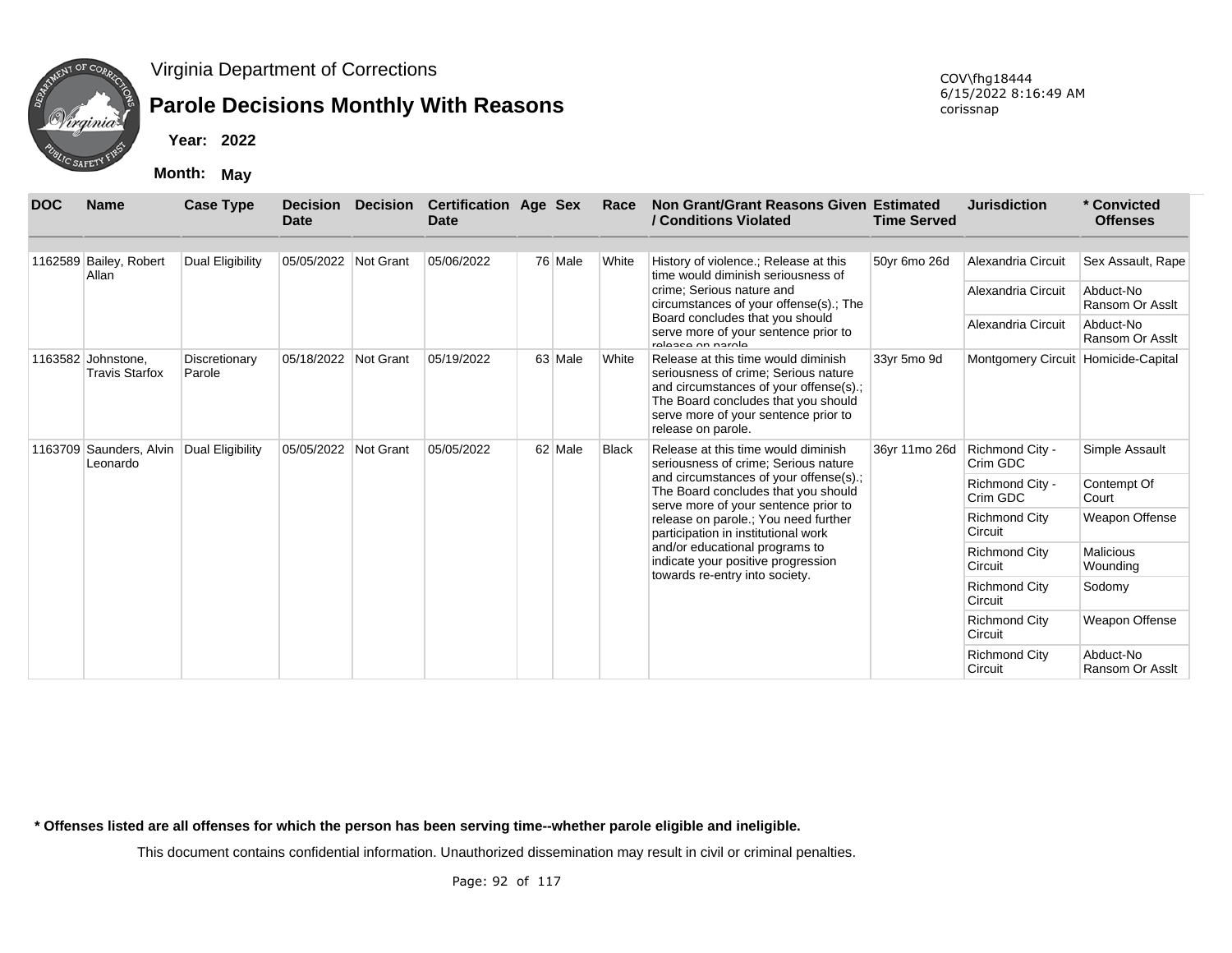Virginia Department of Corrections

# Parole Decisions Monthly With Reasons

COV\fhg18444
6/15/2022 8:16:49 AM
corissnap

**Year: 2022**

**Month: May**

| DOC | Name | Case Type | Decision Date | Decision | Certification Date | Age | Sex | Race | Non Grant/Grant Reasons Given / Conditions Violated | Estimated Time Served | Jurisdiction | * Convicted Offenses |
|---|---|---|---|---|---|---|---|---|---|---|---|---|
| 1162589 | Bailey, Robert Allan | Dual Eligibility | 05/05/2022 | Not Grant | 05/06/2022 | 76 | Male | White | History of violence.; Release at this time would diminish seriousness of crime; Serious nature and circumstances of your offense(s).; The Board concludes that you should serve more of your sentence prior to release on parole | 50yr 6mo 26d | Alexandria Circuit | Sex Assault, Rape |
| | | | | | | | | | | | Alexandria Circuit | Abduct-No Ransom Or Asslt |
| | | | | | | | | | | | Alexandria Circuit | Abduct-No Ransom Or Asslt |
| 1163582 | Johnstone, Travis Starfox | Discretionary Parole | 05/18/2022 | Not Grant | 05/19/2022 | 63 | Male | White | Release at this time would diminish seriousness of crime; Serious nature and circumstances of your offense(s).; The Board concludes that you should serve more of your sentence prior to release on parole. | 33yr 5mo 9d | Montgomery Circuit | Homicide-Capital |
| 1163709 | Saunders, Alvin Leonardo | Dual Eligibility | 05/05/2022 | Not Grant | 05/05/2022 | 62 | Male | Black | Release at this time would diminish seriousness of crime; Serious nature and circumstances of your offense(s).; The Board concludes that you should serve more of your sentence prior to release on parole.; You need further participation in institutional work and/or educational programs to indicate your positive progression towards re-entry into society. | 36yr 11mo 26d | Richmond City - Crim GDC | Simple Assault |
| | | | | | | | | | | | Richmond City - Crim GDC | Contempt Of Court |
| | | | | | | | | | | | Richmond City Circuit | Weapon Offense |
| | | | | | | | | | | | Richmond City Circuit | Malicious Wounding |
| | | | | | | | | | | | Richmond City Circuit | Sodomy |
| | | | | | | | | | | | Richmond City Circuit | Weapon Offense |
| | | | | | | | | | | | Richmond City Circuit | Abduct-No Ransom Or Asslt |

**\* Offenses listed are all offenses for which the person has been serving time--whether parole eligible and ineligible.**

This document contains confidential information. Unauthorized dissemination may result in civil or criminal penalties.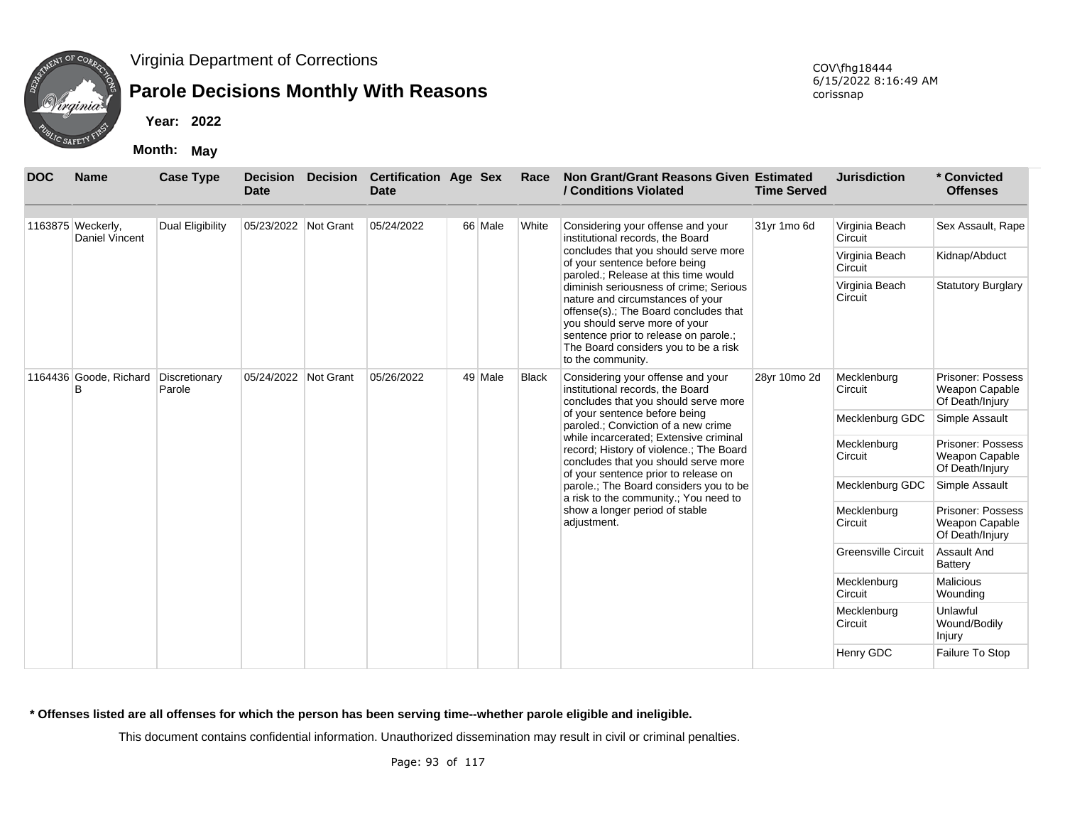Virginia Department of Corrections

# Parole Decisions Monthly With Reasons

**Year:** 2022

**Month:** May

COV\fhg18444
6/15/2022 8:16:49 AM
corissnap

| DOC | Name | Case Type | Decision Date | Decision | Certification Date | Age | Sex | Race | Non Grant/Grant Reasons Given / Conditions Violated | Estimated Time Served | Jurisdiction | * Convicted Offenses |
|---|---|---|---|---|---|---|---|---|---|---|---|---|
| 1163875 | Weckerly, Daniel Vincent | Dual Eligibility | 05/23/2022 | Not Grant | 05/24/2022 | 66 | Male | White | Considering your offense and your institutional records, the Board concludes that you should serve more of your sentence before being paroled.; Release at this time would diminish seriousness of crime; Serious nature and circumstances of your offense(s).; The Board concludes that you should serve more of your sentence prior to release on parole.; The Board considers you to be a risk to the community. | 31yr 1mo 6d | Virginia Beach Circuit | Sex Assault, Rape |
| | | | | | | | | | | | Virginia Beach Circuit | Kidnap/Abduct |
| | | | | | | | | | | | Virginia Beach Circuit | Statutory Burglary |
| 1164436 | Goode, Richard B | Discretionary Parole | 05/24/2022 | Not Grant | 05/26/2022 | 49 | Male | Black | Considering your offense and your institutional records, the Board concludes that you should serve more of your sentence before being paroled.; Conviction of a new crime while incarcerated; Extensive criminal record; History of violence.; The Board concludes that you should serve more of your sentence prior to release on parole.; The Board considers you to be a risk to the community.; You need to show a longer period of stable adjustment. | 28yr 10mo 2d | Mecklenburg Circuit | Prisoner: Possess Weapon Capable Of Death/Injury |
| | | | | | | | | | | | Mecklenburg GDC | Simple Assault |
| | | | | | | | | | | | Mecklenburg Circuit | Prisoner: Possess Weapon Capable Of Death/Injury |
| | | | | | | | | | | | Mecklenburg GDC | Simple Assault |
| | | | | | | | | | | | Mecklenburg Circuit | Prisoner: Possess Weapon Capable Of Death/Injury |
| | | | | | | | | | | | Greensville Circuit | Assault And Battery |
| | | | | | | | | | | | Mecklenburg Circuit | Malicious Wounding |
| | | | | | | | | | | | Mecklenburg Circuit | Unlawful Wound/Bodily Injury |
| | | | | | | | | | | | Henry GDC | Failure To Stop |

**\* Offenses listed are all offenses for which the person has been serving time--whether parole eligible and ineligible.**

This document contains confidential information. Unauthorized dissemination may result in civil or criminal penalties.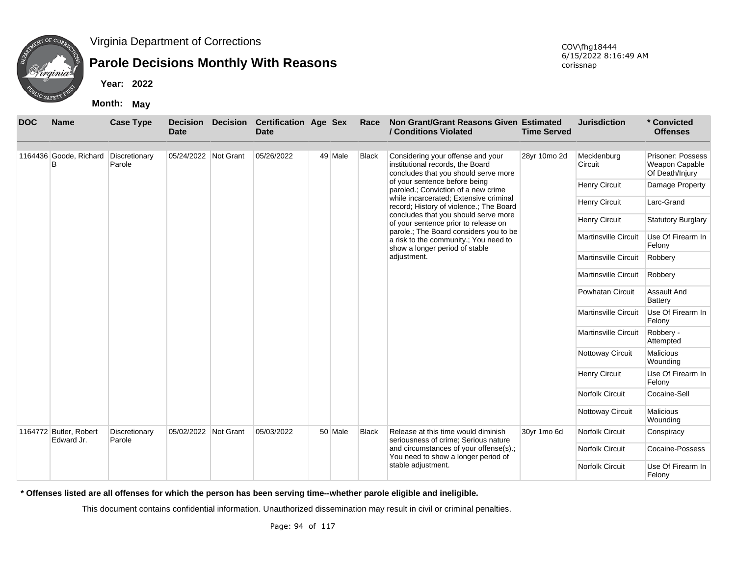Virginia Department of Corrections

# Parole Decisions Monthly With Reasons

**Year:** 2022

**Month:** May

COV\fhg18444
6/15/2022 8:16:49 AM
corissnap

| DOC | Name | Case Type | Decision Date | Decision | Certification Date | Age | Sex | Race | Non Grant/Grant Reasons Given / Conditions Violated | Estimated Time Served | Jurisdiction | * Convicted Offenses |
|---|---|---|---|---|---|---|---|---|---|---|---|---|
| 1164436 | Goode, Richard B | Discretionary Parole | 05/24/2022 | Not Grant | 05/26/2022 | 49 | Male | Black | Considering your offense and your institutional records, the Board concludes that you should serve more of your sentence before being paroled.; Conviction of a new crime while incarcerated; Extensive criminal record; History of violence.; The Board concludes that you should serve more of your sentence prior to release on parole.; The Board considers you to be a risk to the community.; You need to show a longer period of stable adjustment. | 28yr 10mo 2d | Mecklenburg Circuit | Prisoner: Possess Weapon Capable Of Death/Injury |
| | | | | | | | | | | | Henry Circuit | Damage Property |
| | | | | | | | | | | | Henry Circuit | Larc-Grand |
| | | | | | | | | | | | Henry Circuit | Statutory Burglary |
| | | | | | | | | | | | Martinsville Circuit | Use Of Firearm In Felony |
| | | | | | | | | | | | Martinsville Circuit | Robbery |
| | | | | | | | | | | | Martinsville Circuit | Robbery |
| | | | | | | | | | | | Powhatan Circuit | Assault And Battery |
| | | | | | | | | | | | Martinsville Circuit | Use Of Firearm In Felony |
| | | | | | | | | | | | Martinsville Circuit | Robbery - Attempted |
| | | | | | | | | | | | Nottoway Circuit | Malicious Wounding |
| | | | | | | | | | | | Henry Circuit | Use Of Firearm In Felony |
| | | | | | | | | | | | Norfolk Circuit | Cocaine-Sell |
| | | | | | | | | | | | Nottoway Circuit | Malicious Wounding |
| 1164772 | Butler, Robert Edward Jr. | Discretionary Parole | 05/02/2022 | Not Grant | 05/03/2022 | 50 | Male | Black | Release at this time would diminish seriousness of crime; Serious nature and circumstances of your offense(s).; You need to show a longer period of stable adjustment. | 30yr 1mo 6d | Norfolk Circuit | Conspiracy |
| | | | | | | | | | | | Norfolk Circuit | Cocaine-Possess |
| | | | | | | | | | | | Norfolk Circuit | Use Of Firearm In Felony |

**\* Offenses listed are all offenses for which the person has been serving time--whether parole eligible and ineligible.**

This document contains confidential information. Unauthorized dissemination may result in civil or criminal penalties.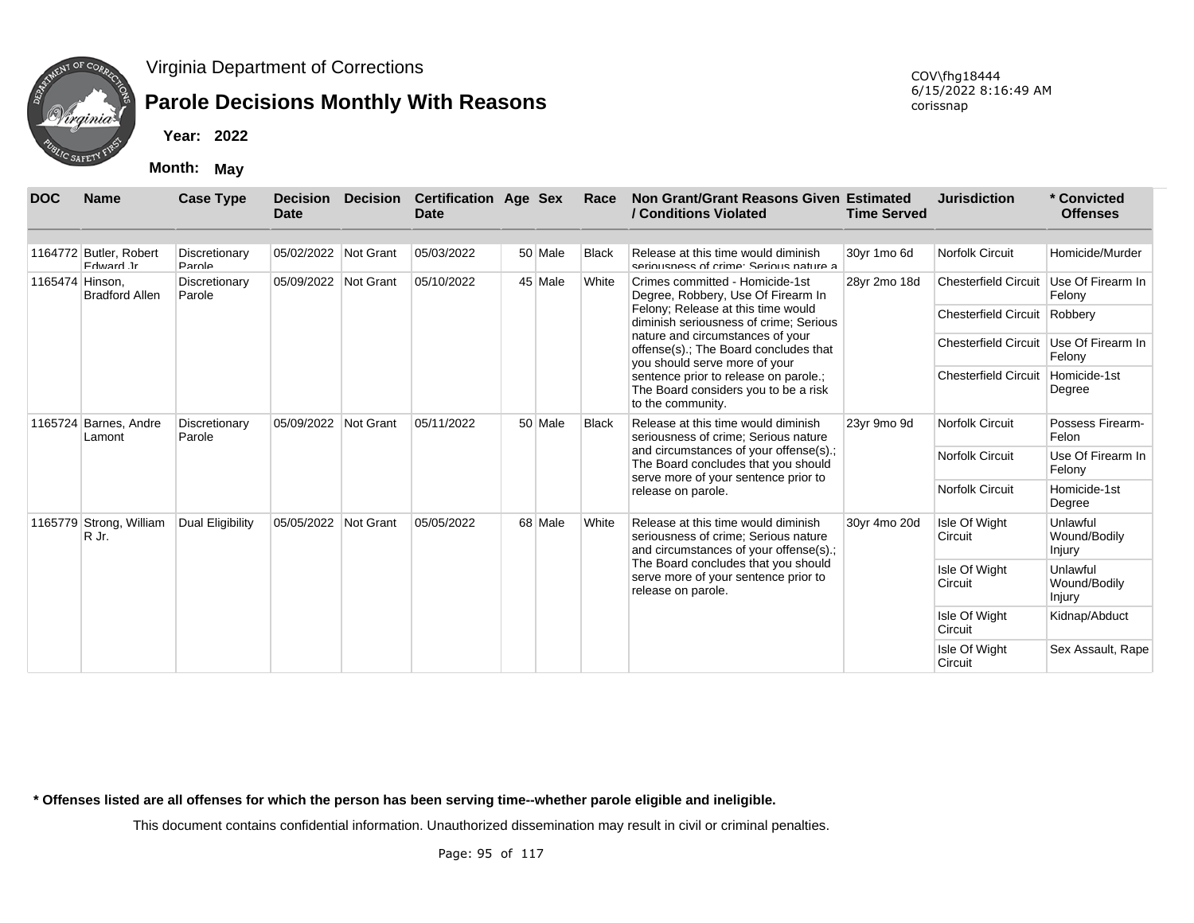Virginia Department of Corrections

# Parole Decisions Monthly With Reasons

COV\fhg18444
6/15/2022 8:16:49 AM
corissnap

**Year: 2022**

**Month: May**

| DOC | Name | Case Type | Decision Date | Decision | Certification Date | Age | Sex | Race | Non Grant/Grant Reasons Given / Conditions Violated | Estimated Time Served | Jurisdiction | * Convicted Offenses |
|---|---|---|---|---|---|---|---|---|---|---|---|---|
| 1164772 | Butler, Robert Edward Jr | Discretionary Parole | 05/02/2022 | Not Grant | 05/03/2022 | 50 | Male | Black | Release at this time would diminish seriousness of crime; Serious nature a | 30yr 1mo 6d | Norfolk Circuit | Homicide/Murder |
| 1165474 | Hinson, Bradford Allen | Discretionary Parole | 05/09/2022 | Not Grant | 05/10/2022 | 45 | Male | White | Crimes committed - Homicide-1st Degree, Robbery, Use Of Firearm In Felony; Release at this time would diminish seriousness of crime; Serious nature and circumstances of your offense(s).; The Board concludes that you should serve more of your sentence prior to release on parole.; The Board considers you to be a risk to the community. | 28yr 2mo 18d | Chesterfield Circuit | Use Of Firearm In Felony |
| | | | | | | | | | | | Chesterfield Circuit | Robbery |
| | | | | | | | | | | | Chesterfield Circuit | Use Of Firearm In Felony |
| | | | | | | | | | | | Chesterfield Circuit | Homicide-1st Degree |
| 1165724 | Barnes, Andre Lamont | Discretionary Parole | 05/09/2022 | Not Grant | 05/11/2022 | 50 | Male | Black | Release at this time would diminish seriousness of crime; Serious nature and circumstances of your offense(s).; The Board concludes that you should serve more of your sentence prior to release on parole. | 23yr 9mo 9d | Norfolk Circuit | Possess Firearm-Felon |
| | | | | | | | | | | | Norfolk Circuit | Use Of Firearm In Felony |
| | | | | | | | | | | | Norfolk Circuit | Homicide-1st Degree |
| 1165779 | Strong, William R Jr. | Dual Eligibility | 05/05/2022 | Not Grant | 05/05/2022 | 68 | Male | White | Release at this time would diminish seriousness of crime; Serious nature and circumstances of your offense(s).; The Board concludes that you should serve more of your sentence prior to release on parole. | 30yr 4mo 20d | Isle Of Wight Circuit | Unlawful Wound/Bodily Injury |
| | | | | | | | | | | | Isle Of Wight Circuit | Unlawful Wound/Bodily Injury |
| | | | | | | | | | | | Isle Of Wight Circuit | Kidnap/Abduct |
| | | | | | | | | | | | Isle Of Wight Circuit | Sex Assault, Rape |

**\* Offenses listed are all offenses for which the person has been serving time--whether parole eligible and ineligible.**

This document contains confidential information. Unauthorized dissemination may result in civil or criminal penalties.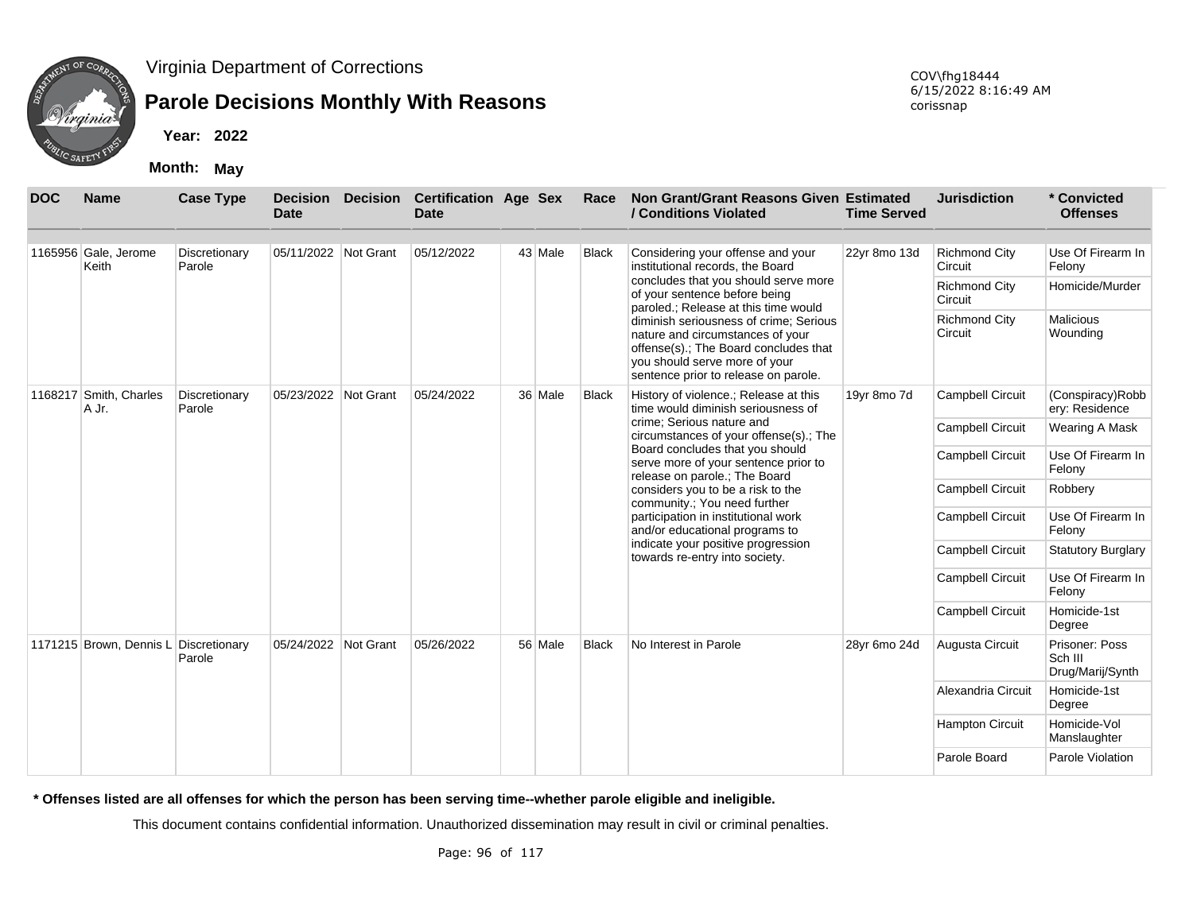# Virginia Department of Corrections

## Parole Decisions Monthly With Reasons

COV\fhg18444
6/15/2022 8:16:49 AM
corissnap

**Year:** 2022

**Month:** May

| DOC | Name | Case Type | Decision Date | Decision | Certification Date | Age | Sex | Race | Non Grant/Grant Reasons Given / Conditions Violated | Estimated Time Served | Jurisdiction | * Convicted Offenses |
|---|---|---|---|---|---|---|---|---|---|---|---|---|
| 1165956 | Gale, Jerome Keith | Discretionary Parole | 05/11/2022 | Not Grant | 05/12/2022 | 43 | Male | Black | Considering your offense and your institutional records, the Board concludes that you should serve more of your sentence before being paroled.; Release at this time would diminish seriousness of crime; Serious nature and circumstances of your offense(s).; The Board concludes that you should serve more of your sentence prior to release on parole. | 22yr 8mo 13d | Richmond City Circuit | Use Of Firearm In Felony |
| | | | | | | | | | | | Richmond City Circuit | Homicide/Murder |
| | | | | | | | | | | | Richmond City Circuit | Malicious Wounding |
| 1168217 | Smith, Charles A Jr. | Discretionary Parole | 05/23/2022 | Not Grant | 05/24/2022 | 36 | Male | Black | History of violence.; Release at this time would diminish seriousness of crime; Serious nature and circumstances of your offense(s).; The Board concludes that you should serve more of your sentence prior to release on parole.; The Board considers you to be a risk to the community.; You need further participation in institutional work and/or educational programs to indicate your positive progression towards re-entry into society. | 19yr 8mo 7d | Campbell Circuit | (Conspiracy)Robbery: Residence |
| | | | | | | | | | | | Campbell Circuit | Wearing A Mask |
| | | | | | | | | | | | Campbell Circuit | Use Of Firearm In Felony |
| | | | | | | | | | | | Campbell Circuit | Robbery |
| | | | | | | | | | | | Campbell Circuit | Use Of Firearm In Felony |
| | | | | | | | | | | | Campbell Circuit | Statutory Burglary |
| | | | | | | | | | | | Campbell Circuit | Use Of Firearm In Felony |
| | | | | | | | | | | | Campbell Circuit | Homicide-1st Degree |
| 1171215 | Brown, Dennis L | Discretionary Parole | 05/24/2022 | Not Grant | 05/26/2022 | 56 | Male | Black | No Interest in Parole | 28yr 6mo 24d | Augusta Circuit | Prisoner: Poss Sch III Drug/Marij/Synth |
| | | | | | | | | | | | Alexandria Circuit | Homicide-1st Degree |
| | | | | | | | | | | | Hampton Circuit | Homicide-Vol Manslaughter |
| | | | | | | | | | | | Parole Board | Parole Violation |

**\* Offenses listed are all offenses for which the person has been serving time--whether parole eligible and ineligible.**

This document contains confidential information. Unauthorized dissemination may result in civil or criminal penalties.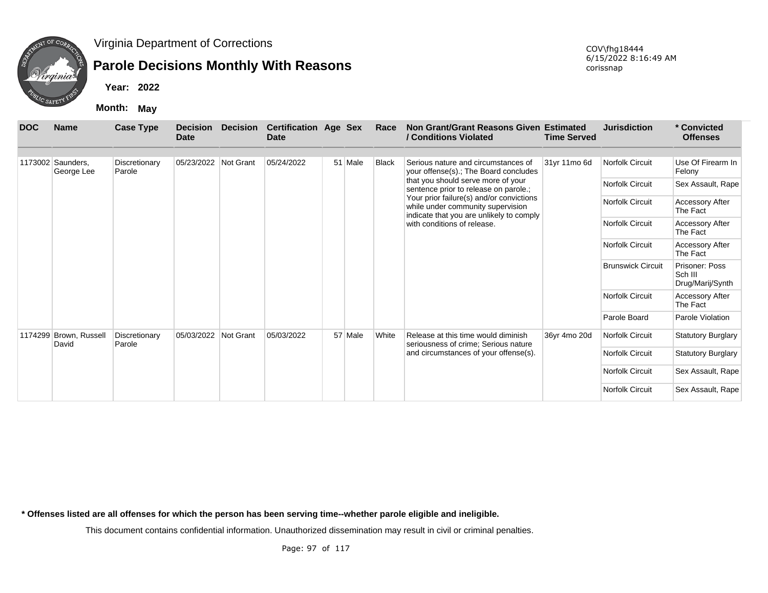Virginia Department of Corrections

# Parole Decisions Monthly With Reasons

**Year:** 2022

**Month:** May

COV\fhg18444
6/15/2022 8:16:49 AM
corissnap

| DOC | Name | Case Type | Decision Date | Decision | Certification Date | Age | Sex | Race | Non Grant/Grant Reasons Given / Conditions Violated | Estimated Time Served | Jurisdiction | * Convicted Offenses |
|---|---|---|---|---|---|---|---|---|---|---|---|---|
| 1173002 | Saunders, George Lee | Discretionary Parole | 05/23/2022 | Not Grant | 05/24/2022 | 51 | Male | Black | Serious nature and circumstances of your offense(s).; The Board concludes that you should serve more of your sentence prior to release on parole.; Your prior failure(s) and/or convictions while under community supervision indicate that you are unlikely to comply with conditions of release. | 31yr 11mo 6d | Norfolk Circuit | Use Of Firearm In Felony |
| | | | | | | | | | | | Norfolk Circuit | Sex Assault, Rape |
| | | | | | | | | | | | Norfolk Circuit | Accessory After The Fact |
| | | | | | | | | | | | Norfolk Circuit | Accessory After The Fact |
| | | | | | | | | | | | Norfolk Circuit | Accessory After The Fact |
| | | | | | | | | | | | Brunswick Circuit | Prisoner: Poss Sch III Drug/Marij/Synth |
| | | | | | | | | | | | Norfolk Circuit | Accessory After The Fact |
| | | | | | | | | | | | Parole Board | Parole Violation |
| 1174299 | Brown, Russell David | Discretionary Parole | 05/03/2022 | Not Grant | 05/03/2022 | 57 | Male | White | Release at this time would diminish seriousness of crime; Serious nature and circumstances of your offense(s). | 36yr 4mo 20d | Norfolk Circuit | Statutory Burglary |
| | | | | | | | | | | | Norfolk Circuit | Statutory Burglary |
| | | | | | | | | | | | Norfolk Circuit | Sex Assault, Rape |
| | | | | | | | | | | | Norfolk Circuit | Sex Assault, Rape |

**\* Offenses listed are all offenses for which the person has been serving time--whether parole eligible and ineligible.**

This document contains confidential information. Unauthorized dissemination may result in civil or criminal penalties.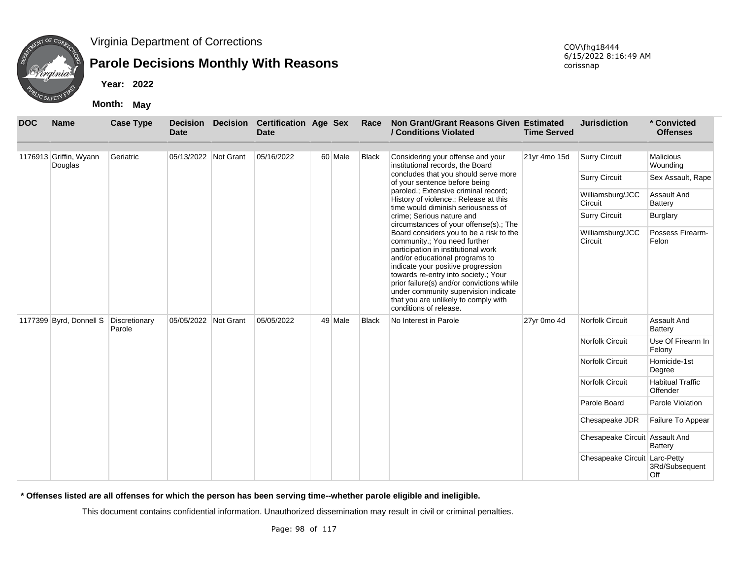Virginia Department of Corrections

# Parole Decisions Monthly With Reasons

**Year:** 2022

**Month:** May

COV\fhg18444
6/15/2022 8:16:49 AM
corissnap

| DOC | Name | Case Type | Decision Date | Decision | Certification Date | Age | Sex | Race | Non Grant/Grant Reasons Given / Conditions Violated | Estimated Time Served | Jurisdiction | * Convicted Offenses |
|---|---|---|---|---|---|---|---|---|---|---|---|---|
| 1176913 | Griffin, Wyann Douglas | Geriatric | 05/13/2022 | Not Grant | 05/16/2022 | 60 | Male | Black | Considering your offense and your institutional records, the Board concludes that you should serve more of your sentence before being paroled.; Extensive criminal record; History of violence.; Release at this time would diminish seriousness of crime; Serious nature and circumstances of your offense(s).; The Board considers you to be a risk to the community.; You need further participation in institutional work and/or educational programs to indicate your positive progression towards re-entry into society.; Your prior failure(s) and/or convictions while under community supervision indicate that you are unlikely to comply with conditions of release. | 21yr 4mo 15d | Surry Circuit | Malicious Wounding |
| | | | | | | | | | | | Surry Circuit | Sex Assault, Rape |
| | | | | | | | | | | | Williamsburg/JCC Circuit | Assault And Battery |
| | | | | | | | | | | | Surry Circuit | Burglary |
| | | | | | | | | | | | Williamsburg/JCC Circuit | Possess Firearm-Felon |
| 1177399 | Byrd, Donnell S | Discretionary Parole | 05/05/2022 | Not Grant | 05/05/2022 | 49 | Male | Black | No Interest in Parole | 27yr 0mo 4d | Norfolk Circuit | Assault And Battery |
| | | | | | | | | | | | Norfolk Circuit | Use Of Firearm In Felony |
| | | | | | | | | | | | Norfolk Circuit | Homicide-1st Degree |
| | | | | | | | | | | | Norfolk Circuit | Habitual Traffic Offender |
| | | | | | | | | | | | Parole Board | Parole Violation |
| | | | | | | | | | | | Chesapeake JDR | Failure To Appear |
| | | | | | | | | | | | Chesapeake Circuit | Assault And Battery |
| | | | | | | | | | | | Chesapeake Circuit | Larc-Petty 3Rd/Subsequent Off |

**\* Offenses listed are all offenses for which the person has been serving time--whether parole eligible and ineligible.**

This document contains confidential information. Unauthorized dissemination may result in civil or criminal penalties.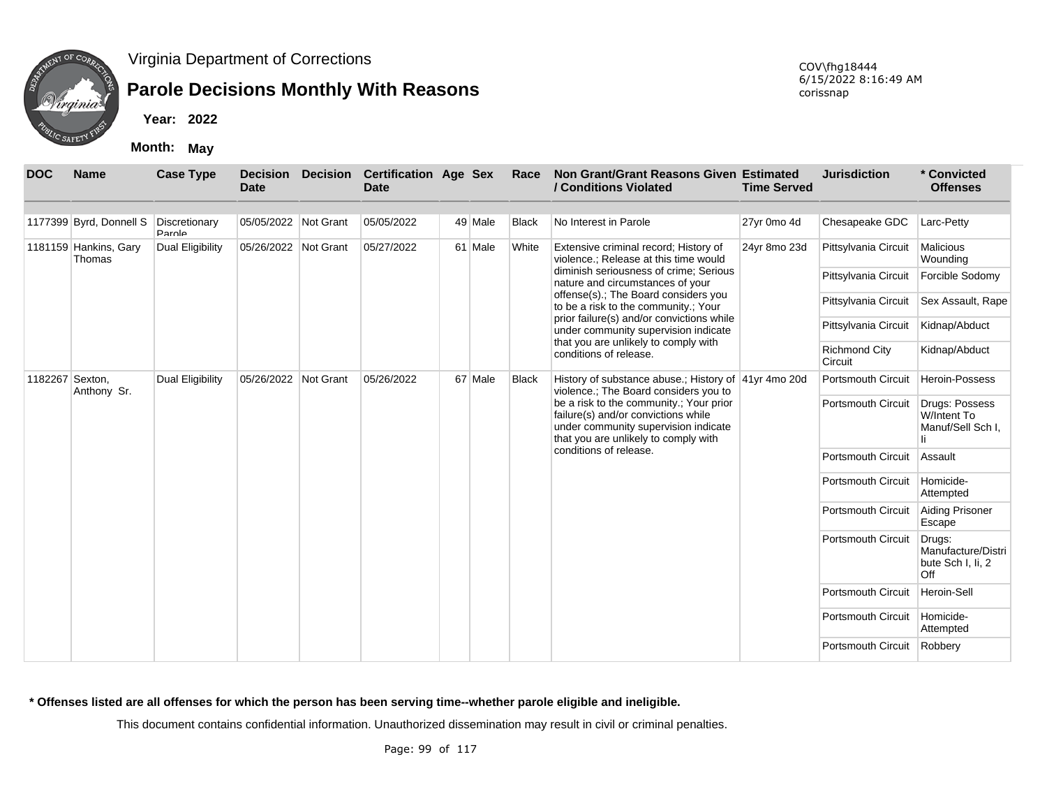Virginia Department of Corrections

# Parole Decisions Monthly With Reasons

**Year: 2022**

**Month: May**

COV\fhg18444
6/15/2022 8:16:49 AM
corissnap

| DOC | Name | Case Type | Decision Date | Decision | Certification Date | Age | Sex | Race | Non Grant/Grant Reasons Given / Conditions Violated | Estimated Time Served | Jurisdiction | * Convicted Offenses |
|---|---|---|---|---|---|---|---|---|---|---|---|---|
| 1177399 | Byrd, Donnell S | Discretionary Parole | 05/05/2022 | Not Grant | 05/05/2022 | 49 | Male | Black | No Interest in Parole | 27yr 0mo 4d | Chesapeake GDC | Larc-Petty |
| 1181159 | Hankins, Gary Thomas | Dual Eligibility | 05/26/2022 | Not Grant | 05/27/2022 | 61 | Male | White | Extensive criminal record; History of violence.; Release at this time would diminish seriousness of crime; Serious nature and circumstances of your offense(s).; The Board considers you to be a risk to the community.; Your prior failure(s) and/or convictions while under community supervision indicate that you are unlikely to comply with conditions of release. | 24yr 8mo 23d | Pittsylvania Circuit | Malicious Wounding |
| | | | | | | | | | | | Pittsylvania Circuit | Forcible Sodomy |
| | | | | | | | | | | | Pittsylvania Circuit | Sex Assault, Rape |
| | | | | | | | | | | | Pittsylvania Circuit | Kidnap/Abduct |
| | | | | | | | | | | | Richmond City Circuit | Kidnap/Abduct |
| 1182267 | Sexton, Anthony Sr. | Dual Eligibility | 05/26/2022 | Not Grant | 05/26/2022 | 67 | Male | Black | History of substance abuse.; History of violence.; The Board considers you to be a risk to the community.; Your prior failure(s) and/or convictions while under community supervision indicate that you are unlikely to comply with conditions of release. | 41yr 4mo 20d | Portsmouth Circuit | Heroin-Possess |
| | | | | | | | | | | | Portsmouth Circuit | Drugs: Possess W/Intent To Manuf/Sell Sch I, Ii |
| | | | | | | | | | | | Portsmouth Circuit | Assault |
| | | | | | | | | | | | Portsmouth Circuit | Homicide-Attempted |
| | | | | | | | | | | | Portsmouth Circuit | Aiding Prisoner Escape |
| | | | | | | | | | | | Portsmouth Circuit | Drugs: Manufacture/Distribute Sch I, Ii, 2 Off |
| | | | | | | | | | | | Portsmouth Circuit | Heroin-Sell |
| | | | | | | | | | | | Portsmouth Circuit | Homicide-Attempted |
| | | | | | | | | | | | Portsmouth Circuit | Robbery |

**\* Offenses listed are all offenses for which the person has been serving time--whether parole eligible and ineligible.**

This document contains confidential information. Unauthorized dissemination may result in civil or criminal penalties.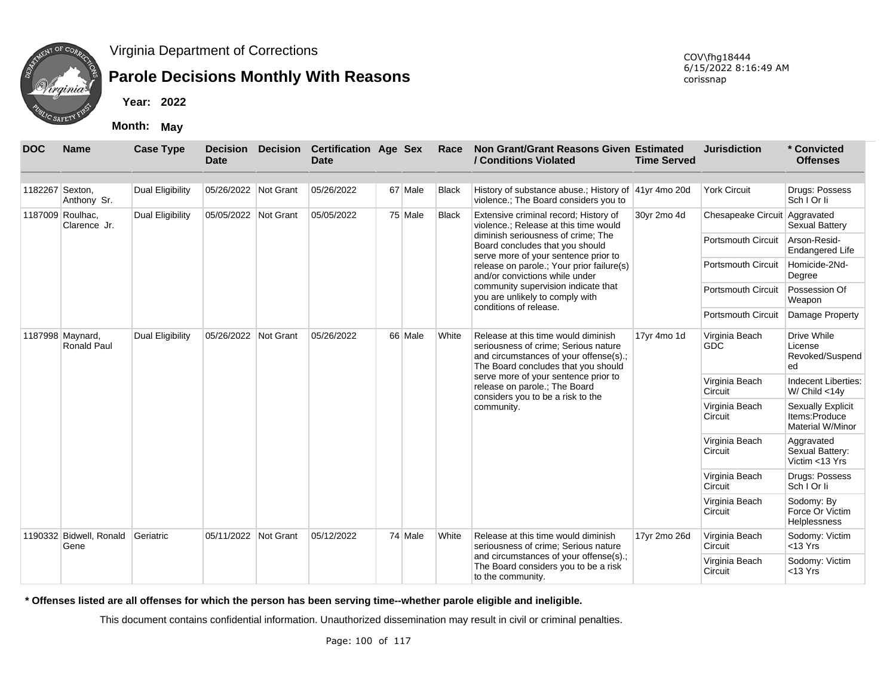Virginia Department of Corrections

# Parole Decisions Monthly With Reasons

**Year:** 2022

**Month:** May

COV\fhg18444
6/15/2022 8:16:49 AM
corissnap

| DOC | Name | Case Type | Decision Date | Decision | Certification Date | Age | Sex | Race | Non Grant/Grant Reasons Given / Conditions Violated | Estimated Time Served | Jurisdiction | * Convicted Offenses |
|---|---|---|---|---|---|---|---|---|---|---|---|---|
| 1182267 | Sexton, Anthony Sr. | Dual Eligibility | 05/26/2022 | Not Grant | 05/26/2022 | 67 | Male | Black | History of substance abuse.; History of violence.; The Board considers you to | 41yr 4mo 20d | York Circuit | Drugs: Possess Sch I Or Ii |
| 1187009 | Roulhac, Clarence Jr. | Dual Eligibility | 05/05/2022 | Not Grant | 05/05/2022 | 75 | Male | Black | Extensive criminal record; History of violence.; Release at this time would diminish seriousness of crime; The Board concludes that you should serve more of your sentence prior to release on parole.; Your prior failure(s) and/or convictions while under community supervision indicate that you are unlikely to comply with conditions of release. | 30yr 2mo 4d | Chesapeake Circuit | Aggravated Sexual Battery |
| | | | | | | | | | | | Portsmouth Circuit | Arson-Resid-Endangered Life |
| | | | | | | | | | | | Portsmouth Circuit | Homicide-2Nd-Degree |
| | | | | | | | | | | | Portsmouth Circuit | Possession Of Weapon |
| | | | | | | | | | | | Portsmouth Circuit | Damage Property |
| 1187998 | Maynard, Ronald Paul | Dual Eligibility | 05/26/2022 | Not Grant | 05/26/2022 | 66 | Male | White | Release at this time would diminish seriousness of crime; Serious nature and circumstances of your offense(s).; The Board concludes that you should serve more of your sentence prior to release on parole.; The Board considers you to be a risk to the community. | 17yr 4mo 1d | Virginia Beach GDC | Drive While License Revoked/Suspended |
| | | | | | | | | | | | Virginia Beach Circuit | Indecent Liberties: W/ Child <14y |
| | | | | | | | | | | | Virginia Beach Circuit | Sexually Explicit Items:Produce Material W/Minor |
| | | | | | | | | | | | Virginia Beach Circuit | Aggravated Sexual Battery: Victim <13 Yrs |
| | | | | | | | | | | | Virginia Beach Circuit | Drugs: Possess Sch I Or Ii |
| | | | | | | | | | | | Virginia Beach Circuit | Sodomy: By Force Or Victim Helplessness |
| 1190332 | Bidwell, Ronald Gene | Geriatric | 05/11/2022 | Not Grant | 05/12/2022 | 74 | Male | White | Release at this time would diminish seriousness of crime; Serious nature and circumstances of your offense(s).; The Board considers you to be a risk to the community. | 17yr 2mo 26d | Virginia Beach Circuit | Sodomy: Victim <13 Yrs |
| | | | | | | | | | | | Virginia Beach Circuit | Sodomy: Victim <13 Yrs |

**\* Offenses listed are all offenses for which the person has been serving time--whether parole eligible and ineligible.**

This document contains confidential information. Unauthorized dissemination may result in civil or criminal penalties.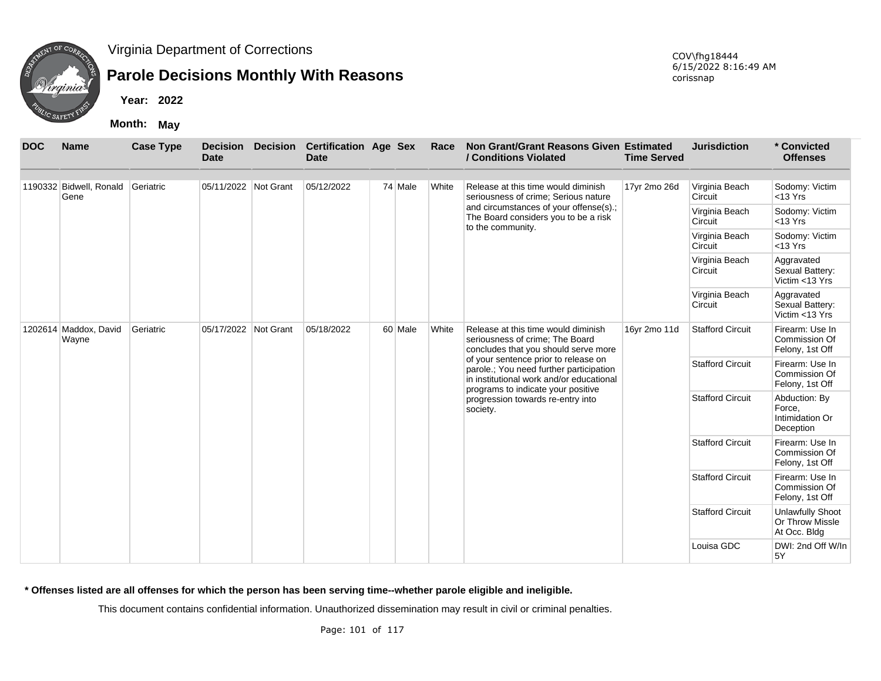Virginia Department of Corrections

# Parole Decisions Monthly With Reasons

**Year:** 2022

**Month:** May

COV\fhg18444
6/15/2022 8:16:49 AM
corissnap

| DOC | Name | Case Type | Decision Date | Decision | Certification Date | Age | Sex | Race | Non Grant/Grant Reasons Given / Conditions Violated | Estimated Time Served | Jurisdiction | * Convicted Offenses |
|---|---|---|---|---|---|---|---|---|---|---|---|---|
| 1190332 | Bidwell, Ronald Gene | Geriatric | 05/11/2022 | Not Grant | 05/12/2022 | 74 | Male | White | Release at this time would diminish seriousness of crime; Serious nature and circumstances of your offense(s).; The Board considers you to be a risk to the community. | 17yr 2mo 26d | Virginia Beach Circuit | Sodomy: Victim <13 Yrs |
| | | | | | | | | | | | Virginia Beach Circuit | Sodomy: Victim <13 Yrs |
| | | | | | | | | | | | Virginia Beach Circuit | Sodomy: Victim <13 Yrs |
| | | | | | | | | | | | Virginia Beach Circuit | Aggravated Sexual Battery: Victim <13 Yrs |
| | | | | | | | | | | | Virginia Beach Circuit | Aggravated Sexual Battery: Victim <13 Yrs |
| 1202614 | Maddox, David Wayne | Geriatric | 05/17/2022 | Not Grant | 05/18/2022 | 60 | Male | White | Release at this time would diminish seriousness of crime; The Board concludes that you should serve more of your sentence prior to release on parole.; You need further participation in institutional work and/or educational programs to indicate your positive progression towards re-entry into society. | 16yr 2mo 11d | Stafford Circuit | Firearm: Use In Commission Of Felony, 1st Off |
| | | | | | | | | | | | Stafford Circuit | Firearm: Use In Commission Of Felony, 1st Off |
| | | | | | | | | | | | Stafford Circuit | Abduction: By Force, Intimidation Or Deception |
| | | | | | | | | | | | Stafford Circuit | Firearm: Use In Commission Of Felony, 1st Off |
| | | | | | | | | | | | Stafford Circuit | Firearm: Use In Commission Of Felony, 1st Off |
| | | | | | | | | | | | Stafford Circuit | Unlawfully Shoot Or Throw Missle At Occ. Bldg |
| | | | | | | | | | | | Louisa GDC | DWI: 2nd Off W/In 5Y |

**\* Offenses listed are all offenses for which the person has been serving time--whether parole eligible and ineligible.**

This document contains confidential information. Unauthorized dissemination may result in civil or criminal penalties.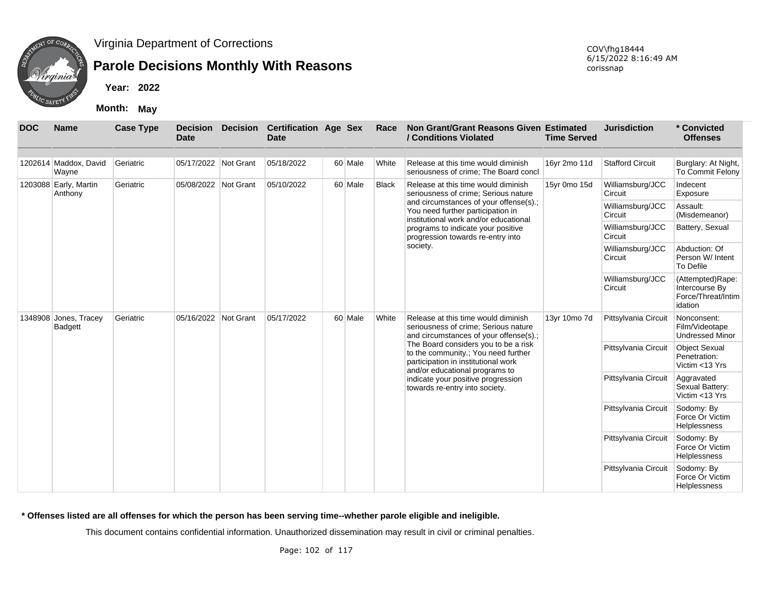Virginia Department of Corrections

# Parole Decisions Monthly With Reasons

**Year: 2022**

**Month: May**

COV\fhg18444
6/15/2022 8:16:49 AM
corissnap

| DOC | Name | Case Type | Decision Date | Decision | Certification Date | Age | Sex | Race | Non Grant/Grant Reasons Given / Conditions Violated | Estimated Time Served | Jurisdiction | * Convicted Offenses |
|---|---|---|---|---|---|---|---|---|---|---|---|---|
| 1202614 | Maddox, David Wayne | Geriatric | 05/17/2022 | Not Grant | 05/18/2022 | 60 | Male | White | Release at this time would diminish seriousness of crime; The Board concl | 16yr 2mo 11d | Stafford Circuit | Burglary: At Night, To Commit Felony |
| 1203088 | Early, Martin Anthony | Geriatric | 05/08/2022 | Not Grant | 05/10/2022 | 60 | Male | Black | Release at this time would diminish seriousness of crime; Serious nature and circumstances of your offense(s).; You need further participation in institutional work and/or educational programs to indicate your positive progression towards re-entry into society. | 15yr 0mo 15d | Williamsburg/JCC Circuit | Indecent Exposure |
| | | | | | | | | | | | Williamsburg/JCC Circuit | Assault: (Misdemeanor) |
| | | | | | | | | | | | Williamsburg/JCC Circuit | Battery, Sexual |
| | | | | | | | | | | | Williamsburg/JCC Circuit | Abduction: Of Person W/ Intent To Defile |
| | | | | | | | | | | | Williamsburg/JCC Circuit | (Attempted)Rape: Intercourse By Force/Threat/Intimidation |
| 1348908 | Jones, Tracey Badgett | Geriatric | 05/16/2022 | Not Grant | 05/17/2022 | 60 | Male | White | Release at this time would diminish seriousness of crime; Serious nature and circumstances of your offense(s).; The Board considers you to be a risk to the community.; You need further participation in institutional work and/or educational programs to indicate your positive progression towards re-entry into society. | 13yr 10mo 7d | Pittsylvania Circuit | Nonconsent: Film/Videotape Undressed Minor |
| | | | | | | | | | | | Pittsylvania Circuit | Object Sexual Penetration: Victim <13 Yrs |
| | | | | | | | | | | | Pittsylvania Circuit | Aggravated Sexual Battery: Victim <13 Yrs |
| | | | | | | | | | | | Pittsylvania Circuit | Sodomy: By Force Or Victim Helplessness |
| | | | | | | | | | | | Pittsylvania Circuit | Sodomy: By Force Or Victim Helplessness |
| | | | | | | | | | | | Pittsylvania Circuit | Sodomy: By Force Or Victim Helplessness |

**\* Offenses listed are all offenses for which the person has been serving time--whether parole eligible and ineligible.**

This document contains confidential information. Unauthorized dissemination may result in civil or criminal penalties.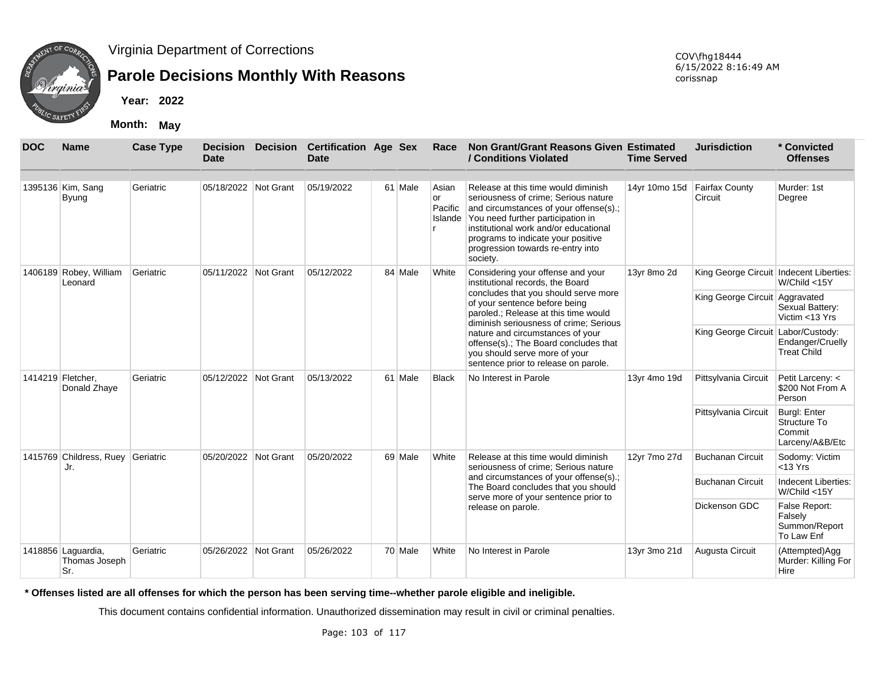Virginia Department of Corrections

# Parole Decisions Monthly With Reasons

COV\fhg18444
6/15/2022 8:16:49 AM
corissnap

**Year: 2022**

**Month: May**

| DOC | Name | Case Type | Decision Date | Decision | Certification Date | Age | Sex | Race | Non Grant/Grant Reasons Given / Conditions Violated | Estimated Time Served | Jurisdiction | * Convicted Offenses |
|---|---|---|---|---|---|---|---|---|---|---|---|---|
| 1395136 | Kim, Sang Byung | Geriatric | 05/18/2022 | Not Grant | 05/19/2022 | 61 | Male | Asian or Pacific Islander | Release at this time would diminish seriousness of crime; Serious nature and circumstances of your offense(s).; You need further participation in institutional work and/or educational programs to indicate your positive progression towards re-entry into society. | 14yr 10mo 15d | Fairfax County Circuit | Murder: 1st Degree |
| 1406189 | Robey, William Leonard | Geriatric | 05/11/2022 | Not Grant | 05/12/2022 | 84 | Male | White | Considering your offense and your institutional records, the Board concludes that you should serve more of your sentence before being paroled.; Release at this time would diminish seriousness of crime; Serious nature and circumstances of your offense(s).; The Board concludes that you should serve more of your sentence prior to release on parole. | 13yr 8mo 2d | King George Circuit | Indecent Liberties: W/Child <15Y |
| | | | | | | | | | | | King George Circuit | Aggravated Sexual Battery: Victim <13 Yrs |
| | | | | | | | | | | | King George Circuit | Labor/Custody: Endanger/Cruelly Treat Child |
| 1414219 | Fletcher, Donald Zhaye | Geriatric | 05/12/2022 | Not Grant | 05/13/2022 | 61 | Male | Black | No Interest in Parole | 13yr 4mo 19d | Pittsylvania Circuit | Petit Larceny: < $200 Not From A Person |
| | | | | | | | | | | | Pittsylvania Circuit | Burgl: Enter Structure To Commit Larceny/A&B/Etc |
| 1415769 | Childress, Ruey Jr. | Geriatric | 05/20/2022 | Not Grant | 05/20/2022 | 69 | Male | White | Release at this time would diminish seriousness of crime; Serious nature and circumstances of your offense(s).; The Board concludes that you should serve more of your sentence prior to release on parole. | 12yr 7mo 27d | Buchanan Circuit | Sodomy: Victim <13 Yrs |
| | | | | | | | | | | | Buchanan Circuit | Indecent Liberties: W/Child <15Y |
| | | | | | | | | | | | Dickenson GDC | False Report: Falsely Summon/Report To Law Enf |
| 1418856 | Laguardia, Thomas Joseph Sr. | Geriatric | 05/26/2022 | Not Grant | 05/26/2022 | 70 | Male | White | No Interest in Parole | 13yr 3mo 21d | Augusta Circuit | (Attempted)Agg Murder: Killing For Hire |

**\* Offenses listed are all offenses for which the person has been serving time--whether parole eligible and ineligible.**

This document contains confidential information. Unauthorized dissemination may result in civil or criminal penalties.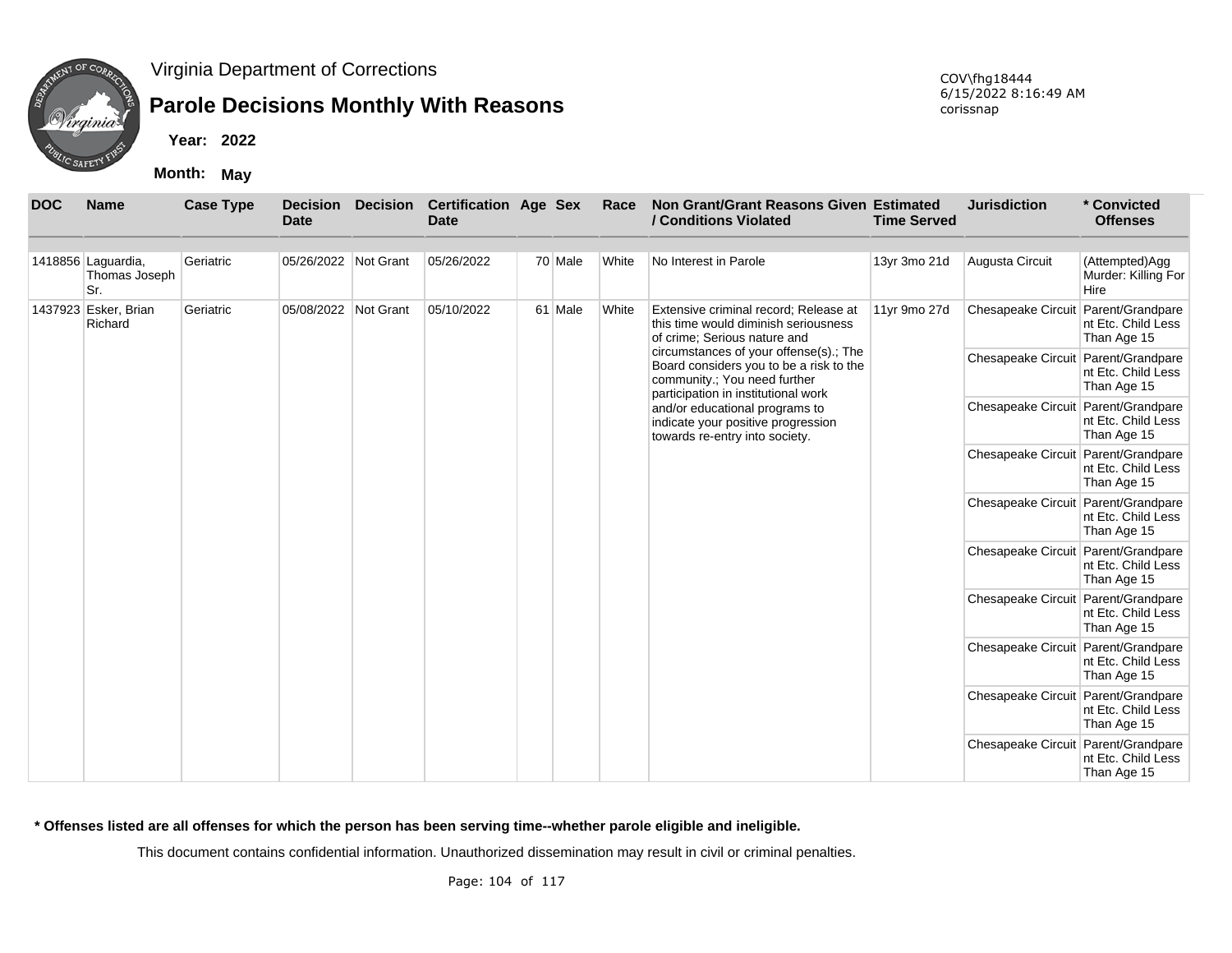Virginia Department of Corrections

# Parole Decisions Monthly With Reasons

COV\fhg18444
6/15/2022 8:16:49 AM
corissnap

**Year: 2022**

**Month: May**

| DOC | Name | Case Type | Decision Date | Decision | Certification Date | Age | Sex | Race | Non Grant/Grant Reasons Given / Conditions Violated | Estimated Time Served | Jurisdiction | * Convicted Offenses |
|---|---|---|---|---|---|---|---|---|---|---|---|---|
| 1418856 | Laguardia, Thomas Joseph Sr. | Geriatric | 05/26/2022 | Not Grant | 05/26/2022 | 70 | Male | White | No Interest in Parole | 13yr 3mo 21d | Augusta Circuit | (Attempted)Agg Murder: Killing For Hire |
| 1437923 | Esker, Brian Richard | Geriatric | 05/08/2022 | Not Grant | 05/10/2022 | 61 | Male | White | Extensive criminal record; Release at this time would diminish seriousness of crime; Serious nature and circumstances of your offense(s).; The Board considers you to be a risk to the community.; You need further participation in institutional work and/or educational programs to indicate your positive progression towards re-entry into society. | 11yr 9mo 27d | Chesapeake Circuit | Parent/Grandparent Etc. Child Less Than Age 15 |
| | | | | | | | | | | | Chesapeake Circuit | Parent/Grandparent Etc. Child Less Than Age 15 |
| | | | | | | | | | | | Chesapeake Circuit | Parent/Grandparent Etc. Child Less Than Age 15 |
| | | | | | | | | | | | Chesapeake Circuit | Parent/Grandparent Etc. Child Less Than Age 15 |
| | | | | | | | | | | | Chesapeake Circuit | Parent/Grandparent Etc. Child Less Than Age 15 |
| | | | | | | | | | | | Chesapeake Circuit | Parent/Grandparent Etc. Child Less Than Age 15 |
| | | | | | | | | | | | Chesapeake Circuit | Parent/Grandparent Etc. Child Less Than Age 15 |
| | | | | | | | | | | | Chesapeake Circuit | Parent/Grandparent Etc. Child Less Than Age 15 |
| | | | | | | | | | | | Chesapeake Circuit | Parent/Grandparent Etc. Child Less Than Age 15 |
| | | | | | | | | | | | Chesapeake Circuit | Parent/Grandparent Etc. Child Less Than Age 15 |

**\* Offenses listed are all offenses for which the person has been serving time--whether parole eligible and ineligible.**

This document contains confidential information. Unauthorized dissemination may result in civil or criminal penalties.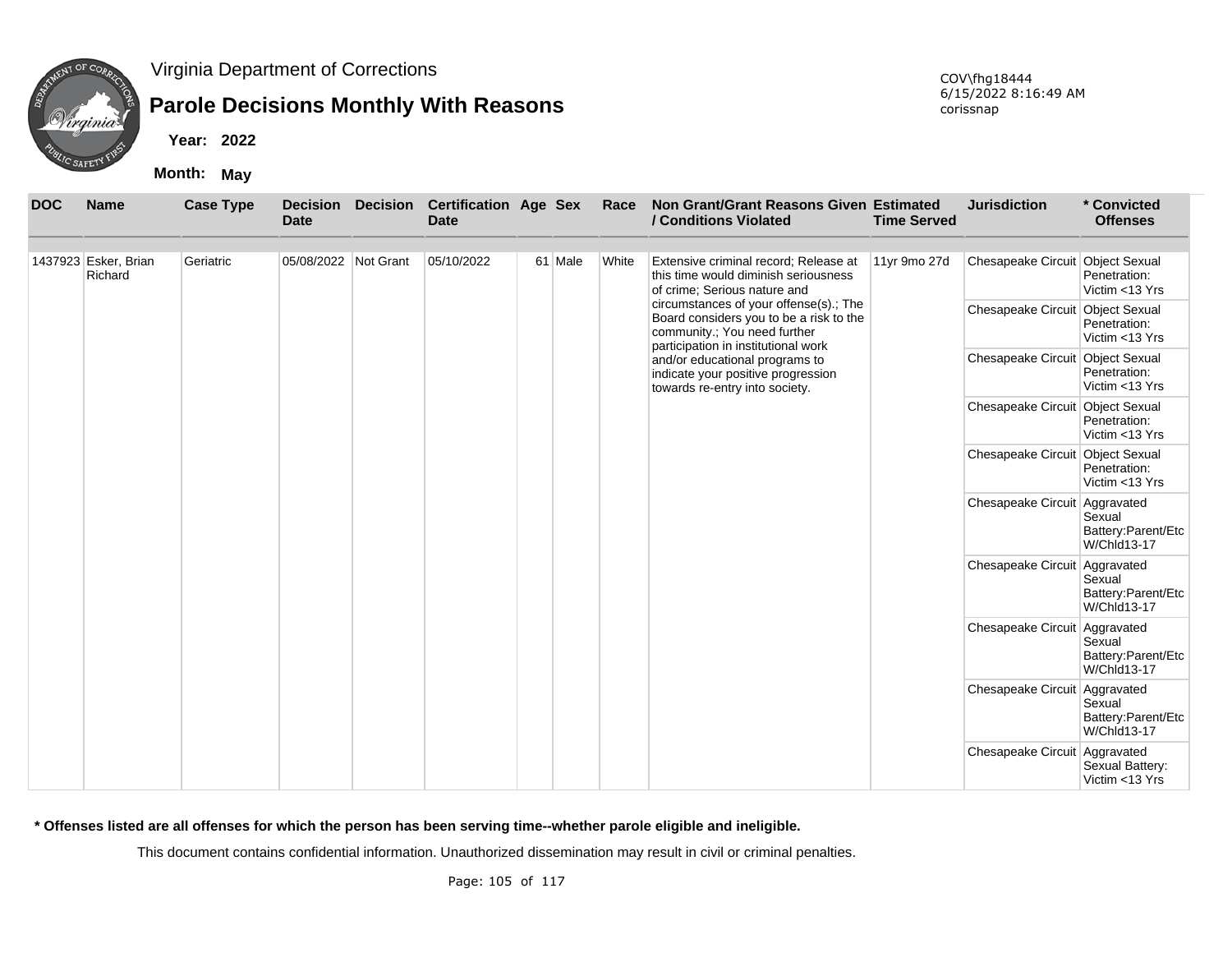Virginia Department of Corrections

# Parole Decisions Monthly With Reasons

**Year: 2022**

**Month: May**

COV\fhg18444
6/15/2022 8:16:49 AM
corissnap

| DOC | Name | Case Type | Decision Date | Decision | Certification Date | Age | Sex | Race | Non Grant/Grant Reasons Given / Conditions Violated | Estimated Time Served | Jurisdiction | * Convicted Offenses |
|---|---|---|---|---|---|---|---|---|---|---|---|---|
| 1437923 | Esker, Brian Richard | Geriatric | 05/08/2022 | Not Grant | 05/10/2022 | 61 | Male | White | Extensive criminal record; Release at this time would diminish seriousness of crime; Serious nature and circumstances of your offense(s).; The Board considers you to be a risk to the community.; You need further participation in institutional work and/or educational programs to indicate your positive progression towards re-entry into society. | 11yr 9mo 27d | Chesapeake Circuit | Object Sexual Penetration: Victim <13 Yrs |
| | | | | | | | | | | | Chesapeake Circuit | Object Sexual Penetration: Victim <13 Yrs |
| | | | | | | | | | | | Chesapeake Circuit | Object Sexual Penetration: Victim <13 Yrs |
| | | | | | | | | | | | Chesapeake Circuit | Object Sexual Penetration: Victim <13 Yrs |
| | | | | | | | | | | | Chesapeake Circuit | Object Sexual Penetration: Victim <13 Yrs |
| | | | | | | | | | | | Chesapeake Circuit | Aggravated Sexual Battery:Parent/Etc W/Chld13-17 |
| | | | | | | | | | | | Chesapeake Circuit | Aggravated Sexual Battery:Parent/Etc W/Chld13-17 |
| | | | | | | | | | | | Chesapeake Circuit | Aggravated Sexual Battery:Parent/Etc W/Chld13-17 |
| | | | | | | | | | | | Chesapeake Circuit | Aggravated Sexual Battery:Parent/Etc W/Chld13-17 |
| | | | | | | | | | | | Chesapeake Circuit | Aggravated Sexual Battery: Victim <13 Yrs |

**\* Offenses listed are all offenses for which the person has been serving time--whether parole eligible and ineligible.**

This document contains confidential information. Unauthorized dissemination may result in civil or criminal penalties.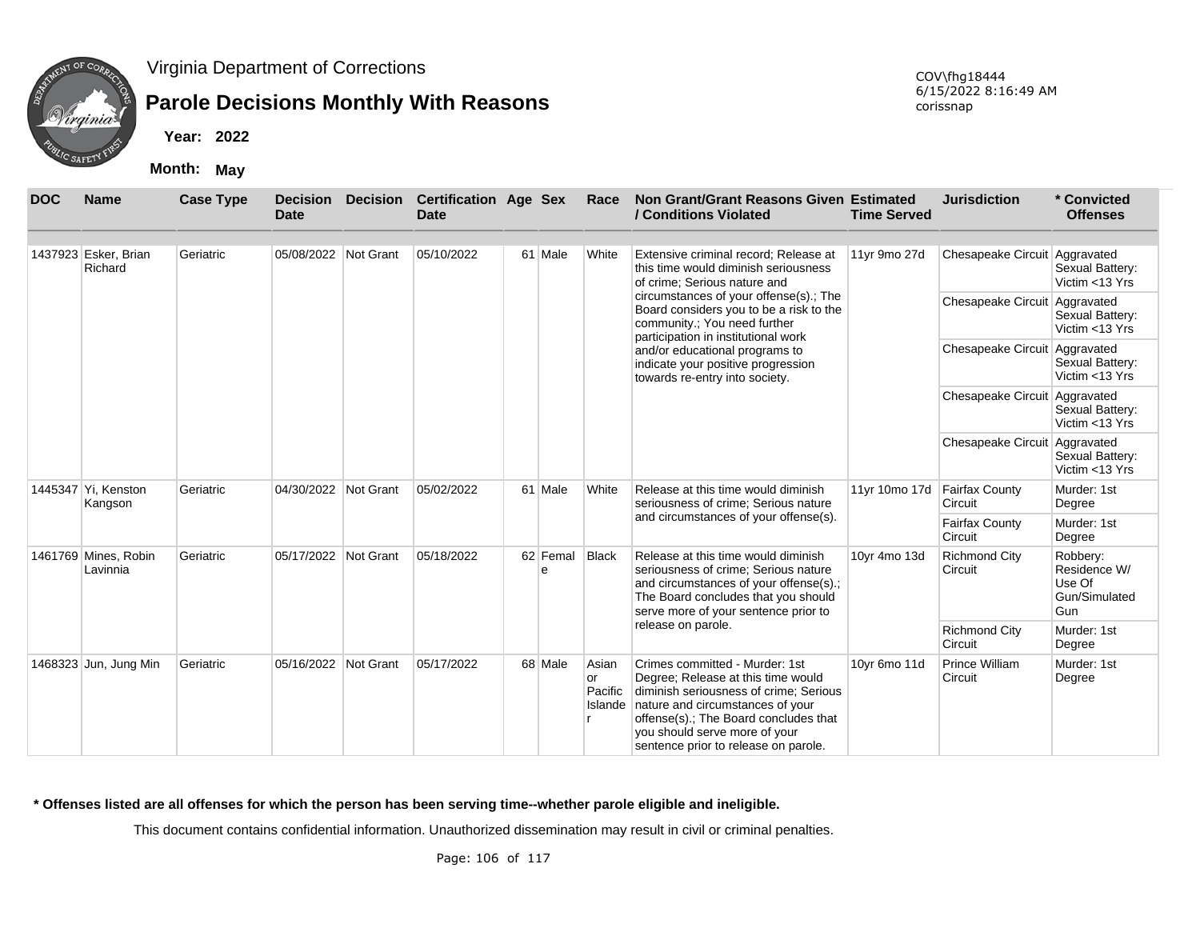Virginia Department of Corrections

# Parole Decisions Monthly With Reasons

**Year: 2022**

**Month: May**

COV\fhg18444
6/15/2022 8:16:49 AM
corissnap

| DOC | Name | Case Type | Decision Date | Decision | Certification Date | Age | Sex | Race | Non Grant/Grant Reasons Given / Conditions Violated | Estimated Time Served | Jurisdiction | * Convicted Offenses |
|---|---|---|---|---|---|---|---|---|---|---|---|---|
| 1437923 | Esker, Brian Richard | Geriatric | 05/08/2022 | Not Grant | 05/10/2022 | 61 | Male | White | Extensive criminal record; Release at this time would diminish seriousness of crime; Serious nature and circumstances of your offense(s).; The Board considers you to be a risk to the community.; You need further participation in institutional work and/or educational programs to indicate your positive progression towards re-entry into society. | 11yr 9mo 27d | Chesapeake Circuit | Aggravated Sexual Battery: Victim <13 Yrs |
| | | | | | | | | | | | Chesapeake Circuit | Aggravated Sexual Battery: Victim <13 Yrs |
| | | | | | | | | | | | Chesapeake Circuit | Aggravated Sexual Battery: Victim <13 Yrs |
| | | | | | | | | | | | Chesapeake Circuit | Aggravated Sexual Battery: Victim <13 Yrs |
| | | | | | | | | | | | Chesapeake Circuit | Aggravated Sexual Battery: Victim <13 Yrs |
| 1445347 | Yi, Kenston Kangson | Geriatric | 04/30/2022 | Not Grant | 05/02/2022 | 61 | Male | White | Release at this time would diminish seriousness of crime; Serious nature and circumstances of your offense(s). | 11yr 10mo 17d | Fairfax County Circuit | Murder: 1st Degree |
| | | | | | | | | | | | Fairfax County Circuit | Murder: 1st Degree |
| 1461769 | Mines, Robin Lavinnia | Geriatric | 05/17/2022 | Not Grant | 05/18/2022 | 62 | Female | Black | Release at this time would diminish seriousness of crime; Serious nature and circumstances of your offense(s).; The Board concludes that you should serve more of your sentence prior to release on parole. | 10yr 4mo 13d | Richmond City Circuit | Robbery: Residence W/ Use Of Gun/Simulated Gun |
| | | | | | | | | | | | Richmond City Circuit | Murder: 1st Degree |
| 1468323 | Jun, Jung Min | Geriatric | 05/16/2022 | Not Grant | 05/17/2022 | 68 | Male | Asian or Pacific Islander | Crimes committed - Murder: 1st Degree; Release at this time would diminish seriousness of crime; Serious nature and circumstances of your offense(s).; The Board concludes that you should serve more of your sentence prior to release on parole. | 10yr 6mo 11d | Prince William Circuit | Murder: 1st Degree |

**\* Offenses listed are all offenses for which the person has been serving time--whether parole eligible and ineligible.**

This document contains confidential information. Unauthorized dissemination may result in civil or criminal penalties.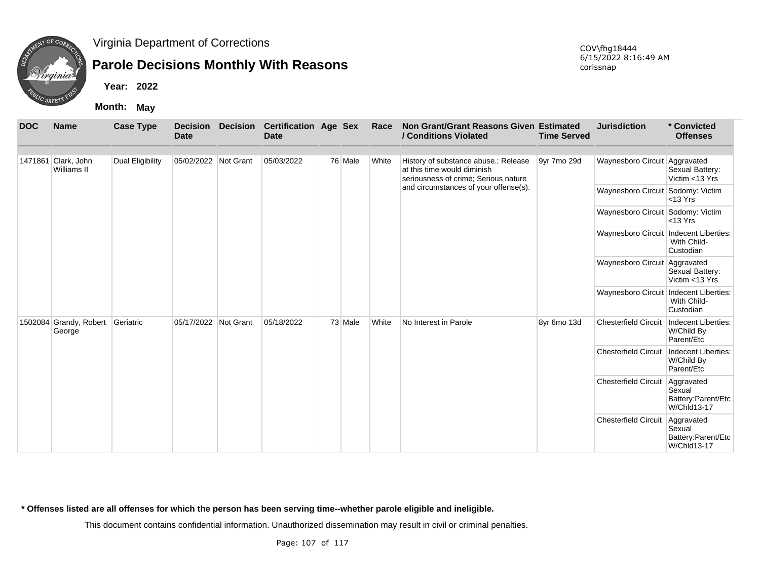Virginia Department of Corrections

# Parole Decisions Monthly With Reasons

**Year:** 2022

**Month:** May

COV\fhg18444
6/15/2022 8:16:49 AM
corissnap

| DOC | Name | Case Type | Decision Date | Decision | Certification Date | Age | Sex | Race | Non Grant/Grant Reasons Given / Conditions Violated | Estimated Time Served | Jurisdiction | * Convicted Offenses |
|---|---|---|---|---|---|---|---|---|---|---|---|---|
| 1471861 | Clark, John Williams II | Dual Eligibility | 05/02/2022 | Not Grant | 05/03/2022 | 76 | Male | White | History of substance abuse.; Release at this time would diminish seriousness of crime; Serious nature and circumstances of your offense(s). | 9yr 7mo 29d | Waynesboro Circuit | Aggravated Sexual Battery: Victim <13 Yrs |
| | | | | | | | | | | | Waynesboro Circuit | Sodomy: Victim <13 Yrs |
| | | | | | | | | | | | Waynesboro Circuit | Sodomy: Victim <13 Yrs |
| | | | | | | | | | | | Waynesboro Circuit | Indecent Liberties: With Child-Custodian |
| | | | | | | | | | | | Waynesboro Circuit | Aggravated Sexual Battery: Victim <13 Yrs |
| | | | | | | | | | | | Waynesboro Circuit | Indecent Liberties: With Child-Custodian |
| 1502084 | Grandy, Robert George | Geriatric | 05/17/2022 | Not Grant | 05/18/2022 | 73 | Male | White | No Interest in Parole | 8yr 6mo 13d | Chesterfield Circuit | Indecent Liberties: W/Child By Parent/Etc |
| | | | | | | | | | | | Chesterfield Circuit | Indecent Liberties: W/Child By Parent/Etc |
| | | | | | | | | | | | Chesterfield Circuit | Aggravated Sexual Battery:Parent/Etc W/Chld13-17 |
| | | | | | | | | | | | Chesterfield Circuit | Aggravated Sexual Battery:Parent/Etc W/Chld13-17 |

**\* Offenses listed are all offenses for which the person has been serving time--whether parole eligible and ineligible.**

This document contains confidential information. Unauthorized dissemination may result in civil or criminal penalties.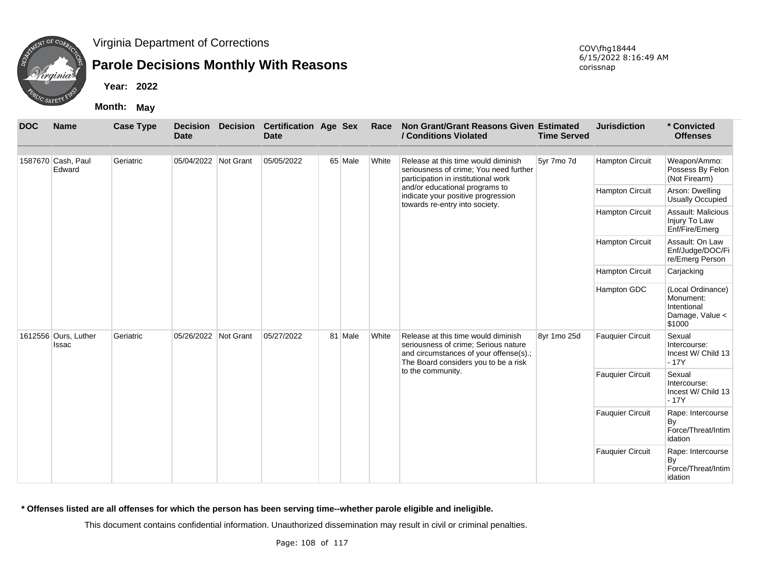Virginia Department of Corrections

# Parole Decisions Monthly With Reasons

**Year: 2022**

**Month: May**

COV\fhg18444
6/15/2022 8:16:49 AM
corissnap

| DOC | Name | Case Type | Decision Date | Decision | Certification Date | Age | Sex | Race | Non Grant/Grant Reasons Given / Conditions Violated | Estimated Time Served | Jurisdiction | * Convicted Offenses |
|---|---|---|---|---|---|---|---|---|---|---|---|---|
| 1587670 | Cash, Paul Edward | Geriatric | 05/04/2022 | Not Grant | 05/05/2022 | 65 | Male | White | Release at this time would diminish seriousness of crime; You need further participation in institutional work and/or educational programs to indicate your positive progression towards re-entry into society. | 5yr 7mo 7d | Hampton Circuit | Weapon/Ammo: Possess By Felon (Not Firearm) |
| | | | | | | | | | | | Hampton Circuit | Arson: Dwelling Usually Occupied |
| | | | | | | | | | | | Hampton Circuit | Assault: Malicious Injury To Law Enf/Fire/Emerg |
| | | | | | | | | | | | Hampton Circuit | Assault: On Law Enf/Judge/DOC/Fire/Emerg Person |
| | | | | | | | | | | | Hampton Circuit | Carjacking |
| | | | | | | | | | | | Hampton GDC | (Local Ordinance) Monument: Intentional Damage, Value < $1000 |
| 1612556 | Ours, Luther Issac | Geriatric | 05/26/2022 | Not Grant | 05/27/2022 | 81 | Male | White | Release at this time would diminish seriousness of crime; Serious nature and circumstances of your offense(s).; The Board considers you to be a risk to the community. | 8yr 1mo 25d | Fauquier Circuit | Sexual Intercourse: Incest W/ Child 13 - 17Y |
| | | | | | | | | | | | Fauquier Circuit | Sexual Intercourse: Incest W/ Child 13 - 17Y |
| | | | | | | | | | | | Fauquier Circuit | Rape: Intercourse By Force/Threat/Intimidation |
| | | | | | | | | | | | Fauquier Circuit | Rape: Intercourse By Force/Threat/Intimidation |

**\* Offenses listed are all offenses for which the person has been serving time--whether parole eligible and ineligible.**

This document contains confidential information. Unauthorized dissemination may result in civil or criminal penalties.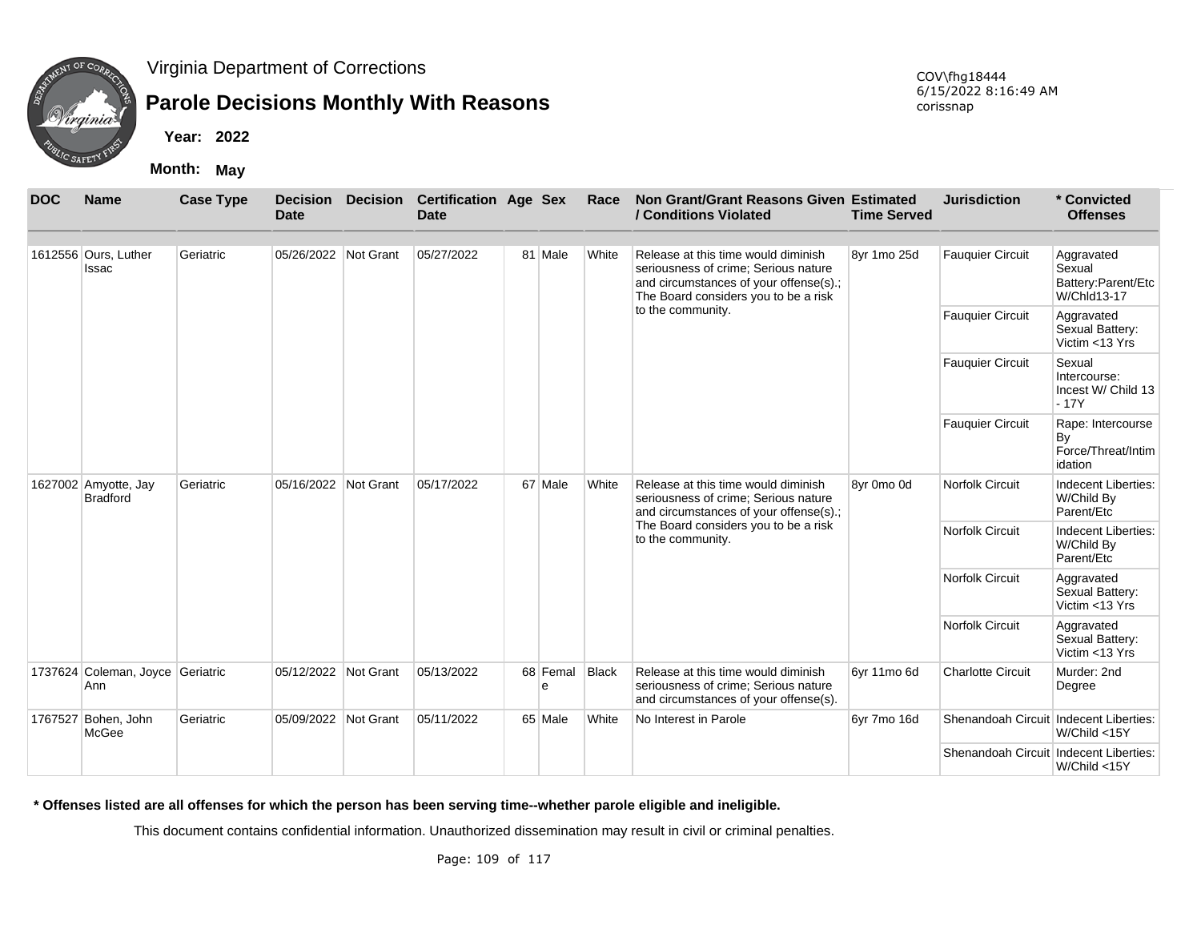Virginia Department of Corrections

# Parole Decisions Monthly With Reasons

**Year:** 2022

**Month:** May

COV\fhg18444
6/15/2022 8:16:49 AM
corissnap

| DOC | Name | Case Type | Decision Date | Decision | Certification Date | Age | Sex | Race | Non Grant/Grant Reasons Given / Conditions Violated | Estimated Time Served | Jurisdiction | * Convicted Offenses |
|---|---|---|---|---|---|---|---|---|---|---|---|---|
| 1612556 | Ours, Luther Issac | Geriatric | 05/26/2022 | Not Grant | 05/27/2022 | 81 | Male | White | Release at this time would diminish seriousness of crime; Serious nature and circumstances of your offense(s).; The Board considers you to be a risk to the community. | 8yr 1mo 25d | Fauquier Circuit | Aggravated Sexual Battery:Parent/Etc W/Chld13-17 |
| | | | | | | | | | | | Fauquier Circuit | Aggravated Sexual Battery: Victim <13 Yrs |
| | | | | | | | | | | | Fauquier Circuit | Sexual Intercourse: Incest W/ Child 13 - 17Y |
| | | | | | | | | | | | Fauquier Circuit | Rape: Intercourse By Force/Threat/Intimidation |
| 1627002 | Amyotte, Jay Bradford | Geriatric | 05/16/2022 | Not Grant | 05/17/2022 | 67 | Male | White | Release at this time would diminish seriousness of crime; Serious nature and circumstances of your offense(s).; The Board considers you to be a risk to the community. | 8yr 0mo 0d | Norfolk Circuit | Indecent Liberties: W/Child By Parent/Etc |
| | | | | | | | | | | | Norfolk Circuit | Indecent Liberties: W/Child By Parent/Etc |
| | | | | | | | | | | | Norfolk Circuit | Aggravated Sexual Battery: Victim <13 Yrs |
| | | | | | | | | | | | Norfolk Circuit | Aggravated Sexual Battery: Victim <13 Yrs |
| 1737624 | Coleman, Joyce Ann | Geriatric | 05/12/2022 | Not Grant | 05/13/2022 | 68 | Female | Black | Release at this time would diminish seriousness of crime; Serious nature and circumstances of your offense(s). | 6yr 11mo 6d | Charlotte Circuit | Murder: 2nd Degree |
| 1767527 | Bohen, John McGee | Geriatric | 05/09/2022 | Not Grant | 05/11/2022 | 65 | Male | White | No Interest in Parole | 6yr 7mo 16d | Shenandoah Circuit | Indecent Liberties: W/Child <15Y |
| | | | | | | | | | | | Shenandoah Circuit | Indecent Liberties: W/Child <15Y |

**\* Offenses listed are all offenses for which the person has been serving time--whether parole eligible and ineligible.**

This document contains confidential information. Unauthorized dissemination may result in civil or criminal penalties.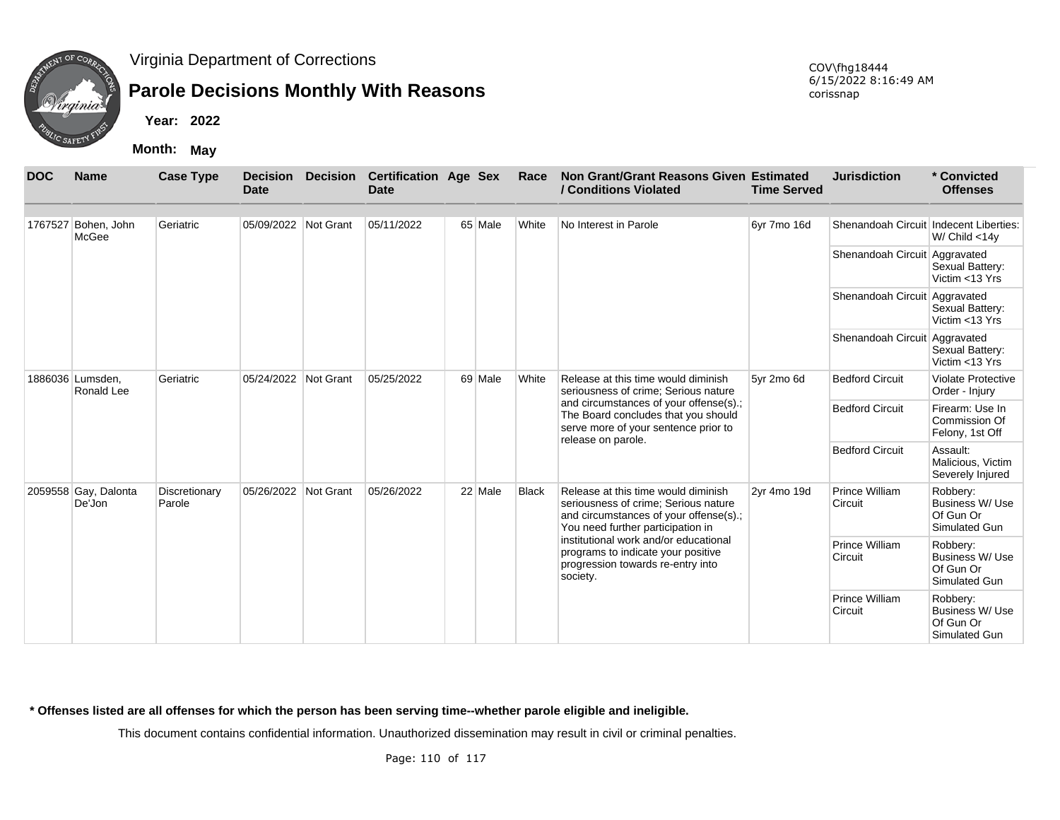Virginia Department of Corrections

# Parole Decisions Monthly With Reasons

**Year: 2022**

**Month: May**

COV\fhg18444
6/15/2022 8:16:49 AM
corissnap

| DOC | Name | Case Type | Decision Date | Decision | Certification Date | Age | Sex | Race | Non Grant/Grant Reasons Given / Conditions Violated | Estimated Time Served | Jurisdiction | * Convicted Offenses |
|---|---|---|---|---|---|---|---|---|---|---|---|---|
| 1767527 | Bohen, John McGee | Geriatric | 05/09/2022 | Not Grant | 05/11/2022 | 65 | Male | White | No Interest in Parole | 6yr 7mo 16d | Shenandoah Circuit | Indecent Liberties: W/ Child <14y |
| | | | | | | | | | | | Shenandoah Circuit | Aggravated Sexual Battery: Victim <13 Yrs |
| | | | | | | | | | | | Shenandoah Circuit | Aggravated Sexual Battery: Victim <13 Yrs |
| | | | | | | | | | | | Shenandoah Circuit | Aggravated Sexual Battery: Victim <13 Yrs |
| 1886036 | Lumsden, Ronald Lee | Geriatric | 05/24/2022 | Not Grant | 05/25/2022 | 69 | Male | White | Release at this time would diminish seriousness of crime; Serious nature and circumstances of your offense(s).; The Board concludes that you should serve more of your sentence prior to release on parole. | 5yr 2mo 6d | Bedford Circuit | Violate Protective Order - Injury |
| | | | | | | | | | | | Bedford Circuit | Firearm: Use In Commission Of Felony, 1st Off |
| | | | | | | | | | | | Bedford Circuit | Assault: Malicious, Victim Severely Injured |
| 2059558 | Gay, Dalonta De'Jon | Discretionary Parole | 05/26/2022 | Not Grant | 05/26/2022 | 22 | Male | Black | Release at this time would diminish seriousness of crime; Serious nature and circumstances of your offense(s).; You need further participation in institutional work and/or educational programs to indicate your positive progression towards re-entry into society. | 2yr 4mo 19d | Prince William Circuit | Robbery: Business W/ Use Of Gun Or Simulated Gun |
| | | | | | | | | | | | Prince William Circuit | Robbery: Business W/ Use Of Gun Or Simulated Gun |
| | | | | | | | | | | | Prince William Circuit | Robbery: Business W/ Use Of Gun Or Simulated Gun |

**\* Offenses listed are all offenses for which the person has been serving time--whether parole eligible and ineligible.**

This document contains confidential information. Unauthorized dissemination may result in civil or criminal penalties.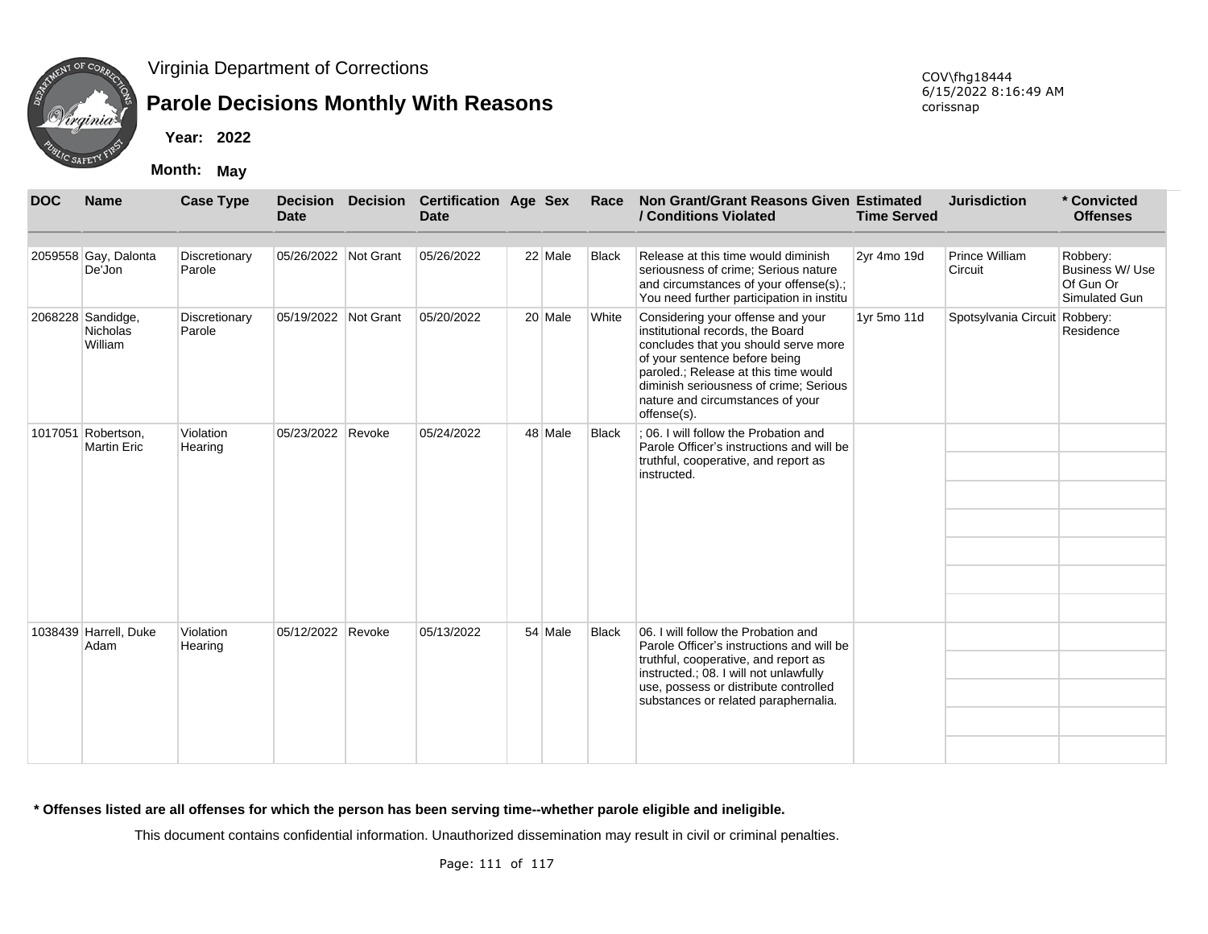Virginia Department of Corrections

# Parole Decisions Monthly With Reasons

**Year:** 2022

**Month:** May

COV\fhg18444
6/15/2022 8:16:49 AM
corissnap

| DOC | Name | Case Type | Decision Date | Decision | Certification Date | Age | Sex | Race | Non Grant/Grant Reasons Given / Conditions Violated | Estimated Time Served | Jurisdiction | * Convicted Offenses |
|---|---|---|---|---|---|---|---|---|---|---|---|---|
| 2059558 | Gay, Dalonta De'Jon | Discretionary Parole | 05/26/2022 | Not Grant | 05/26/2022 | 22 | Male | Black | Release at this time would diminish seriousness of crime; Serious nature and circumstances of your offense(s).; You need further participation in institu | 2yr 4mo 19d | Prince William Circuit | Robbery: Business W/ Use Of Gun Or Simulated Gun |
| 2068228 | Sandidge, Nicholas William | Discretionary Parole | 05/19/2022 | Not Grant | 05/20/2022 | 20 | Male | White | Considering your offense and your institutional records, the Board concludes that you should serve more of your sentence before being paroled.; Release at this time would diminish seriousness of crime; Serious nature and circumstances of your offense(s). | 1yr 5mo 11d | Spotsylvania Circuit | Robbery: Residence |
| 1017051 | Robertson, Martin Eric | Violation Hearing | 05/23/2022 | Revoke | 05/24/2022 | 48 | Male | Black | ; 06. I will follow the Probation and Parole Officer's instructions and will be truthful, cooperative, and report as instructed. | | | |
| 1038439 | Harrell, Duke Adam | Violation Hearing | 05/12/2022 | Revoke | 05/13/2022 | 54 | Male | Black | 06. I will follow the Probation and Parole Officer's instructions and will be truthful, cooperative, and report as instructed.; 08. I will not unlawfully use, possess or distribute controlled substances or related paraphernalia. | | | |

**\* Offenses listed are all offenses for which the person has been serving time--whether parole eligible and ineligible.**

This document contains confidential information. Unauthorized dissemination may result in civil or criminal penalties.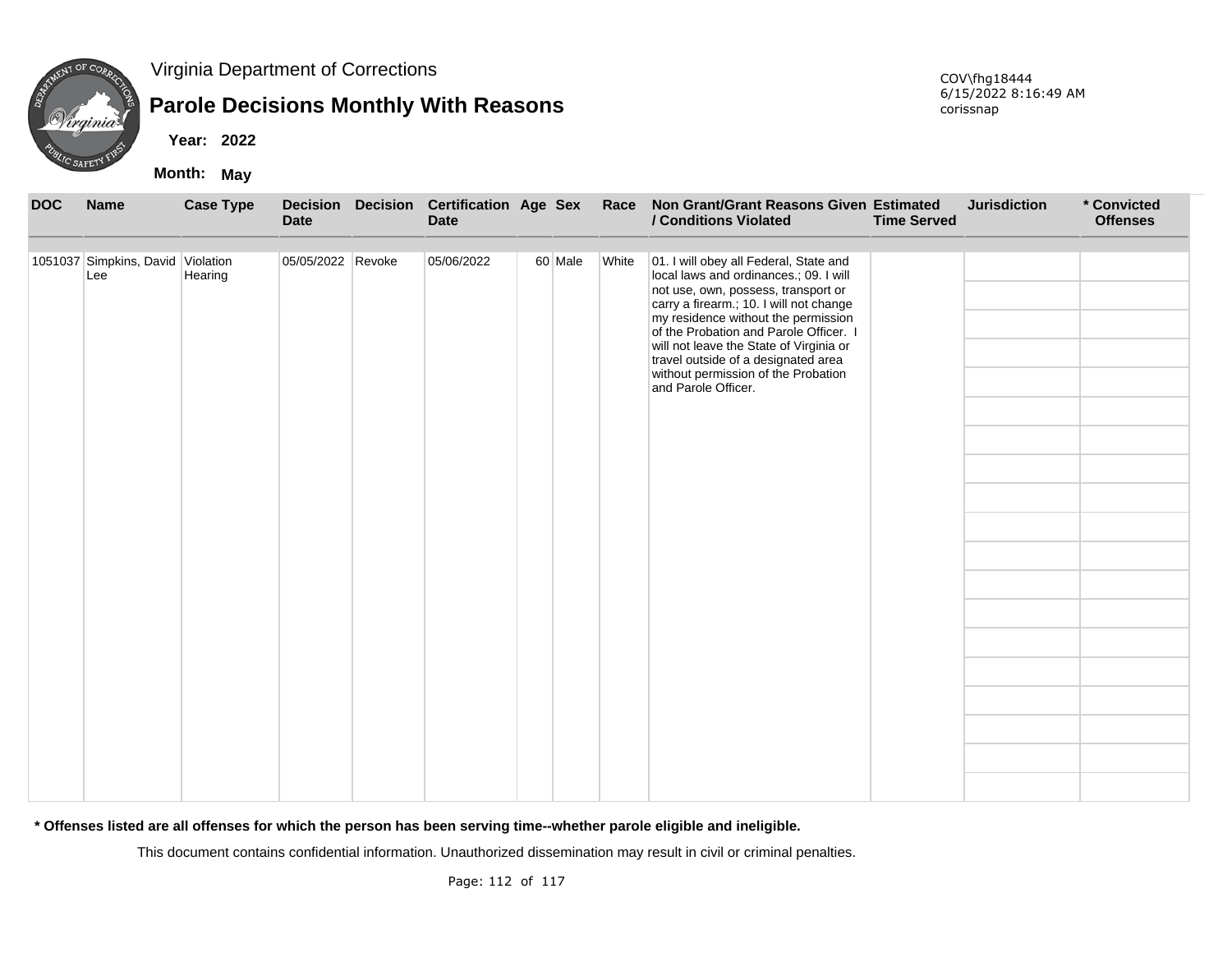Virginia Department of Corrections

## Parole Decisions Monthly With Reasons

**Year: 2022**

**Month: May**

COV\fhg18444
6/15/2022 8:16:49 AM
corissnap

| DOC | Name | Case Type | Decision Date | Decision | Certification Date | Age | Sex | Race | Non Grant/Grant Reasons Given / Conditions Violated | Estimated Time Served | Jurisdiction | * Convicted Offenses |
|---|---|---|---|---|---|---|---|---|---|---|---|---|
| 1051037 | Simpkins, David Lee | Violation Hearing | 05/05/2022 | Revoke | 05/06/2022 | 60 | Male | White | 01. I will obey all Federal, State and local laws and ordinances.; 09. I will not use, own, possess, transport or carry a firearm.; 10. I will not change my residence without the permission of the Probation and Parole Officer. I will not leave the State of Virginia or travel outside of a designated area without permission of the Probation and Parole Officer. | | | |

**\* Offenses listed are all offenses for which the person has been serving time--whether parole eligible and ineligible.**

This document contains confidential information. Unauthorized dissemination may result in civil or criminal penalties.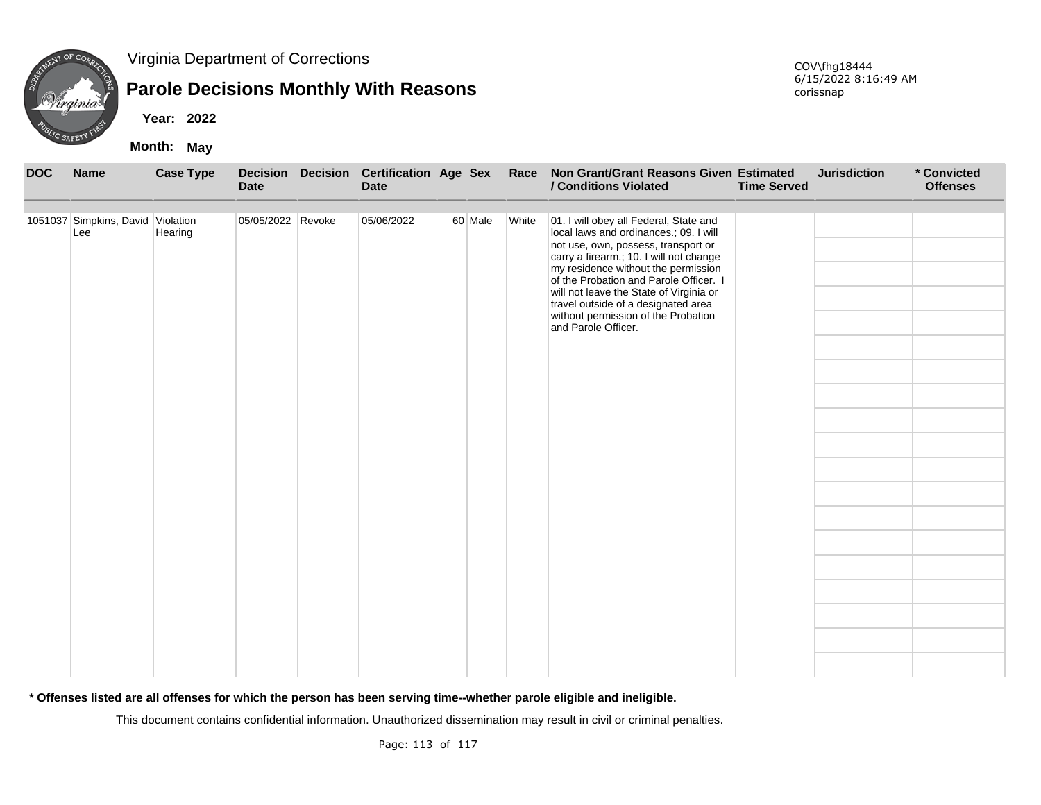Virginia Department of Corrections

# Parole Decisions Monthly With Reasons

**Year: 2022**

**Month: May**

COV\fhg18444
6/15/2022 8:16:49 AM
corissnap

| DOC | Name | Case Type | Decision Date | Decision | Certification Date | Age | Sex | Race | Non Grant/Grant Reasons Given / Conditions Violated | Estimated Time Served | Jurisdiction | * Convicted Offenses |
|---|---|---|---|---|---|---|---|---|---|---|---|---|
| 1051037 | Simpkins, David Lee | Violation Hearing | 05/05/2022 | Revoke | 05/06/2022 | 60 | Male | White | 01. I will obey all Federal, State and local laws and ordinances.; 09. I will not use, own, possess, transport or carry a firearm.; 10. I will not change my residence without the permission of the Probation and Parole Officer. I will not leave the State of Virginia or travel outside of a designated area without permission of the Probation and Parole Officer. | | | |

**\* Offenses listed are all offenses for which the person has been serving time--whether parole eligible and ineligible.**

This document contains confidential information. Unauthorized dissemination may result in civil or criminal penalties.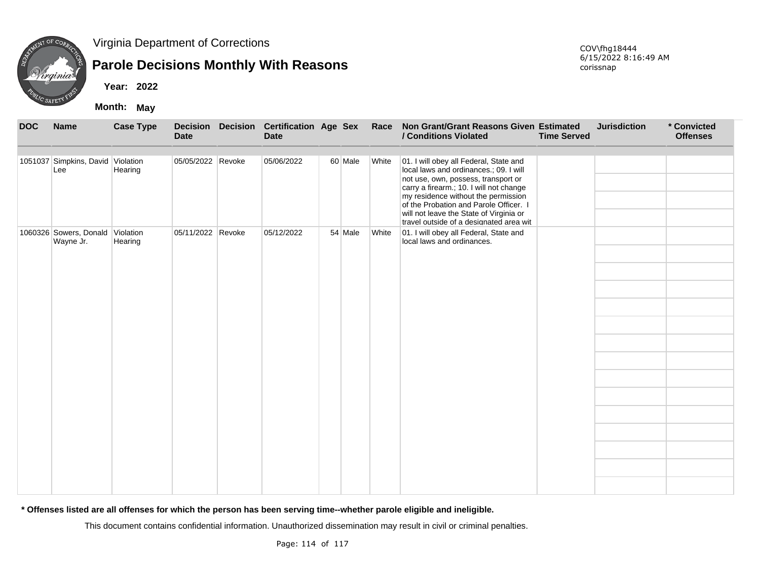Virginia Department of Corrections

# Parole Decisions Monthly With Reasons

**Year: 2022**

**Month: May**

COV\fhg18444
6/15/2022 8:16:49 AM
corissnap

| DOC | Name | Case Type | Decision Date | Decision | Certification Date | Age | Sex | Race | Non Grant/Grant Reasons Given / Conditions Violated | Estimated Time Served | Jurisdiction | * Convicted Offenses |
|---|---|---|---|---|---|---|---|---|---|---|---|---|
| 1051037 | Simpkins, David Lee | Violation Hearing | 05/05/2022 | Revoke | 05/06/2022 | 60 | Male | White | 01. I will obey all Federal, State and local laws and ordinances.; 09. I will not use, own, possess, transport or carry a firearm.; 10. I will not change my residence without the permission of the Probation and Parole Officer. I will not leave the State of Virginia or travel outside of a designated area wit | | | |
| 1060326 | Sowers, Donald Wayne Jr. | Violation Hearing | 05/11/2022 | Revoke | 05/12/2022 | 54 | Male | White | 01. I will obey all Federal, State and local laws and ordinances. | | | |

**\* Offenses listed are all offenses for which the person has been serving time--whether parole eligible and ineligible.**

This document contains confidential information. Unauthorized dissemination may result in civil or criminal penalties.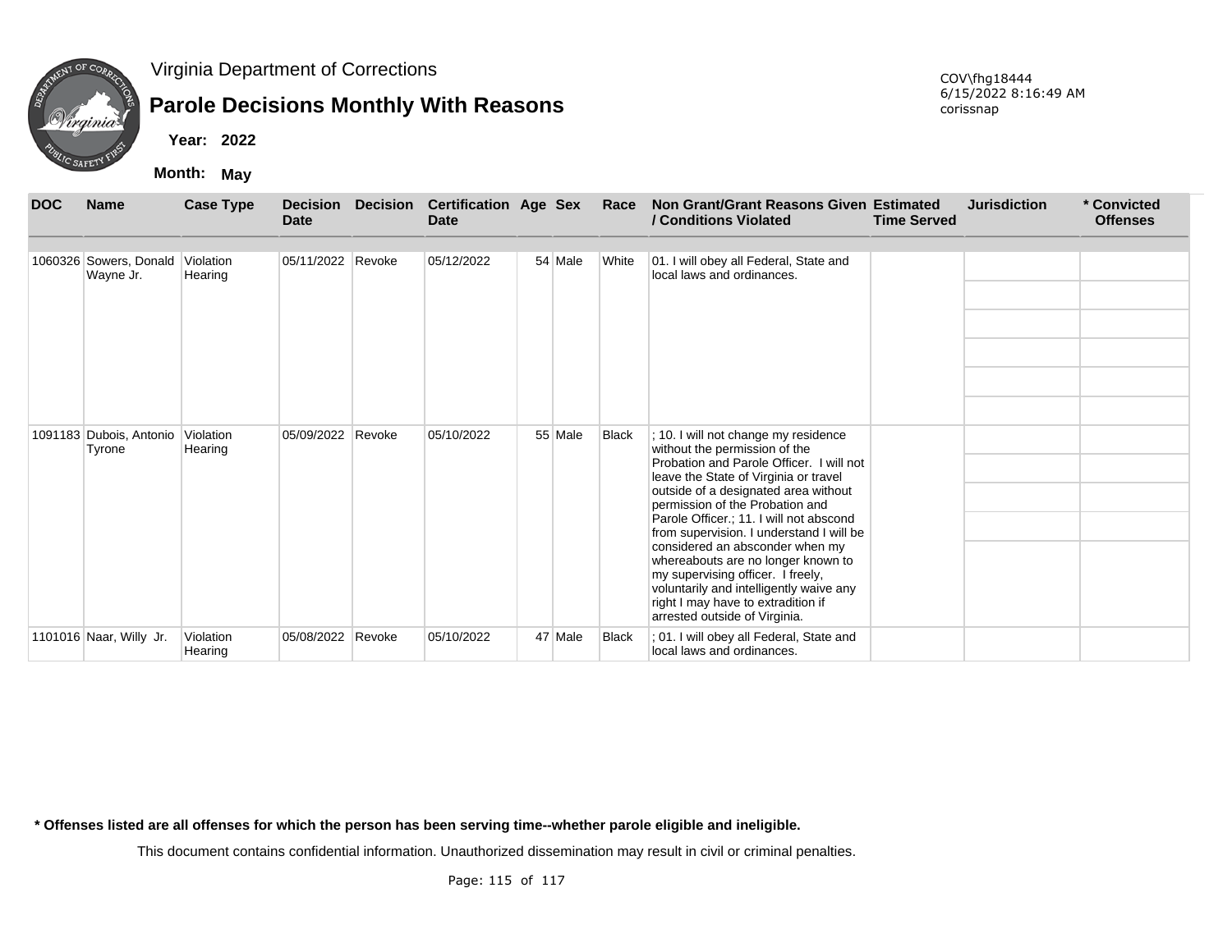Virginia Department of Corrections

# Parole Decisions Monthly With Reasons

**Year: 2022**

**Month: May**

COV\fhg18444
6/15/2022 8:16:49 AM
corissnap

| DOC | Name | Case Type | Decision Date | Decision | Certification Date | Age | Sex | Race | Non Grant/Grant Reasons Given / Conditions Violated | Estimated Time Served | Jurisdiction | * Convicted Offenses |
|---|---|---|---|---|---|---|---|---|---|---|---|---|
| 1060326 | Sowers, Donald Wayne Jr. | Violation Hearing | 05/11/2022 | Revoke | 05/12/2022 | 54 | Male | White | 01. I will obey all Federal, State and local laws and ordinances. | | | |
| 1091183 | Dubois, Antonio Tyrone | Violation Hearing | 05/09/2022 | Revoke | 05/10/2022 | 55 | Male | Black | ; 10. I will not change my residence without the permission of the Probation and Parole Officer. I will not leave the State of Virginia or travel outside of a designated area without permission of the Probation and Parole Officer.; 11. I will not abscond from supervision. I understand I will be considered an absconder when my whereabouts are no longer known to my supervising officer. I freely, voluntarily and intelligently waive any right I may have to extradition if arrested outside of Virginia. | | | |
| 1101016 | Naar, Willy Jr. | Violation Hearing | 05/08/2022 | Revoke | 05/10/2022 | 47 | Male | Black | ; 01. I will obey all Federal, State and local laws and ordinances. | | | |

**\* Offenses listed are all offenses for which the person has been serving time--whether parole eligible and ineligible.**

This document contains confidential information. Unauthorized dissemination may result in civil or criminal penalties.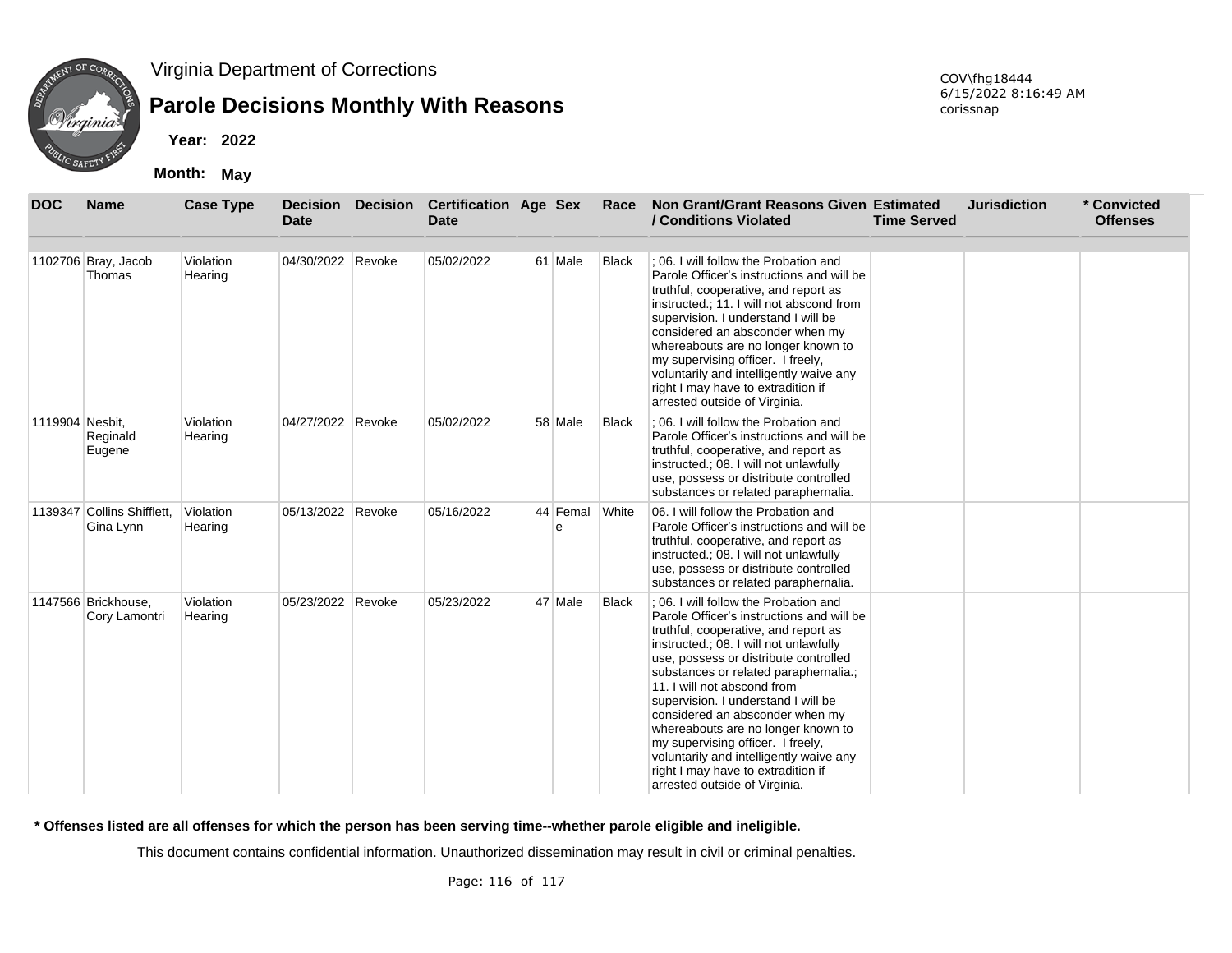Virginia Department of Corrections

## Parole Decisions Monthly With Reasons

**Year: 2022**

**Month: May**

COV\fhg18444
6/15/2022 8:16:49 AM
corissnap

| DOC | Name | Case Type | Decision Date | Decision | Certification Date | Age | Sex | Race | Non Grant/Grant Reasons Given / Conditions Violated | Estimated Time Served | Jurisdiction | * Convicted Offenses |
|---|---|---|---|---|---|---|---|---|---|---|---|---|
| 1102706 | Bray, Jacob Thomas | Violation Hearing | 04/30/2022 | Revoke | 05/02/2022 | 61 | Male | Black | ; 06. I will follow the Probation and Parole Officer's instructions and will be truthful, cooperative, and report as instructed.; 11. I will not abscond from supervision. I understand I will be considered an absconder when my whereabouts are no longer known to my supervising officer. I freely, voluntarily and intelligently waive any right I may have to extradition if arrested outside of Virginia. | | | |
| 1119904 | Nesbit, Reginald Eugene | Violation Hearing | 04/27/2022 | Revoke | 05/02/2022 | 58 | Male | Black | ; 06. I will follow the Probation and Parole Officer's instructions and will be truthful, cooperative, and report as instructed.; 08. I will not unlawfully use, possess or distribute controlled substances or related paraphernalia. | | | |
| 1139347 | Collins Shifflett, Gina Lynn | Violation Hearing | 05/13/2022 | Revoke | 05/16/2022 | 44 | Female | White | 06. I will follow the Probation and Parole Officer's instructions and will be truthful, cooperative, and report as instructed.; 08. I will not unlawfully use, possess or distribute controlled substances or related paraphernalia. | | | |
| 1147566 | Brickhouse, Cory Lamontri | Violation Hearing | 05/23/2022 | Revoke | 05/23/2022 | 47 | Male | Black | ; 06. I will follow the Probation and Parole Officer's instructions and will be truthful, cooperative, and report as instructed.; 08. I will not unlawfully use, possess or distribute controlled substances or related paraphernalia.; 11. I will not abscond from supervision. I understand I will be considered an absconder when my whereabouts are no longer known to my supervising officer. I freely, voluntarily and intelligently waive any right I may have to extradition if arrested outside of Virginia. | | | |

**\* Offenses listed are all offenses for which the person has been serving time--whether parole eligible and ineligible.**

This document contains confidential information. Unauthorized dissemination may result in civil or criminal penalties.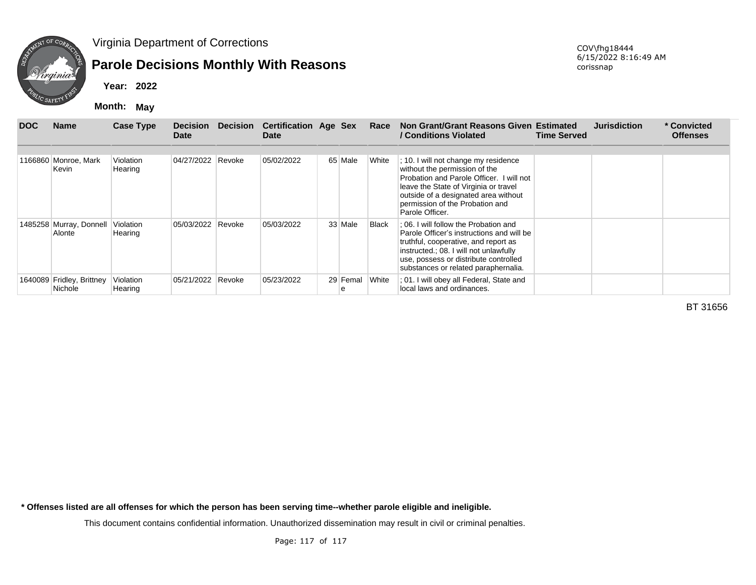Virginia Department of Corrections

# Parole Decisions Monthly With Reasons

**Year: 2022**

**Month: May**

COV\fhg18444
6/15/2022 8:16:49 AM
corissnap

| DOC | Name | Case Type | Decision Date | Decision | Certification Date | Age | Sex | Race | Non Grant/Grant Reasons Given / Conditions Violated | Estimated Time Served | Jurisdiction | * Convicted Offenses |
|---|---|---|---|---|---|---|---|---|---|---|---|---|
| 1166860 | Monroe, Mark Kevin | Violation Hearing | 04/27/2022 | Revoke | 05/02/2022 | 65 | Male | White | ; 10. I will not change my residence without the permission of the Probation and Parole Officer. I will not leave the State of Virginia or travel outside of a designated area without permission of the Probation and Parole Officer. | | | |
| 1485258 | Murray, Donnell Alonte | Violation Hearing | 05/03/2022 | Revoke | 05/03/2022 | 33 | Male | Black | ; 06. I will follow the Probation and Parole Officer's instructions and will be truthful, cooperative, and report as instructed.; 08. I will not unlawfully use, possess or distribute controlled substances or related paraphernalia. | | | |
| 1640089 | Fridley, Brittney Nichole | Violation Hearing | 05/21/2022 | Revoke | 05/23/2022 | 29 | Female | White | ; 01. I will obey all Federal, State and local laws and ordinances. | | | |

BT 31656

**\* Offenses listed are all offenses for which the person has been serving time--whether parole eligible and ineligible.**

This document contains confidential information. Unauthorized dissemination may result in civil or criminal penalties.